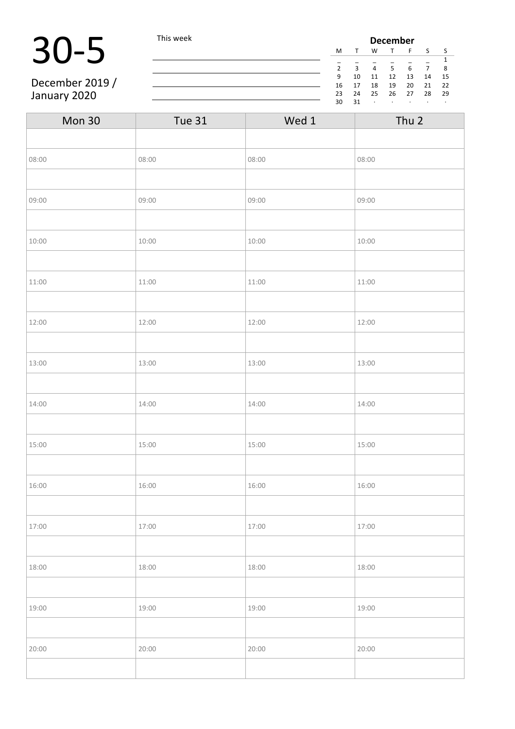# 30-5

December 2019 / January 2020

This week

| December | | | | | | |
|---|---|---|---|---|---|---|
| M | T | W | T | F | S | S |
| _ | _ | _ | _ | _ | _ | 1 |
| 2 | 3 | 4 | 5 | 6 | 7 | 8 |
| 9 | 10 | 11 | 12 | 13 | 14 | 15 |
| 16 | 17 | 18 | 19 | 20 | 21 | 22 |
| 23 | 24 | 25 | 26 | 27 | 28 | 29 |
| 30 | 31 | · | · | · | · | · |

| Mon 30 | Tue 31 | Wed 1 | Thu 2 |
|---|---|---|---|
| | | | |
| 08:00 | 08:00 | 08:00 | 08:00 |
| | | | |
| 09:00 | 09:00 | 09:00 | 09:00 |
| | | | |
| 10:00 | 10:00 | 10:00 | 10:00 |
| | | | |
| 11:00 | 11:00 | 11:00 | 11:00 |
| | | | |
| 12:00 | 12:00 | 12:00 | 12:00 |
| | | | |
| 13:00 | 13:00 | 13:00 | 13:00 |
| | | | |
| 14:00 | 14:00 | 14:00 | 14:00 |
| | | | |
| 15:00 | 15:00 | 15:00 | 15:00 |
| | | | |
| 16:00 | 16:00 | 16:00 | 16:00 |
| | | | |
| 17:00 | 17:00 | 17:00 | 17:00 |
| | | | |
| 18:00 | 18:00 | 18:00 | 18:00 |
| | | | |
| 19:00 | 19:00 | 19:00 | 19:00 |
| | | | |
| 20:00 | 20:00 | 20:00 | 20:00 |
| | | | |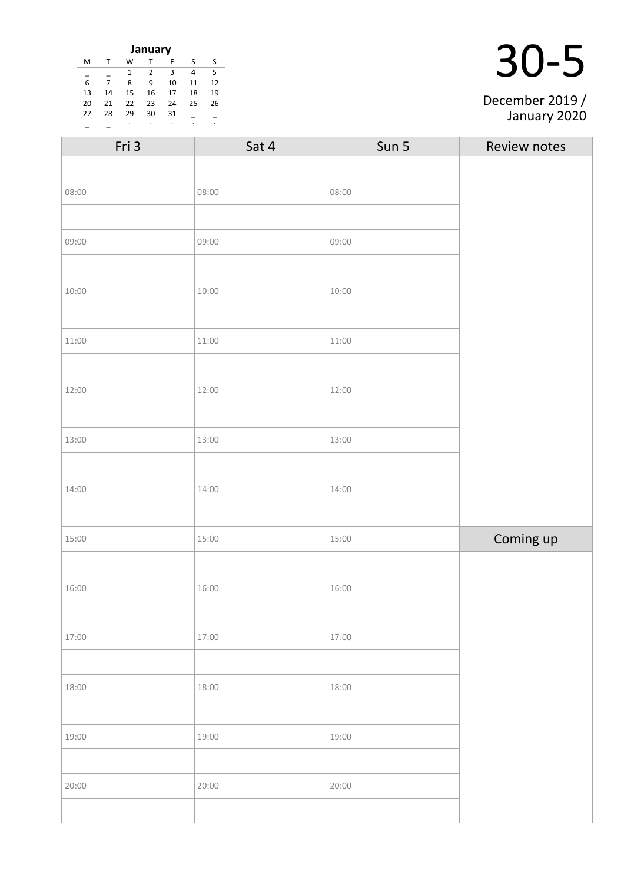**January**

| M | T | W | T | F | S | S |
|---|---|---|---|---|---|---|
| _ | _ | 1 | 2 | 3 | 4 | 5 |
| 6 | 7 | 8 | 9 | 10 | 11 | 12 |
| 13 | 14 | 15 | 16 | 17 | 18 | 19 |
| 20 | 21 | 22 | 23 | 24 | 25 | 26 |
| 27 | 28 | 29 | 30 | 31 | _ | _ |
| _ | _ | . | . | . | . | . |

# 30-5

December 2019 / January 2020

| Fri 3 | Sat 4 | Sun 5 | Review notes |
|---|---|---|---|
| | | | |
| 08:00 | 08:00 | 08:00 | |
| | | | |
| 09:00 | 09:00 | 09:00 | |
| | | | |
| 10:00 | 10:00 | 10:00 | |
| | | | |
| 11:00 | 11:00 | 11:00 | |
| | | | |
| 12:00 | 12:00 | 12:00 | |
| | | | |
| 13:00 | 13:00 | 13:00 | |
| | | | |
| 14:00 | 14:00 | 14:00 | |
| | | | |
| 15:00 | 15:00 | 15:00 | Coming up |
| | | | |
| 16:00 | 16:00 | 16:00 | |
| | | | |
| 17:00 | 17:00 | 17:00 | |
| | | | |
| 18:00 | 18:00 | 18:00 | |
| | | | |
| 19:00 | 19:00 | 19:00 | |
| | | | |
| 20:00 | 20:00 | 20:00 | |
| | | | |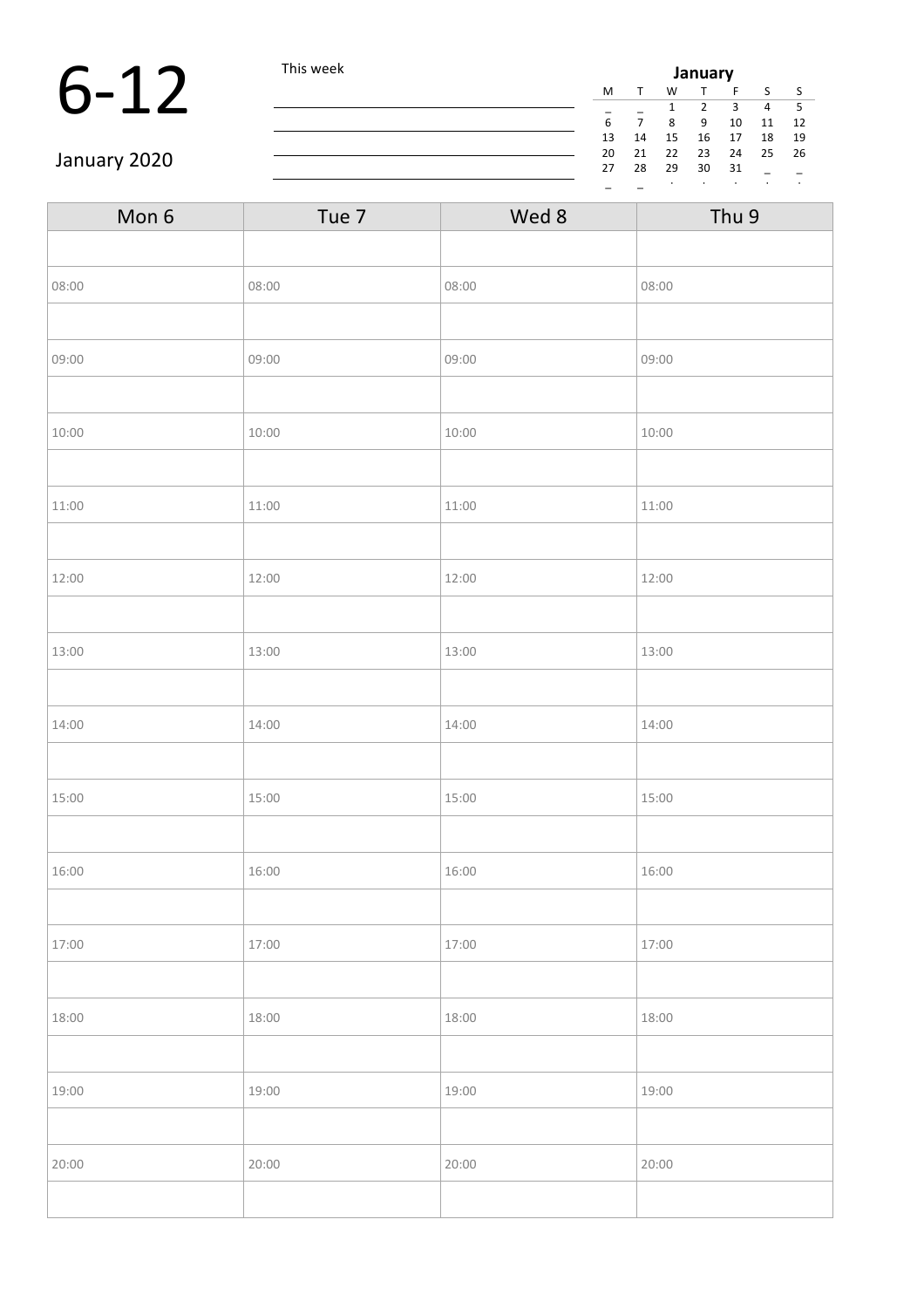# 6-12

January 2020

This week

| January | | | | | | |
|---|---|---|---|---|---|---|
| M | T | W | T | F | S | S |
| _ | _ | 1 | 2 | 3 | 4 | 5 |
| 6 | 7 | 8 | 9 | 10 | 11 | 12 |
| 13 | 14 | 15 | 16 | 17 | 18 | 19 |
| 20 | 21 | 22 | 23 | 24 | 25 | 26 |
| 27 | 28 | 29 | 30 | 31 | _ | _ |
| _ | _ | . | . | . | . | . |

| Mon 6 | Tue 7 | Wed 8 | Thu 9 |
|---|---|---|---|
| | | | |
| 08:00 | 08:00 | 08:00 | 08:00 |
| | | | |
| 09:00 | 09:00 | 09:00 | 09:00 |
| | | | |
| 10:00 | 10:00 | 10:00 | 10:00 |
| | | | |
| 11:00 | 11:00 | 11:00 | 11:00 |
| | | | |
| 12:00 | 12:00 | 12:00 | 12:00 |
| | | | |
| 13:00 | 13:00 | 13:00 | 13:00 |
| | | | |
| 14:00 | 14:00 | 14:00 | 14:00 |
| | | | |
| 15:00 | 15:00 | 15:00 | 15:00 |
| | | | |
| 16:00 | 16:00 | 16:00 | 16:00 |
| | | | |
| 17:00 | 17:00 | 17:00 | 17:00 |
| | | | |
| 18:00 | 18:00 | 18:00 | 18:00 |
| | | | |
| 19:00 | 19:00 | 19:00 | 19:00 |
| | | | |
| 20:00 | 20:00 | 20:00 | 20:00 |
| | | | |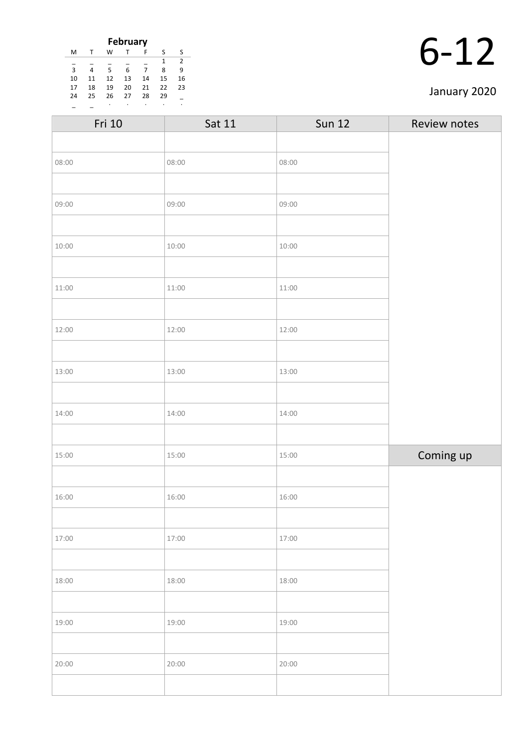**February**

| M | T | W | T | F | S | S |
|---|---|---|---|---|---|---|
| _ | _ | _ | _ | _ | 1 | 2 |
| 3 | 4 | 5 | 6 | 7 | 8 | 9 |
| 10 | 11 | 12 | 13 | 14 | 15 | 16 |
| 17 | 18 | 19 | 20 | 21 | 22 | 23 |
| 24 | 25 | 26 | 27 | 28 | 29 | _ |
| _ | _ | . | . | . | . | . |

# 6-12

January 2020

| Fri 10 | Sat 11 | Sun 12 | Review notes |
|---|---|---|---|
| | | | |
| 08:00 | 08:00 | 08:00 | |
| | | | |
| 09:00 | 09:00 | 09:00 | |
| | | | |
| 10:00 | 10:00 | 10:00 | |
| | | | |
| 11:00 | 11:00 | 11:00 | |
| | | | |
| 12:00 | 12:00 | 12:00 | |
| | | | |
| 13:00 | 13:00 | 13:00 | |
| | | | |
| 14:00 | 14:00 | 14:00 | |
| | | | |
| 15:00 | 15:00 | 15:00 | Coming up |
| | | | |
| 16:00 | 16:00 | 16:00 | |
| | | | |
| 17:00 | 17:00 | 17:00 | |
| | | | |
| 18:00 | 18:00 | 18:00 | |
| | | | |
| 19:00 | 19:00 | 19:00 | |
| | | | |
| 20:00 | 20:00 | 20:00 | |
| | | | |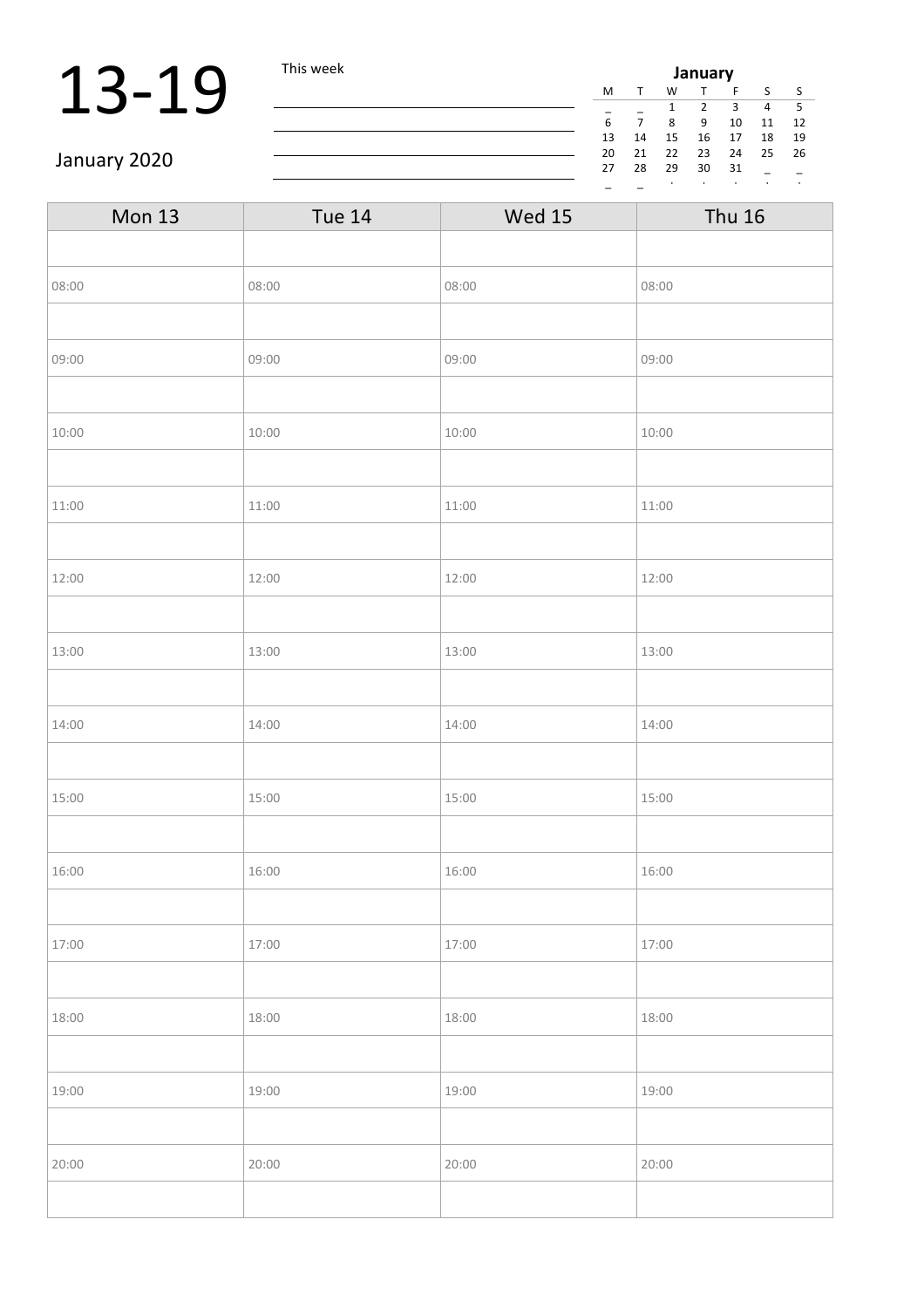# 13-19

January 2020

This week

| January | | | | | | |
|---|---|---|---|---|---|---|
| M | T | W | T | F | S | S |
| _ | _ | 1 | 2 | 3 | 4 | 5 |
| 6 | 7 | 8 | 9 | 10 | 11 | 12 |
| 13 | 14 | 15 | 16 | 17 | 18 | 19 |
| 20 | 21 | 22 | 23 | 24 | 25 | 26 |
| 27 | 28 | 29 | 30 | 31 | _ | _ |
| _ | _ | . | . | . | . | . |

| Mon 13 | Tue 14 | Wed 15 | Thu 16 |
|---|---|---|---|
| | | | |
| 08:00 | 08:00 | 08:00 | 08:00 |
| | | | |
| 09:00 | 09:00 | 09:00 | 09:00 |
| | | | |
| 10:00 | 10:00 | 10:00 | 10:00 |
| | | | |
| 11:00 | 11:00 | 11:00 | 11:00 |
| | | | |
| 12:00 | 12:00 | 12:00 | 12:00 |
| | | | |
| 13:00 | 13:00 | 13:00 | 13:00 |
| | | | |
| 14:00 | 14:00 | 14:00 | 14:00 |
| | | | |
| 15:00 | 15:00 | 15:00 | 15:00 |
| | | | |
| 16:00 | 16:00 | 16:00 | 16:00 |
| | | | |
| 17:00 | 17:00 | 17:00 | 17:00 |
| | | | |
| 18:00 | 18:00 | 18:00 | 18:00 |
| | | | |
| 19:00 | 19:00 | 19:00 | 19:00 |
| | | | |
| 20:00 | 20:00 | 20:00 | 20:00 |
| | | | |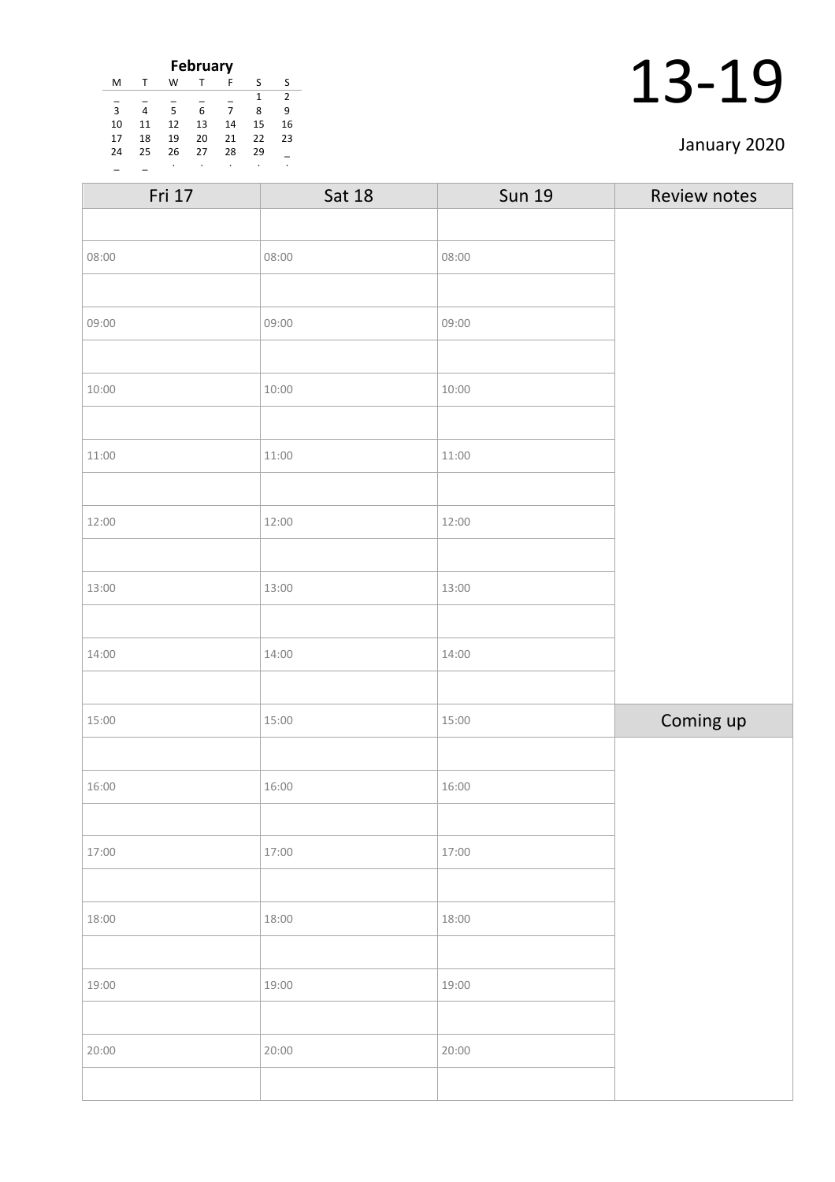**February**

| M | T | W | T | F | S | S |
|---|---|---|---|---|---|---|
| _ | _ | _ | _ | _ | 1 | 2 |
| 3 | 4 | 5 | 6 | 7 | 8 | 9 |
| 10 | 11 | 12 | 13 | 14 | 15 | 16 |
| 17 | 18 | 19 | 20 | 21 | 22 | 23 |
| 24 | 25 | 26 | 27 | 28 | 29 | _ |
| _ | _ | . | . | . | . | . |

# 13-19

January 2020

| Fri 17 | Sat 18 | Sun 19 | Review notes |
|---|---|---|---|
| | | | |
| 08:00 | 08:00 | 08:00 | |
| | | | |
| 09:00 | 09:00 | 09:00 | |
| | | | |
| 10:00 | 10:00 | 10:00 | |
| | | | |
| 11:00 | 11:00 | 11:00 | |
| | | | |
| 12:00 | 12:00 | 12:00 | |
| | | | |
| 13:00 | 13:00 | 13:00 | |
| | | | |
| 14:00 | 14:00 | 14:00 | |
| | | | |
| 15:00 | 15:00 | 15:00 | Coming up |
| | | | |
| 16:00 | 16:00 | 16:00 | |
| | | | |
| 17:00 | 17:00 | 17:00 | |
| | | | |
| 18:00 | 18:00 | 18:00 | |
| | | | |
| 19:00 | 19:00 | 19:00 | |
| | | | |
| 20:00 | 20:00 | 20:00 | |
| | | | |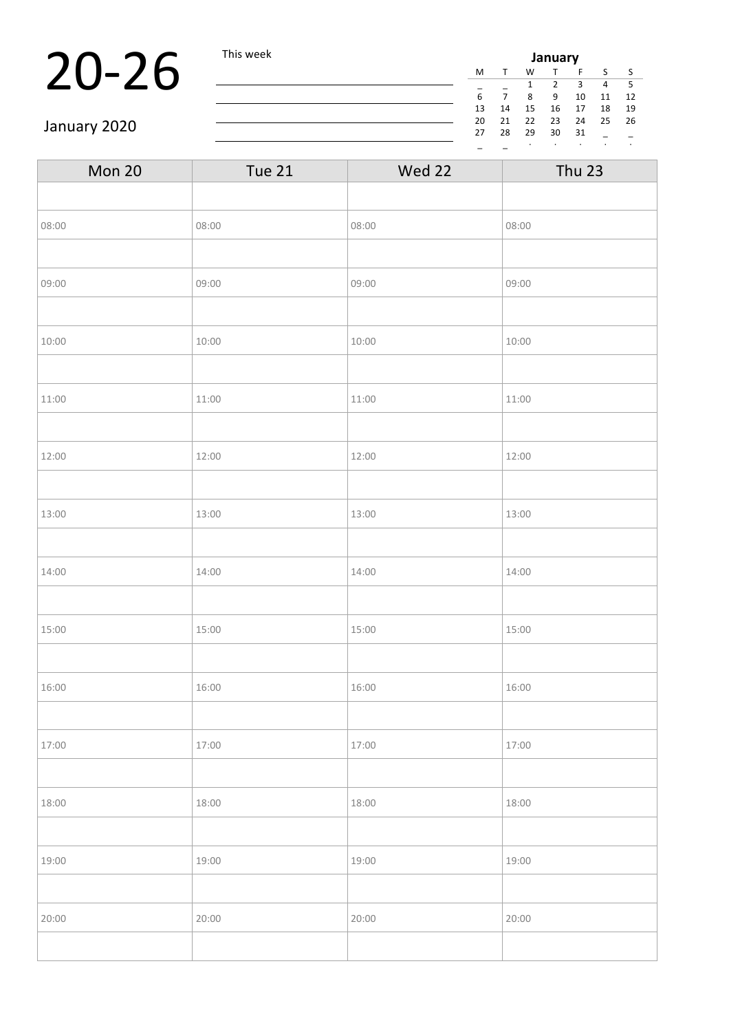# 20-26

January 2020

This week

| | | | | | | |
|---|---|---|---|---|---|---|
| **January** | | | | | | |
| M | T | W | T | F | S | S |
| _ | _ | 1 | 2 | 3 | 4 | 5 |
| 6 | 7 | 8 | 9 | 10 | 11 | 12 |
| 13 | 14 | 15 | 16 | 17 | 18 | 19 |
| 20 | 21 | 22 | 23 | 24 | 25 | 26 |
| 27 | 28 | 29 | 30 | 31 | _ | _ |
| _ | _ | . | . | . | . | . |

| Mon 20 | Tue 21 | Wed 22 | Thu 23 |
|---|---|---|---|
| | | | |
| 08:00 | 08:00 | 08:00 | 08:00 |
| | | | |
| 09:00 | 09:00 | 09:00 | 09:00 |
| | | | |
| 10:00 | 10:00 | 10:00 | 10:00 |
| | | | |
| 11:00 | 11:00 | 11:00 | 11:00 |
| | | | |
| 12:00 | 12:00 | 12:00 | 12:00 |
| | | | |
| 13:00 | 13:00 | 13:00 | 13:00 |
| | | | |
| 14:00 | 14:00 | 14:00 | 14:00 |
| | | | |
| 15:00 | 15:00 | 15:00 | 15:00 |
| | | | |
| 16:00 | 16:00 | 16:00 | 16:00 |
| | | | |
| 17:00 | 17:00 | 17:00 | 17:00 |
| | | | |
| 18:00 | 18:00 | 18:00 | 18:00 |
| | | | |
| 19:00 | 19:00 | 19:00 | 19:00 |
| | | | |
| 20:00 | 20:00 | 20:00 | 20:00 |
| | | | |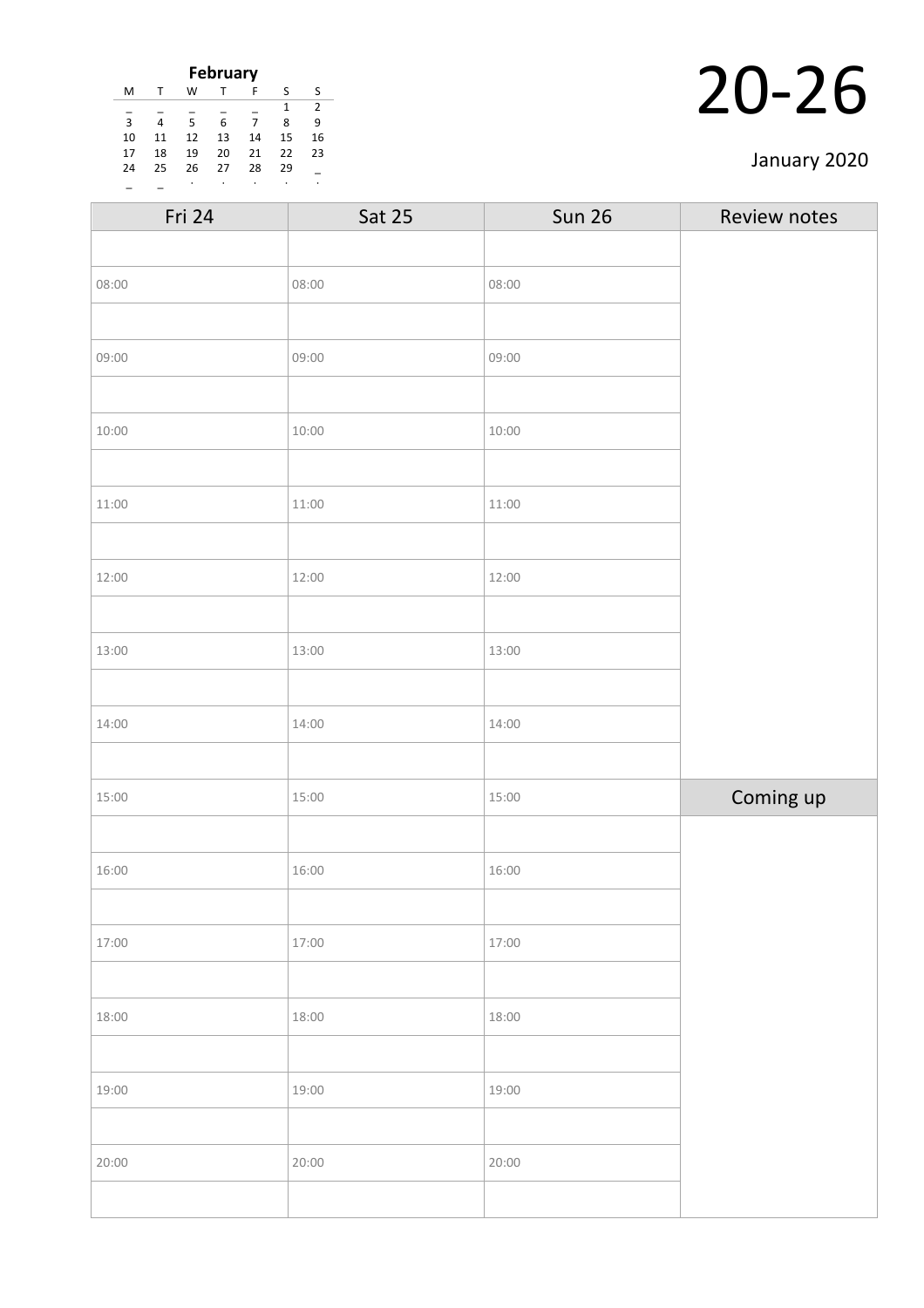**February**

| M | T | W | T | F | S | S |
|---|---|---|---|---|---|---|
| _ | _ | _ | _ | _ | 1 | 2 |
| 3 | 4 | 5 | 6 | 7 | 8 | 9 |
| 10 | 11 | 12 | 13 | 14 | 15 | 16 |
| 17 | 18 | 19 | 20 | 21 | 22 | 23 |
| 24 | 25 | 26 | 27 | 28 | 29 | _ |
| _ | _ | . | . | . | . | . |

# 20-26

January 2020

| Fri 24 | Sat 25 | Sun 26 | Review notes |
|---|---|---|---|
| | | | |
| 08:00 | 08:00 | 08:00 | |
| | | | |
| 09:00 | 09:00 | 09:00 | |
| | | | |
| 10:00 | 10:00 | 10:00 | |
| | | | |
| 11:00 | 11:00 | 11:00 | |
| | | | |
| 12:00 | 12:00 | 12:00 | |
| | | | |
| 13:00 | 13:00 | 13:00 | |
| | | | |
| 14:00 | 14:00 | 14:00 | |
| | | | |
| 15:00 | 15:00 | 15:00 | **Coming up** |
| | | | |
| 16:00 | 16:00 | 16:00 | |
| | | | |
| 17:00 | 17:00 | 17:00 | |
| | | | |
| 18:00 | 18:00 | 18:00 | |
| | | | |
| 19:00 | 19:00 | 19:00 | |
| | | | |
| 20:00 | 20:00 | 20:00 | |
| | | | |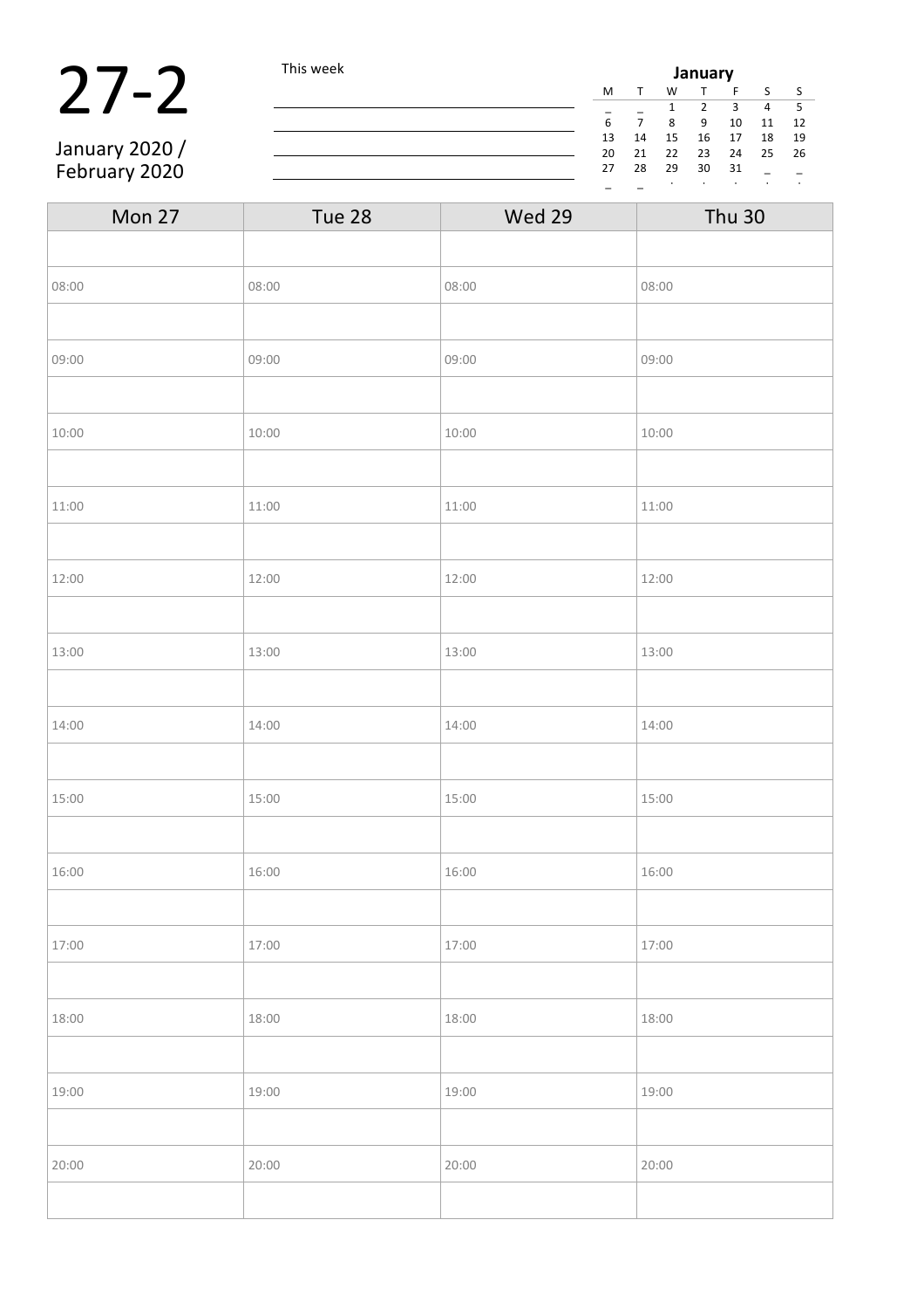# 27-2

January 2020 /
February 2020

This week

______________________________

______________________________

______________________________

______________________________

**January**

| M | T | W | T | F | S | S |
|---|---|---|---|---|---|---|
| _ | _ | 1 | 2 | 3 | 4 | 5 |
| 6 | 7 | 8 | 9 | 10 | 11 | 12 |
| 13 | 14 | 15 | 16 | 17 | 18 | 19 |
| 20 | 21 | 22 | 23 | 24 | 25 | 26 |
| 27 | 28 | 29 | 30 | 31 | _ | _ |
| _ | _ | . | . | . | . | . |

| Mon 27 | Tue 28 | Wed 29 | Thu 30 |
|---|---|---|---|
| | | | |
| 08:00 | 08:00 | 08:00 | 08:00 |
| | | | |
| 09:00 | 09:00 | 09:00 | 09:00 |
| | | | |
| 10:00 | 10:00 | 10:00 | 10:00 |
| | | | |
| 11:00 | 11:00 | 11:00 | 11:00 |
| | | | |
| 12:00 | 12:00 | 12:00 | 12:00 |
| | | | |
| 13:00 | 13:00 | 13:00 | 13:00 |
| | | | |
| 14:00 | 14:00 | 14:00 | 14:00 |
| | | | |
| 15:00 | 15:00 | 15:00 | 15:00 |
| | | | |
| 16:00 | 16:00 | 16:00 | 16:00 |
| | | | |
| 17:00 | 17:00 | 17:00 | 17:00 |
| | | | |
| 18:00 | 18:00 | 18:00 | 18:00 |
| | | | |
| 19:00 | 19:00 | 19:00 | 19:00 |
| | | | |
| 20:00 | 20:00 | 20:00 | 20:00 |
| | | | |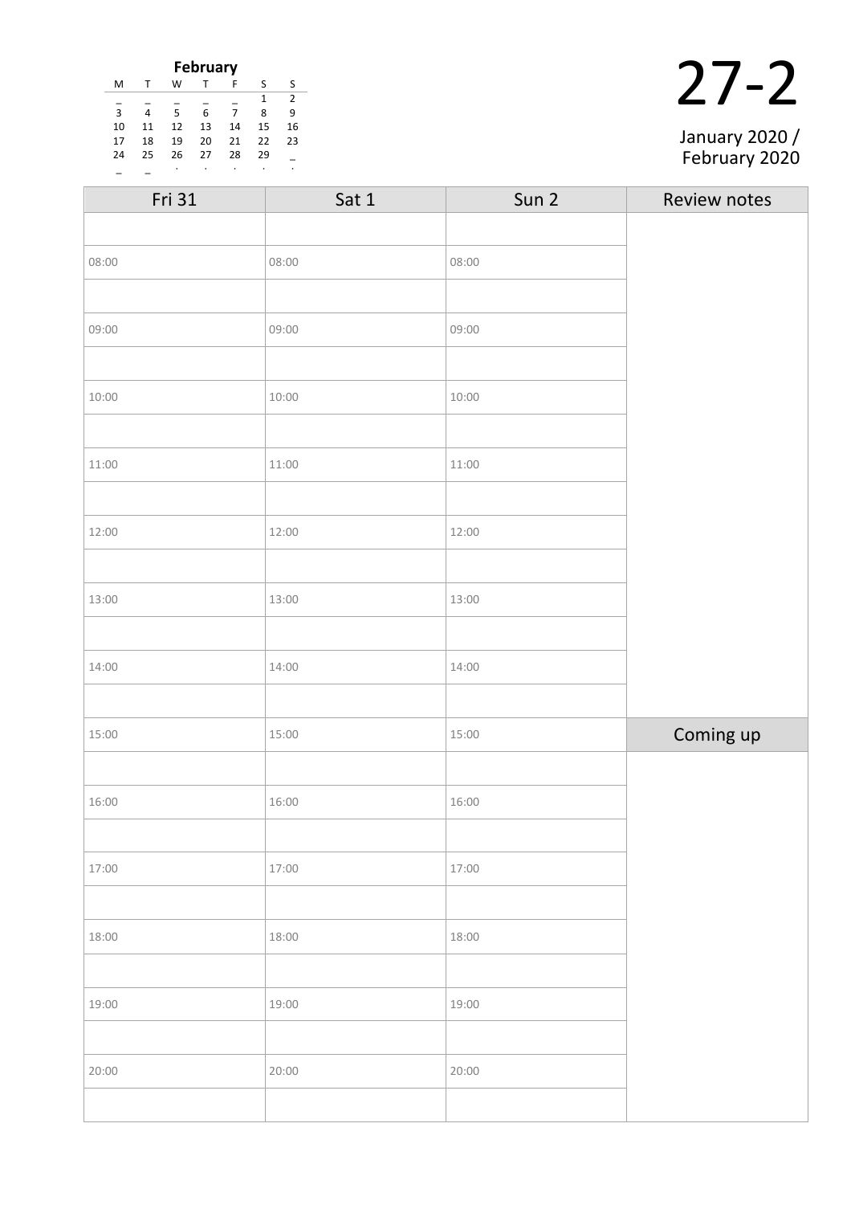**February**

| M | T | W | T | F | S | S |
|---|---|---|---|---|---|---|
| _ | _ | _ | _ | _ | 1 | 2 |
| 3 | 4 | 5 | 6 | 7 | 8 | 9 |
| 10 | 11 | 12 | 13 | 14 | 15 | 16 |
| 17 | 18 | 19 | 20 | 21 | 22 | 23 |
| 24 | 25 | 26 | 27 | 28 | 29 | _ |
| _ | _ | . | . | . | . | . |

# 27-2

January 2020 / February 2020

| Fri 31 | Sat 1 | Sun 2 | Review notes |
|---|---|---|---|
| | | | |
| 08:00 | 08:00 | 08:00 | |
| | | | |
| 09:00 | 09:00 | 09:00 | |
| | | | |
| 10:00 | 10:00 | 10:00 | |
| | | | |
| 11:00 | 11:00 | 11:00 | |
| | | | |
| 12:00 | 12:00 | 12:00 | |
| | | | |
| 13:00 | 13:00 | 13:00 | |
| | | | |
| 14:00 | 14:00 | 14:00 | |
| | | | |
| 15:00 | 15:00 | 15:00 | Coming up |
| | | | |
| 16:00 | 16:00 | 16:00 | |
| | | | |
| 17:00 | 17:00 | 17:00 | |
| | | | |
| 18:00 | 18:00 | 18:00 | |
| | | | |
| 19:00 | 19:00 | 19:00 | |
| | | | |
| 20:00 | 20:00 | 20:00 | |
| | | | |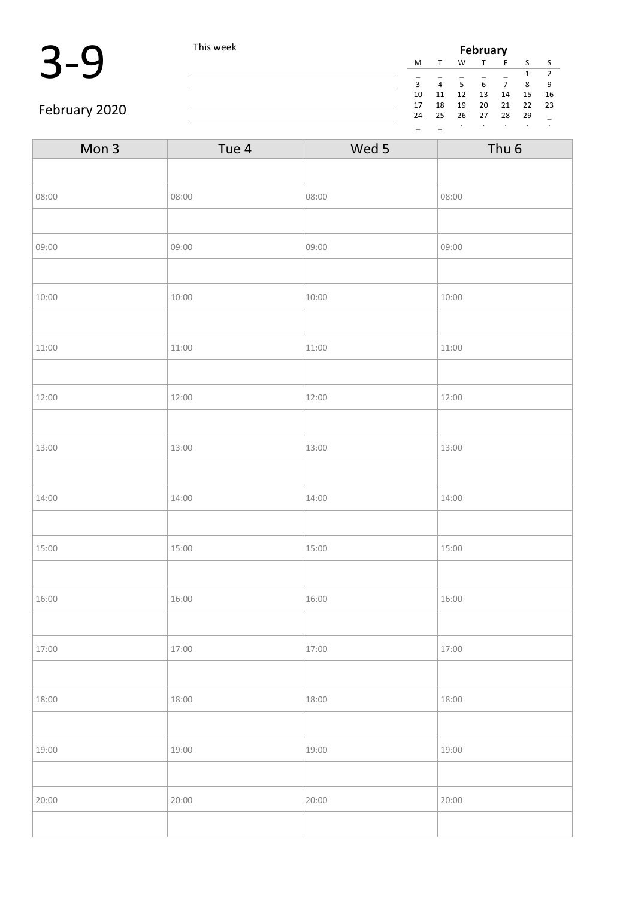# 3-9

February 2020

This week

| February | | | | | | |
|---|---|---|---|---|---|---|
| M | T | W | T | F | S | S |
| _ | _ | _ | _ | _ | 1 | 2 |
| 3 | 4 | 5 | 6 | 7 | 8 | 9 |
| 10 | 11 | 12 | 13 | 14 | 15 | 16 |
| 17 | 18 | 19 | 20 | 21 | 22 | 23 |
| 24 | 25 | 26 | 27 | 28 | 29 | _ |
| _ | _ | . | . | . | . | . |

| Mon 3 | Tue 4 | Wed 5 | Thu 6 |
|---|---|---|---|
| | | | |
| 08:00 | 08:00 | 08:00 | 08:00 |
| | | | |
| 09:00 | 09:00 | 09:00 | 09:00 |
| | | | |
| 10:00 | 10:00 | 10:00 | 10:00 |
| | | | |
| 11:00 | 11:00 | 11:00 | 11:00 |
| | | | |
| 12:00 | 12:00 | 12:00 | 12:00 |
| | | | |
| 13:00 | 13:00 | 13:00 | 13:00 |
| | | | |
| 14:00 | 14:00 | 14:00 | 14:00 |
| | | | |
| 15:00 | 15:00 | 15:00 | 15:00 |
| | | | |
| 16:00 | 16:00 | 16:00 | 16:00 |
| | | | |
| 17:00 | 17:00 | 17:00 | 17:00 |
| | | | |
| 18:00 | 18:00 | 18:00 | 18:00 |
| | | | |
| 19:00 | 19:00 | 19:00 | 19:00 |
| | | | |
| 20:00 | 20:00 | 20:00 | 20:00 |
| | | | |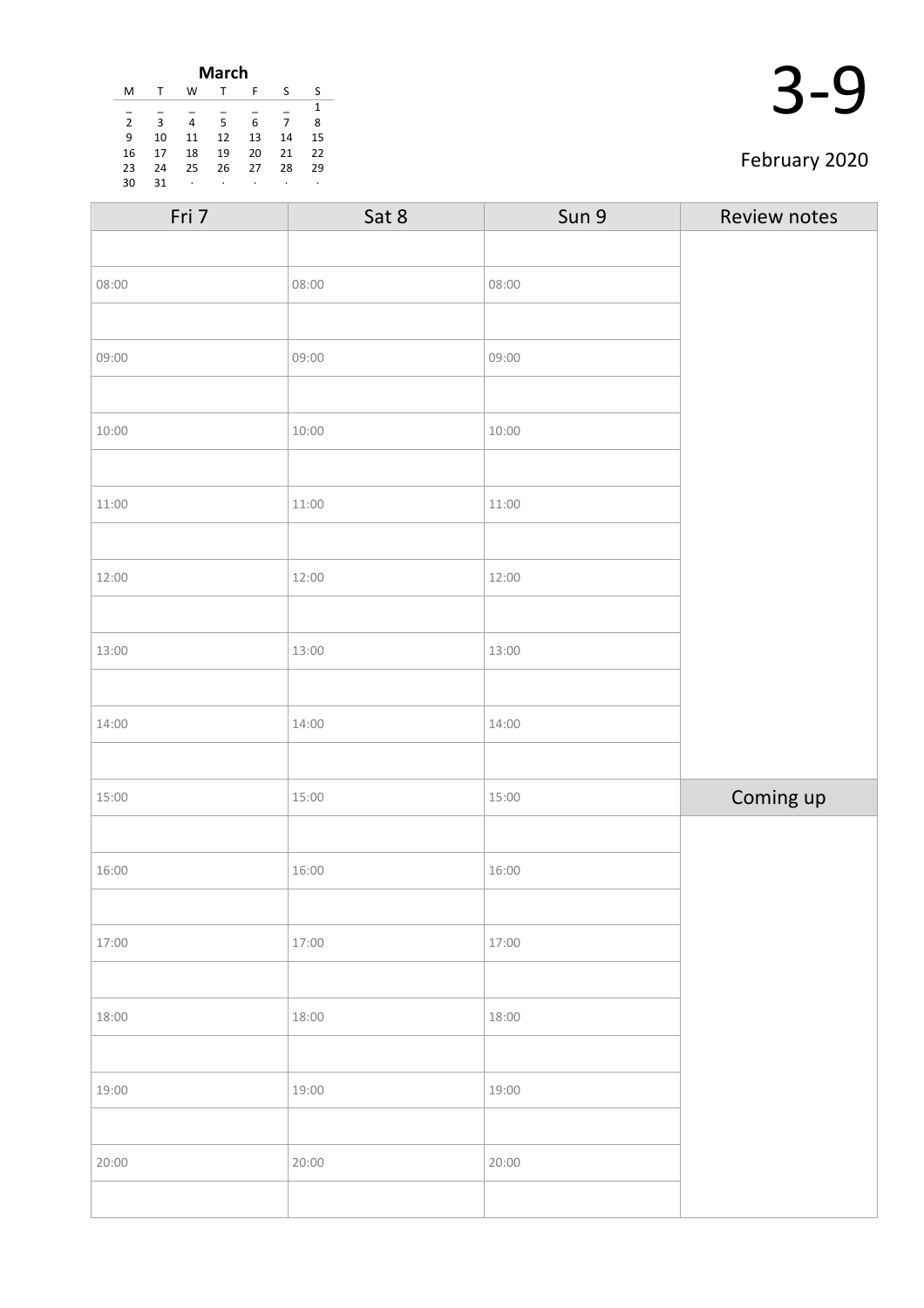**March**

| M | T | W | T | F | S | S |
|---|---|---|---|---|---|---|
| _ | _ | _ | _ | _ | _ | 1 |
| 2 | 3 | 4 | 5 | 6 | 7 | 8 |
| 9 | 10 | 11 | 12 | 13 | 14 | 15 |
| 16 | 17 | 18 | 19 | 20 | 21 | 22 |
| 23 | 24 | 25 | 26 | 27 | 28 | 29 |
| 30 | 31 | · | · | · | · | · |

# 3-9

February 2020

| Fri 7 | Sat 8 | Sun 9 | Review notes |
|---|---|---|---|
| | | | |
| 08:00 | 08:00 | 08:00 | |
| | | | |
| 09:00 | 09:00 | 09:00 | |
| | | | |
| 10:00 | 10:00 | 10:00 | |
| | | | |
| 11:00 | 11:00 | 11:00 | |
| | | | |
| 12:00 | 12:00 | 12:00 | |
| | | | |
| 13:00 | 13:00 | 13:00 | |
| | | | |
| 14:00 | 14:00 | 14:00 | |
| | | | |
| 15:00 | 15:00 | 15:00 | Coming up |
| | | | |
| 16:00 | 16:00 | 16:00 | |
| | | | |
| 17:00 | 17:00 | 17:00 | |
| | | | |
| 18:00 | 18:00 | 18:00 | |
| | | | |
| 19:00 | 19:00 | 19:00 | |
| | | | |
| 20:00 | 20:00 | 20:00 | |
| | | | |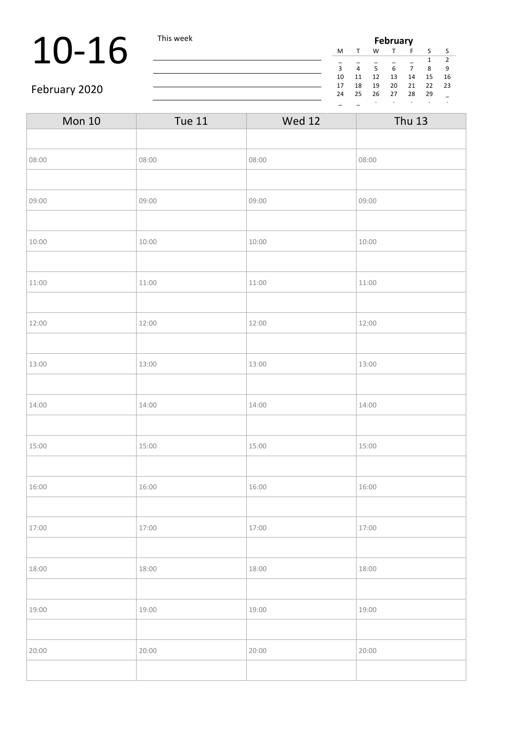# 10-16

February 2020

This week

______________________________

______________________________

______________________________

______________________________

**February**

| M | T | W | T | F | S | S |
|---|---|---|---|---|---|---|
| _ | _ | _ | _ | _ | 1 | 2 |
| 3 | 4 | 5 | 6 | 7 | 8 | 9 |
| 10 | 11 | 12 | 13 | 14 | 15 | 16 |
| 17 | 18 | 19 | 20 | 21 | 22 | 23 |
| 24 | 25 | 26 | 27 | 28 | 29 | _ |
| _ | _ | . | . | . | . | . |

| Mon 10 | Tue 11 | Wed 12 | Thu 13 |
|---|---|---|---|
| | | | |
| 08:00 | 08:00 | 08:00 | 08:00 |
| | | | |
| 09:00 | 09:00 | 09:00 | 09:00 |
| | | | |
| 10:00 | 10:00 | 10:00 | 10:00 |
| | | | |
| 11:00 | 11:00 | 11:00 | 11:00 |
| | | | |
| 12:00 | 12:00 | 12:00 | 12:00 |
| | | | |
| 13:00 | 13:00 | 13:00 | 13:00 |
| | | | |
| 14:00 | 14:00 | 14:00 | 14:00 |
| | | | |
| 15:00 | 15:00 | 15:00 | 15:00 |
| | | | |
| 16:00 | 16:00 | 16:00 | 16:00 |
| | | | |
| 17:00 | 17:00 | 17:00 | 17:00 |
| | | | |
| 18:00 | 18:00 | 18:00 | 18:00 |
| | | | |
| 19:00 | 19:00 | 19:00 | 19:00 |
| | | | |
| 20:00 | 20:00 | 20:00 | 20:00 |
| | | | |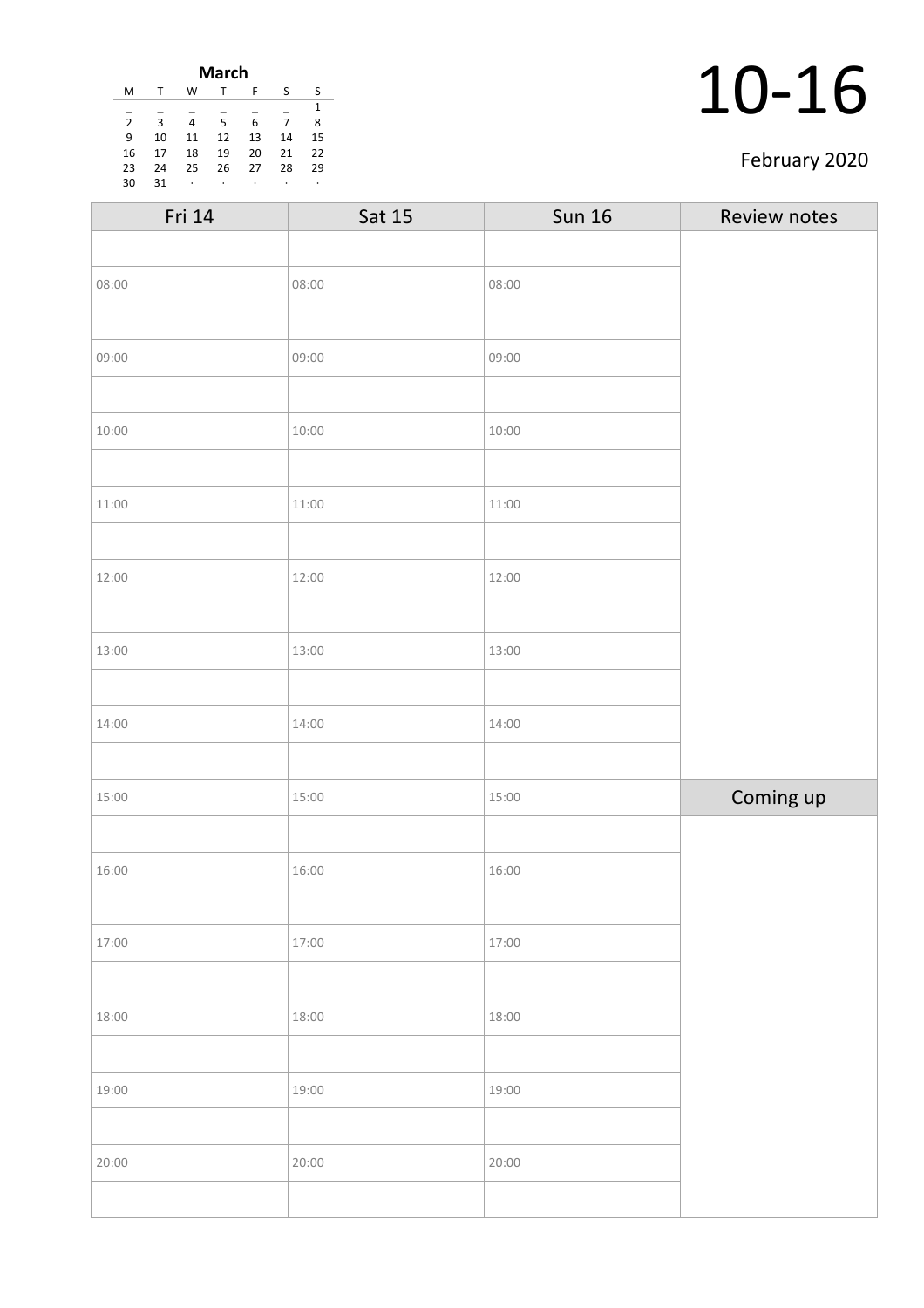**March**

| M | T | W | T | F | S | S |
|---|---|---|---|---|---|---|
| _ | _ | _ | _ | _ | _ | 1 |
| 2 | 3 | 4 | 5 | 6 | 7 | 8 |
| 9 | 10 | 11 | 12 | 13 | 14 | 15 |
| 16 | 17 | 18 | 19 | 20 | 21 | 22 |
| 23 | 24 | 25 | 26 | 27 | 28 | 29 |
| 30 | 31 | · | · | · | · | · |

# 10-16

February 2020

| Fri 14 | Sat 15 | Sun 16 | Review notes |
|---|---|---|---|
| | | | |
| 08:00 | 08:00 | 08:00 | |
| | | | |
| 09:00 | 09:00 | 09:00 | |
| | | | |
| 10:00 | 10:00 | 10:00 | |
| | | | |
| 11:00 | 11:00 | 11:00 | |
| | | | |
| 12:00 | 12:00 | 12:00 | |
| | | | |
| 13:00 | 13:00 | 13:00 | |
| | | | |
| 14:00 | 14:00 | 14:00 | |
| | | | |
| 15:00 | 15:00 | 15:00 | Coming up |
| | | | |
| 16:00 | 16:00 | 16:00 | |
| | | | |
| 17:00 | 17:00 | 17:00 | |
| | | | |
| 18:00 | 18:00 | 18:00 | |
| | | | |
| 19:00 | 19:00 | 19:00 | |
| | | | |
| 20:00 | 20:00 | 20:00 | |
| | | | |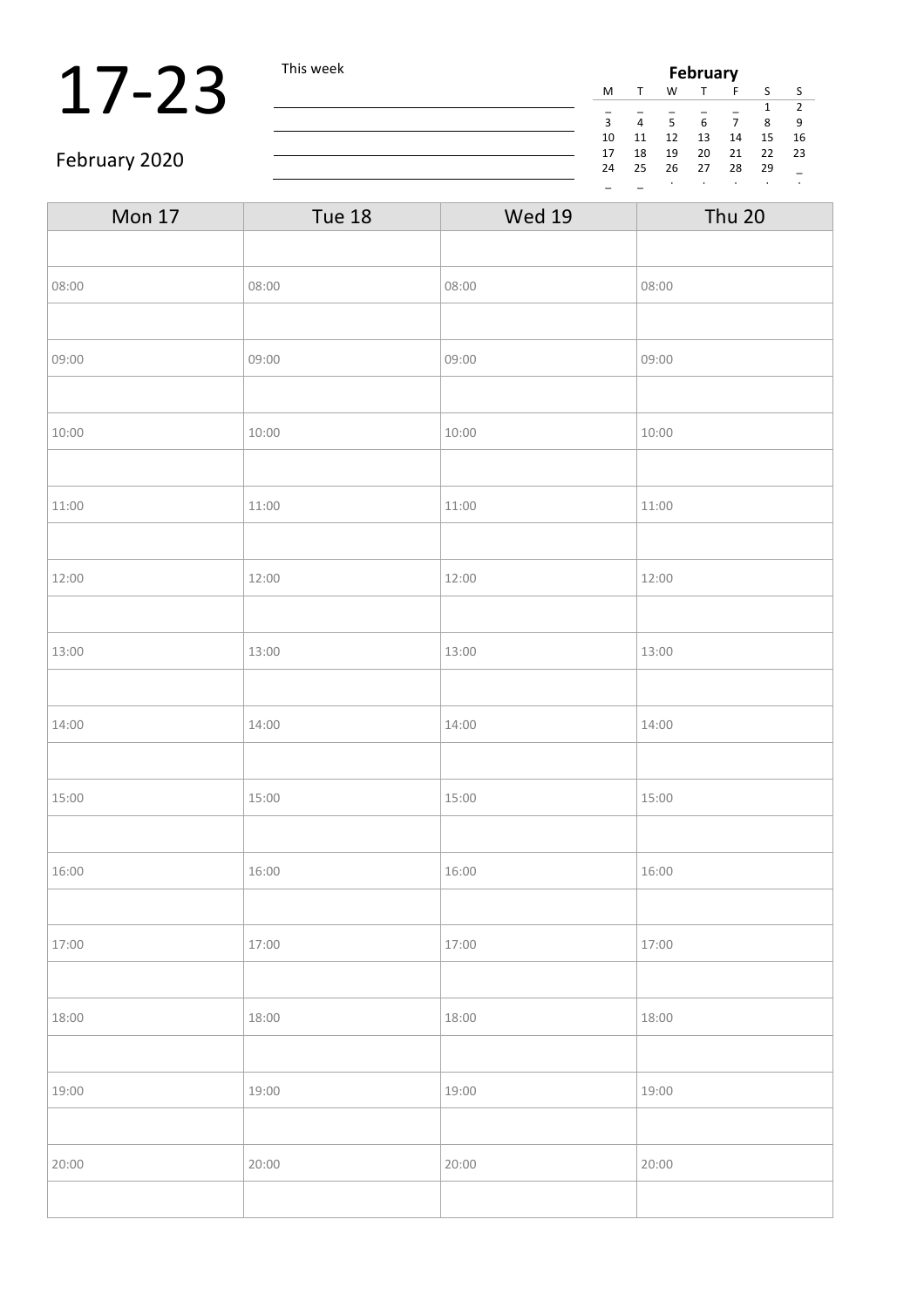# 17-23

February 2020

This week

| February | | | | | | |
|---|---|---|---|---|---|---|
| M | T | W | T | F | S | S |
| _ | _ | _ | _ | _ | 1 | 2 |
| 3 | 4 | 5 | 6 | 7 | 8 | 9 |
| 10 | 11 | 12 | 13 | 14 | 15 | 16 |
| 17 | 18 | 19 | 20 | 21 | 22 | 23 |
| 24 | 25 | 26 | 27 | 28 | 29 | _ |
| _ | _ | . | . | . | . | . |

| Mon 17 | Tue 18 | Wed 19 | Thu 20 |
|---|---|---|---|
| | | | |
| 08:00 | 08:00 | 08:00 | 08:00 |
| | | | |
| 09:00 | 09:00 | 09:00 | 09:00 |
| | | | |
| 10:00 | 10:00 | 10:00 | 10:00 |
| | | | |
| 11:00 | 11:00 | 11:00 | 11:00 |
| | | | |
| 12:00 | 12:00 | 12:00 | 12:00 |
| | | | |
| 13:00 | 13:00 | 13:00 | 13:00 |
| | | | |
| 14:00 | 14:00 | 14:00 | 14:00 |
| | | | |
| 15:00 | 15:00 | 15:00 | 15:00 |
| | | | |
| 16:00 | 16:00 | 16:00 | 16:00 |
| | | | |
| 17:00 | 17:00 | 17:00 | 17:00 |
| | | | |
| 18:00 | 18:00 | 18:00 | 18:00 |
| | | | |
| 19:00 | 19:00 | 19:00 | 19:00 |
| | | | |
| 20:00 | 20:00 | 20:00 | 20:00 |
| | | | |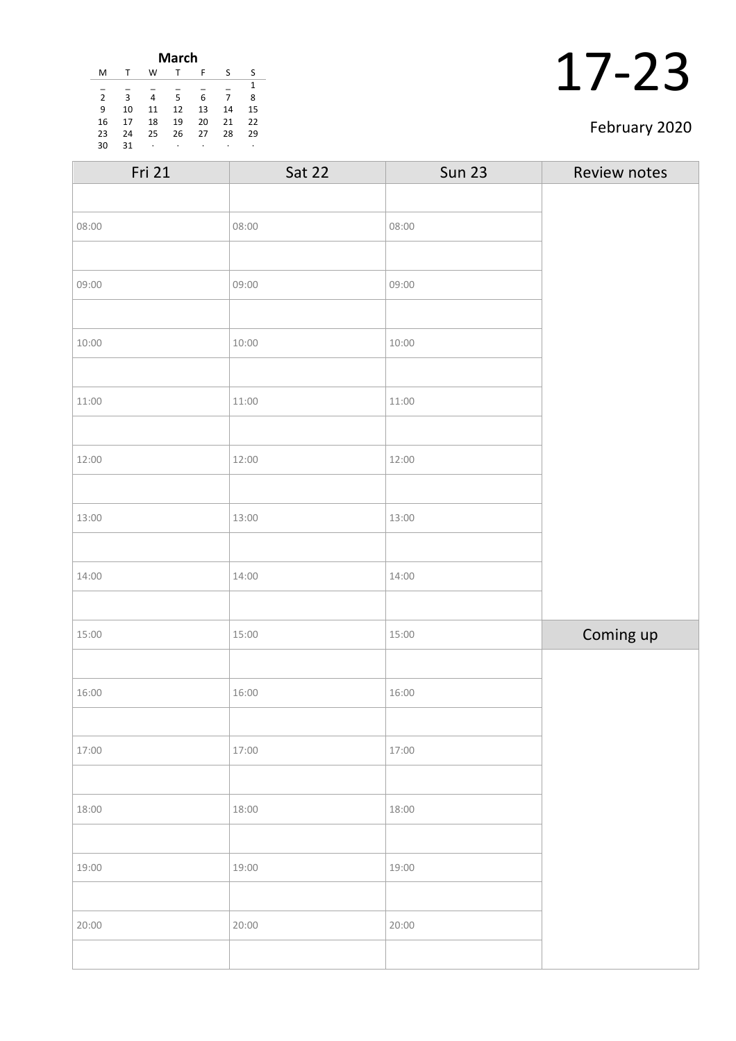**March**

| M | T | W | T | F | S | S |
|---|---|---|---|---|---|---|
| _ | _ | _ | _ | _ | _ | 1 |
| 2 | 3 | 4 | 5 | 6 | 7 | 8 |
| 9 | 10 | 11 | 12 | 13 | 14 | 15 |
| 16 | 17 | 18 | 19 | 20 | 21 | 22 |
| 23 | 24 | 25 | 26 | 27 | 28 | 29 |
| 30 | 31 | · | · | · | · | · |

# 17-23

February 2020

| Fri 21 | Sat 22 | Sun 23 | Review notes |
|---|---|---|---|
| | | | |
| 08:00 | 08:00 | 08:00 | |
| | | | |
| 09:00 | 09:00 | 09:00 | |
| | | | |
| 10:00 | 10:00 | 10:00 | |
| | | | |
| 11:00 | 11:00 | 11:00 | |
| | | | |
| 12:00 | 12:00 | 12:00 | |
| | | | |
| 13:00 | 13:00 | 13:00 | |
| | | | |
| 14:00 | 14:00 | 14:00 | |
| | | | |
| 15:00 | 15:00 | 15:00 | **Coming up** |
| | | | |
| 16:00 | 16:00 | 16:00 | |
| | | | |
| 17:00 | 17:00 | 17:00 | |
| | | | |
| 18:00 | 18:00 | 18:00 | |
| | | | |
| 19:00 | 19:00 | 19:00 | |
| | | | |
| 20:00 | 20:00 | 20:00 | |
| | | | |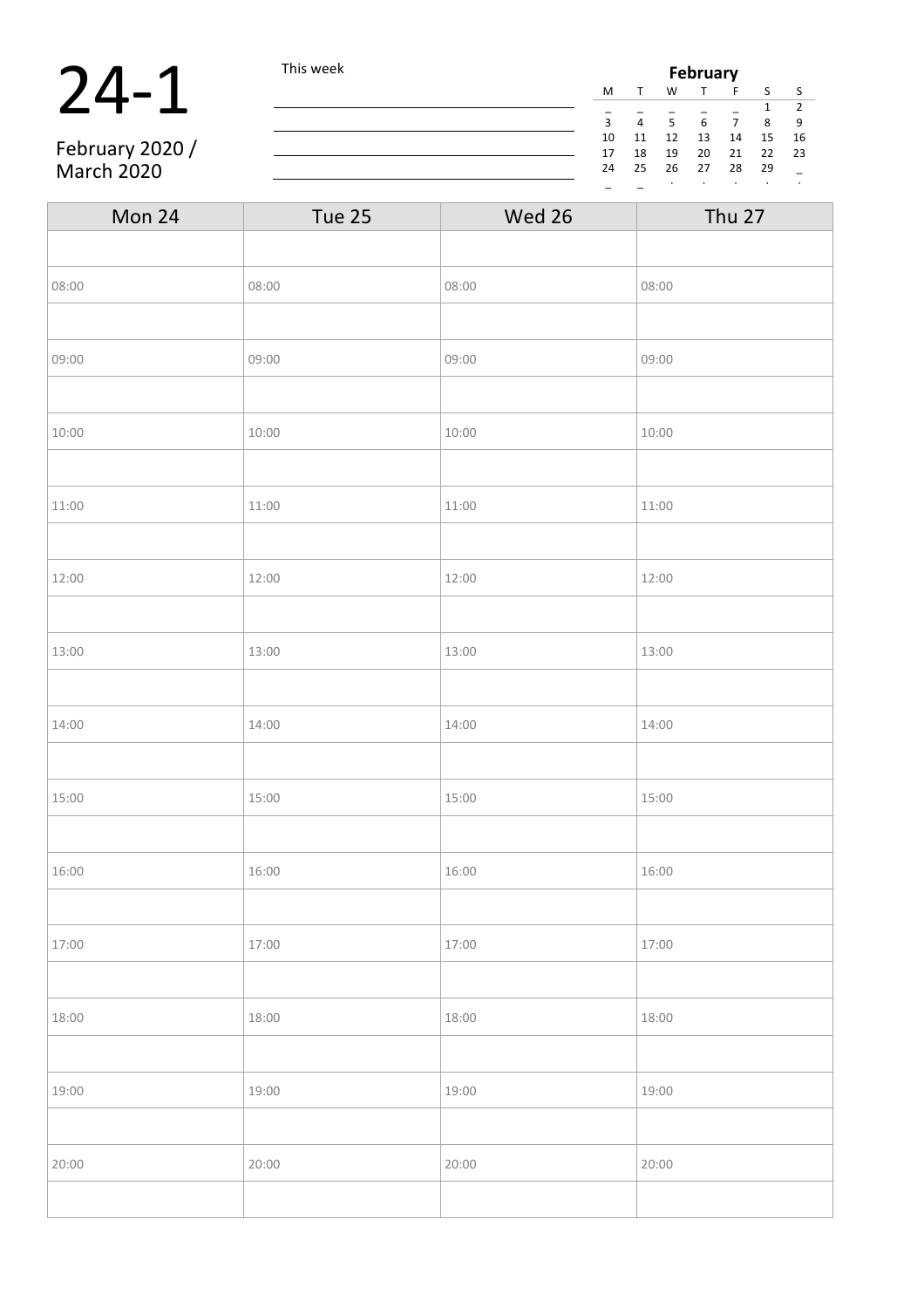# 24-1

February 2020 /
March 2020

This week

______________________________

______________________________

______________________________

______________________________

**February**

| M | T | W | T | F | S | S |
|---|---|---|---|---|---|---|
| _ | _ | _ | _ | _ | 1 | 2 |
| 3 | 4 | 5 | 6 | 7 | 8 | 9 |
| 10 | 11 | 12 | 13 | 14 | 15 | 16 |
| 17 | 18 | 19 | 20 | 21 | 22 | 23 |
| 24 | 25 | 26 | 27 | 28 | 29 | _ |
| _ | _ | . | . | . | . | . |

| Mon 24 | Tue 25 | Wed 26 | Thu 27 |
|---|---|---|---|
| | | | |
| 08:00 | 08:00 | 08:00 | 08:00 |
| | | | |
| 09:00 | 09:00 | 09:00 | 09:00 |
| | | | |
| 10:00 | 10:00 | 10:00 | 10:00 |
| | | | |
| 11:00 | 11:00 | 11:00 | 11:00 |
| | | | |
| 12:00 | 12:00 | 12:00 | 12:00 |
| | | | |
| 13:00 | 13:00 | 13:00 | 13:00 |
| | | | |
| 14:00 | 14:00 | 14:00 | 14:00 |
| | | | |
| 15:00 | 15:00 | 15:00 | 15:00 |
| | | | |
| 16:00 | 16:00 | 16:00 | 16:00 |
| | | | |
| 17:00 | 17:00 | 17:00 | 17:00 |
| | | | |
| 18:00 | 18:00 | 18:00 | 18:00 |
| | | | |
| 19:00 | 19:00 | 19:00 | 19:00 |
| | | | |
| 20:00 | 20:00 | 20:00 | 20:00 |
| | | | |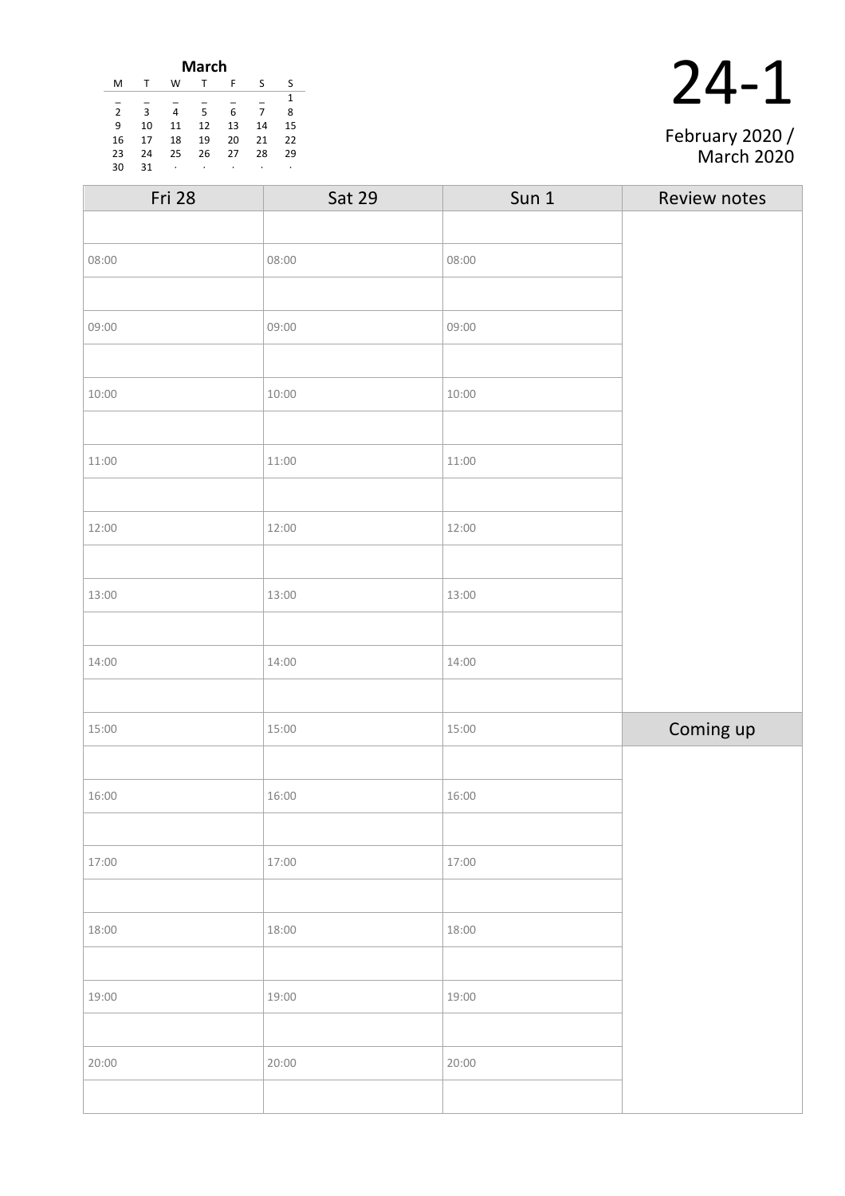**March**

| M | T | W | T | F | S | S |
|---|---|---|---|---|---|---|
| _ | _ | _ | _ | _ | _ | 1 |
| 2 | 3 | 4 | 5 | 6 | 7 | 8 |
| 9 | 10 | 11 | 12 | 13 | 14 | 15 |
| 16 | 17 | 18 | 19 | 20 | 21 | 22 |
| 23 | 24 | 25 | 26 | 27 | 28 | 29 |
| 30 | 31 | · | · | · | · | · |

# 24-1

February 2020 / March 2020

| Fri 28 | Sat 29 | Sun 1 | Review notes |
|---|---|---|---|
| | | | |
| 08:00 | 08:00 | 08:00 | |
| | | | |
| 09:00 | 09:00 | 09:00 | |
| | | | |
| 10:00 | 10:00 | 10:00 | |
| | | | |
| 11:00 | 11:00 | 11:00 | |
| | | | |
| 12:00 | 12:00 | 12:00 | |
| | | | |
| 13:00 | 13:00 | 13:00 | |
| | | | |
| 14:00 | 14:00 | 14:00 | |
| | | | |
| 15:00 | 15:00 | 15:00 | Coming up |
| | | | |
| 16:00 | 16:00 | 16:00 | |
| | | | |
| 17:00 | 17:00 | 17:00 | |
| | | | |
| 18:00 | 18:00 | 18:00 | |
| | | | |
| 19:00 | 19:00 | 19:00 | |
| | | | |
| 20:00 | 20:00 | 20:00 | |
| | | | |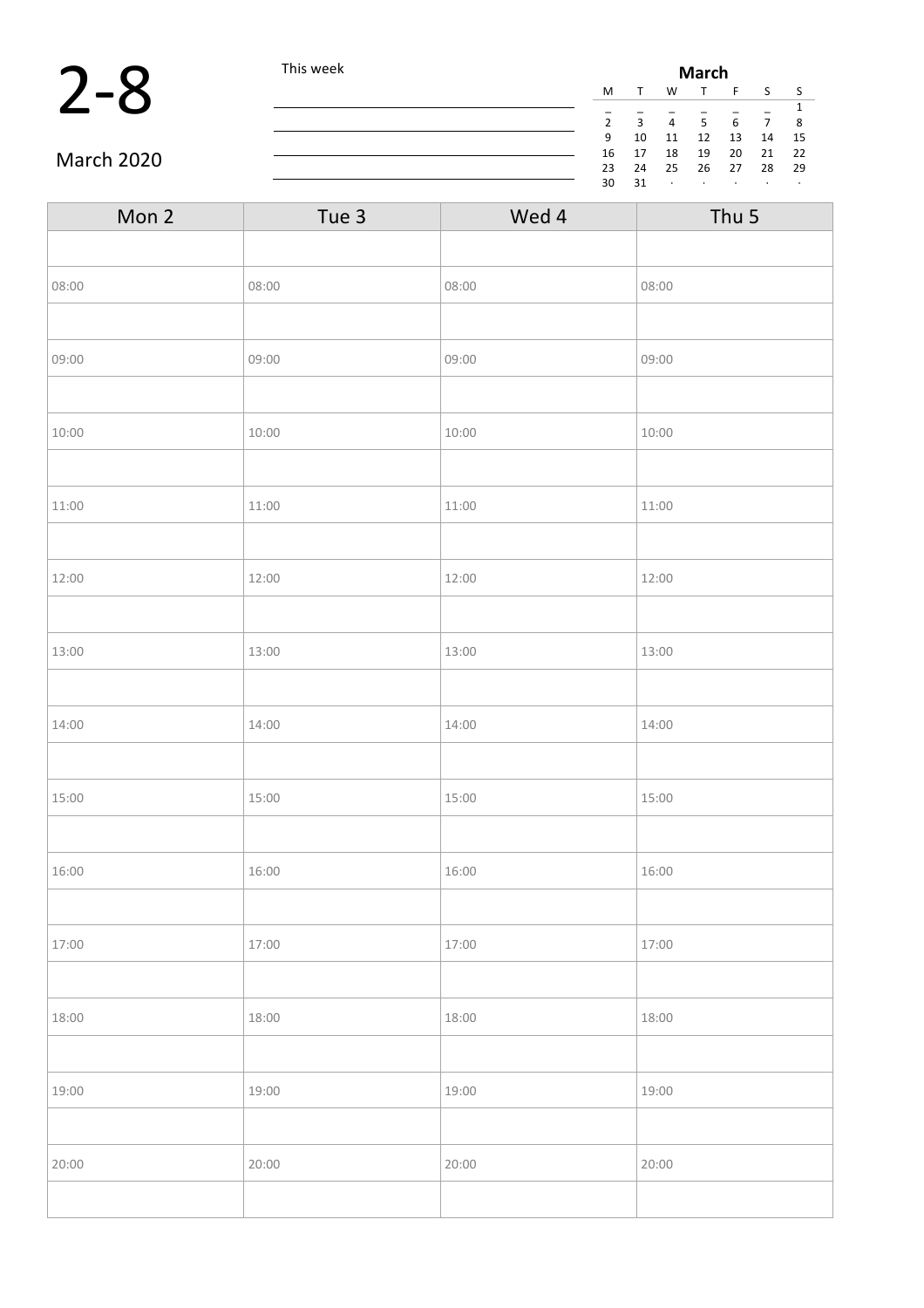# 2-8

March 2020

This week

| March | | | | | | |
|---|---|---|---|---|---|---|
| M | T | W | T | F | S | S |
| _ | _ | _ | _ | _ | _ | 1 |
| 2 | 3 | 4 | 5 | 6 | 7 | 8 |
| 9 | 10 | 11 | 12 | 13 | 14 | 15 |
| 16 | 17 | 18 | 19 | 20 | 21 | 22 |
| 23 | 24 | 25 | 26 | 27 | 28 | 29 |
| 30 | 31 | · | · | · | · | · |

| Mon 2 | Tue 3 | Wed 4 | Thu 5 |
|---|---|---|---|
| | | | |
| 08:00 | 08:00 | 08:00 | 08:00 |
| | | | |
| 09:00 | 09:00 | 09:00 | 09:00 |
| | | | |
| 10:00 | 10:00 | 10:00 | 10:00 |
| | | | |
| 11:00 | 11:00 | 11:00 | 11:00 |
| | | | |
| 12:00 | 12:00 | 12:00 | 12:00 |
| | | | |
| 13:00 | 13:00 | 13:00 | 13:00 |
| | | | |
| 14:00 | 14:00 | 14:00 | 14:00 |
| | | | |
| 15:00 | 15:00 | 15:00 | 15:00 |
| | | | |
| 16:00 | 16:00 | 16:00 | 16:00 |
| | | | |
| 17:00 | 17:00 | 17:00 | 17:00 |
| | | | |
| 18:00 | 18:00 | 18:00 | 18:00 |
| | | | |
| 19:00 | 19:00 | 19:00 | 19:00 |
| | | | |
| 20:00 | 20:00 | 20:00 | 20:00 |
| | | | |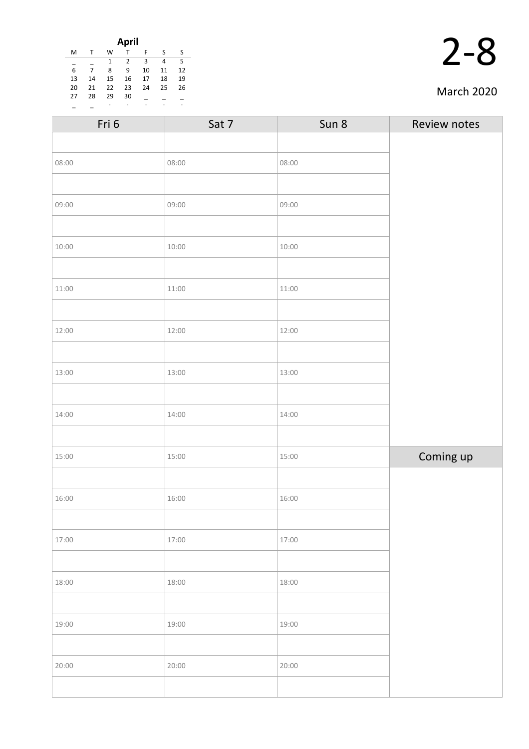**April**

| M | T | W | T | F | S | S |
|---|---|---|---|---|---|---|
| _ | _ | 1 | 2 | 3 | 4 | 5 |
| 6 | 7 | 8 | 9 | 10 | 11 | 12 |
| 13 | 14 | 15 | 16 | 17 | 18 | 19 |
| 20 | 21 | 22 | 23 | 24 | 25 | 26 |
| 27 | 28 | 29 | 30 | _ | _ | _ |
| _ | _ | . | . | . | . | . |

# 2-8

March 2020

| Fri 6 | Sat 7 | Sun 8 | Review notes |
|---|---|---|---|
| | | | |
| 08:00 | 08:00 | 08:00 | |
| | | | |
| 09:00 | 09:00 | 09:00 | |
| | | | |
| 10:00 | 10:00 | 10:00 | |
| | | | |
| 11:00 | 11:00 | 11:00 | |
| | | | |
| 12:00 | 12:00 | 12:00 | |
| | | | |
| 13:00 | 13:00 | 13:00 | |
| | | | |
| 14:00 | 14:00 | 14:00 | |
| | | | |
| 15:00 | 15:00 | 15:00 | Coming up |
| | | | |
| 16:00 | 16:00 | 16:00 | |
| | | | |
| 17:00 | 17:00 | 17:00 | |
| | | | |
| 18:00 | 18:00 | 18:00 | |
| | | | |
| 19:00 | 19:00 | 19:00 | |
| | | | |
| 20:00 | 20:00 | 20:00 | |
| | | | |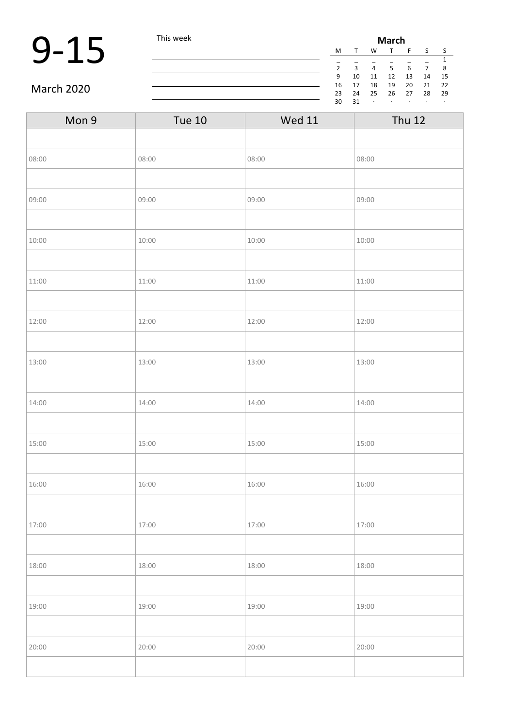# 9-15

March 2020

This week

| March | | | | | | |
|---|---|---|---|---|---|---|
| M | T | W | T | F | S | S |
| _ | _ | _ | _ | _ | _ | 1 |
| 2 | 3 | 4 | 5 | 6 | 7 | 8 |
| 9 | 10 | 11 | 12 | 13 | 14 | 15 |
| 16 | 17 | 18 | 19 | 20 | 21 | 22 |
| 23 | 24 | 25 | 26 | 27 | 28 | 29 |
| 30 | 31 | · | · | · | · | · |

| Mon 9 | Tue 10 | Wed 11 | Thu 12 |
|---|---|---|---|
| | | | |
| 08:00 | 08:00 | 08:00 | 08:00 |
| | | | |
| 09:00 | 09:00 | 09:00 | 09:00 |
| | | | |
| 10:00 | 10:00 | 10:00 | 10:00 |
| | | | |
| 11:00 | 11:00 | 11:00 | 11:00 |
| | | | |
| 12:00 | 12:00 | 12:00 | 12:00 |
| | | | |
| 13:00 | 13:00 | 13:00 | 13:00 |
| | | | |
| 14:00 | 14:00 | 14:00 | 14:00 |
| | | | |
| 15:00 | 15:00 | 15:00 | 15:00 |
| | | | |
| 16:00 | 16:00 | 16:00 | 16:00 |
| | | | |
| 17:00 | 17:00 | 17:00 | 17:00 |
| | | | |
| 18:00 | 18:00 | 18:00 | 18:00 |
| | | | |
| 19:00 | 19:00 | 19:00 | 19:00 |
| | | | |
| 20:00 | 20:00 | 20:00 | 20:00 |
| | | | |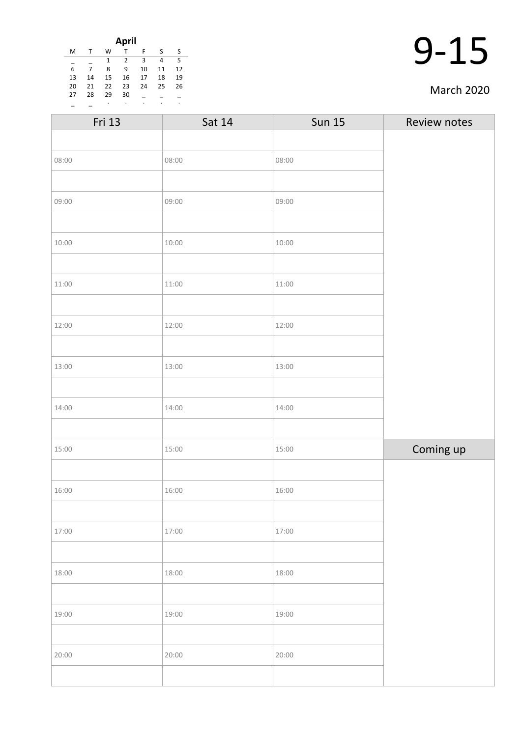**April**

| M | T | W | T | F | S | S |
|---|---|---|---|---|---|---|
| _ | _ | 1 | 2 | 3 | 4 | 5 |
| 6 | 7 | 8 | 9 | 10 | 11 | 12 |
| 13 | 14 | 15 | 16 | 17 | 18 | 19 |
| 20 | 21 | 22 | 23 | 24 | 25 | 26 |
| 27 | 28 | 29 | 30 | _ | _ | _ |
| _ | _ | . | . | . | . | . |

# 9-15

March 2020

| Fri 13 | Sat 14 | Sun 15 | Review notes |
|---|---|---|---|
| | | | |
| 08:00 | 08:00 | 08:00 | |
| | | | |
| 09:00 | 09:00 | 09:00 | |
| | | | |
| 10:00 | 10:00 | 10:00 | |
| | | | |
| 11:00 | 11:00 | 11:00 | |
| | | | |
| 12:00 | 12:00 | 12:00 | |
| | | | |
| 13:00 | 13:00 | 13:00 | |
| | | | |
| 14:00 | 14:00 | 14:00 | |
| | | | |
| 15:00 | 15:00 | 15:00 | Coming up |
| | | | |
| 16:00 | 16:00 | 16:00 | |
| | | | |
| 17:00 | 17:00 | 17:00 | |
| | | | |
| 18:00 | 18:00 | 18:00 | |
| | | | |
| 19:00 | 19:00 | 19:00 | |
| | | | |
| 20:00 | 20:00 | 20:00 | |
| | | | |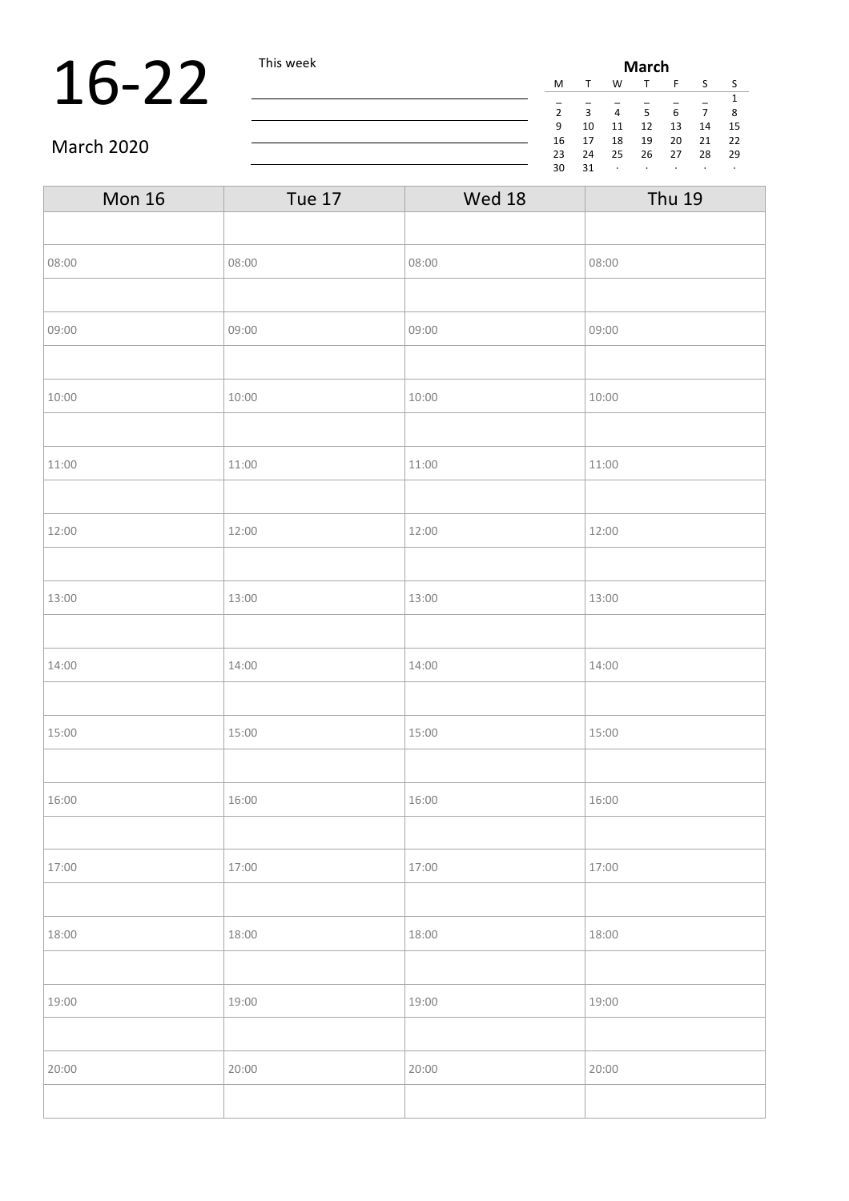# 16-22

March 2020

This week

| March | | | | | | |
|---|---|---|---|---|---|---|
| M | T | W | T | F | S | S |
| _ | _ | _ | _ | _ | _ | 1 |
| 2 | 3 | 4 | 5 | 6 | 7 | 8 |
| 9 | 10 | 11 | 12 | 13 | 14 | 15 |
| 16 | 17 | 18 | 19 | 20 | 21 | 22 |
| 23 | 24 | 25 | 26 | 27 | 28 | 29 |
| 30 | 31 | · | · | · | · | · |

| Mon 16 | Tue 17 | Wed 18 | Thu 19 |
|---|---|---|---|
| | | | |
| 08:00 | 08:00 | 08:00 | 08:00 |
| | | | |
| 09:00 | 09:00 | 09:00 | 09:00 |
| | | | |
| 10:00 | 10:00 | 10:00 | 10:00 |
| | | | |
| 11:00 | 11:00 | 11:00 | 11:00 |
| | | | |
| 12:00 | 12:00 | 12:00 | 12:00 |
| | | | |
| 13:00 | 13:00 | 13:00 | 13:00 |
| | | | |
| 14:00 | 14:00 | 14:00 | 14:00 |
| | | | |
| 15:00 | 15:00 | 15:00 | 15:00 |
| | | | |
| 16:00 | 16:00 | 16:00 | 16:00 |
| | | | |
| 17:00 | 17:00 | 17:00 | 17:00 |
| | | | |
| 18:00 | 18:00 | 18:00 | 18:00 |
| | | | |
| 19:00 | 19:00 | 19:00 | 19:00 |
| | | | |
| 20:00 | 20:00 | 20:00 | 20:00 |
| | | | |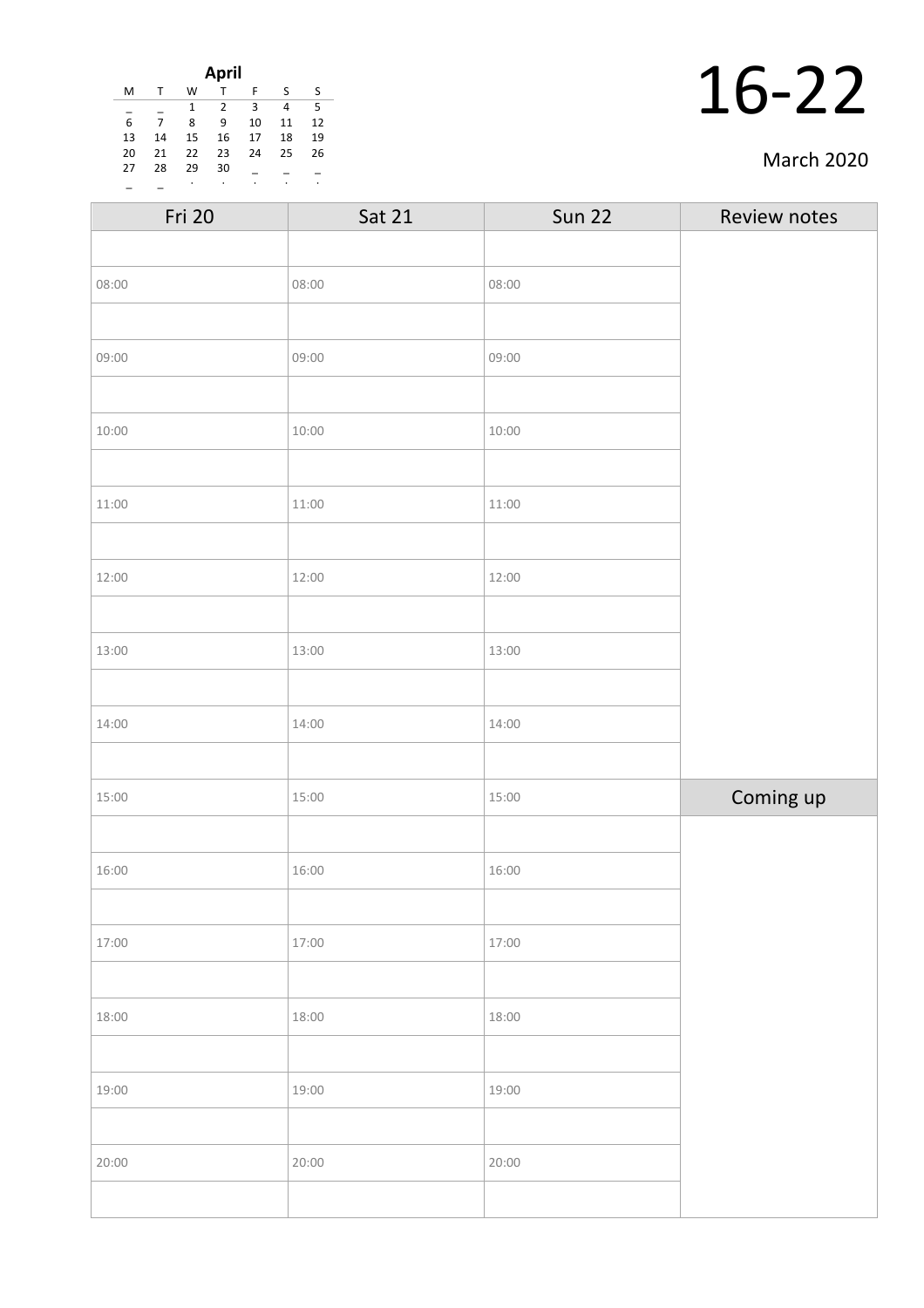**April**

| M | T | W | T | F | S | S |
|---|---|---|---|---|---|---|
| _ | _ | 1 | 2 | 3 | 4 | 5 |
| 6 | 7 | 8 | 9 | 10 | 11 | 12 |
| 13 | 14 | 15 | 16 | 17 | 18 | 19 |
| 20 | 21 | 22 | 23 | 24 | 25 | 26 |
| 27 | 28 | 29 | 30 | _ | _ | _ |
| _ | _ | . | . | . | . | . |

# 16-22

March 2020

| Fri 20 | Sat 21 | Sun 22 | Review notes |
|---|---|---|---|
| | | | |
| 08:00 | 08:00 | 08:00 | |
| | | | |
| 09:00 | 09:00 | 09:00 | |
| | | | |
| 10:00 | 10:00 | 10:00 | |
| | | | |
| 11:00 | 11:00 | 11:00 | |
| | | | |
| 12:00 | 12:00 | 12:00 | |
| | | | |
| 13:00 | 13:00 | 13:00 | |
| | | | |
| 14:00 | 14:00 | 14:00 | |
| | | | |
| 15:00 | 15:00 | 15:00 | **Coming up** |
| | | | |
| 16:00 | 16:00 | 16:00 | |
| | | | |
| 17:00 | 17:00 | 17:00 | |
| | | | |
| 18:00 | 18:00 | 18:00 | |
| | | | |
| 19:00 | 19:00 | 19:00 | |
| | | | |
| 20:00 | 20:00 | 20:00 | |
| | | | |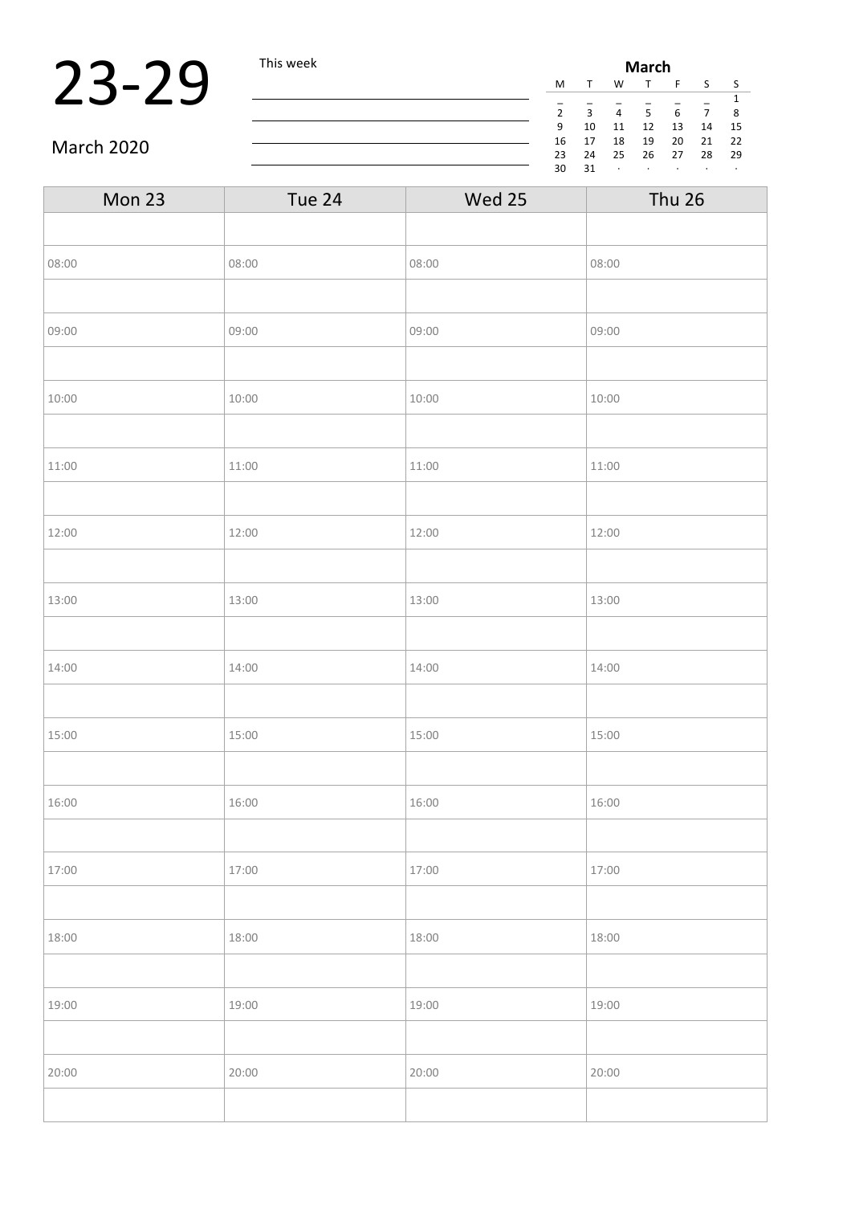# 23-29

March 2020

This week

| March | | | | | | |
|---|---|---|---|---|---|---|
| M | T | W | T | F | S | S |
| _ | _ | _ | _ | _ | _ | 1 |
| 2 | 3 | 4 | 5 | 6 | 7 | 8 |
| 9 | 10 | 11 | 12 | 13 | 14 | 15 |
| 16 | 17 | 18 | 19 | 20 | 21 | 22 |
| 23 | 24 | 25 | 26 | 27 | 28 | 29 |
| 30 | 31 | · | · | · | · | · |

| Mon 23 | Tue 24 | Wed 25 | Thu 26 |
|---|---|---|---|
| | | | |
| 08:00 | 08:00 | 08:00 | 08:00 |
| | | | |
| 09:00 | 09:00 | 09:00 | 09:00 |
| | | | |
| 10:00 | 10:00 | 10:00 | 10:00 |
| | | | |
| 11:00 | 11:00 | 11:00 | 11:00 |
| | | | |
| 12:00 | 12:00 | 12:00 | 12:00 |
| | | | |
| 13:00 | 13:00 | 13:00 | 13:00 |
| | | | |
| 14:00 | 14:00 | 14:00 | 14:00 |
| | | | |
| 15:00 | 15:00 | 15:00 | 15:00 |
| | | | |
| 16:00 | 16:00 | 16:00 | 16:00 |
| | | | |
| 17:00 | 17:00 | 17:00 | 17:00 |
| | | | |
| 18:00 | 18:00 | 18:00 | 18:00 |
| | | | |
| 19:00 | 19:00 | 19:00 | 19:00 |
| | | | |
| 20:00 | 20:00 | 20:00 | 20:00 |
| | | | |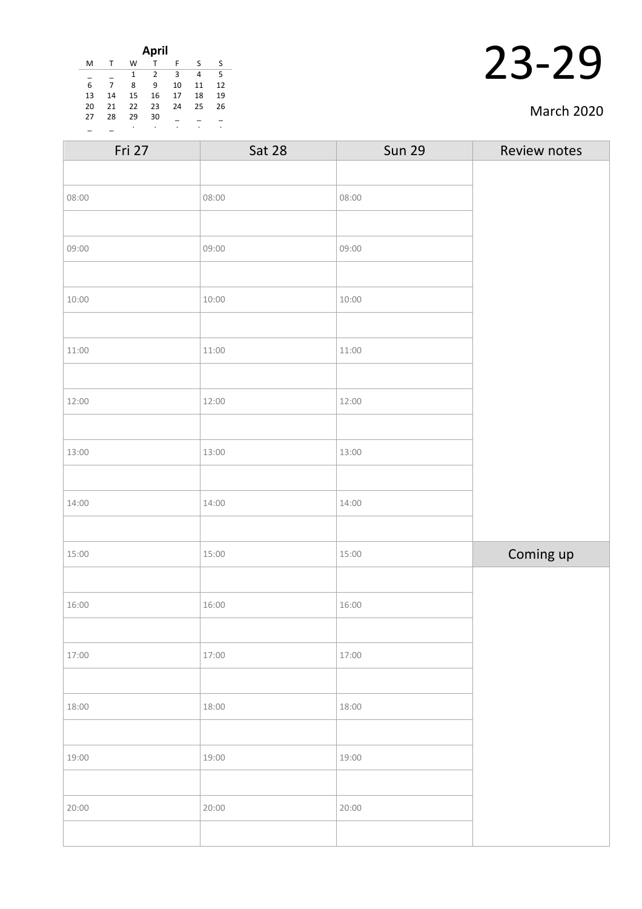**April**

| M | T | W | T | F | S | S |
|---|---|---|---|---|---|---|
| _ | _ | 1 | 2 | 3 | 4 | 5 |
| 6 | 7 | 8 | 9 | 10 | 11 | 12 |
| 13 | 14 | 15 | 16 | 17 | 18 | 19 |
| 20 | 21 | 22 | 23 | 24 | 25 | 26 |
| 27 | 28 | 29 | 30 | _ | _ | _ |
| _ | _ | . | . | . | . | . |

# 23-29

March 2020

| Fri 27 | Sat 28 | Sun 29 | Review notes |
|---|---|---|---|
| | | | |
| 08:00 | 08:00 | 08:00 | |
| | | | |
| 09:00 | 09:00 | 09:00 | |
| | | | |
| 10:00 | 10:00 | 10:00 | |
| | | | |
| 11:00 | 11:00 | 11:00 | |
| | | | |
| 12:00 | 12:00 | 12:00 | |
| | | | |
| 13:00 | 13:00 | 13:00 | |
| | | | |
| 14:00 | 14:00 | 14:00 | |
| | | | |
| 15:00 | 15:00 | 15:00 | Coming up |
| | | | |
| 16:00 | 16:00 | 16:00 | |
| | | | |
| 17:00 | 17:00 | 17:00 | |
| | | | |
| 18:00 | 18:00 | 18:00 | |
| | | | |
| 19:00 | 19:00 | 19:00 | |
| | | | |
| 20:00 | 20:00 | 20:00 | |
| | | | |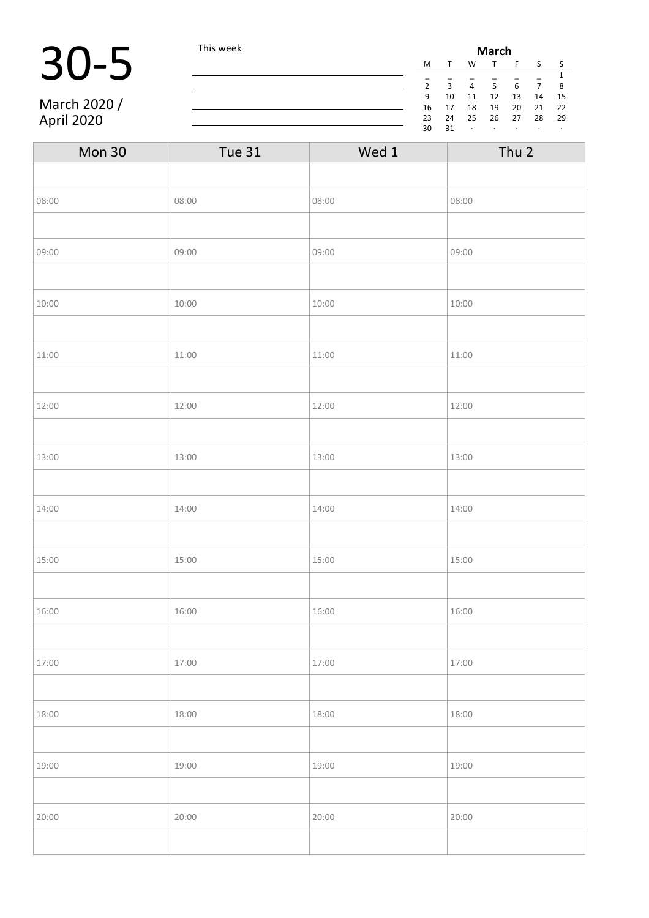# 30-5

March 2020 /
April 2020

This week

| March | | | | | | |
|---|---|---|---|---|---|---|
| M | T | W | T | F | S | S |
| _ | _ | _ | _ | _ | _ | 1 |
| 2 | 3 | 4 | 5 | 6 | 7 | 8 |
| 9 | 10 | 11 | 12 | 13 | 14 | 15 |
| 16 | 17 | 18 | 19 | 20 | 21 | 22 |
| 23 | 24 | 25 | 26 | 27 | 28 | 29 |
| 30 | 31 | · | · | · | · | · |

| Mon 30 | Tue 31 | Wed 1 | Thu 2 |
|---|---|---|---|
| | | | |
| 08:00 | 08:00 | 08:00 | 08:00 |
| | | | |
| 09:00 | 09:00 | 09:00 | 09:00 |
| | | | |
| 10:00 | 10:00 | 10:00 | 10:00 |
| | | | |
| 11:00 | 11:00 | 11:00 | 11:00 |
| | | | |
| 12:00 | 12:00 | 12:00 | 12:00 |
| | | | |
| 13:00 | 13:00 | 13:00 | 13:00 |
| | | | |
| 14:00 | 14:00 | 14:00 | 14:00 |
| | | | |
| 15:00 | 15:00 | 15:00 | 15:00 |
| | | | |
| 16:00 | 16:00 | 16:00 | 16:00 |
| | | | |
| 17:00 | 17:00 | 17:00 | 17:00 |
| | | | |
| 18:00 | 18:00 | 18:00 | 18:00 |
| | | | |
| 19:00 | 19:00 | 19:00 | 19:00 |
| | | | |
| 20:00 | 20:00 | 20:00 | 20:00 |
| | | | |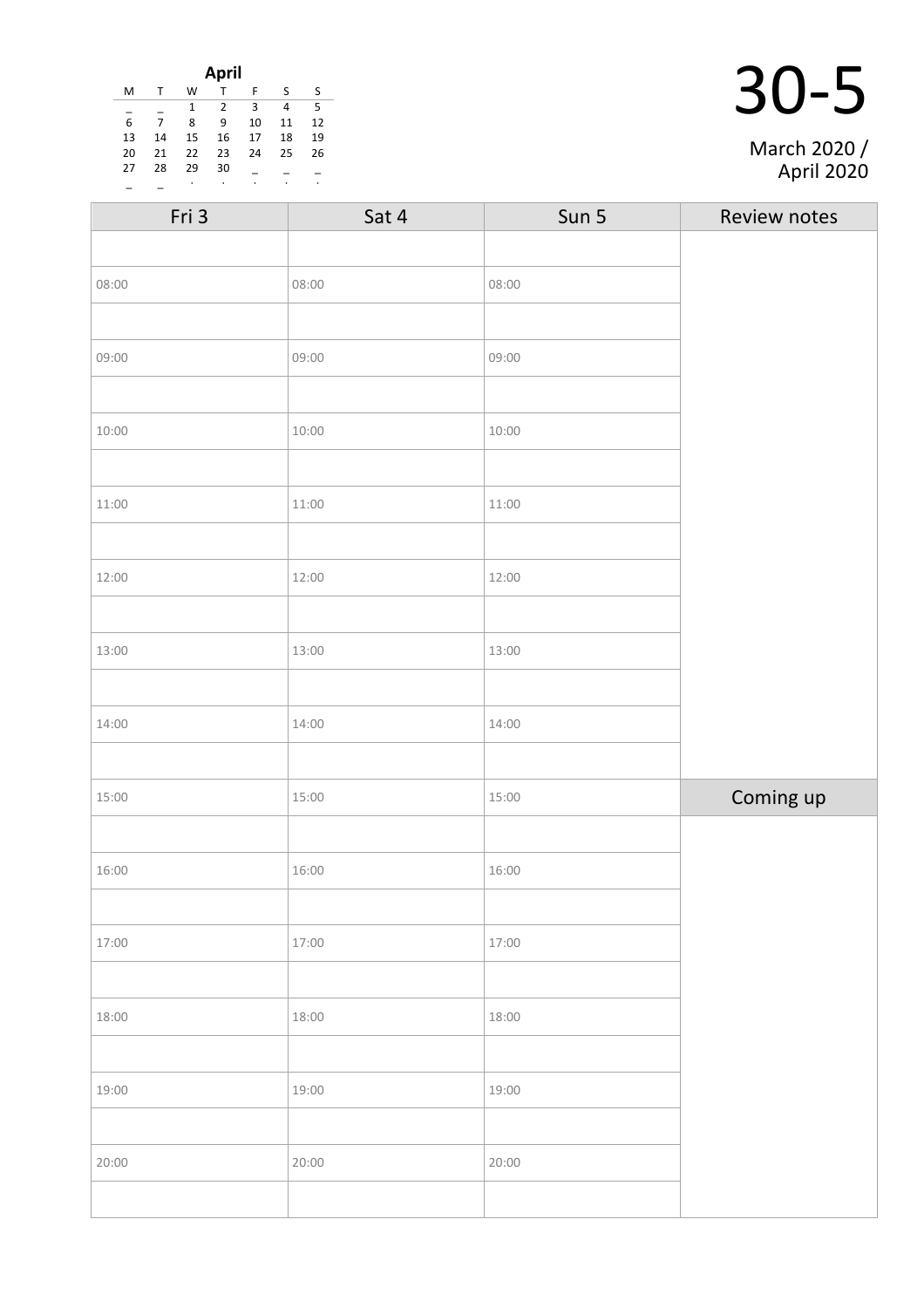**April**

| M | T | W | T | F | S | S |
|---|---|---|---|---|---|---|
| _ | _ | 1 | 2 | 3 | 4 | 5 |
| 6 | 7 | 8 | 9 | 10 | 11 | 12 |
| 13 | 14 | 15 | 16 | 17 | 18 | 19 |
| 20 | 21 | 22 | 23 | 24 | 25 | 26 |
| 27 | 28 | 29 | 30 | _ | _ | _ |
| _ | _ | . | . | . | . | . |

# 30-5

March 2020 / April 2020

| Fri 3 | Sat 4 | Sun 5 | Review notes |
|---|---|---|---|
| | | | |
| 08:00 | 08:00 | 08:00 | |
| | | | |
| 09:00 | 09:00 | 09:00 | |
| | | | |
| 10:00 | 10:00 | 10:00 | |
| | | | |
| 11:00 | 11:00 | 11:00 | |
| | | | |
| 12:00 | 12:00 | 12:00 | |
| | | | |
| 13:00 | 13:00 | 13:00 | |
| | | | |
| 14:00 | 14:00 | 14:00 | |
| | | | |
| 15:00 | 15:00 | 15:00 | Coming up |
| | | | |
| 16:00 | 16:00 | 16:00 | |
| | | | |
| 17:00 | 17:00 | 17:00 | |
| | | | |
| 18:00 | 18:00 | 18:00 | |
| | | | |
| 19:00 | 19:00 | 19:00 | |
| | | | |
| 20:00 | 20:00 | 20:00 | |
| | | | |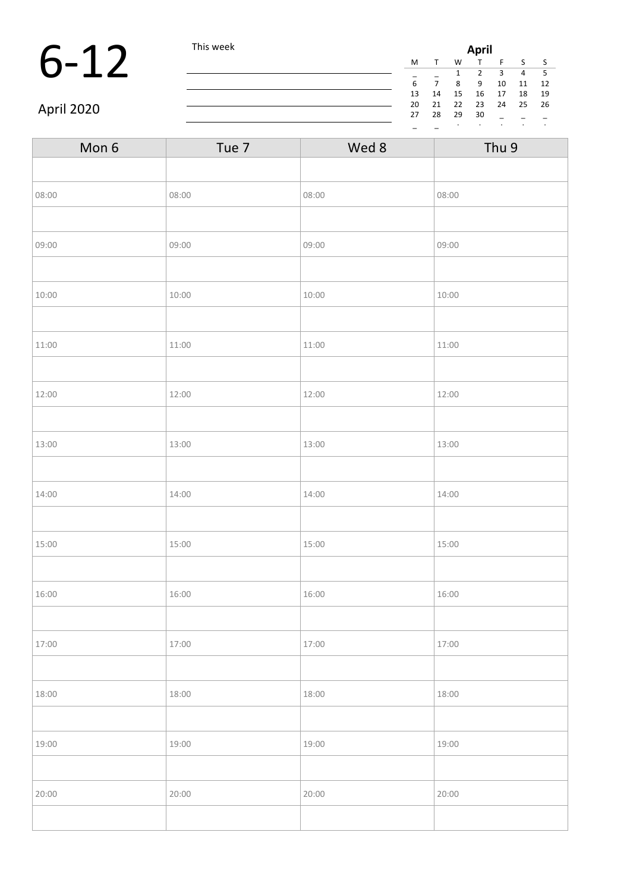# 6-12

April 2020

This week

| April | | | | | | |
|---|---|---|---|---|---|---|
| M | T | W | T | F | S | S |
| _ | _ | 1 | 2 | 3 | 4 | 5 |
| 6 | 7 | 8 | 9 | 10 | 11 | 12 |
| 13 | 14 | 15 | 16 | 17 | 18 | 19 |
| 20 | 21 | 22 | 23 | 24 | 25 | 26 |
| 27 | 28 | 29 | 30 | _ | _ | _ |
| _ | _ | . | . | . | . | . |

| Mon 6 | Tue 7 | Wed 8 | Thu 9 |
|---|---|---|---|
| | | | |
| 08:00 | 08:00 | 08:00 | 08:00 |
| | | | |
| 09:00 | 09:00 | 09:00 | 09:00 |
| | | | |
| 10:00 | 10:00 | 10:00 | 10:00 |
| | | | |
| 11:00 | 11:00 | 11:00 | 11:00 |
| | | | |
| 12:00 | 12:00 | 12:00 | 12:00 |
| | | | |
| 13:00 | 13:00 | 13:00 | 13:00 |
| | | | |
| 14:00 | 14:00 | 14:00 | 14:00 |
| | | | |
| 15:00 | 15:00 | 15:00 | 15:00 |
| | | | |
| 16:00 | 16:00 | 16:00 | 16:00 |
| | | | |
| 17:00 | 17:00 | 17:00 | 17:00 |
| | | | |
| 18:00 | 18:00 | 18:00 | 18:00 |
| | | | |
| 19:00 | 19:00 | 19:00 | 19:00 |
| | | | |
| 20:00 | 20:00 | 20:00 | 20:00 |
| | | | |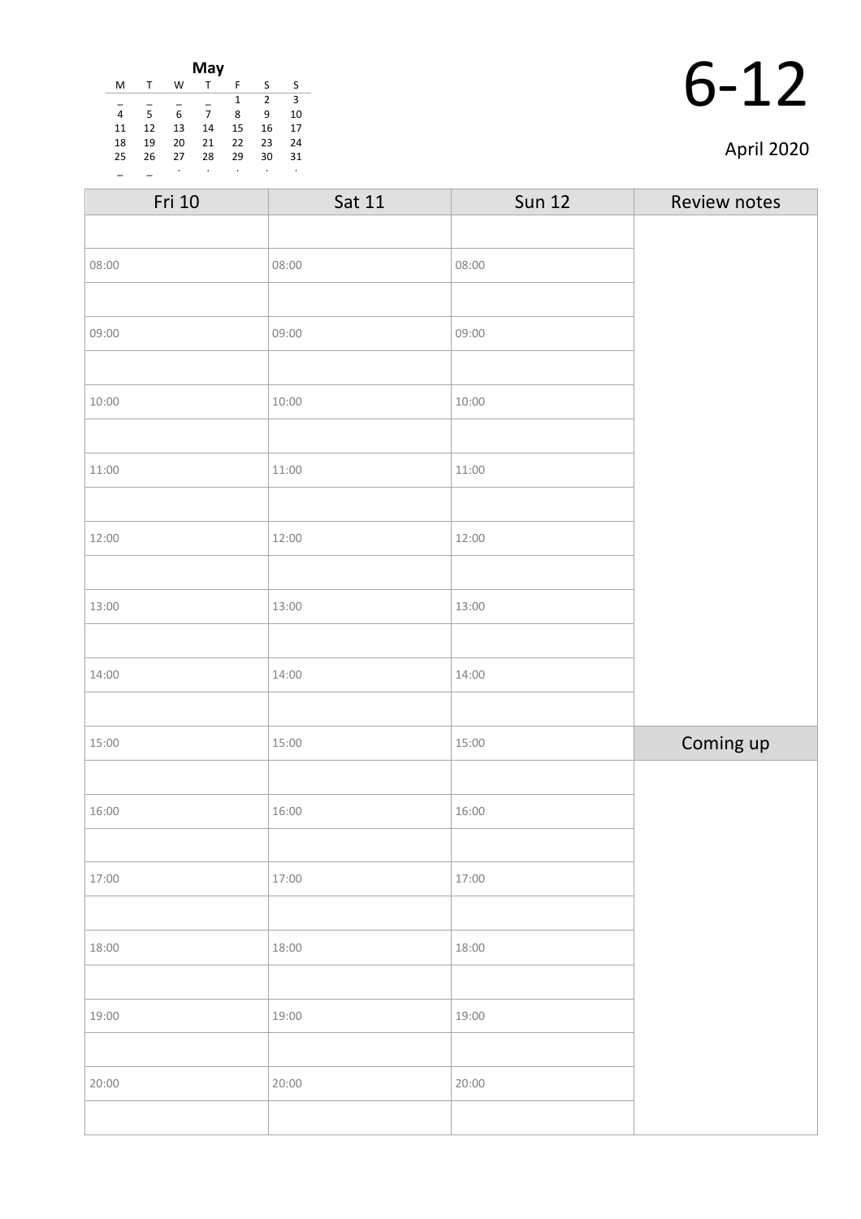**May**

| M | T | W | T | F | S | S |
|---|---|---|---|---|---|---|
| _ | _ | _ | _ | 1 | 2 | 3 |
| 4 | 5 | 6 | 7 | 8 | 9 | 10 |
| 11 | 12 | 13 | 14 | 15 | 16 | 17 |
| 18 | 19 | 20 | 21 | 22 | 23 | 24 |
| 25 | 26 | 27 | 28 | 29 | 30 | 31 |
| _ | _ | . | . | . | . | . |

# 6-12

April 2020

| Fri 10 | Sat 11 | Sun 12 | Review notes |
|---|---|---|---|
| | | | |
| 08:00 | 08:00 | 08:00 | |
| | | | |
| 09:00 | 09:00 | 09:00 | |
| | | | |
| 10:00 | 10:00 | 10:00 | |
| | | | |
| 11:00 | 11:00 | 11:00 | |
| | | | |
| 12:00 | 12:00 | 12:00 | |
| | | | |
| 13:00 | 13:00 | 13:00 | |
| | | | |
| 14:00 | 14:00 | 14:00 | |
| | | | |
| 15:00 | 15:00 | 15:00 | Coming up |
| | | | |
| 16:00 | 16:00 | 16:00 | |
| | | | |
| 17:00 | 17:00 | 17:00 | |
| | | | |
| 18:00 | 18:00 | 18:00 | |
| | | | |
| 19:00 | 19:00 | 19:00 | |
| | | | |
| 20:00 | 20:00 | 20:00 | |
| | | | |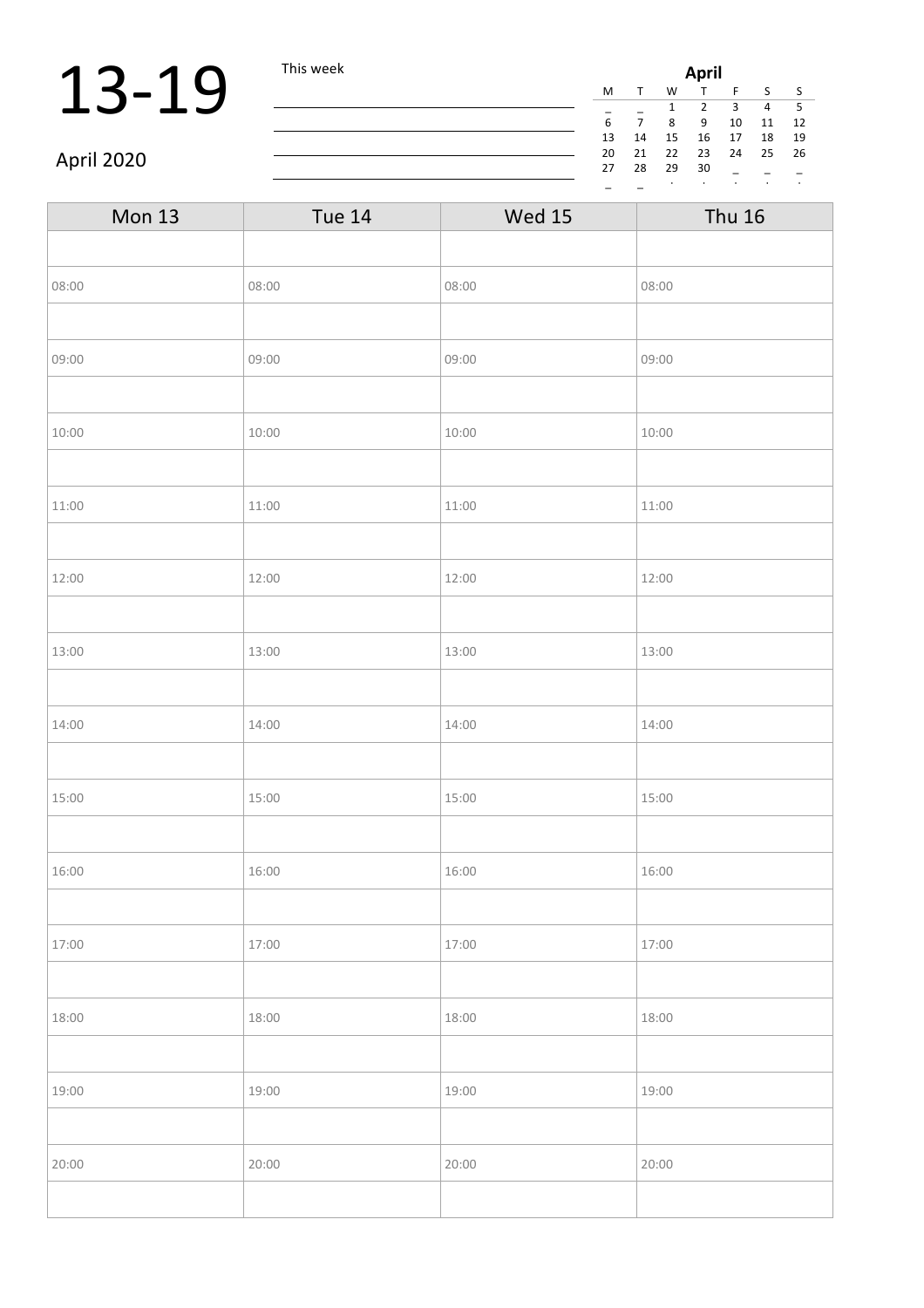# 13-19

April 2020

This week

| April | | | | | | |
|---|---|---|---|---|---|---|
| M | T | W | T | F | S | S |
| _ | _ | 1 | 2 | 3 | 4 | 5 |
| 6 | 7 | 8 | 9 | 10 | 11 | 12 |
| 13 | 14 | 15 | 16 | 17 | 18 | 19 |
| 20 | 21 | 22 | 23 | 24 | 25 | 26 |
| 27 | 28 | 29 | 30 | _ | _ | _ |
| _ | _ | . | . | . | . | . |

| Mon 13 | Tue 14 | Wed 15 | Thu 16 |
|---|---|---|---|
| | | | |
| 08:00 | 08:00 | 08:00 | 08:00 |
| | | | |
| 09:00 | 09:00 | 09:00 | 09:00 |
| | | | |
| 10:00 | 10:00 | 10:00 | 10:00 |
| | | | |
| 11:00 | 11:00 | 11:00 | 11:00 |
| | | | |
| 12:00 | 12:00 | 12:00 | 12:00 |
| | | | |
| 13:00 | 13:00 | 13:00 | 13:00 |
| | | | |
| 14:00 | 14:00 | 14:00 | 14:00 |
| | | | |
| 15:00 | 15:00 | 15:00 | 15:00 |
| | | | |
| 16:00 | 16:00 | 16:00 | 16:00 |
| | | | |
| 17:00 | 17:00 | 17:00 | 17:00 |
| | | | |
| 18:00 | 18:00 | 18:00 | 18:00 |
| | | | |
| 19:00 | 19:00 | 19:00 | 19:00 |
| | | | |
| 20:00 | 20:00 | 20:00 | 20:00 |
| | | | |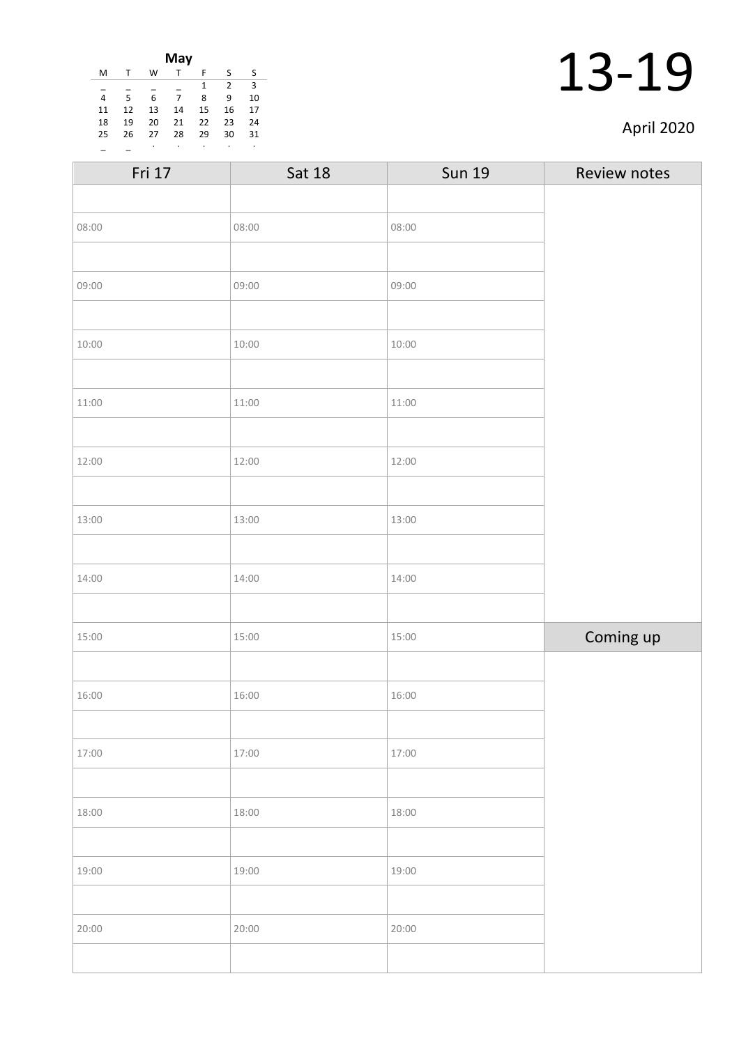**May**

| M | T | W | T | F | S | S |
|---|---|---|---|---|---|---|
| _ | _ | _ | _ | 1 | 2 | 3 |
| 4 | 5 | 6 | 7 | 8 | 9 | 10 |
| 11 | 12 | 13 | 14 | 15 | 16 | 17 |
| 18 | 19 | 20 | 21 | 22 | 23 | 24 |
| 25 | 26 | 27 | 28 | 29 | 30 | 31 |
| _ | _ | . | . | . | . | . |

# 13-19

April 2020

| Fri 17 | Sat 18 | Sun 19 | Review notes |
|---|---|---|---|
| | | | |
| 08:00 | 08:00 | 08:00 | |
| | | | |
| 09:00 | 09:00 | 09:00 | |
| | | | |
| 10:00 | 10:00 | 10:00 | |
| | | | |
| 11:00 | 11:00 | 11:00 | |
| | | | |
| 12:00 | 12:00 | 12:00 | |
| | | | |
| 13:00 | 13:00 | 13:00 | |
| | | | |
| 14:00 | 14:00 | 14:00 | |
| | | | |
| 15:00 | 15:00 | 15:00 | Coming up |
| | | | |
| 16:00 | 16:00 | 16:00 | |
| | | | |
| 17:00 | 17:00 | 17:00 | |
| | | | |
| 18:00 | 18:00 | 18:00 | |
| | | | |
| 19:00 | 19:00 | 19:00 | |
| | | | |
| 20:00 | 20:00 | 20:00 | |
| | | | |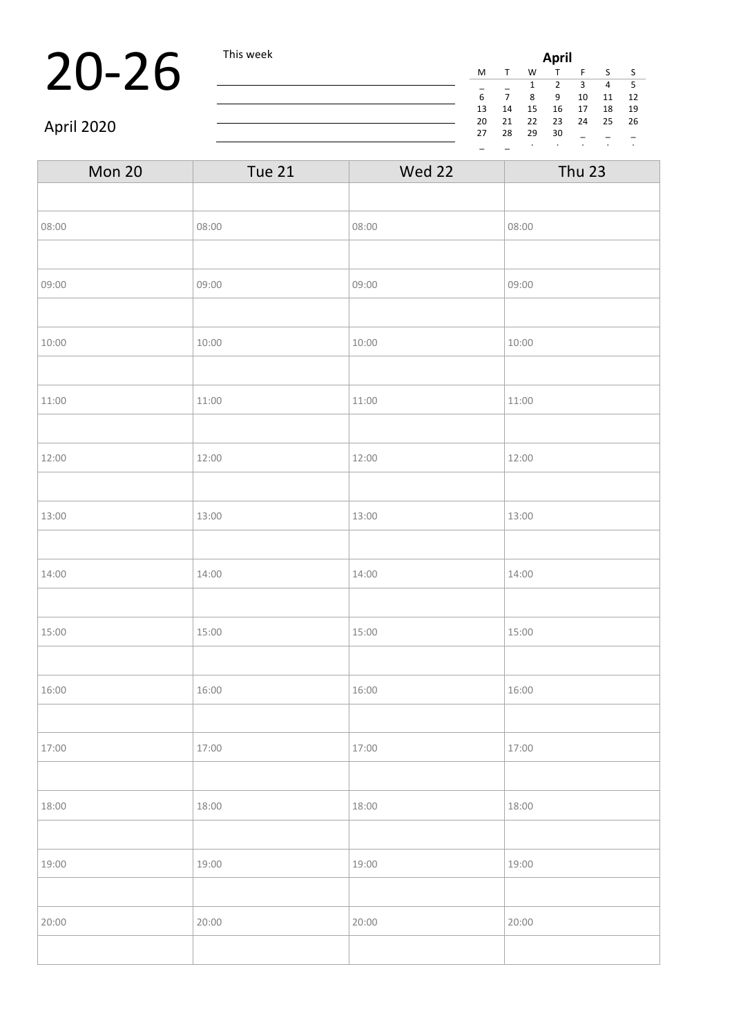# 20-26

April 2020

This week

| April | | | | | | |
|---|---|---|---|---|---|---|
| M | T | W | T | F | S | S |
| _ | _ | 1 | 2 | 3 | 4 | 5 |
| 6 | 7 | 8 | 9 | 10 | 11 | 12 |
| 13 | 14 | 15 | 16 | 17 | 18 | 19 |
| 20 | 21 | 22 | 23 | 24 | 25 | 26 |
| 27 | 28 | 29 | 30 | _ | _ | _ |
| _ | _ | . | . | . | . | . |

| Mon 20 | Tue 21 | Wed 22 | Thu 23 |
|---|---|---|---|
| | | | |
| 08:00 | 08:00 | 08:00 | 08:00 |
| | | | |
| 09:00 | 09:00 | 09:00 | 09:00 |
| | | | |
| 10:00 | 10:00 | 10:00 | 10:00 |
| | | | |
| 11:00 | 11:00 | 11:00 | 11:00 |
| | | | |
| 12:00 | 12:00 | 12:00 | 12:00 |
| | | | |
| 13:00 | 13:00 | 13:00 | 13:00 |
| | | | |
| 14:00 | 14:00 | 14:00 | 14:00 |
| | | | |
| 15:00 | 15:00 | 15:00 | 15:00 |
| | | | |
| 16:00 | 16:00 | 16:00 | 16:00 |
| | | | |
| 17:00 | 17:00 | 17:00 | 17:00 |
| | | | |
| 18:00 | 18:00 | 18:00 | 18:00 |
| | | | |
| 19:00 | 19:00 | 19:00 | 19:00 |
| | | | |
| 20:00 | 20:00 | 20:00 | 20:00 |
| | | | |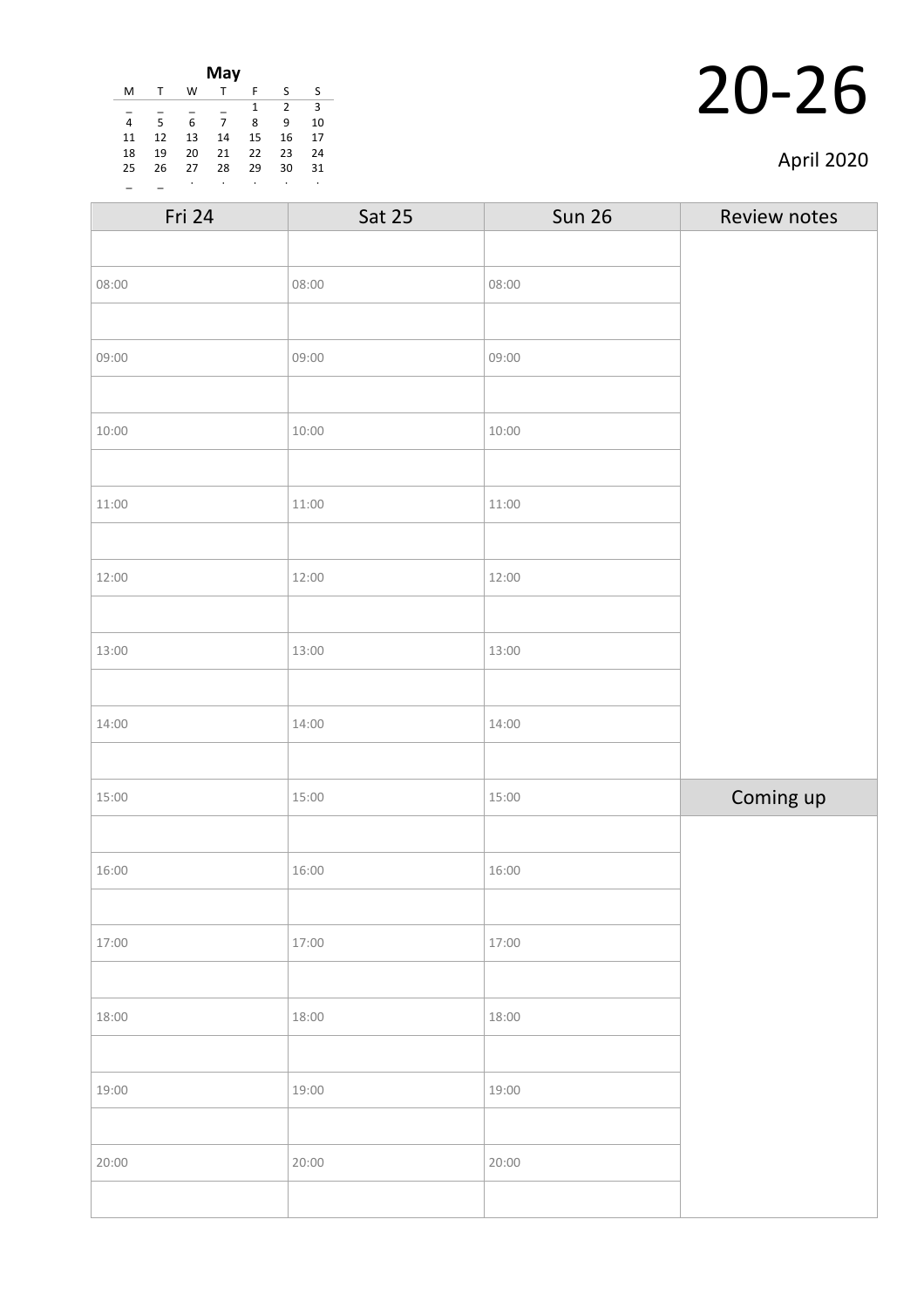**May**

| M | T | W | T | F | S | S |
|---|---|---|---|---|---|---|
| _ | _ | _ | _ | 1 | 2 | 3 |
| 4 | 5 | 6 | 7 | 8 | 9 | 10 |
| 11 | 12 | 13 | 14 | 15 | 16 | 17 |
| 18 | 19 | 20 | 21 | 22 | 23 | 24 |
| 25 | 26 | 27 | 28 | 29 | 30 | 31 |
| _ | _ | · | · | · | · | · |

# 20-26

April 2020

| Fri 24 | Sat 25 | Sun 26 | Review notes |
|---|---|---|---|
| | | | |
| 08:00 | 08:00 | 08:00 | |
| | | | |
| 09:00 | 09:00 | 09:00 | |
| | | | |
| 10:00 | 10:00 | 10:00 | |
| | | | |
| 11:00 | 11:00 | 11:00 | |
| | | | |
| 12:00 | 12:00 | 12:00 | |
| | | | |
| 13:00 | 13:00 | 13:00 | |
| | | | |
| 14:00 | 14:00 | 14:00 | |
| | | | |
| 15:00 | 15:00 | 15:00 | **Coming up** |
| | | | |
| 16:00 | 16:00 | 16:00 | |
| | | | |
| 17:00 | 17:00 | 17:00 | |
| | | | |
| 18:00 | 18:00 | 18:00 | |
| | | | |
| 19:00 | 19:00 | 19:00 | |
| | | | |
| 20:00 | 20:00 | 20:00 | |
| | | | |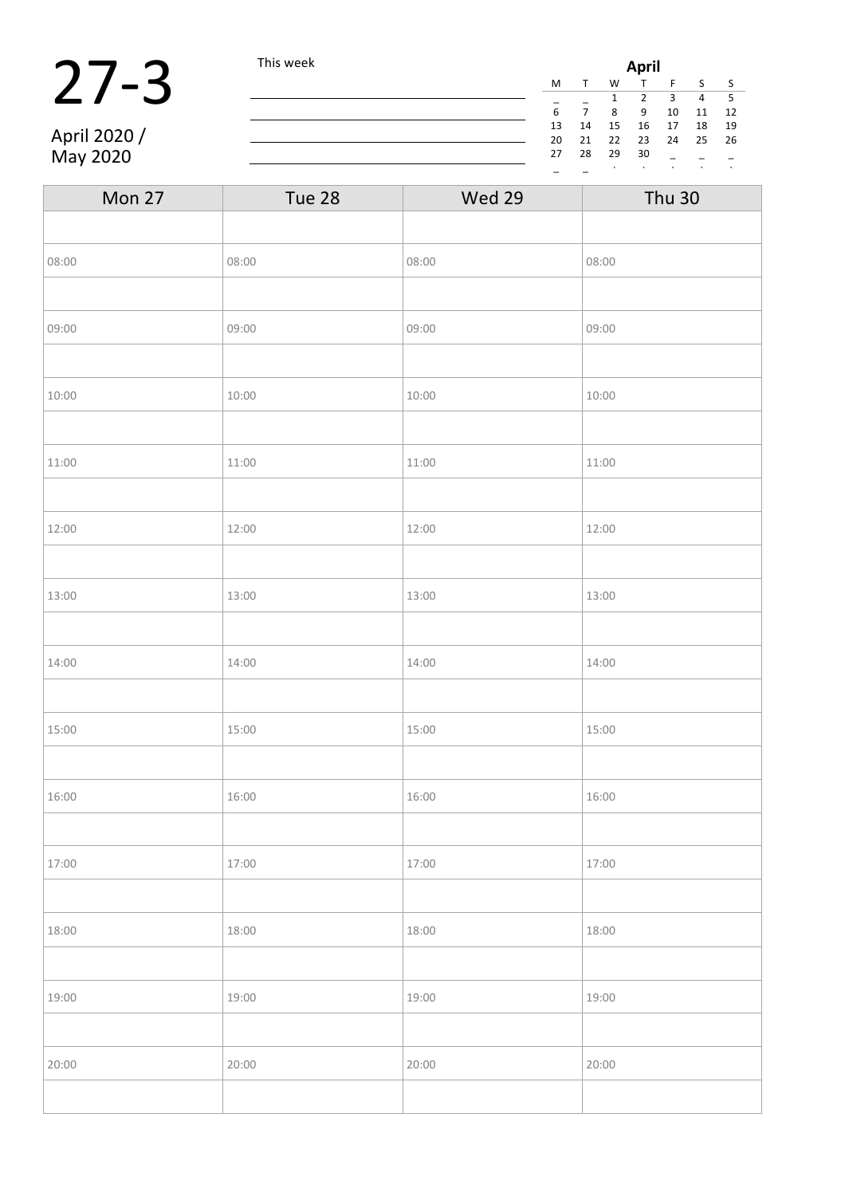# 27-3

April 2020 /
May 2020

This week

______________________________________

______________________________________

______________________________________

______________________________________

**April**

| M | T | W | T | F | S | S |
|---|---|---|---|---|---|---|
| _ | _ | 1 | 2 | 3 | 4 | 5 |
| 6 | 7 | 8 | 9 | 10 | 11 | 12 |
| 13 | 14 | 15 | 16 | 17 | 18 | 19 |
| 20 | 21 | 22 | 23 | 24 | 25 | 26 |
| 27 | 28 | 29 | 30 | _ | _ | _ |
| _ | _ | . | . | . | . | . |

| Mon 27 | Tue 28 | Wed 29 | Thu 30 |
|---|---|---|---|
| | | | |
| 08:00 | 08:00 | 08:00 | 08:00 |
| | | | |
| 09:00 | 09:00 | 09:00 | 09:00 |
| | | | |
| 10:00 | 10:00 | 10:00 | 10:00 |
| | | | |
| 11:00 | 11:00 | 11:00 | 11:00 |
| | | | |
| 12:00 | 12:00 | 12:00 | 12:00 |
| | | | |
| 13:00 | 13:00 | 13:00 | 13:00 |
| | | | |
| 14:00 | 14:00 | 14:00 | 14:00 |
| | | | |
| 15:00 | 15:00 | 15:00 | 15:00 |
| | | | |
| 16:00 | 16:00 | 16:00 | 16:00 |
| | | | |
| 17:00 | 17:00 | 17:00 | 17:00 |
| | | | |
| 18:00 | 18:00 | 18:00 | 18:00 |
| | | | |
| 19:00 | 19:00 | 19:00 | 19:00 |
| | | | |
| 20:00 | 20:00 | 20:00 | 20:00 |
| | | | |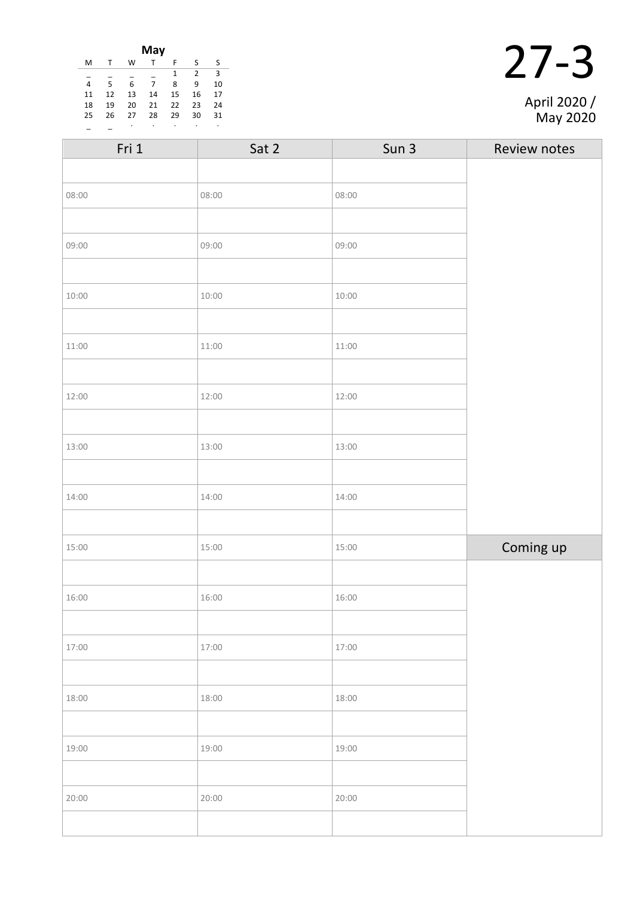**May**

| M | T | W | T | F | S | S |
|---|---|---|---|---|---|---|
| _ | _ | _ | _ | 1 | 2 | 3 |
| 4 | 5 | 6 | 7 | 8 | 9 | 10 |
| 11 | 12 | 13 | 14 | 15 | 16 | 17 |
| 18 | 19 | 20 | 21 | 22 | 23 | 24 |
| 25 | 26 | 27 | 28 | 29 | 30 | 31 |
| _ | _ | · | · | · | · | · |

# 27-3

April 2020 / May 2020

| Fri 1 | Sat 2 | Sun 3 | Review notes |
|---|---|---|---|
| | | | |
| 08:00 | 08:00 | 08:00 | |
| | | | |
| 09:00 | 09:00 | 09:00 | |
| | | | |
| 10:00 | 10:00 | 10:00 | |
| | | | |
| 11:00 | 11:00 | 11:00 | |
| | | | |
| 12:00 | 12:00 | 12:00 | |
| | | | |
| 13:00 | 13:00 | 13:00 | |
| | | | |
| 14:00 | 14:00 | 14:00 | |
| | | | |
| 15:00 | 15:00 | 15:00 | **Coming up** |
| | | | |
| 16:00 | 16:00 | 16:00 | |
| | | | |
| 17:00 | 17:00 | 17:00 | |
| | | | |
| 18:00 | 18:00 | 18:00 | |
| | | | |
| 19:00 | 19:00 | 19:00 | |
| | | | |
| 20:00 | 20:00 | 20:00 | |
| | | | |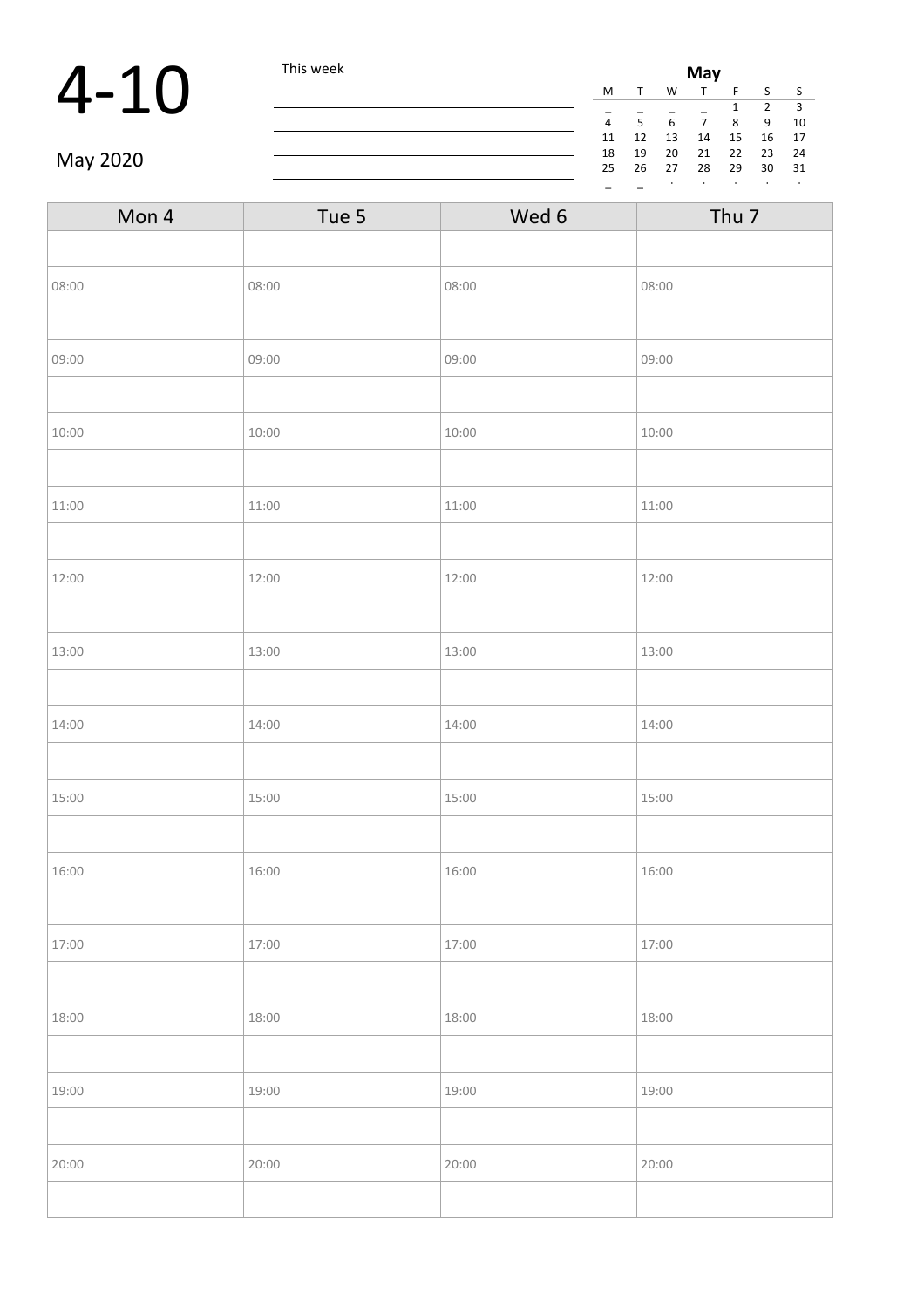# 4-10

May 2020

This week

| May | | | | | | |
|---|---|---|---|---|---|---|
| M | T | W | T | F | S | S |
| _ | _ | _ | _ | 1 | 2 | 3 |
| 4 | 5 | 6 | 7 | 8 | 9 | 10 |
| 11 | 12 | 13 | 14 | 15 | 16 | 17 |
| 18 | 19 | 20 | 21 | 22 | 23 | 24 |
| 25 | 26 | 27 | 28 | 29 | 30 | 31 |
| _ | _ | . | . | . | . | . |

| Mon 4 | Tue 5 | Wed 6 | Thu 7 |
|---|---|---|---|
| | | | |
| 08:00 | 08:00 | 08:00 | 08:00 |
| | | | |
| 09:00 | 09:00 | 09:00 | 09:00 |
| | | | |
| 10:00 | 10:00 | 10:00 | 10:00 |
| | | | |
| 11:00 | 11:00 | 11:00 | 11:00 |
| | | | |
| 12:00 | 12:00 | 12:00 | 12:00 |
| | | | |
| 13:00 | 13:00 | 13:00 | 13:00 |
| | | | |
| 14:00 | 14:00 | 14:00 | 14:00 |
| | | | |
| 15:00 | 15:00 | 15:00 | 15:00 |
| | | | |
| 16:00 | 16:00 | 16:00 | 16:00 |
| | | | |
| 17:00 | 17:00 | 17:00 | 17:00 |
| | | | |
| 18:00 | 18:00 | 18:00 | 18:00 |
| | | | |
| 19:00 | 19:00 | 19:00 | 19:00 |
| | | | |
| 20:00 | 20:00 | 20:00 | 20:00 |
| | | | |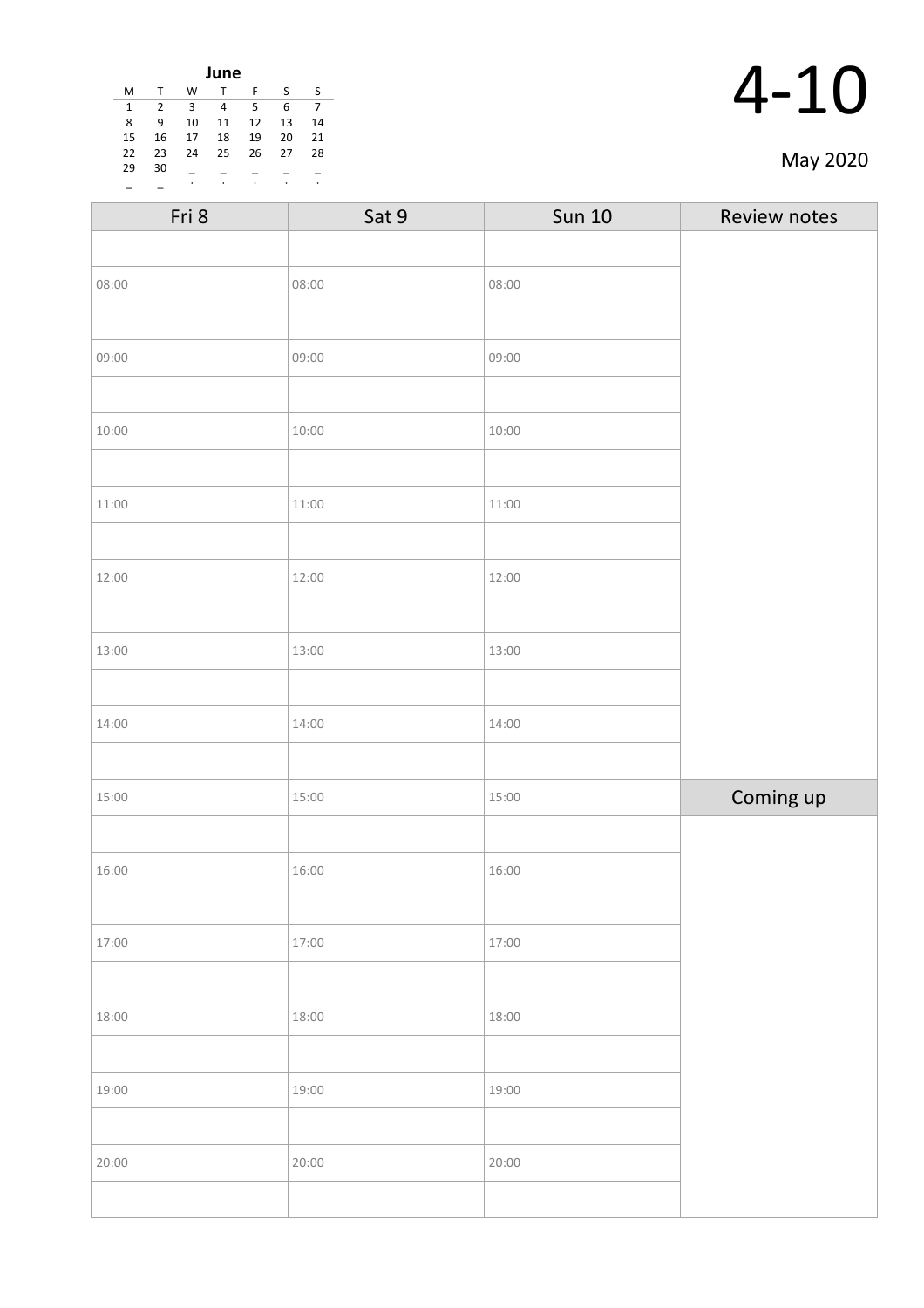**June**

| M | T | W | T | F | S | S |
|---|---|---|---|---|---|---|
| 1 | 2 | 3 | 4 | 5 | 6 | 7 |
| 8 | 9 | 10 | 11 | 12 | 13 | 14 |
| 15 | 16 | 17 | 18 | 19 | 20 | 21 |
| 22 | 23 | 24 | 25 | 26 | 27 | 28 |
| 29 | 30 | | | | | |

# 4-10

May 2020

| Fri 8 | Sat 9 | Sun 10 | Review notes |
|---|---|---|---|
| | | | |
| 08:00 | 08:00 | 08:00 | |
| | | | |
| 09:00 | 09:00 | 09:00 | |
| | | | |
| 10:00 | 10:00 | 10:00 | |
| | | | |
| 11:00 | 11:00 | 11:00 | |
| | | | |
| 12:00 | 12:00 | 12:00 | |
| | | | |
| 13:00 | 13:00 | 13:00 | |
| | | | |
| 14:00 | 14:00 | 14:00 | |
| | | | |
| 15:00 | 15:00 | 15:00 | **Coming up** |
| | | | |
| 16:00 | 16:00 | 16:00 | |
| | | | |
| 17:00 | 17:00 | 17:00 | |
| | | | |
| 18:00 | 18:00 | 18:00 | |
| | | | |
| 19:00 | 19:00 | 19:00 | |
| | | | |
| 20:00 | 20:00 | 20:00 | |
| | | | |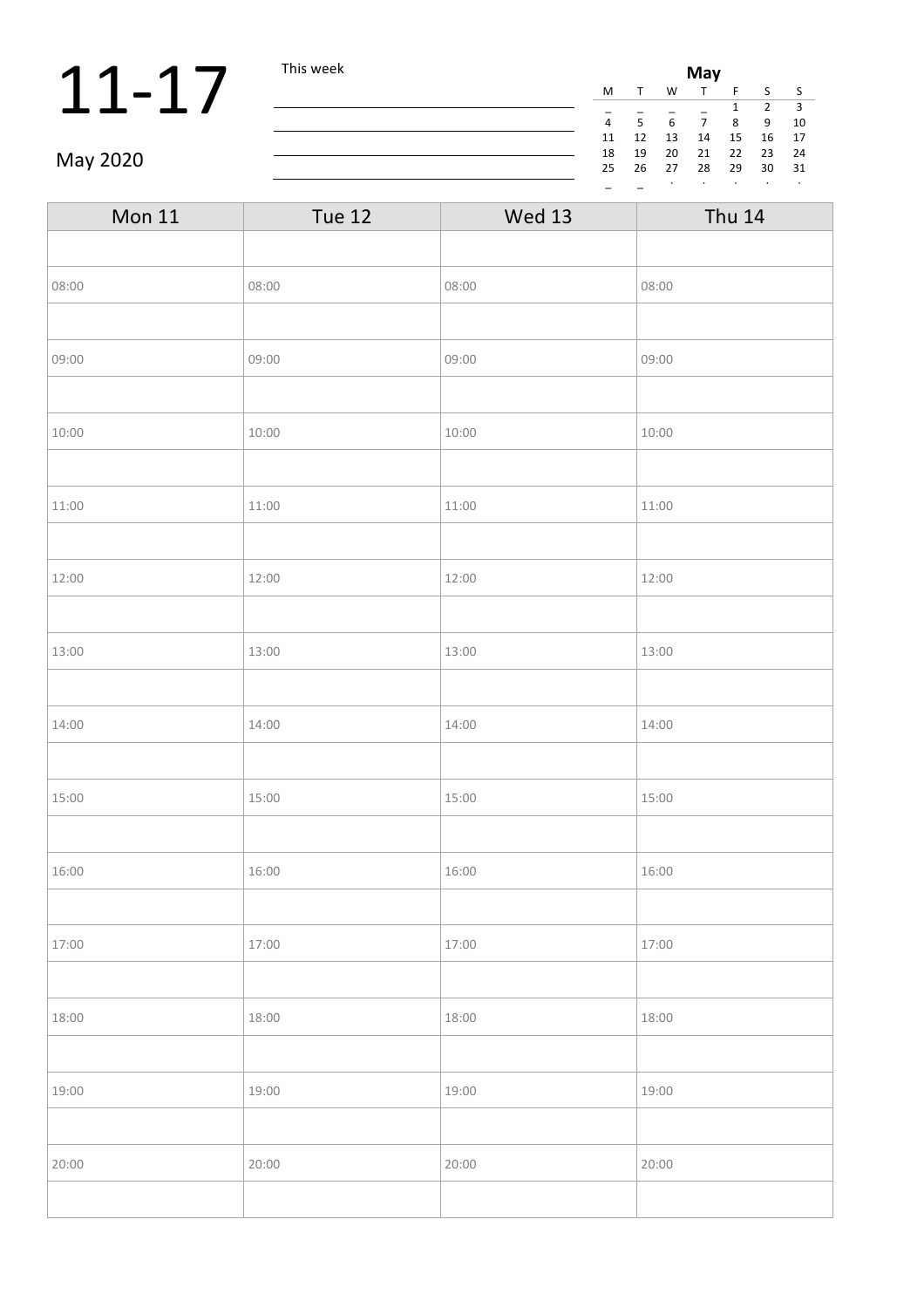# 11-17

May 2020

This week

| May | | | | | | |
|---|---|---|---|---|---|---|
| M | T | W | T | F | S | S |
| _ | _ | _ | _ | 1 | 2 | 3 |
| 4 | 5 | 6 | 7 | 8 | 9 | 10 |
| 11 | 12 | 13 | 14 | 15 | 16 | 17 |
| 18 | 19 | 20 | 21 | 22 | 23 | 24 |
| 25 | 26 | 27 | 28 | 29 | 30 | 31 |
| _ | _ | . | . | . | . | . |

| Mon 11 | Tue 12 | Wed 13 | Thu 14 |
|---|---|---|---|
| | | | |
| 08:00 | 08:00 | 08:00 | 08:00 |
| | | | |
| 09:00 | 09:00 | 09:00 | 09:00 |
| | | | |
| 10:00 | 10:00 | 10:00 | 10:00 |
| | | | |
| 11:00 | 11:00 | 11:00 | 11:00 |
| | | | |
| 12:00 | 12:00 | 12:00 | 12:00 |
| | | | |
| 13:00 | 13:00 | 13:00 | 13:00 |
| | | | |
| 14:00 | 14:00 | 14:00 | 14:00 |
| | | | |
| 15:00 | 15:00 | 15:00 | 15:00 |
| | | | |
| 16:00 | 16:00 | 16:00 | 16:00 |
| | | | |
| 17:00 | 17:00 | 17:00 | 17:00 |
| | | | |
| 18:00 | 18:00 | 18:00 | 18:00 |
| | | | |
| 19:00 | 19:00 | 19:00 | 19:00 |
| | | | |
| 20:00 | 20:00 | 20:00 | 20:00 |
| | | | |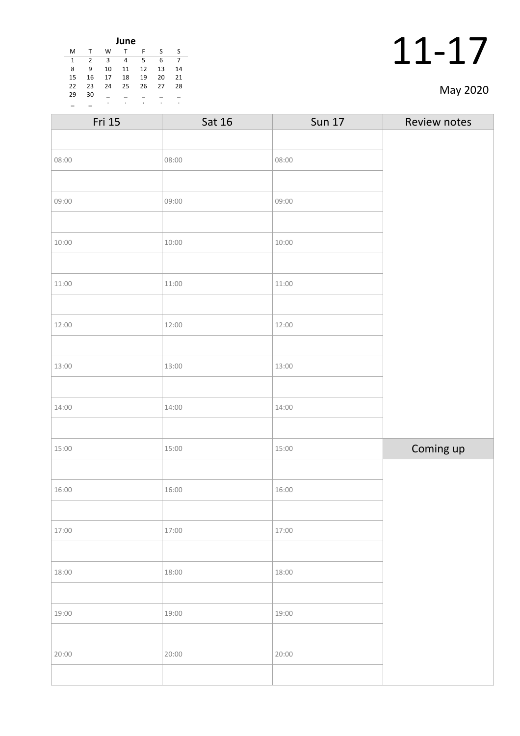**June**

| M | T | W | T | F | S | S |
|---|---|---|---|---|---|---|
| 1 | 2 | 3 | 4 | 5 | 6 | 7 |
| 8 | 9 | 10 | 11 | 12 | 13 | 14 |
| 15 | 16 | 17 | 18 | 19 | 20 | 21 |
| 22 | 23 | 24 | 25 | 26 | 27 | 28 |
| 29 | 30 | | | | | |

# 11-17

May 2020

| Fri 15 | Sat 16 | Sun 17 | Review notes |
|---|---|---|---|
| | | | |
| 08:00 | 08:00 | 08:00 | |
| | | | |
| 09:00 | 09:00 | 09:00 | |
| | | | |
| 10:00 | 10:00 | 10:00 | |
| | | | |
| 11:00 | 11:00 | 11:00 | |
| | | | |
| 12:00 | 12:00 | 12:00 | |
| | | | |
| 13:00 | 13:00 | 13:00 | |
| | | | |
| 14:00 | 14:00 | 14:00 | |
| | | | |
| 15:00 | 15:00 | 15:00 | **Coming up** |
| | | | |
| 16:00 | 16:00 | 16:00 | |
| | | | |
| 17:00 | 17:00 | 17:00 | |
| | | | |
| 18:00 | 18:00 | 18:00 | |
| | | | |
| 19:00 | 19:00 | 19:00 | |
| | | | |
| 20:00 | 20:00 | 20:00 | |
| | | | |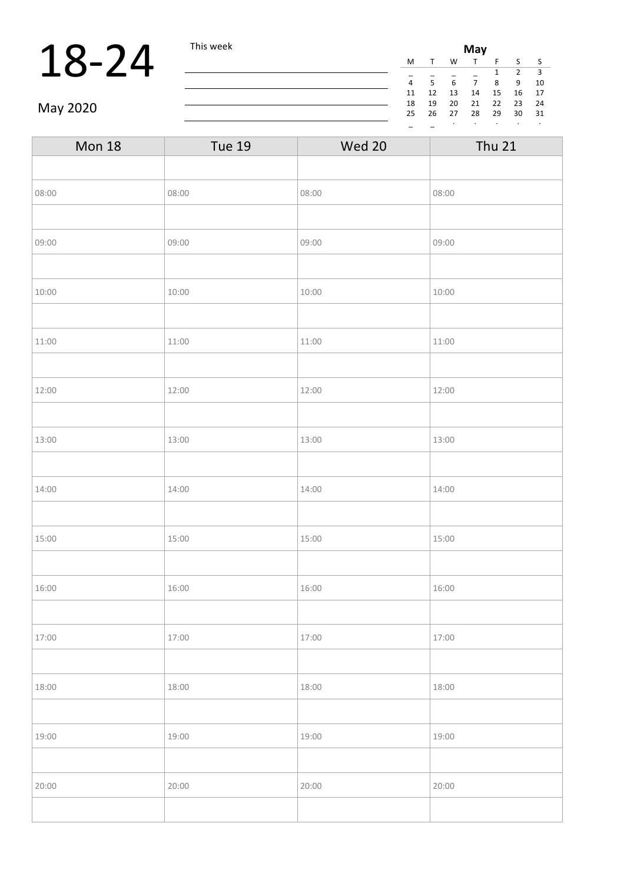# 18-24

May 2020

This week

| May | | | | | | |
|---|---|---|---|---|---|---|
| M | T | W | T | F | S | S |
| _ | _ | _ | _ | 1 | 2 | 3 |
| 4 | 5 | 6 | 7 | 8 | 9 | 10 |
| 11 | 12 | 13 | 14 | 15 | 16 | 17 |
| 18 | 19 | 20 | 21 | 22 | 23 | 24 |
| 25 | 26 | 27 | 28 | 29 | 30 | 31 |
| _ | _ | . | . | . | . | . |

| Mon 18 | Tue 19 | Wed 20 | Thu 21 |
|---|---|---|---|
| | | | |
| 08:00 | 08:00 | 08:00 | 08:00 |
| | | | |
| 09:00 | 09:00 | 09:00 | 09:00 |
| | | | |
| 10:00 | 10:00 | 10:00 | 10:00 |
| | | | |
| 11:00 | 11:00 | 11:00 | 11:00 |
| | | | |
| 12:00 | 12:00 | 12:00 | 12:00 |
| | | | |
| 13:00 | 13:00 | 13:00 | 13:00 |
| | | | |
| 14:00 | 14:00 | 14:00 | 14:00 |
| | | | |
| 15:00 | 15:00 | 15:00 | 15:00 |
| | | | |
| 16:00 | 16:00 | 16:00 | 16:00 |
| | | | |
| 17:00 | 17:00 | 17:00 | 17:00 |
| | | | |
| 18:00 | 18:00 | 18:00 | 18:00 |
| | | | |
| 19:00 | 19:00 | 19:00 | 19:00 |
| | | | |
| 20:00 | 20:00 | 20:00 | 20:00 |
| | | | |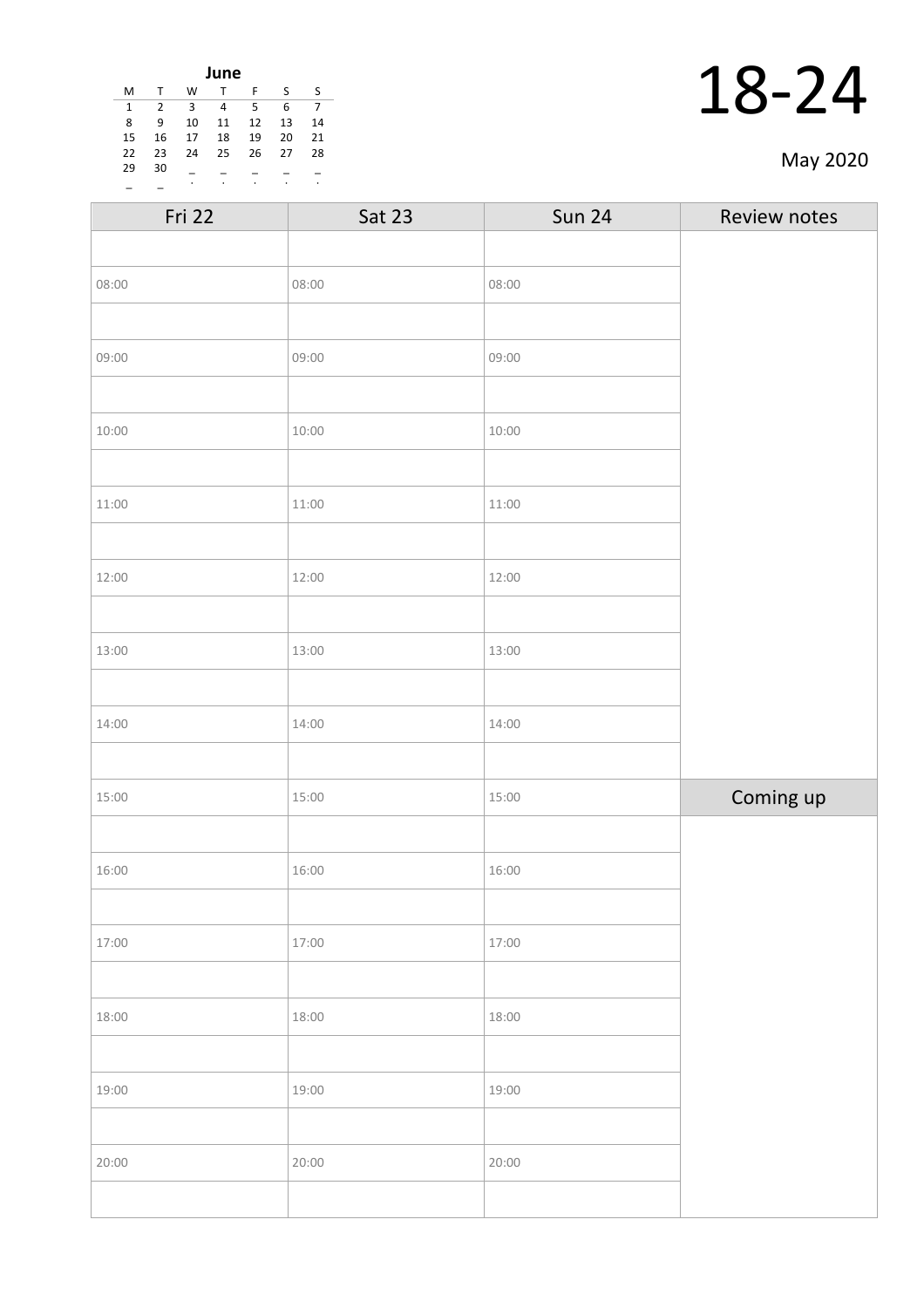**June**

| M | T | W | T | F | S | S |
|---|---|---|---|---|---|---|
| 1 | 2 | 3 | 4 | 5 | 6 | 7 |
| 8 | 9 | 10 | 11 | 12 | 13 | 14 |
| 15 | 16 | 17 | 18 | 19 | 20 | 21 |
| 22 | 23 | 24 | 25 | 26 | 27 | 28 |
| 29 | 30 | | | | | |

# 18-24

May 2020

| Fri 22 | Sat 23 | Sun 24 | Review notes |
|---|---|---|---|
| | | | |
| 08:00 | 08:00 | 08:00 | |
| | | | |
| 09:00 | 09:00 | 09:00 | |
| | | | |
| 10:00 | 10:00 | 10:00 | |
| | | | |
| 11:00 | 11:00 | 11:00 | |
| | | | |
| 12:00 | 12:00 | 12:00 | |
| | | | |
| 13:00 | 13:00 | 13:00 | |
| | | | |
| 14:00 | 14:00 | 14:00 | |
| | | | |
| 15:00 | 15:00 | 15:00 | Coming up |
| | | | |
| 16:00 | 16:00 | 16:00 | |
| | | | |
| 17:00 | 17:00 | 17:00 | |
| | | | |
| 18:00 | 18:00 | 18:00 | |
| | | | |
| 19:00 | 19:00 | 19:00 | |
| | | | |
| 20:00 | 20:00 | 20:00 | |
| | | | |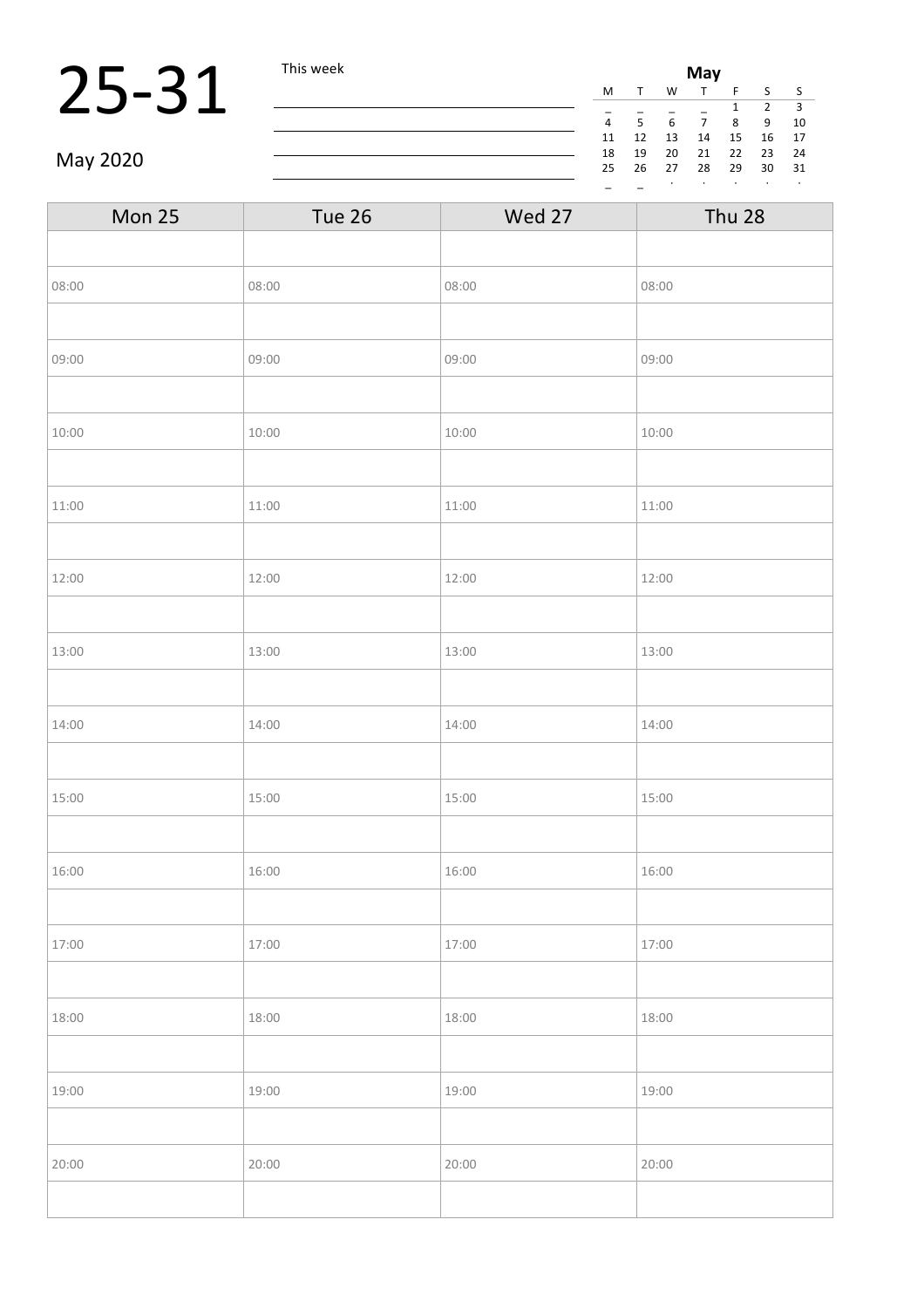# 25-31

May 2020

This week

| **May** | | | | | | |
|---|---|---|---|---|---|---|
| M | T | W | T | F | S | S |
| _ | _ | _ | _ | 1 | 2 | 3 |
| 4 | 5 | 6 | 7 | 8 | 9 | 10 |
| 11 | 12 | 13 | 14 | 15 | 16 | 17 |
| 18 | 19 | 20 | 21 | 22 | 23 | 24 |
| 25 | 26 | 27 | 28 | 29 | 30 | 31 |
| _ | _ | . | . | . | . | . |

| Mon 25 | Tue 26 | Wed 27 | Thu 28 |
|---|---|---|---|
| | | | |
| 08:00 | 08:00 | 08:00 | 08:00 |
| | | | |
| 09:00 | 09:00 | 09:00 | 09:00 |
| | | | |
| 10:00 | 10:00 | 10:00 | 10:00 |
| | | | |
| 11:00 | 11:00 | 11:00 | 11:00 |
| | | | |
| 12:00 | 12:00 | 12:00 | 12:00 |
| | | | |
| 13:00 | 13:00 | 13:00 | 13:00 |
| | | | |
| 14:00 | 14:00 | 14:00 | 14:00 |
| | | | |
| 15:00 | 15:00 | 15:00 | 15:00 |
| | | | |
| 16:00 | 16:00 | 16:00 | 16:00 |
| | | | |
| 17:00 | 17:00 | 17:00 | 17:00 |
| | | | |
| 18:00 | 18:00 | 18:00 | 18:00 |
| | | | |
| 19:00 | 19:00 | 19:00 | 19:00 |
| | | | |
| 20:00 | 20:00 | 20:00 | 20:00 |
| | | | |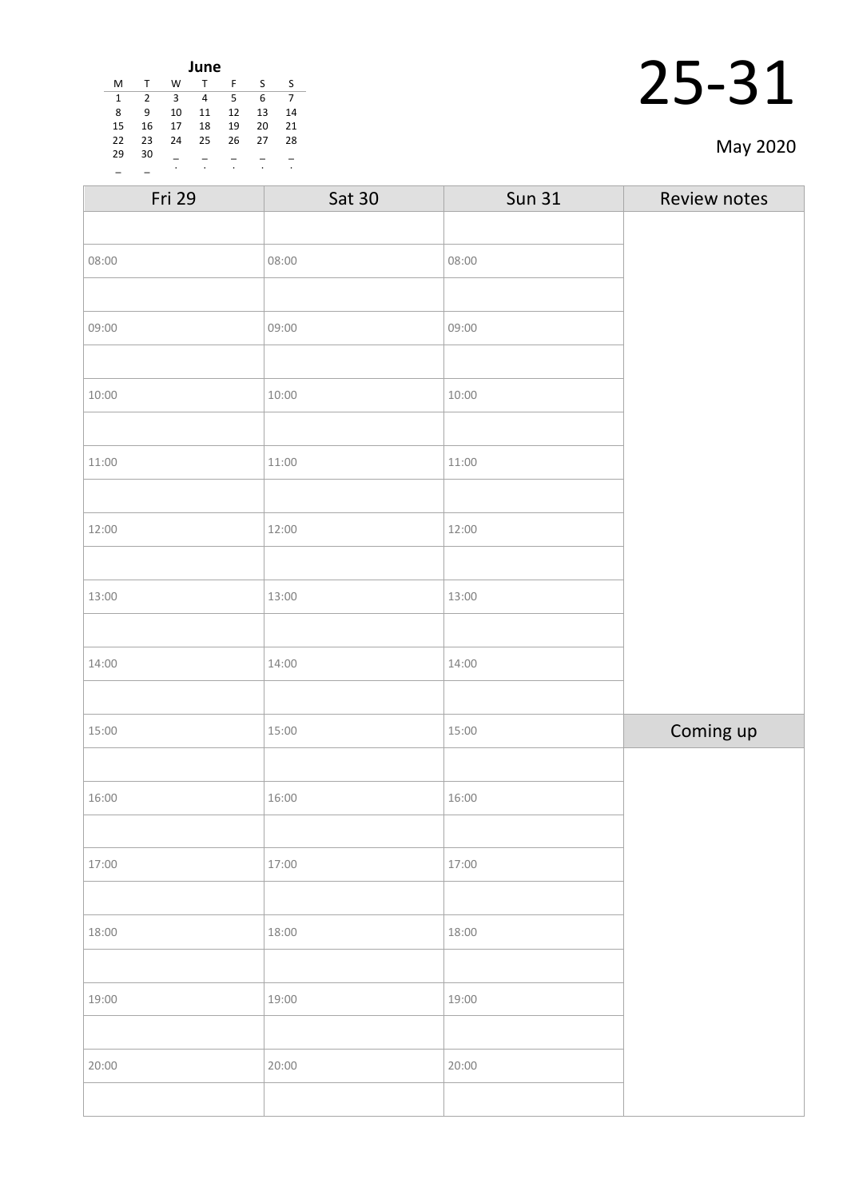**June**

| M | T | W | T | F | S | S |
|---|---|---|---|---|---|---|
| 1 | 2 | 3 | 4 | 5 | 6 | 7 |
| 8 | 9 | 10 | 11 | 12 | 13 | 14 |
| 15 | 16 | 17 | 18 | 19 | 20 | 21 |
| 22 | 23 | 24 | 25 | 26 | 27 | 28 |
| 29 | 30 | | | | | |

# 25-31

May 2020

| Fri 29 | Sat 30 | Sun 31 | Review notes |
|---|---|---|---|
| | | | |
| 08:00 | 08:00 | 08:00 | |
| | | | |
| 09:00 | 09:00 | 09:00 | |
| | | | |
| 10:00 | 10:00 | 10:00 | |
| | | | |
| 11:00 | 11:00 | 11:00 | |
| | | | |
| 12:00 | 12:00 | 12:00 | |
| | | | |
| 13:00 | 13:00 | 13:00 | |
| | | | |
| 14:00 | 14:00 | 14:00 | |
| | | | |
| 15:00 | 15:00 | 15:00 | **Coming up** |
| | | | |
| 16:00 | 16:00 | 16:00 | |
| | | | |
| 17:00 | 17:00 | 17:00 | |
| | | | |
| 18:00 | 18:00 | 18:00 | |
| | | | |
| 19:00 | 19:00 | 19:00 | |
| | | | |
| 20:00 | 20:00 | 20:00 | |
| | | | |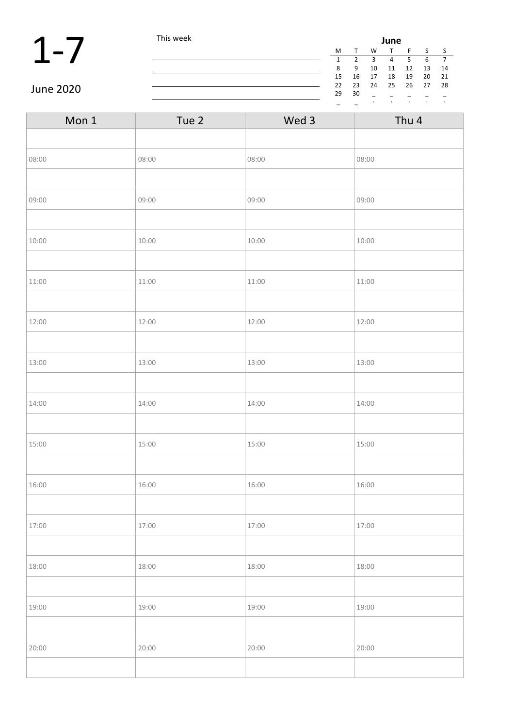# 1-7

June 2020

This week

| **June** | | | | | | |
|---|---|---|---|---|---|---|
| M | T | W | T | F | S | S |
| 1 | 2 | 3 | 4 | 5 | 6 | 7 |
| 8 | 9 | 10 | 11 | 12 | 13 | 14 |
| 15 | 16 | 17 | 18 | 19 | 20 | 21 |
| 22 | 23 | 24 | 25 | 26 | 27 | 28 |
| 29 | 30 | | | | | |

| Mon 1 | Tue 2 | Wed 3 | Thu 4 |
|---|---|---|---|
| | | | |
| 08:00 | 08:00 | 08:00 | 08:00 |
| | | | |
| 09:00 | 09:00 | 09:00 | 09:00 |
| | | | |
| 10:00 | 10:00 | 10:00 | 10:00 |
| | | | |
| 11:00 | 11:00 | 11:00 | 11:00 |
| | | | |
| 12:00 | 12:00 | 12:00 | 12:00 |
| | | | |
| 13:00 | 13:00 | 13:00 | 13:00 |
| | | | |
| 14:00 | 14:00 | 14:00 | 14:00 |
| | | | |
| 15:00 | 15:00 | 15:00 | 15:00 |
| | | | |
| 16:00 | 16:00 | 16:00 | 16:00 |
| | | | |
| 17:00 | 17:00 | 17:00 | 17:00 |
| | | | |
| 18:00 | 18:00 | 18:00 | 18:00 |
| | | | |
| 19:00 | 19:00 | 19:00 | 19:00 |
| | | | |
| 20:00 | 20:00 | 20:00 | 20:00 |
| | | | |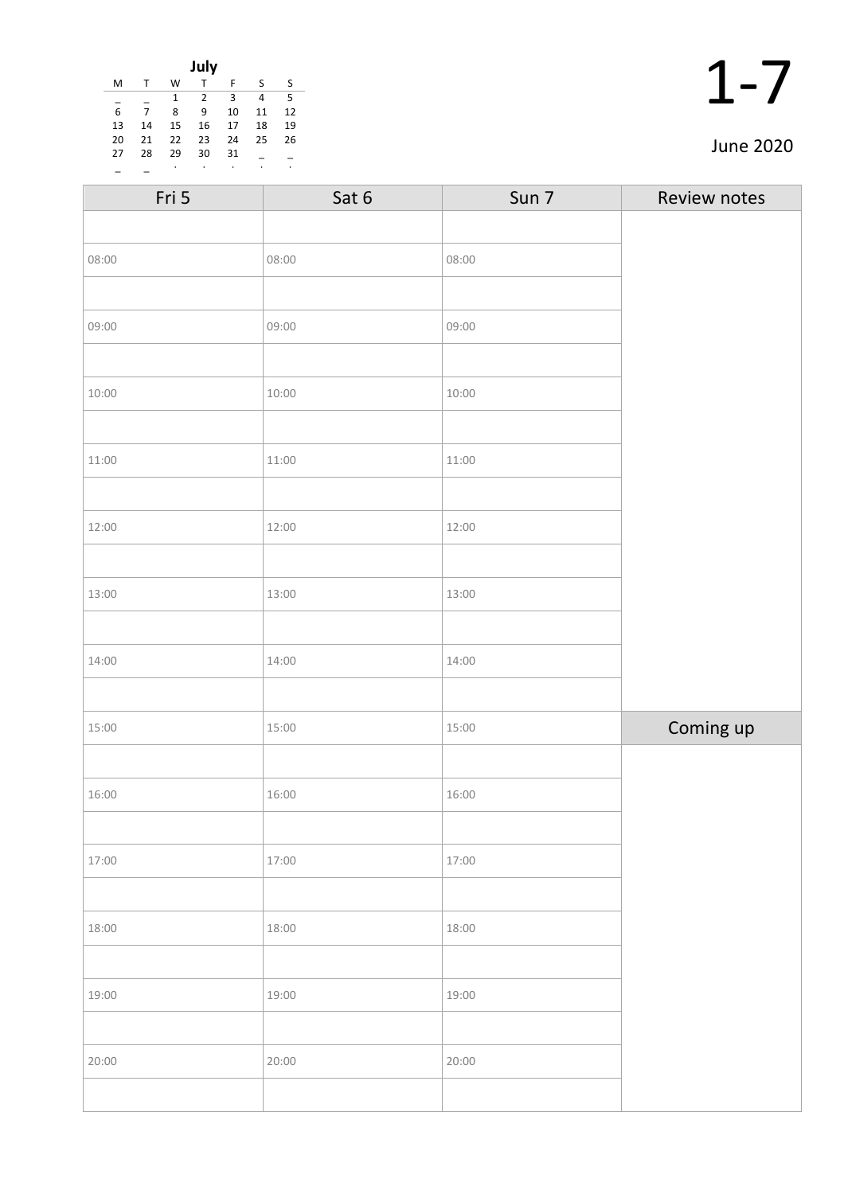**July**

| M | T | W | T | F | S | S |
|---|---|---|---|---|---|---|
| _ | _ | 1 | 2 | 3 | 4 | 5 |
| 6 | 7 | 8 | 9 | 10 | 11 | 12 |
| 13 | 14 | 15 | 16 | 17 | 18 | 19 |
| 20 | 21 | 22 | 23 | 24 | 25 | 26 |
| 27 | 28 | 29 | 30 | 31 | _ | _ |
| _ | _ | . | . | . | . | . |

# 1-7

June 2020

| Fri 5 | Sat 6 | Sun 7 | Review notes |
|---|---|---|---|
| | | | |
| 08:00 | 08:00 | 08:00 | |
| | | | |
| 09:00 | 09:00 | 09:00 | |
| | | | |
| 10:00 | 10:00 | 10:00 | |
| | | | |
| 11:00 | 11:00 | 11:00 | |
| | | | |
| 12:00 | 12:00 | 12:00 | |
| | | | |
| 13:00 | 13:00 | 13:00 | |
| | | | |
| 14:00 | 14:00 | 14:00 | |
| | | | |
| 15:00 | 15:00 | 15:00 | Coming up |
| | | | |
| 16:00 | 16:00 | 16:00 | |
| | | | |
| 17:00 | 17:00 | 17:00 | |
| | | | |
| 18:00 | 18:00 | 18:00 | |
| | | | |
| 19:00 | 19:00 | 19:00 | |
| | | | |
| 20:00 | 20:00 | 20:00 | |
| | | | |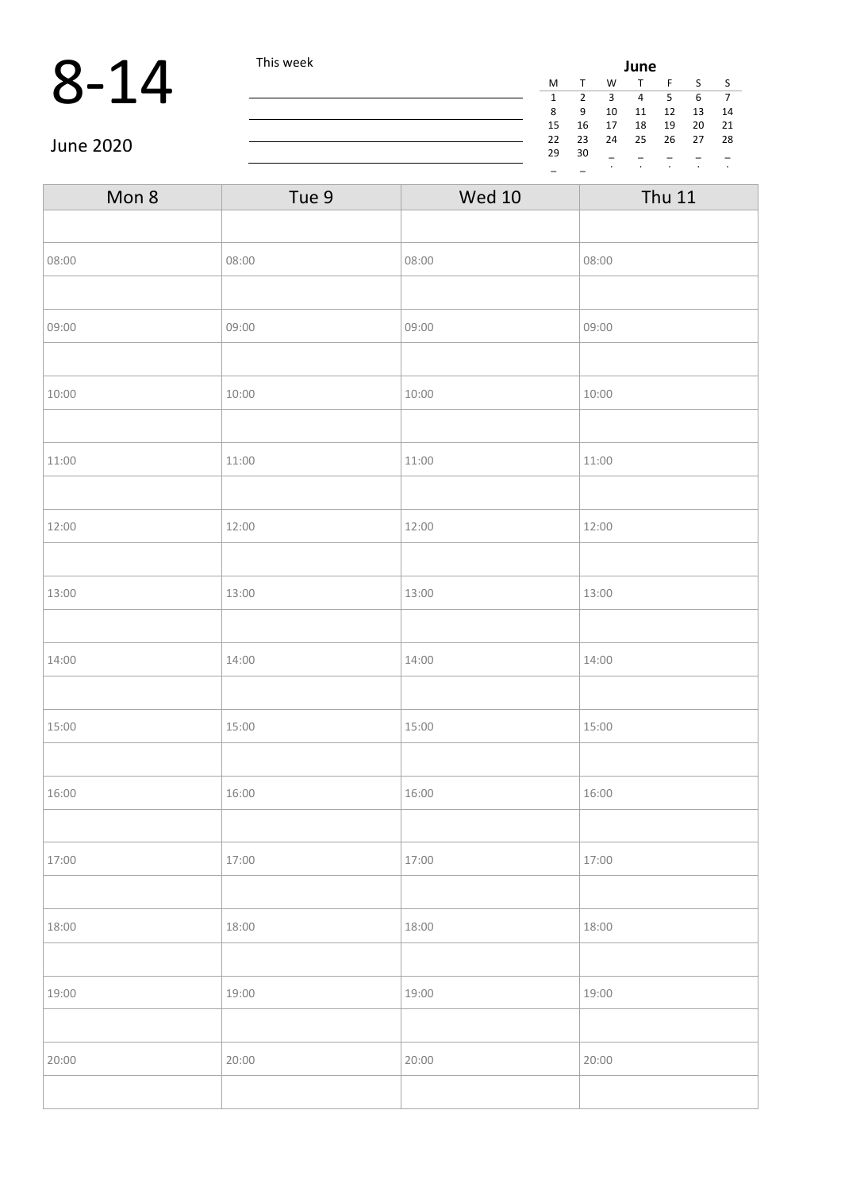# 8-14

June 2020

This week

| June | | | | | | |
|---|---|---|---|---|---|---|
| M | T | W | T | F | S | S |
| 1 | 2 | 3 | 4 | 5 | 6 | 7 |
| 8 | 9 | 10 | 11 | 12 | 13 | 14 |
| 15 | 16 | 17 | 18 | 19 | 20 | 21 |
| 22 | 23 | 24 | 25 | 26 | 27 | 28 |
| 29 | 30 | | | | | |

| Mon 8 | Tue 9 | Wed 10 | Thu 11 |
|---|---|---|---|
| | | | |
| 08:00 | 08:00 | 08:00 | 08:00 |
| | | | |
| 09:00 | 09:00 | 09:00 | 09:00 |
| | | | |
| 10:00 | 10:00 | 10:00 | 10:00 |
| | | | |
| 11:00 | 11:00 | 11:00 | 11:00 |
| | | | |
| 12:00 | 12:00 | 12:00 | 12:00 |
| | | | |
| 13:00 | 13:00 | 13:00 | 13:00 |
| | | | |
| 14:00 | 14:00 | 14:00 | 14:00 |
| | | | |
| 15:00 | 15:00 | 15:00 | 15:00 |
| | | | |
| 16:00 | 16:00 | 16:00 | 16:00 |
| | | | |
| 17:00 | 17:00 | 17:00 | 17:00 |
| | | | |
| 18:00 | 18:00 | 18:00 | 18:00 |
| | | | |
| 19:00 | 19:00 | 19:00 | 19:00 |
| | | | |
| 20:00 | 20:00 | 20:00 | 20:00 |
| | | | |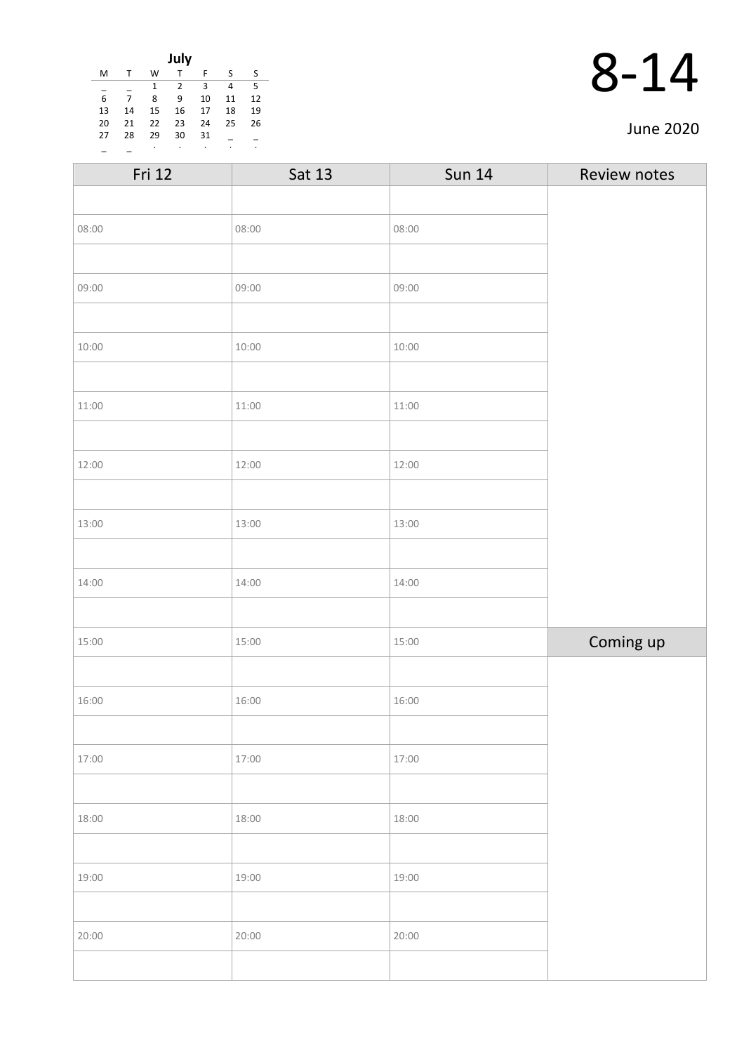**July**

| M | T | W | T | F | S | S |
|---|---|---|---|---|---|---|
| _ | _ | 1 | 2 | 3 | 4 | 5 |
| 6 | 7 | 8 | 9 | 10 | 11 | 12 |
| 13 | 14 | 15 | 16 | 17 | 18 | 19 |
| 20 | 21 | 22 | 23 | 24 | 25 | 26 |
| 27 | 28 | 29 | 30 | 31 | _ | _ |
| _ | _ | . | . | . | . | . |

# 8-14

June 2020

| Fri 12 | Sat 13 | Sun 14 | Review notes |
|---|---|---|---|
| | | | |
| 08:00 | 08:00 | 08:00 | |
| | | | |
| 09:00 | 09:00 | 09:00 | |
| | | | |
| 10:00 | 10:00 | 10:00 | |
| | | | |
| 11:00 | 11:00 | 11:00 | |
| | | | |
| 12:00 | 12:00 | 12:00 | |
| | | | |
| 13:00 | 13:00 | 13:00 | |
| | | | |
| 14:00 | 14:00 | 14:00 | |
| | | | |
| 15:00 | 15:00 | 15:00 | **Coming up** |
| | | | |
| 16:00 | 16:00 | 16:00 | |
| | | | |
| 17:00 | 17:00 | 17:00 | |
| | | | |
| 18:00 | 18:00 | 18:00 | |
| | | | |
| 19:00 | 19:00 | 19:00 | |
| | | | |
| 20:00 | 20:00 | 20:00 | |
| | | | |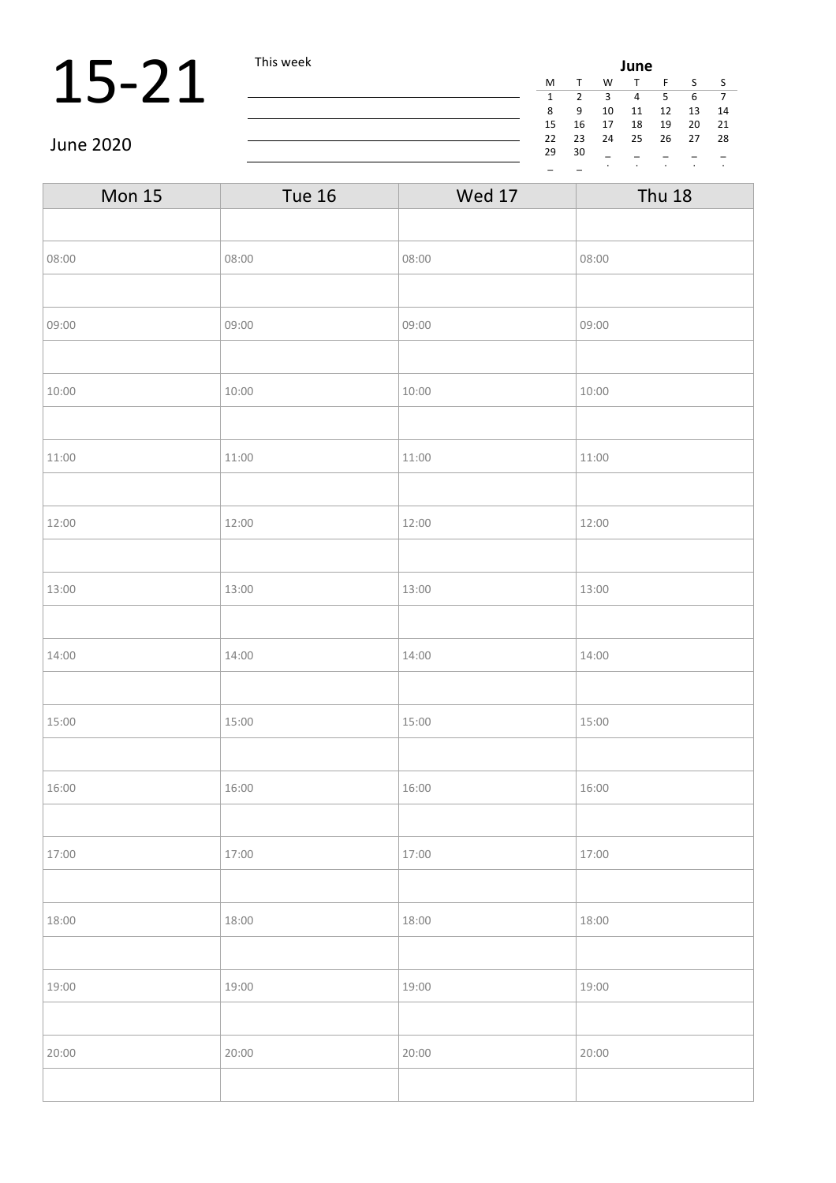# 15-21

June 2020

This week

| June | | | | | | |
|---|---|---|---|---|---|---|
| M | T | W | T | F | S | S |
| 1 | 2 | 3 | 4 | 5 | 6 | 7 |
| 8 | 9 | 10 | 11 | 12 | 13 | 14 |
| 15 | 16 | 17 | 18 | 19 | 20 | 21 |
| 22 | 23 | 24 | 25 | 26 | 27 | 28 |
| 29 | 30 | | | | | |

| Mon 15 | Tue 16 | Wed 17 | Thu 18 |
|---|---|---|---|
| | | | |
| 08:00 | 08:00 | 08:00 | 08:00 |
| | | | |
| 09:00 | 09:00 | 09:00 | 09:00 |
| | | | |
| 10:00 | 10:00 | 10:00 | 10:00 |
| | | | |
| 11:00 | 11:00 | 11:00 | 11:00 |
| | | | |
| 12:00 | 12:00 | 12:00 | 12:00 |
| | | | |
| 13:00 | 13:00 | 13:00 | 13:00 |
| | | | |
| 14:00 | 14:00 | 14:00 | 14:00 |
| | | | |
| 15:00 | 15:00 | 15:00 | 15:00 |
| | | | |
| 16:00 | 16:00 | 16:00 | 16:00 |
| | | | |
| 17:00 | 17:00 | 17:00 | 17:00 |
| | | | |
| 18:00 | 18:00 | 18:00 | 18:00 |
| | | | |
| 19:00 | 19:00 | 19:00 | 19:00 |
| | | | |
| 20:00 | 20:00 | 20:00 | 20:00 |
| | | | |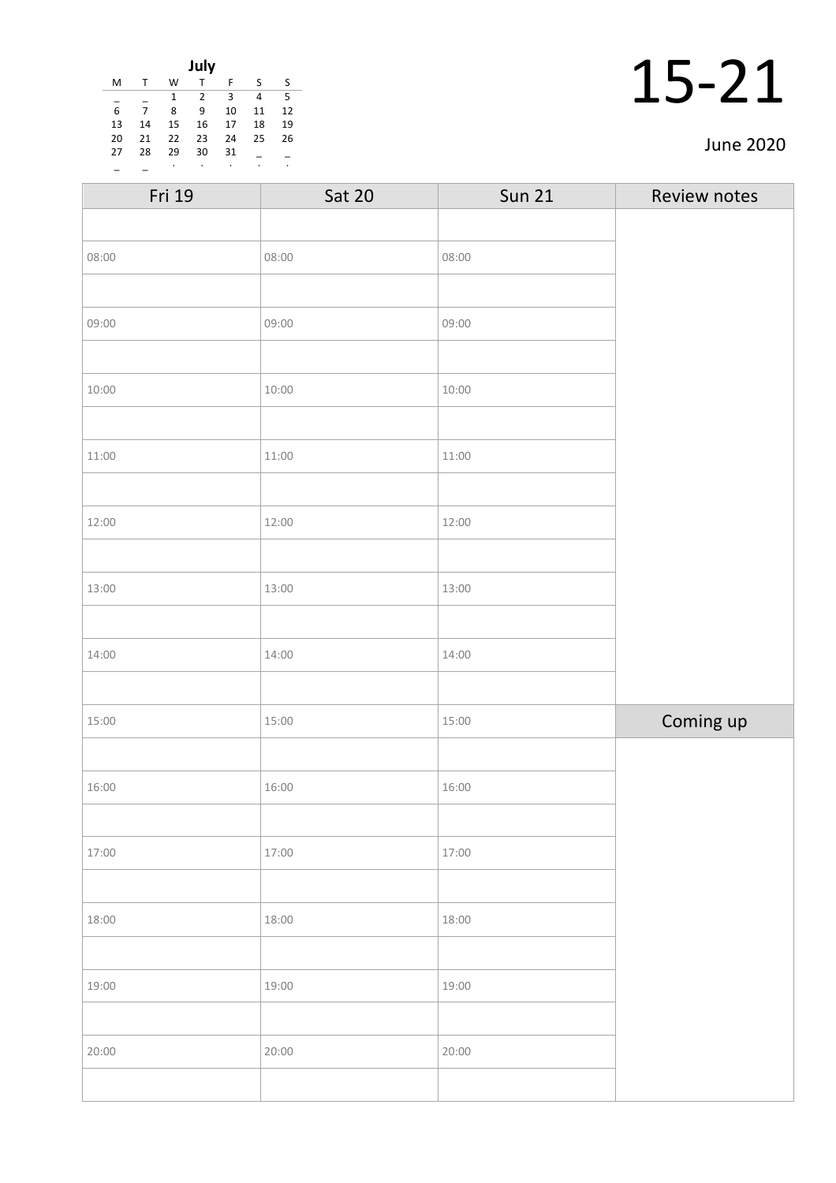**July**

| M | T | W | T | F | S | S |
|---|---|---|---|---|---|---|
| _ | _ | 1 | 2 | 3 | 4 | 5 |
| 6 | 7 | 8 | 9 | 10 | 11 | 12 |
| 13 | 14 | 15 | 16 | 17 | 18 | 19 |
| 20 | 21 | 22 | 23 | 24 | 25 | 26 |
| 27 | 28 | 29 | 30 | 31 | _ | _ |
| _ | _ | . | . | . | . | . |

# 15-21

June 2020

| Fri 19 | Sat 20 | Sun 21 | Review notes |
|---|---|---|---|
| | | | |
| 08:00 | 08:00 | 08:00 | |
| | | | |
| 09:00 | 09:00 | 09:00 | |
| | | | |
| 10:00 | 10:00 | 10:00 | |
| | | | |
| 11:00 | 11:00 | 11:00 | |
| | | | |
| 12:00 | 12:00 | 12:00 | |
| | | | |
| 13:00 | 13:00 | 13:00 | |
| | | | |
| 14:00 | 14:00 | 14:00 | |
| | | | |
| 15:00 | 15:00 | 15:00 | **Coming up** |
| | | | |
| 16:00 | 16:00 | 16:00 | |
| | | | |
| 17:00 | 17:00 | 17:00 | |
| | | | |
| 18:00 | 18:00 | 18:00 | |
| | | | |
| 19:00 | 19:00 | 19:00 | |
| | | | |
| 20:00 | 20:00 | 20:00 | |
| | | | |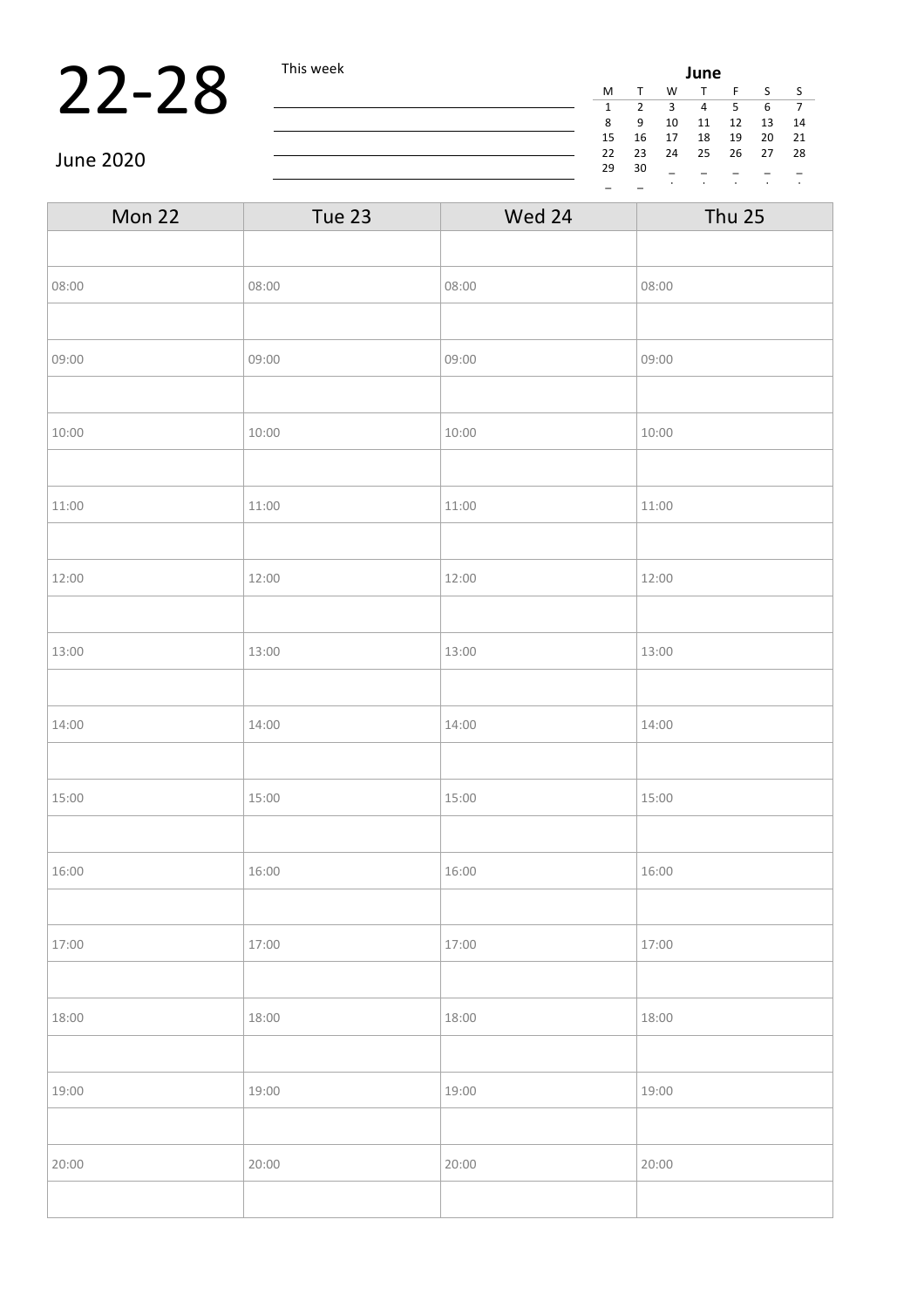# 22-28

June 2020

This week

| June | | | | | | |
|---|---|---|---|---|---|---|
| M | T | W | T | F | S | S |
| 1 | 2 | 3 | 4 | 5 | 6 | 7 |
| 8 | 9 | 10 | 11 | 12 | 13 | 14 |
| 15 | 16 | 17 | 18 | 19 | 20 | 21 |
| 22 | 23 | 24 | 25 | 26 | 27 | 28 |
| 29 | 30 | | | | | |

| Mon 22 | Tue 23 | Wed 24 | Thu 25 |
|---|---|---|---|
| | | | |
| 08:00 | 08:00 | 08:00 | 08:00 |
| | | | |
| 09:00 | 09:00 | 09:00 | 09:00 |
| | | | |
| 10:00 | 10:00 | 10:00 | 10:00 |
| | | | |
| 11:00 | 11:00 | 11:00 | 11:00 |
| | | | |
| 12:00 | 12:00 | 12:00 | 12:00 |
| | | | |
| 13:00 | 13:00 | 13:00 | 13:00 |
| | | | |
| 14:00 | 14:00 | 14:00 | 14:00 |
| | | | |
| 15:00 | 15:00 | 15:00 | 15:00 |
| | | | |
| 16:00 | 16:00 | 16:00 | 16:00 |
| | | | |
| 17:00 | 17:00 | 17:00 | 17:00 |
| | | | |
| 18:00 | 18:00 | 18:00 | 18:00 |
| | | | |
| 19:00 | 19:00 | 19:00 | 19:00 |
| | | | |
| 20:00 | 20:00 | 20:00 | 20:00 |
| | | | |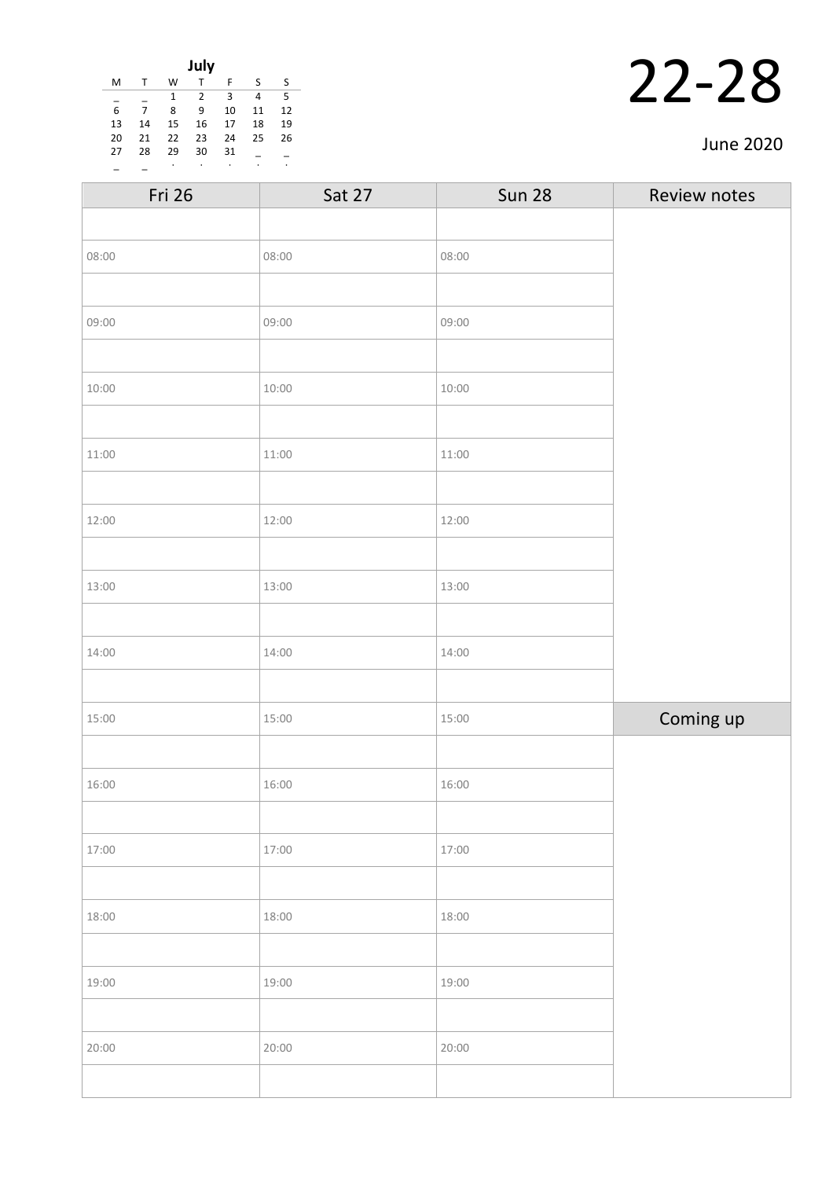**July**

| M | T | W | T | F | S | S |
|---|---|---|---|---|---|---|
| _ | _ | 1 | 2 | 3 | 4 | 5 |
| 6 | 7 | 8 | 9 | 10 | 11 | 12 |
| 13 | 14 | 15 | 16 | 17 | 18 | 19 |
| 20 | 21 | 22 | 23 | 24 | 25 | 26 |
| 27 | 28 | 29 | 30 | 31 | _ | _ |
| _ | _ | . | . | . | . | . |

# 22-28

June 2020

| Fri 26 | Sat 27 | Sun 28 | Review notes |
|---|---|---|---|
| | | | |
| 08:00 | 08:00 | 08:00 | |
| | | | |
| 09:00 | 09:00 | 09:00 | |
| | | | |
| 10:00 | 10:00 | 10:00 | |
| | | | |
| 11:00 | 11:00 | 11:00 | |
| | | | |
| 12:00 | 12:00 | 12:00 | |
| | | | |
| 13:00 | 13:00 | 13:00 | |
| | | | |
| 14:00 | 14:00 | 14:00 | |
| | | | |
| 15:00 | 15:00 | 15:00 | Coming up |
| | | | |
| 16:00 | 16:00 | 16:00 | |
| | | | |
| 17:00 | 17:00 | 17:00 | |
| | | | |
| 18:00 | 18:00 | 18:00 | |
| | | | |
| 19:00 | 19:00 | 19:00 | |
| | | | |
| 20:00 | 20:00 | 20:00 | |
| | | | |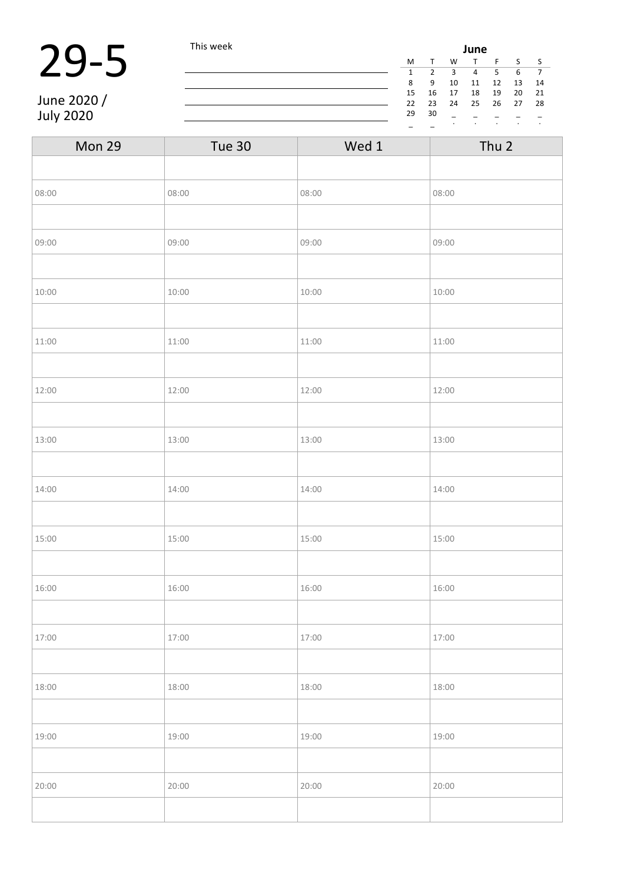# 29-5

June 2020 /
July 2020

This week

______________________________________

______________________________________

______________________________________

______________________________________

**June**

| M | T | W | T | F | S | S |
|---|---|---|---|---|---|---|
| 1 | 2 | 3 | 4 | 5 | 6 | 7 |
| 8 | 9 | 10 | 11 | 12 | 13 | 14 |
| 15 | 16 | 17 | 18 | 19 | 20 | 21 |
| 22 | 23 | 24 | 25 | 26 | 27 | 28 |
| 29 | 30 | | | | | |

| Mon 29 | Tue 30 | Wed 1 | Thu 2 |
|---|---|---|---|
| | | | |
| 08:00 | 08:00 | 08:00 | 08:00 |
| | | | |
| 09:00 | 09:00 | 09:00 | 09:00 |
| | | | |
| 10:00 | 10:00 | 10:00 | 10:00 |
| | | | |
| 11:00 | 11:00 | 11:00 | 11:00 |
| | | | |
| 12:00 | 12:00 | 12:00 | 12:00 |
| | | | |
| 13:00 | 13:00 | 13:00 | 13:00 |
| | | | |
| 14:00 | 14:00 | 14:00 | 14:00 |
| | | | |
| 15:00 | 15:00 | 15:00 | 15:00 |
| | | | |
| 16:00 | 16:00 | 16:00 | 16:00 |
| | | | |
| 17:00 | 17:00 | 17:00 | 17:00 |
| | | | |
| 18:00 | 18:00 | 18:00 | 18:00 |
| | | | |
| 19:00 | 19:00 | 19:00 | 19:00 |
| | | | |
| 20:00 | 20:00 | 20:00 | 20:00 |
| | | | |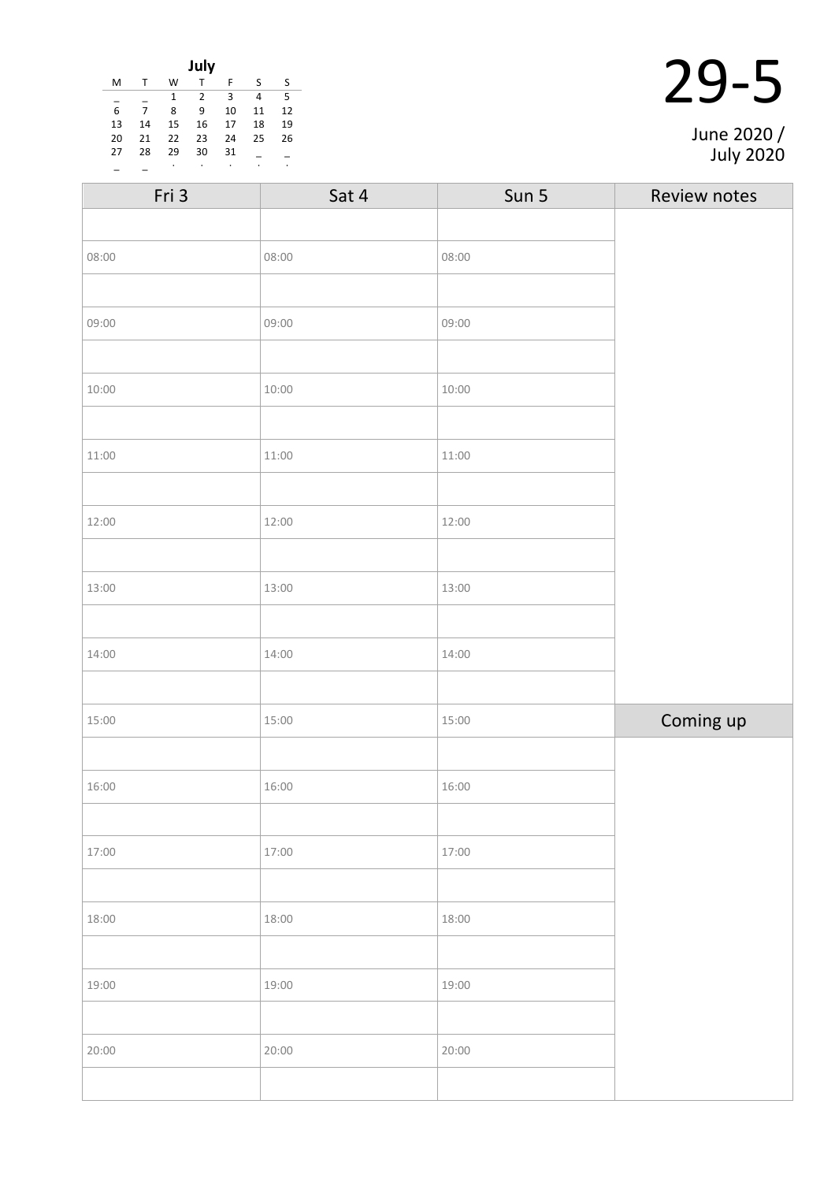**July**

| M | T | W | T | F | S | S |
|---|---|---|---|---|---|---|
| _ | _ | 1 | 2 | 3 | 4 | 5 |
| 6 | 7 | 8 | 9 | 10 | 11 | 12 |
| 13 | 14 | 15 | 16 | 17 | 18 | 19 |
| 20 | 21 | 22 | 23 | 24 | 25 | 26 |
| 27 | 28 | 29 | 30 | 31 | _ | _ |
| _ | _ | . | . | . | . | . |

# 29-5

June 2020 / July 2020

| Fri 3 | Sat 4 | Sun 5 | Review notes |
|---|---|---|---|
| | | | |
| 08:00 | 08:00 | 08:00 | |
| | | | |
| 09:00 | 09:00 | 09:00 | |
| | | | |
| 10:00 | 10:00 | 10:00 | |
| | | | |
| 11:00 | 11:00 | 11:00 | |
| | | | |
| 12:00 | 12:00 | 12:00 | |
| | | | |
| 13:00 | 13:00 | 13:00 | |
| | | | |
| 14:00 | 14:00 | 14:00 | |
| | | | |
| 15:00 | 15:00 | 15:00 | Coming up |
| | | | |
| 16:00 | 16:00 | 16:00 | |
| | | | |
| 17:00 | 17:00 | 17:00 | |
| | | | |
| 18:00 | 18:00 | 18:00 | |
| | | | |
| 19:00 | 19:00 | 19:00 | |
| | | | |
| 20:00 | 20:00 | 20:00 | |
| | | | |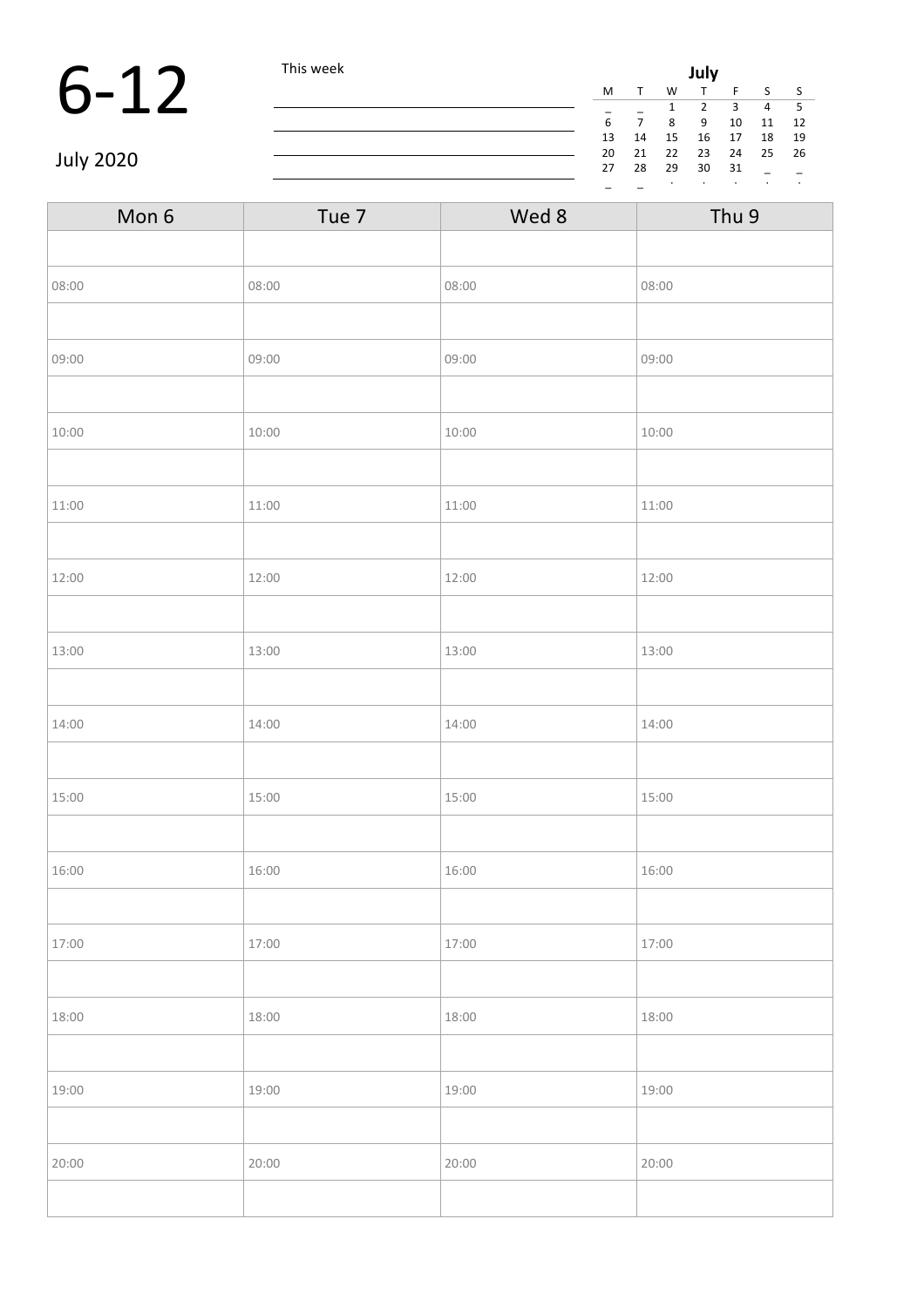# 6-12

July 2020

This week

| July | | | | | | |
|---|---|---|---|---|---|---|
| M | T | W | T | F | S | S |
| _ | _ | 1 | 2 | 3 | 4 | 5 |
| 6 | 7 | 8 | 9 | 10 | 11 | 12 |
| 13 | 14 | 15 | 16 | 17 | 18 | 19 |
| 20 | 21 | 22 | 23 | 24 | 25 | 26 |
| 27 | 28 | 29 | 30 | 31 | _ | _ |
| _ | _ | · | · | · | · | · |

| Mon 6 | Tue 7 | Wed 8 | Thu 9 |
|---|---|---|---|
| | | | |
| 08:00 | 08:00 | 08:00 | 08:00 |
| | | | |
| 09:00 | 09:00 | 09:00 | 09:00 |
| | | | |
| 10:00 | 10:00 | 10:00 | 10:00 |
| | | | |
| 11:00 | 11:00 | 11:00 | 11:00 |
| | | | |
| 12:00 | 12:00 | 12:00 | 12:00 |
| | | | |
| 13:00 | 13:00 | 13:00 | 13:00 |
| | | | |
| 14:00 | 14:00 | 14:00 | 14:00 |
| | | | |
| 15:00 | 15:00 | 15:00 | 15:00 |
| | | | |
| 16:00 | 16:00 | 16:00 | 16:00 |
| | | | |
| 17:00 | 17:00 | 17:00 | 17:00 |
| | | | |
| 18:00 | 18:00 | 18:00 | 18:00 |
| | | | |
| 19:00 | 19:00 | 19:00 | 19:00 |
| | | | |
| 20:00 | 20:00 | 20:00 | 20:00 |
| | | | |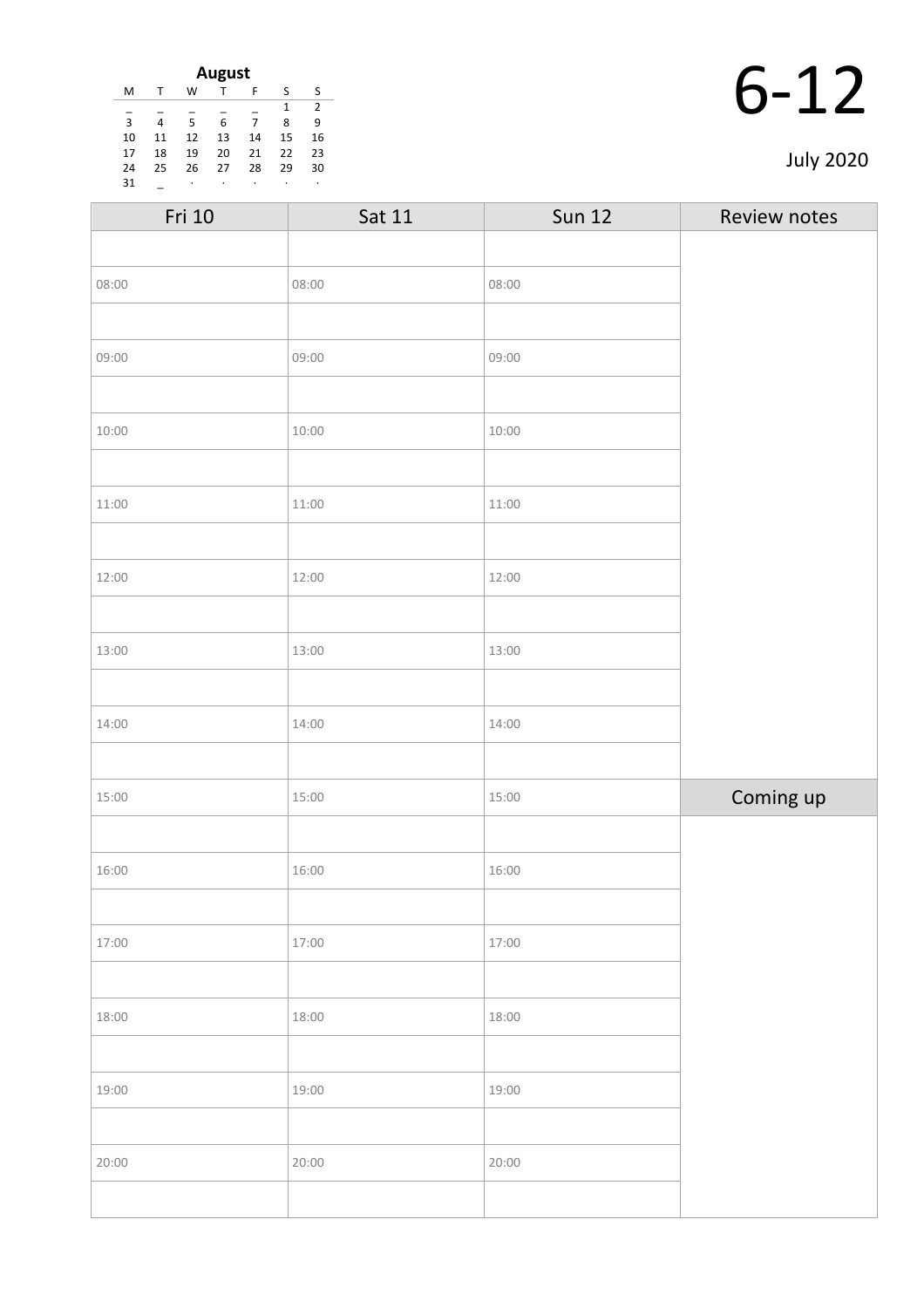**August**

| M | T | W | T | F | S | S |
|---|---|---|---|---|---|---|
| _ | _ | _ | _ | _ | 1 | 2 |
| 3 | 4 | 5 | 6 | 7 | 8 | 9 |
| 10 | 11 | 12 | 13 | 14 | 15 | 16 |
| 17 | 18 | 19 | 20 | 21 | 22 | 23 |
| 24 | 25 | 26 | 27 | 28 | 29 | 30 |
| 31 | _ | · | · | · | · | · |

# 6-12

July 2020

| Fri 10 | Sat 11 | Sun 12 | Review notes |
|---|---|---|---|
| | | | |
| 08:00 | 08:00 | 08:00 | |
| | | | |
| 09:00 | 09:00 | 09:00 | |
| | | | |
| 10:00 | 10:00 | 10:00 | |
| | | | |
| 11:00 | 11:00 | 11:00 | |
| | | | |
| 12:00 | 12:00 | 12:00 | |
| | | | |
| 13:00 | 13:00 | 13:00 | |
| | | | |
| 14:00 | 14:00 | 14:00 | |
| | | | |
| 15:00 | 15:00 | 15:00 | Coming up |
| | | | |
| 16:00 | 16:00 | 16:00 | |
| | | | |
| 17:00 | 17:00 | 17:00 | |
| | | | |
| 18:00 | 18:00 | 18:00 | |
| | | | |
| 19:00 | 19:00 | 19:00 | |
| | | | |
| 20:00 | 20:00 | 20:00 | |
| | | | |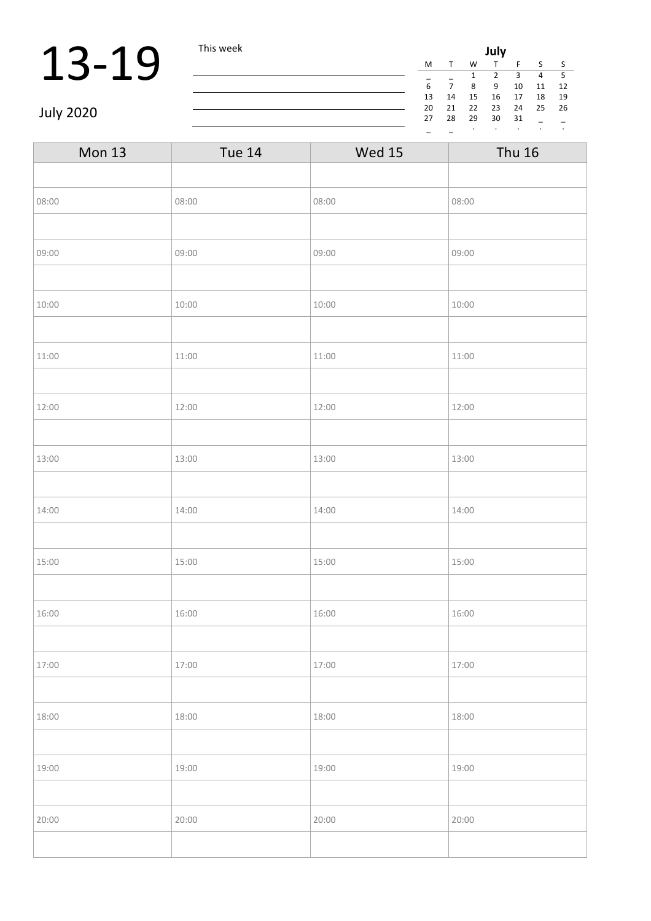# 13-19

July 2020

This week

| July | | | | | | |
|---|---|---|---|---|---|---|
| M | T | W | T | F | S | S |
| _ | _ | 1 | 2 | 3 | 4 | 5 |
| 6 | 7 | 8 | 9 | 10 | 11 | 12 |
| 13 | 14 | 15 | 16 | 17 | 18 | 19 |
| 20 | 21 | 22 | 23 | 24 | 25 | 26 |
| 27 | 28 | 29 | 30 | 31 | _ | _ |
| _ | _ | . | . | . | . | . |

| Mon 13 | Tue 14 | Wed 15 | Thu 16 |
|---|---|---|---|
| | | | |
| 08:00 | 08:00 | 08:00 | 08:00 |
| | | | |
| 09:00 | 09:00 | 09:00 | 09:00 |
| | | | |
| 10:00 | 10:00 | 10:00 | 10:00 |
| | | | |
| 11:00 | 11:00 | 11:00 | 11:00 |
| | | | |
| 12:00 | 12:00 | 12:00 | 12:00 |
| | | | |
| 13:00 | 13:00 | 13:00 | 13:00 |
| | | | |
| 14:00 | 14:00 | 14:00 | 14:00 |
| | | | |
| 15:00 | 15:00 | 15:00 | 15:00 |
| | | | |
| 16:00 | 16:00 | 16:00 | 16:00 |
| | | | |
| 17:00 | 17:00 | 17:00 | 17:00 |
| | | | |
| 18:00 | 18:00 | 18:00 | 18:00 |
| | | | |
| 19:00 | 19:00 | 19:00 | 19:00 |
| | | | |
| 20:00 | 20:00 | 20:00 | 20:00 |
| | | | |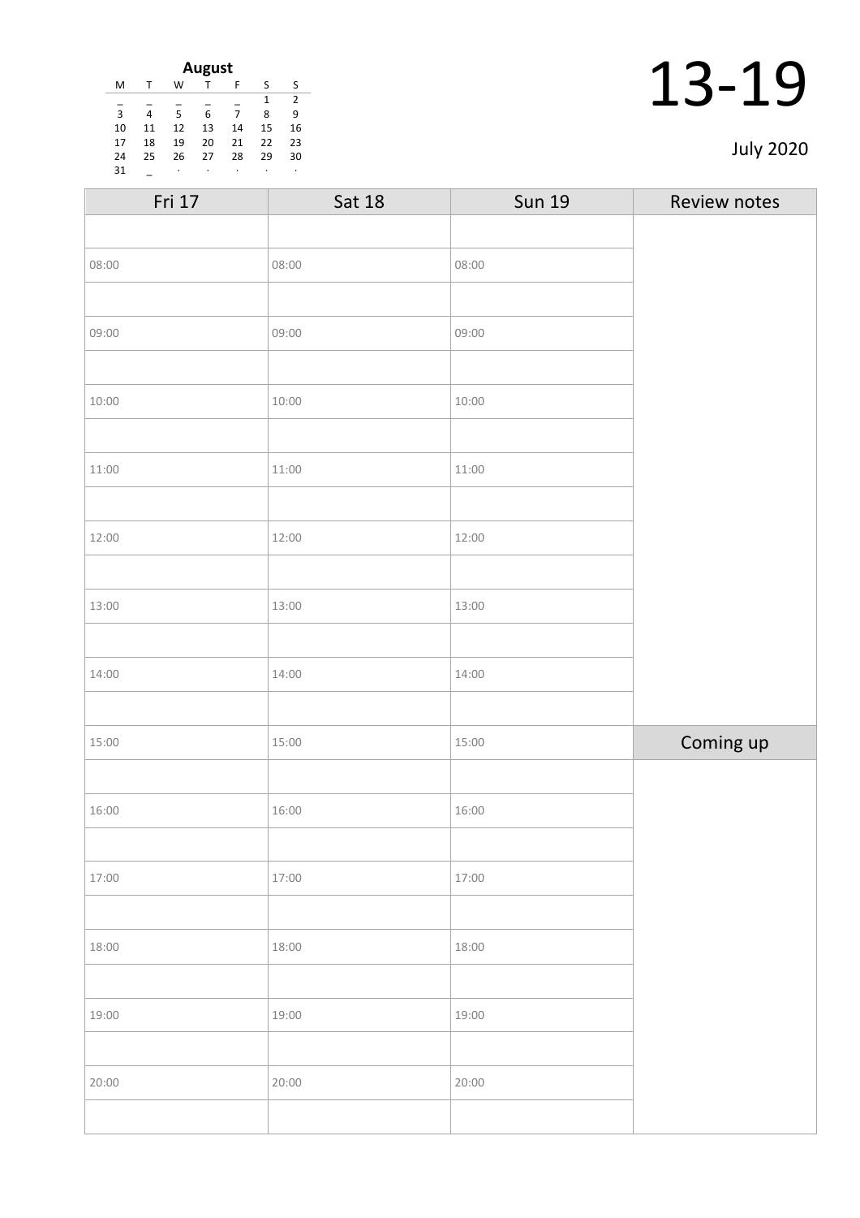**August**

| M | T | W | T | F | S | S |
|---|---|---|---|---|---|---|
| _ | _ | _ | _ | _ | 1 | 2 |
| 3 | 4 | 5 | 6 | 7 | 8 | 9 |
| 10 | 11 | 12 | 13 | 14 | 15 | 16 |
| 17 | 18 | 19 | 20 | 21 | 22 | 23 |
| 24 | 25 | 26 | 27 | 28 | 29 | 30 |
| 31 | _ | · | · | · | · | · |

# 13-19

July 2020

| Fri 17 | Sat 18 | Sun 19 | Review notes |
|---|---|---|---|
| | | | |
| 08:00 | 08:00 | 08:00 | |
| | | | |
| 09:00 | 09:00 | 09:00 | |
| | | | |
| 10:00 | 10:00 | 10:00 | |
| | | | |
| 11:00 | 11:00 | 11:00 | |
| | | | |
| 12:00 | 12:00 | 12:00 | |
| | | | |
| 13:00 | 13:00 | 13:00 | |
| | | | |
| 14:00 | 14:00 | 14:00 | |
| | | | |
| 15:00 | 15:00 | 15:00 | Coming up |
| | | | |
| 16:00 | 16:00 | 16:00 | |
| | | | |
| 17:00 | 17:00 | 17:00 | |
| | | | |
| 18:00 | 18:00 | 18:00 | |
| | | | |
| 19:00 | 19:00 | 19:00 | |
| | | | |
| 20:00 | 20:00 | 20:00 | |
| | | | |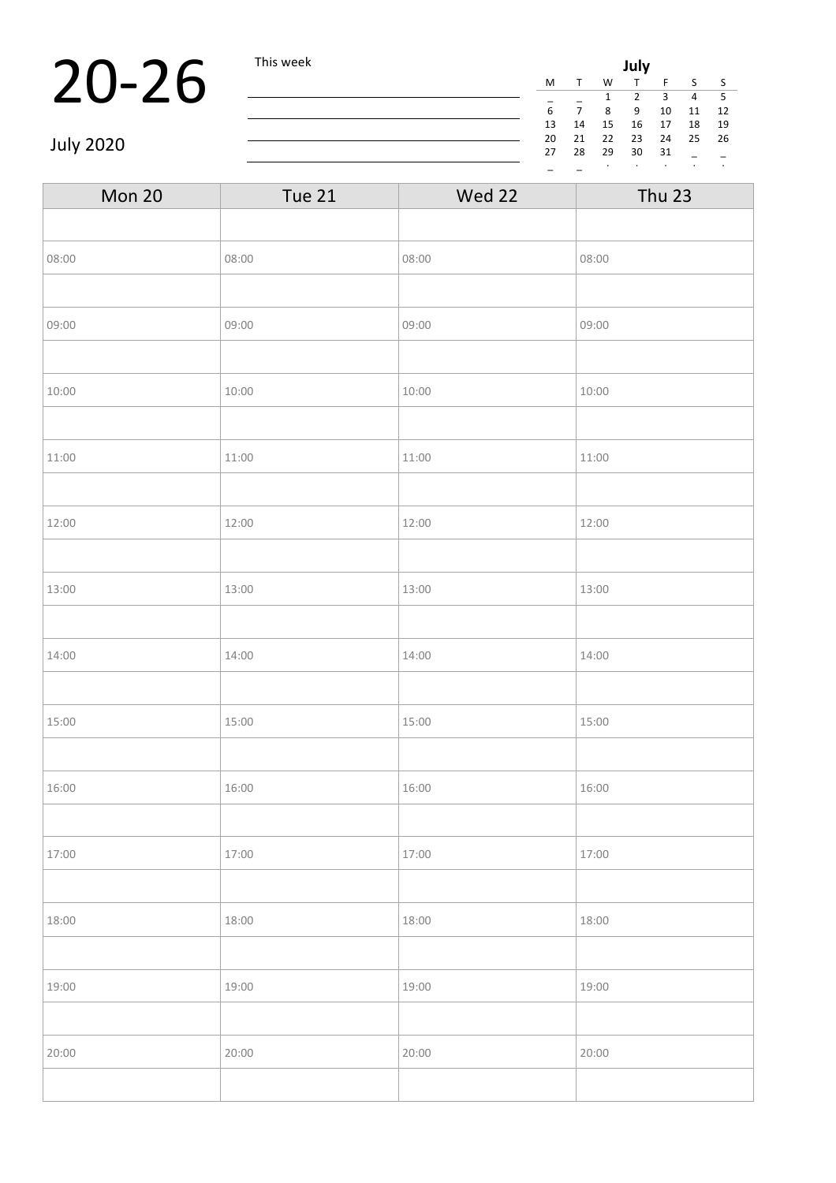# 20-26

July 2020

This week

| July | | | | | | |
|---|---|---|---|---|---|---|
| M | T | W | T | F | S | S |
| _ | _ | 1 | 2 | 3 | 4 | 5 |
| 6 | 7 | 8 | 9 | 10 | 11 | 12 |
| 13 | 14 | 15 | 16 | 17 | 18 | 19 |
| 20 | 21 | 22 | 23 | 24 | 25 | 26 |
| 27 | 28 | 29 | 30 | 31 | _ | _ |
| _ | _ | . | . | . | . | . |

| Mon 20 | Tue 21 | Wed 22 | Thu 23 |
|---|---|---|---|
| | | | |
| 08:00 | 08:00 | 08:00 | 08:00 |
| | | | |
| 09:00 | 09:00 | 09:00 | 09:00 |
| | | | |
| 10:00 | 10:00 | 10:00 | 10:00 |
| | | | |
| 11:00 | 11:00 | 11:00 | 11:00 |
| | | | |
| 12:00 | 12:00 | 12:00 | 12:00 |
| | | | |
| 13:00 | 13:00 | 13:00 | 13:00 |
| | | | |
| 14:00 | 14:00 | 14:00 | 14:00 |
| | | | |
| 15:00 | 15:00 | 15:00 | 15:00 |
| | | | |
| 16:00 | 16:00 | 16:00 | 16:00 |
| | | | |
| 17:00 | 17:00 | 17:00 | 17:00 |
| | | | |
| 18:00 | 18:00 | 18:00 | 18:00 |
| | | | |
| 19:00 | 19:00 | 19:00 | 19:00 |
| | | | |
| 20:00 | 20:00 | 20:00 | 20:00 |
| | | | |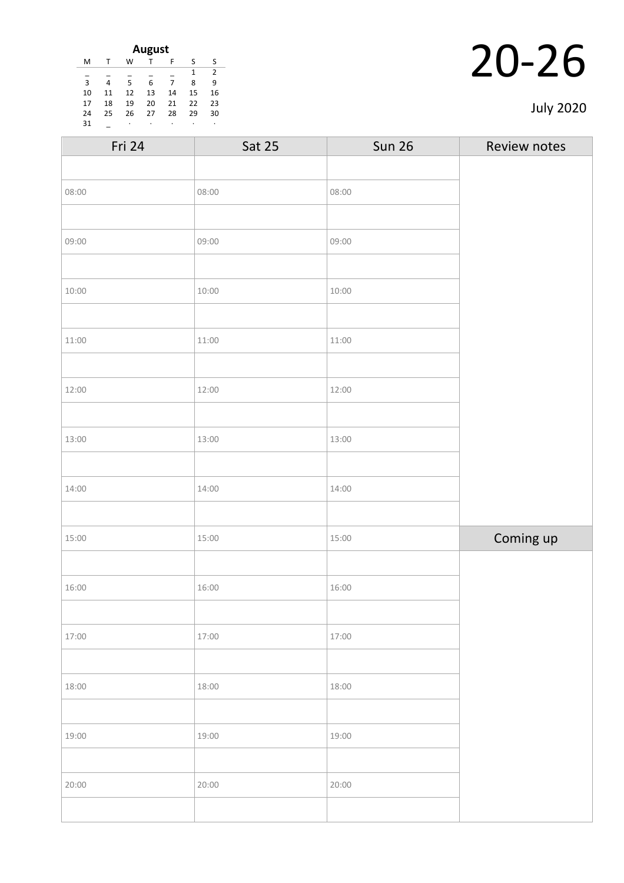**August**

| M | T | W | T | F | S | S |
|---|---|---|---|---|---|---|
| _ | _ | _ | _ | _ | 1 | 2 |
| 3 | 4 | 5 | 6 | 7 | 8 | 9 |
| 10 | 11 | 12 | 13 | 14 | 15 | 16 |
| 17 | 18 | 19 | 20 | 21 | 22 | 23 |
| 24 | 25 | 26 | 27 | 28 | 29 | 30 |
| 31 | _ | · | · | · | · | · |

# 20-26

July 2020

| Fri 24 | Sat 25 | Sun 26 | Review notes |
|---|---|---|---|
| | | | |
| 08:00 | 08:00 | 08:00 | |
| | | | |
| 09:00 | 09:00 | 09:00 | |
| | | | |
| 10:00 | 10:00 | 10:00 | |
| | | | |
| 11:00 | 11:00 | 11:00 | |
| | | | |
| 12:00 | 12:00 | 12:00 | |
| | | | |
| 13:00 | 13:00 | 13:00 | |
| | | | |
| 14:00 | 14:00 | 14:00 | |
| | | | |
| 15:00 | 15:00 | 15:00 | **Coming up** |
| | | | |
| 16:00 | 16:00 | 16:00 | |
| | | | |
| 17:00 | 17:00 | 17:00 | |
| | | | |
| 18:00 | 18:00 | 18:00 | |
| | | | |
| 19:00 | 19:00 | 19:00 | |
| | | | |
| 20:00 | 20:00 | 20:00 | |
| | | | |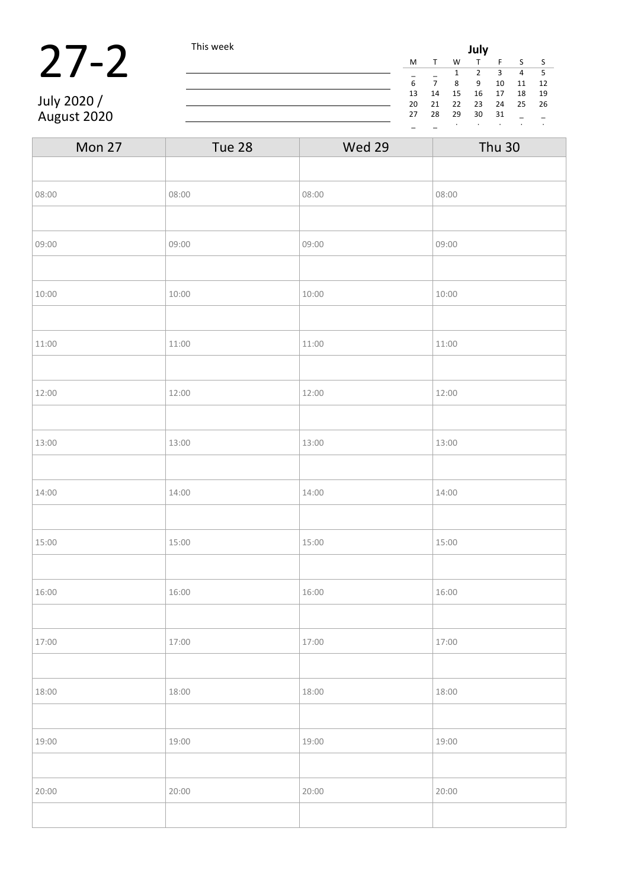# 27-2

July 2020 /
August 2020

This week

___

___

___

___

**July**

| M | T | W | T | F | S | S |
|---|---|---|---|---|---|---|
| _ | _ | 1 | 2 | 3 | 4 | 5 |
| 6 | 7 | 8 | 9 | 10 | 11 | 12 |
| 13 | 14 | 15 | 16 | 17 | 18 | 19 |
| 20 | 21 | 22 | 23 | 24 | 25 | 26 |
| 27 | 28 | 29 | 30 | 31 | _ | _ |
| _ | _ | . | . | . | . | . |

| Mon 27 | Tue 28 | Wed 29 | Thu 30 |
|---|---|---|---|
| | | | |
| 08:00 | 08:00 | 08:00 | 08:00 |
| | | | |
| 09:00 | 09:00 | 09:00 | 09:00 |
| | | | |
| 10:00 | 10:00 | 10:00 | 10:00 |
| | | | |
| 11:00 | 11:00 | 11:00 | 11:00 |
| | | | |
| 12:00 | 12:00 | 12:00 | 12:00 |
| | | | |
| 13:00 | 13:00 | 13:00 | 13:00 |
| | | | |
| 14:00 | 14:00 | 14:00 | 14:00 |
| | | | |
| 15:00 | 15:00 | 15:00 | 15:00 |
| | | | |
| 16:00 | 16:00 | 16:00 | 16:00 |
| | | | |
| 17:00 | 17:00 | 17:00 | 17:00 |
| | | | |
| 18:00 | 18:00 | 18:00 | 18:00 |
| | | | |
| 19:00 | 19:00 | 19:00 | 19:00 |
| | | | |
| 20:00 | 20:00 | 20:00 | 20:00 |
| | | | |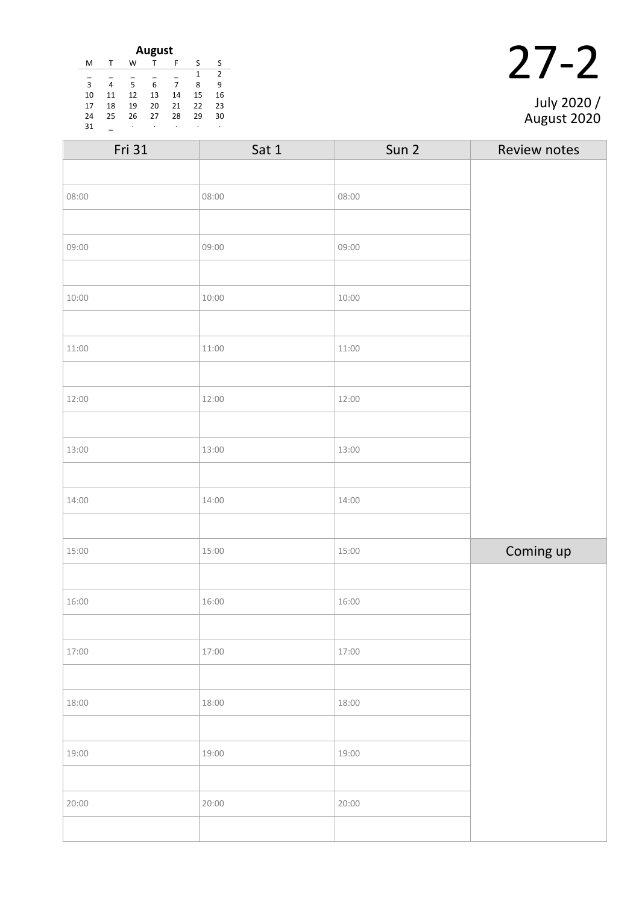**August**

| M | T | W | T | F | S | S |
|---|---|---|---|---|---|---|
| _ | _ | _ | _ | _ | 1 | 2 |
| 3 | 4 | 5 | 6 | 7 | 8 | 9 |
| 10 | 11 | 12 | 13 | 14 | 15 | 16 |
| 17 | 18 | 19 | 20 | 21 | 22 | 23 |
| 24 | 25 | 26 | 27 | 28 | 29 | 30 |
| 31 | _ | · | · | · | · | · |

# 27-2

July 2020 / August 2020

| Fri 31 | Sat 1 | Sun 2 | Review notes |
|---|---|---|---|
| | | | |
| 08:00 | 08:00 | 08:00 | |
| | | | |
| 09:00 | 09:00 | 09:00 | |
| | | | |
| 10:00 | 10:00 | 10:00 | |
| | | | |
| 11:00 | 11:00 | 11:00 | |
| | | | |
| 12:00 | 12:00 | 12:00 | |
| | | | |
| 13:00 | 13:00 | 13:00 | |
| | | | |
| 14:00 | 14:00 | 14:00 | |
| | | | |
| 15:00 | 15:00 | 15:00 | Coming up |
| | | | |
| 16:00 | 16:00 | 16:00 | |
| | | | |
| 17:00 | 17:00 | 17:00 | |
| | | | |
| 18:00 | 18:00 | 18:00 | |
| | | | |
| 19:00 | 19:00 | 19:00 | |
| | | | |
| 20:00 | 20:00 | 20:00 | |
| | | | |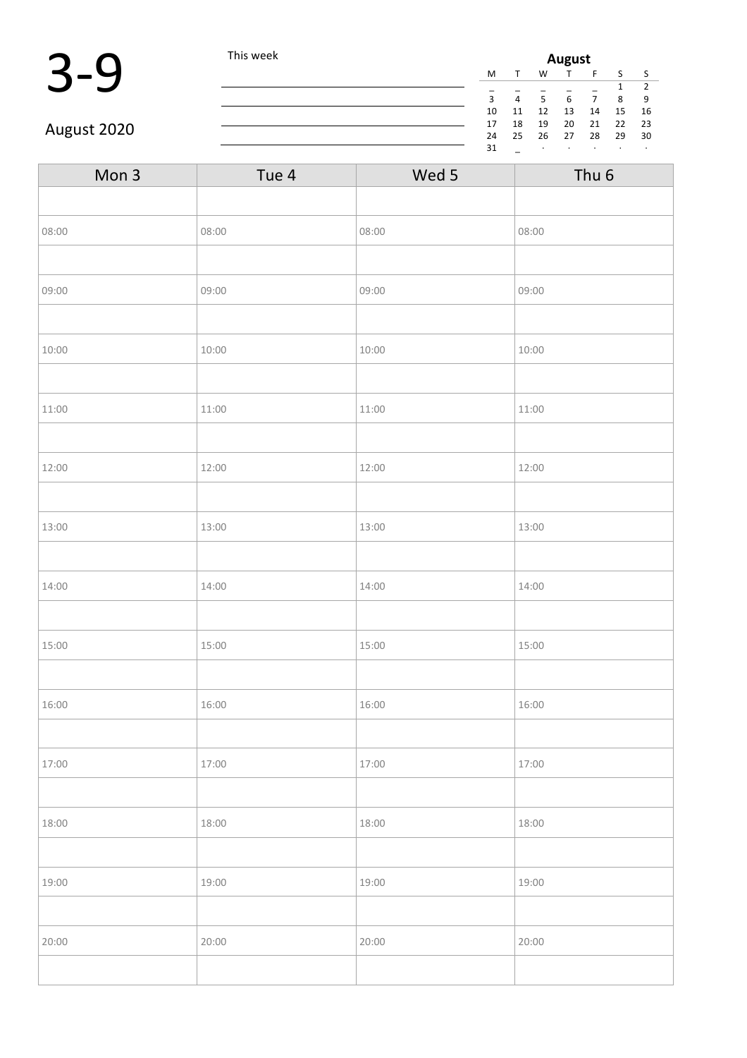# 3-9

August 2020

This week

| August | | | | | | |
|---|---|---|---|---|---|---|
| M | T | W | T | F | S | S |
| _ | _ | _ | _ | _ | 1 | 2 |
| 3 | 4 | 5 | 6 | 7 | 8 | 9 |
| 10 | 11 | 12 | 13 | 14 | 15 | 16 |
| 17 | 18 | 19 | 20 | 21 | 22 | 23 |
| 24 | 25 | 26 | 27 | 28 | 29 | 30 |
| 31 | _ | · | · | · | · | · |

| Mon 3 | Tue 4 | Wed 5 | Thu 6 |
|---|---|---|---|
| | | | |
| 08:00 | 08:00 | 08:00 | 08:00 |
| | | | |
| 09:00 | 09:00 | 09:00 | 09:00 |
| | | | |
| 10:00 | 10:00 | 10:00 | 10:00 |
| | | | |
| 11:00 | 11:00 | 11:00 | 11:00 |
| | | | |
| 12:00 | 12:00 | 12:00 | 12:00 |
| | | | |
| 13:00 | 13:00 | 13:00 | 13:00 |
| | | | |
| 14:00 | 14:00 | 14:00 | 14:00 |
| | | | |
| 15:00 | 15:00 | 15:00 | 15:00 |
| | | | |
| 16:00 | 16:00 | 16:00 | 16:00 |
| | | | |
| 17:00 | 17:00 | 17:00 | 17:00 |
| | | | |
| 18:00 | 18:00 | 18:00 | 18:00 |
| | | | |
| 19:00 | 19:00 | 19:00 | 19:00 |
| | | | |
| 20:00 | 20:00 | 20:00 | 20:00 |
| | | | |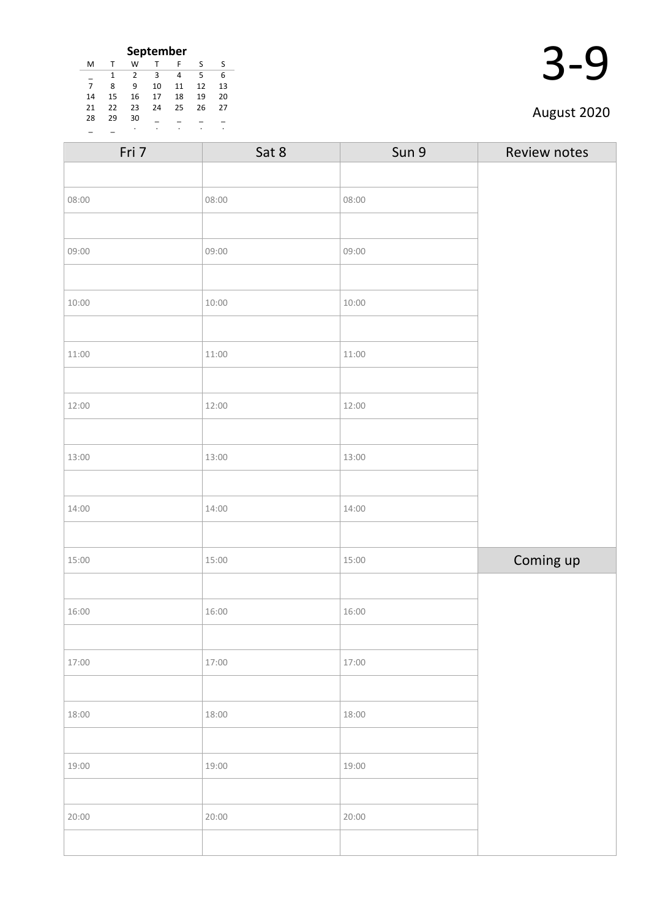**September**

| M | T | W | T | F | S | S |
|---|---|---|---|---|---|---|
| _ | 1 | 2 | 3 | 4 | 5 | 6 |
| 7 | 8 | 9 | 10 | 11 | 12 | 13 |
| 14 | 15 | 16 | 17 | 18 | 19 | 20 |
| 21 | 22 | 23 | 24 | 25 | 26 | 27 |
| 28 | 29 | 30 | _ | _ | _ | _ |
| _ | _ | . | . | . | . | . |

# 3-9

August 2020

| Fri 7 | Sat 8 | Sun 9 | Review notes |
|---|---|---|---|
| | | | |
| 08:00 | 08:00 | 08:00 | |
| | | | |
| 09:00 | 09:00 | 09:00 | |
| | | | |
| 10:00 | 10:00 | 10:00 | |
| | | | |
| 11:00 | 11:00 | 11:00 | |
| | | | |
| 12:00 | 12:00 | 12:00 | |
| | | | |
| 13:00 | 13:00 | 13:00 | |
| | | | |
| 14:00 | 14:00 | 14:00 | |
| | | | |
| 15:00 | 15:00 | 15:00 | Coming up |
| | | | |
| 16:00 | 16:00 | 16:00 | |
| | | | |
| 17:00 | 17:00 | 17:00 | |
| | | | |
| 18:00 | 18:00 | 18:00 | |
| | | | |
| 19:00 | 19:00 | 19:00 | |
| | | | |
| 20:00 | 20:00 | 20:00 | |
| | | | |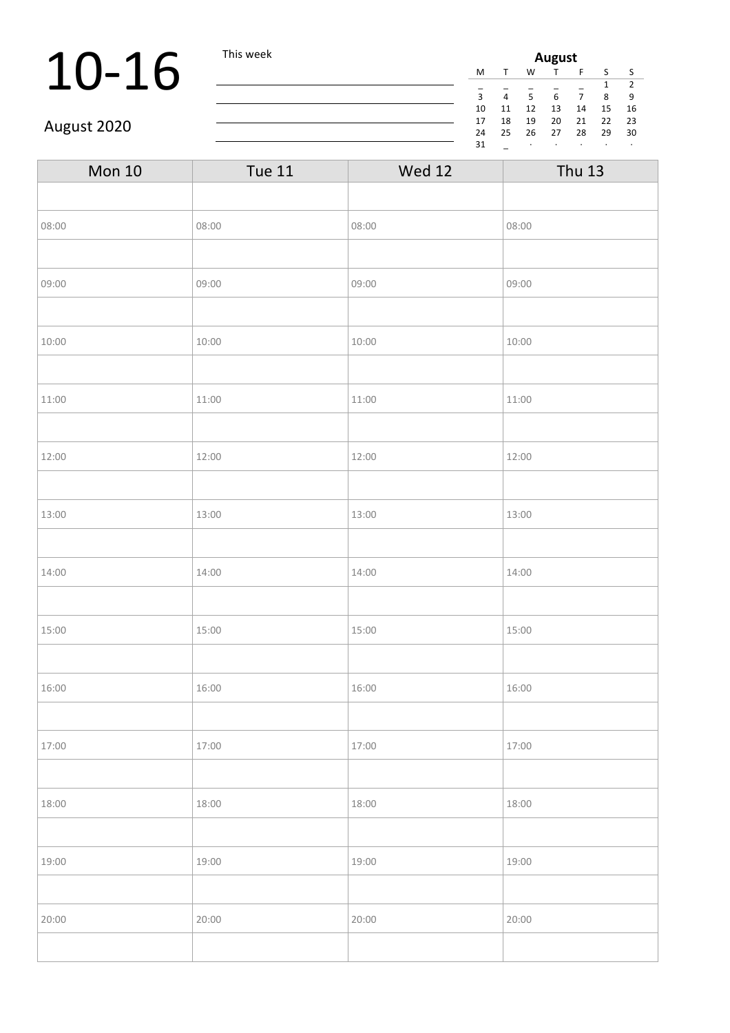# 10-16

August 2020

This week

| **August** | | | | | | |
|---|---|---|---|---|---|---|
| M | T | W | T | F | S | S |
| _ | _ | _ | _ | _ | 1 | 2 |
| 3 | 4 | 5 | 6 | 7 | 8 | 9 |
| 10 | 11 | 12 | 13 | 14 | 15 | 16 |
| 17 | 18 | 19 | 20 | 21 | 22 | 23 |
| 24 | 25 | 26 | 27 | 28 | 29 | 30 |
| 31 | _ | · | · | · | · | · |

| Mon 10 | Tue 11 | Wed 12 | Thu 13 |
|---|---|---|---|
| | | | |
| 08:00 | 08:00 | 08:00 | 08:00 |
| | | | |
| 09:00 | 09:00 | 09:00 | 09:00 |
| | | | |
| 10:00 | 10:00 | 10:00 | 10:00 |
| | | | |
| 11:00 | 11:00 | 11:00 | 11:00 |
| | | | |
| 12:00 | 12:00 | 12:00 | 12:00 |
| | | | |
| 13:00 | 13:00 | 13:00 | 13:00 |
| | | | |
| 14:00 | 14:00 | 14:00 | 14:00 |
| | | | |
| 15:00 | 15:00 | 15:00 | 15:00 |
| | | | |
| 16:00 | 16:00 | 16:00 | 16:00 |
| | | | |
| 17:00 | 17:00 | 17:00 | 17:00 |
| | | | |
| 18:00 | 18:00 | 18:00 | 18:00 |
| | | | |
| 19:00 | 19:00 | 19:00 | 19:00 |
| | | | |
| 20:00 | 20:00 | 20:00 | 20:00 |
| | | | |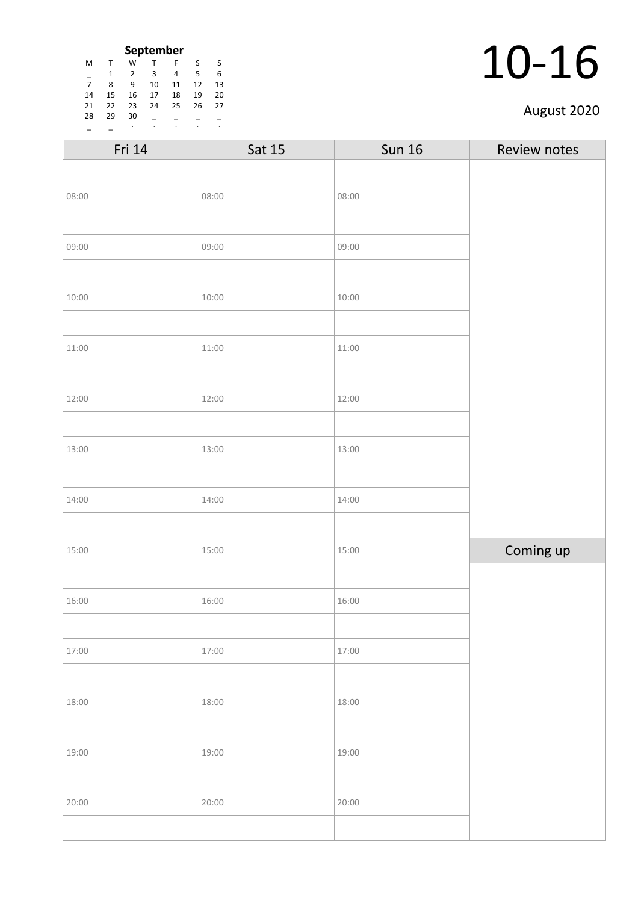**September**

| M | T | W | T | F | S | S |
|---|---|---|---|---|---|---|
| _ | 1 | 2 | 3 | 4 | 5 | 6 |
| 7 | 8 | 9 | 10 | 11 | 12 | 13 |
| 14 | 15 | 16 | 17 | 18 | 19 | 20 |
| 21 | 22 | 23 | 24 | 25 | 26 | 27 |
| 28 | 29 | 30 | _ | _ | _ | _ |
| _ | _ | . | . | . | . | . |

# 10-16

August 2020

| Fri 14 | Sat 15 | Sun 16 | Review notes |
|---|---|---|---|
| | | | |
| 08:00 | 08:00 | 08:00 | |
| | | | |
| 09:00 | 09:00 | 09:00 | |
| | | | |
| 10:00 | 10:00 | 10:00 | |
| | | | |
| 11:00 | 11:00 | 11:00 | |
| | | | |
| 12:00 | 12:00 | 12:00 | |
| | | | |
| 13:00 | 13:00 | 13:00 | |
| | | | |
| 14:00 | 14:00 | 14:00 | |
| | | | |
| 15:00 | 15:00 | 15:00 | **Coming up** |
| | | | |
| 16:00 | 16:00 | 16:00 | |
| | | | |
| 17:00 | 17:00 | 17:00 | |
| | | | |
| 18:00 | 18:00 | 18:00 | |
| | | | |
| 19:00 | 19:00 | 19:00 | |
| | | | |
| 20:00 | 20:00 | 20:00 | |
| | | | |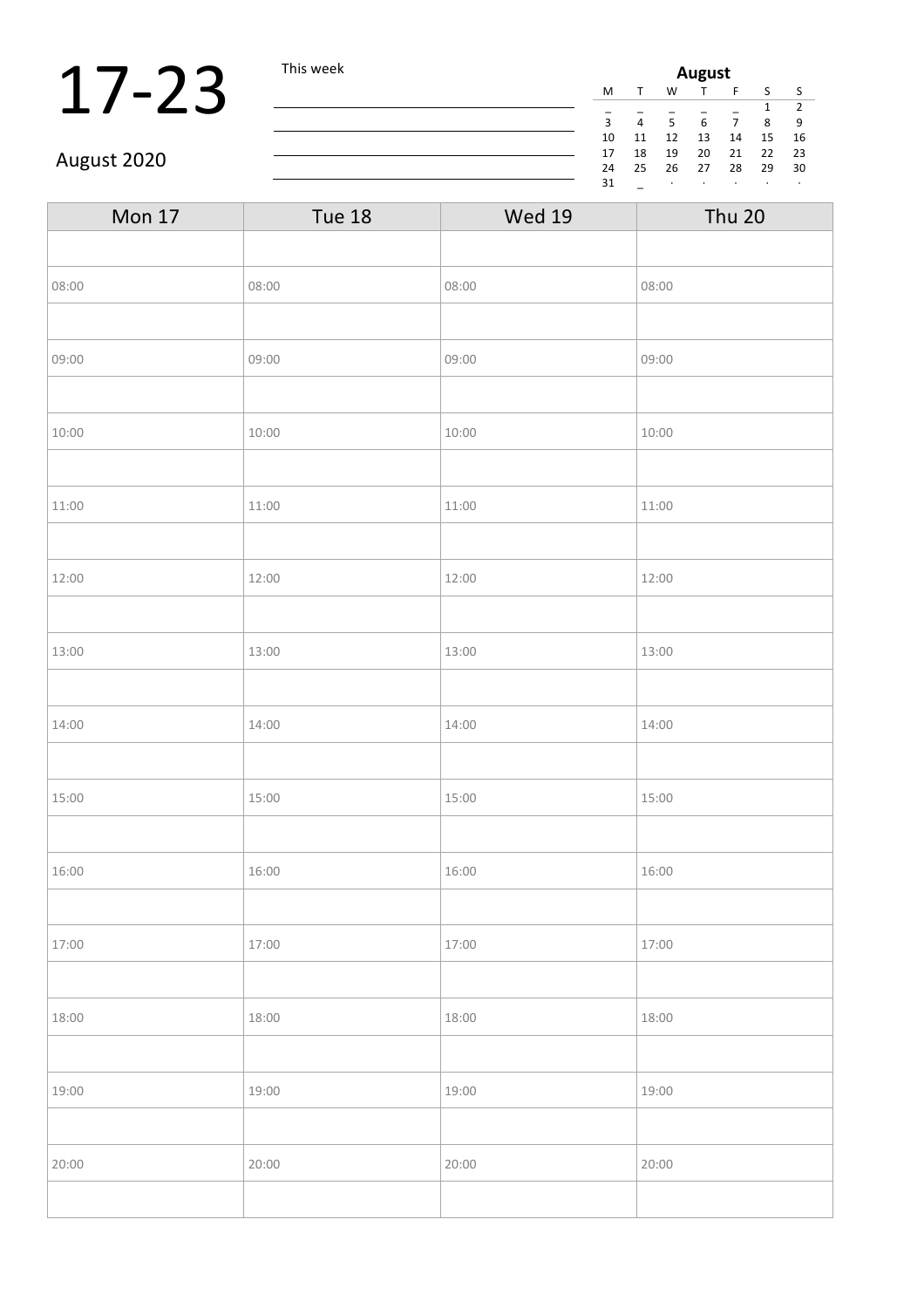# 17-23

August 2020

This week

| August | | | | | | |
|---|---|---|---|---|---|---|
| M | T | W | T | F | S | S |
| _ | _ | _ | _ | _ | 1 | 2 |
| 3 | 4 | 5 | 6 | 7 | 8 | 9 |
| 10 | 11 | 12 | 13 | 14 | 15 | 16 |
| 17 | 18 | 19 | 20 | 21 | 22 | 23 |
| 24 | 25 | 26 | 27 | 28 | 29 | 30 |
| 31 | _ | · | · | · | · | · |

| Mon 17 | Tue 18 | Wed 19 | Thu 20 |
|---|---|---|---|
| | | | |
| 08:00 | 08:00 | 08:00 | 08:00 |
| | | | |
| 09:00 | 09:00 | 09:00 | 09:00 |
| | | | |
| 10:00 | 10:00 | 10:00 | 10:00 |
| | | | |
| 11:00 | 11:00 | 11:00 | 11:00 |
| | | | |
| 12:00 | 12:00 | 12:00 | 12:00 |
| | | | |
| 13:00 | 13:00 | 13:00 | 13:00 |
| | | | |
| 14:00 | 14:00 | 14:00 | 14:00 |
| | | | |
| 15:00 | 15:00 | 15:00 | 15:00 |
| | | | |
| 16:00 | 16:00 | 16:00 | 16:00 |
| | | | |
| 17:00 | 17:00 | 17:00 | 17:00 |
| | | | |
| 18:00 | 18:00 | 18:00 | 18:00 |
| | | | |
| 19:00 | 19:00 | 19:00 | 19:00 |
| | | | |
| 20:00 | 20:00 | 20:00 | 20:00 |
| | | | |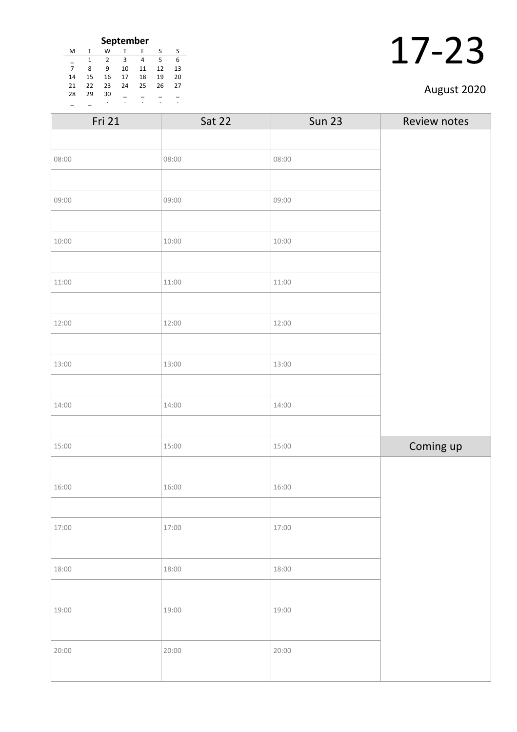**September**

| M | T | W | T | F | S | S |
|---|---|---|---|---|---|---|
| _ | 1 | 2 | 3 | 4 | 5 | 6 |
| 7 | 8 | 9 | 10 | 11 | 12 | 13 |
| 14 | 15 | 16 | 17 | 18 | 19 | 20 |
| 21 | 22 | 23 | 24 | 25 | 26 | 27 |
| 28 | 29 | 30 | _ | _ | _ | _ |
| _ | _ | . | . | . | . | . |

# 17-23

August 2020

| Fri 21 | Sat 22 | Sun 23 | Review notes |
|---|---|---|---|
| | | | |
| 08:00 | 08:00 | 08:00 | |
| | | | |
| 09:00 | 09:00 | 09:00 | |
| | | | |
| 10:00 | 10:00 | 10:00 | |
| | | | |
| 11:00 | 11:00 | 11:00 | |
| | | | |
| 12:00 | 12:00 | 12:00 | |
| | | | |
| 13:00 | 13:00 | 13:00 | |
| | | | |
| 14:00 | 14:00 | 14:00 | |
| | | | |
| 15:00 | 15:00 | 15:00 | **Coming up** |
| | | | |
| 16:00 | 16:00 | 16:00 | |
| | | | |
| 17:00 | 17:00 | 17:00 | |
| | | | |
| 18:00 | 18:00 | 18:00 | |
| | | | |
| 19:00 | 19:00 | 19:00 | |
| | | | |
| 20:00 | 20:00 | 20:00 | |
| | | | |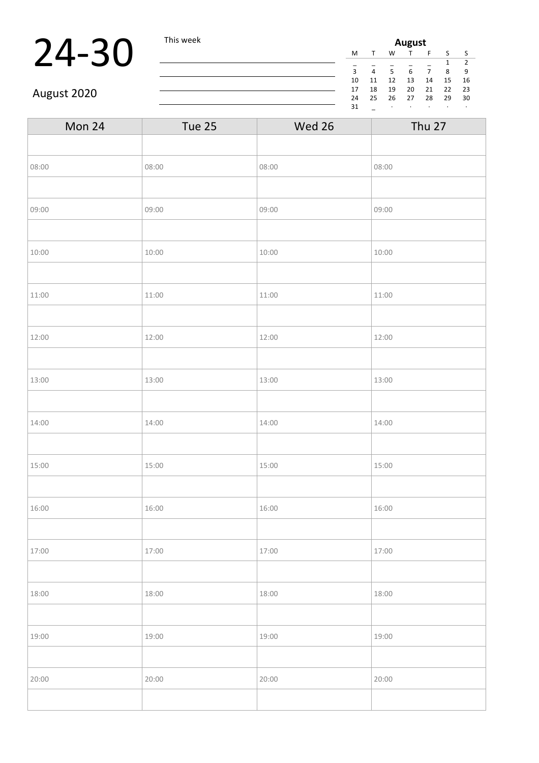# 24-30

August 2020

This week

| August | | | | | | |
|---|---|---|---|---|---|---|
| M | T | W | T | F | S | S |
| _ | _ | _ | _ | _ | 1 | 2 |
| 3 | 4 | 5 | 6 | 7 | 8 | 9 |
| 10 | 11 | 12 | 13 | 14 | 15 | 16 |
| 17 | 18 | 19 | 20 | 21 | 22 | 23 |
| 24 | 25 | 26 | 27 | 28 | 29 | 30 |
| 31 | _ | · | · | · | · | · |

| Mon 24 | Tue 25 | Wed 26 | Thu 27 |
|---|---|---|---|
| | | | |
| 08:00 | 08:00 | 08:00 | 08:00 |
| | | | |
| 09:00 | 09:00 | 09:00 | 09:00 |
| | | | |
| 10:00 | 10:00 | 10:00 | 10:00 |
| | | | |
| 11:00 | 11:00 | 11:00 | 11:00 |
| | | | |
| 12:00 | 12:00 | 12:00 | 12:00 |
| | | | |
| 13:00 | 13:00 | 13:00 | 13:00 |
| | | | |
| 14:00 | 14:00 | 14:00 | 14:00 |
| | | | |
| 15:00 | 15:00 | 15:00 | 15:00 |
| | | | |
| 16:00 | 16:00 | 16:00 | 16:00 |
| | | | |
| 17:00 | 17:00 | 17:00 | 17:00 |
| | | | |
| 18:00 | 18:00 | 18:00 | 18:00 |
| | | | |
| 19:00 | 19:00 | 19:00 | 19:00 |
| | | | |
| 20:00 | 20:00 | 20:00 | 20:00 |
| | | | |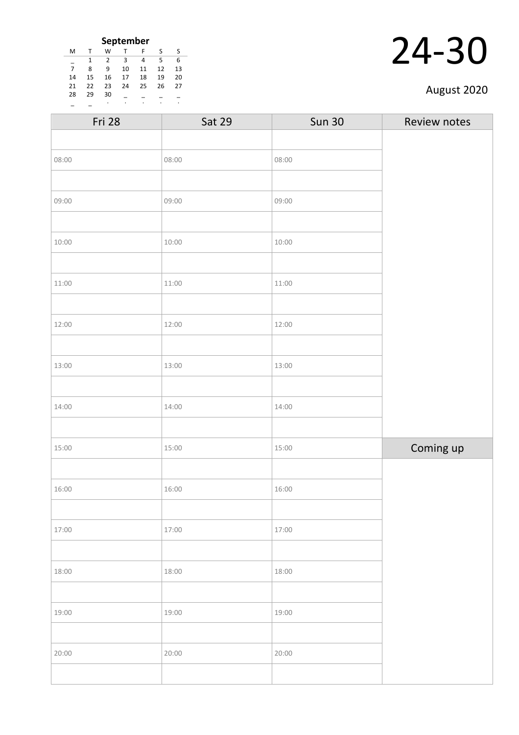**September**

| M | T | W | T | F | S | S |
|---|---|---|---|---|---|---|
| _ | 1 | 2 | 3 | 4 | 5 | 6 |
| 7 | 8 | 9 | 10 | 11 | 12 | 13 |
| 14 | 15 | 16 | 17 | 18 | 19 | 20 |
| 21 | 22 | 23 | 24 | 25 | 26 | 27 |
| 28 | 29 | 30 | _ | _ | _ | _ |
| _ | _ | . | . | . | . | . |

# 24-30

August 2020

| Fri 28 | Sat 29 | Sun 30 | Review notes |
|---|---|---|---|
| | | | |
| 08:00 | 08:00 | 08:00 | |
| | | | |
| 09:00 | 09:00 | 09:00 | |
| | | | |
| 10:00 | 10:00 | 10:00 | |
| | | | |
| 11:00 | 11:00 | 11:00 | |
| | | | |
| 12:00 | 12:00 | 12:00 | |
| | | | |
| 13:00 | 13:00 | 13:00 | |
| | | | |
| 14:00 | 14:00 | 14:00 | |
| | | | |
| 15:00 | 15:00 | 15:00 | Coming up |
| | | | |
| 16:00 | 16:00 | 16:00 | |
| | | | |
| 17:00 | 17:00 | 17:00 | |
| | | | |
| 18:00 | 18:00 | 18:00 | |
| | | | |
| 19:00 | 19:00 | 19:00 | |
| | | | |
| 20:00 | 20:00 | 20:00 | |
| | | | |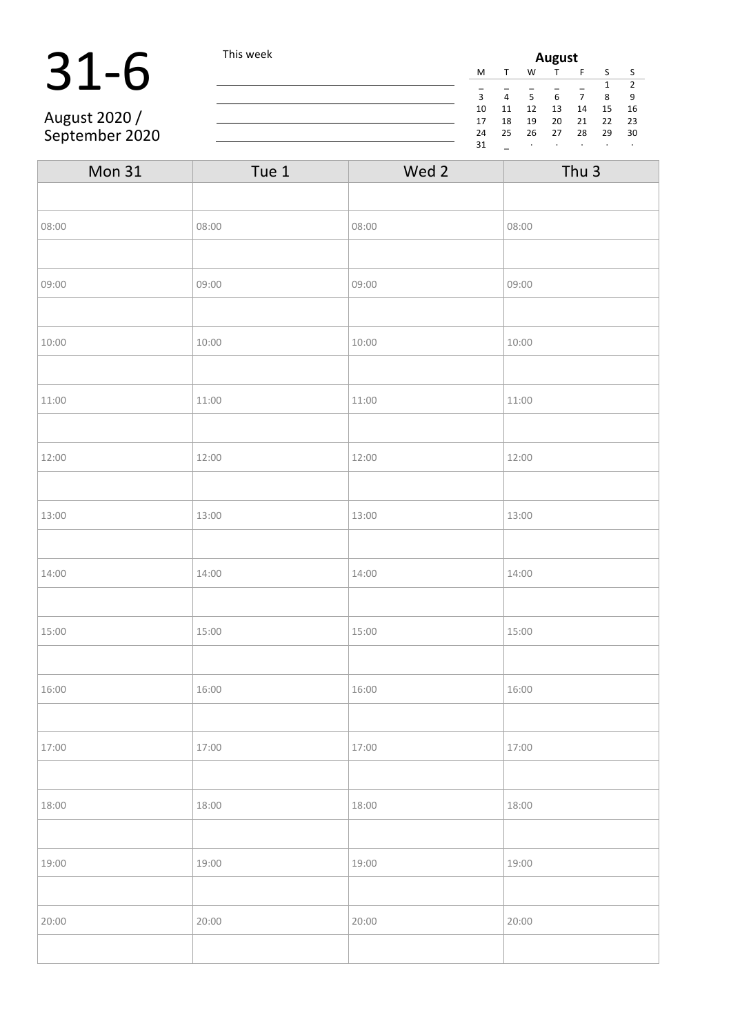# 31-6

August 2020 / September 2020

This week

______________________________________

______________________________________

______________________________________

______________________________________

**August**

| M | T | W | T | F | S | S |
|---|---|---|---|---|---|---|
| _ | _ | _ | _ | _ | 1 | 2 |
| 3 | 4 | 5 | 6 | 7 | 8 | 9 |
| 10 | 11 | 12 | 13 | 14 | 15 | 16 |
| 17 | 18 | 19 | 20 | 21 | 22 | 23 |
| 24 | 25 | 26 | 27 | 28 | 29 | 30 |
| 31 | _ | · | · | · | · | · |

| Mon 31 | Tue 1 | Wed 2 | Thu 3 |
|---|---|---|---|
| | | | |
| 08:00 | 08:00 | 08:00 | 08:00 |
| | | | |
| 09:00 | 09:00 | 09:00 | 09:00 |
| | | | |
| 10:00 | 10:00 | 10:00 | 10:00 |
| | | | |
| 11:00 | 11:00 | 11:00 | 11:00 |
| | | | |
| 12:00 | 12:00 | 12:00 | 12:00 |
| | | | |
| 13:00 | 13:00 | 13:00 | 13:00 |
| | | | |
| 14:00 | 14:00 | 14:00 | 14:00 |
| | | | |
| 15:00 | 15:00 | 15:00 | 15:00 |
| | | | |
| 16:00 | 16:00 | 16:00 | 16:00 |
| | | | |
| 17:00 | 17:00 | 17:00 | 17:00 |
| | | | |
| 18:00 | 18:00 | 18:00 | 18:00 |
| | | | |
| 19:00 | 19:00 | 19:00 | 19:00 |
| | | | |
| 20:00 | 20:00 | 20:00 | 20:00 |
| | | | |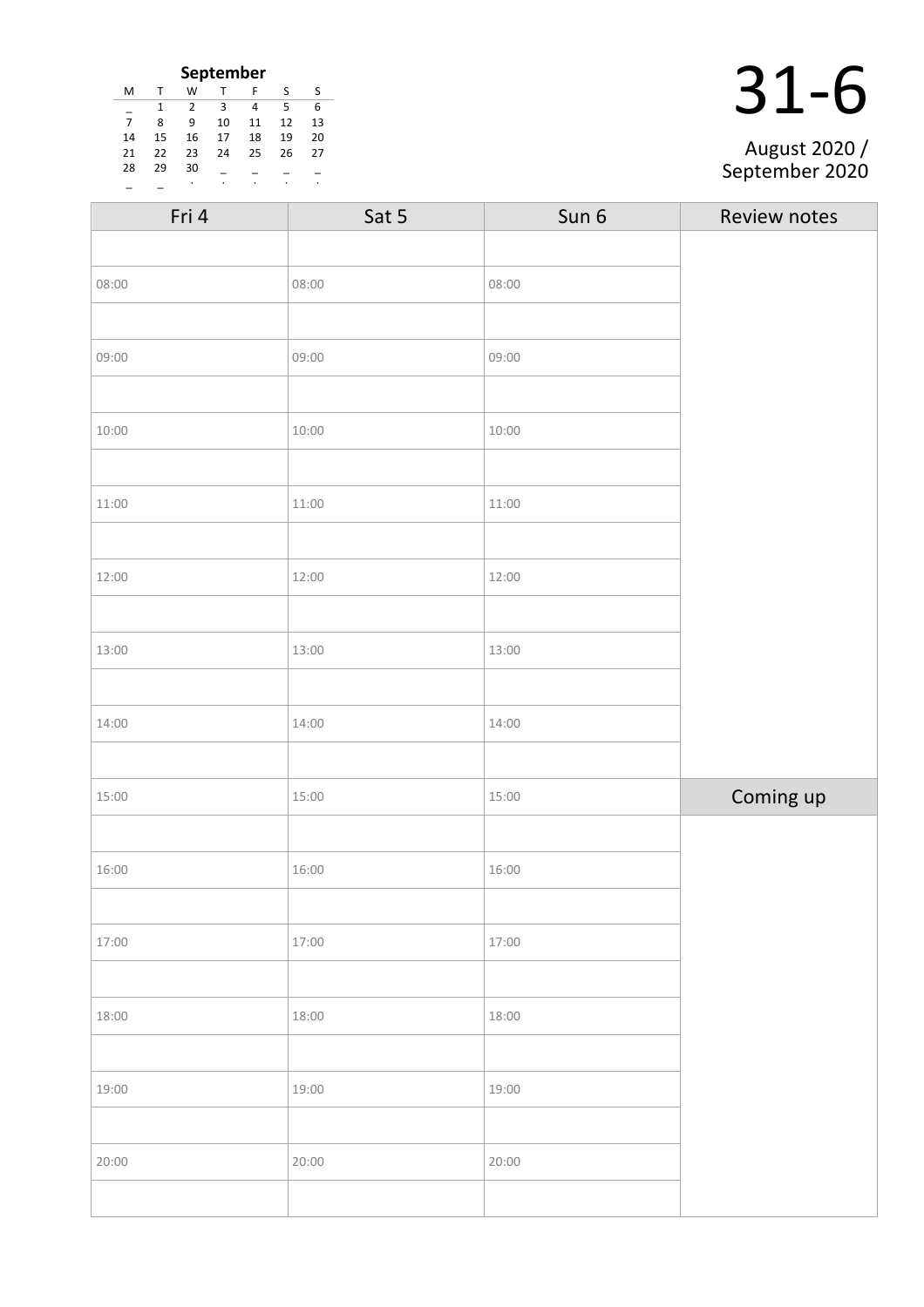**September**

| M | T | W | T | F | S | S |
|---|---|---|---|---|---|---|
| _ | 1 | 2 | 3 | 4 | 5 | 6 |
| 7 | 8 | 9 | 10 | 11 | 12 | 13 |
| 14 | 15 | 16 | 17 | 18 | 19 | 20 |
| 21 | 22 | 23 | 24 | 25 | 26 | 27 |
| 28 | 29 | 30 | _ | _ | _ | _ |
| _ | _ | . | . | . | . | . |

# 31-6

August 2020 / September 2020

| Fri 4 | Sat 5 | Sun 6 | Review notes |
|---|---|---|---|
| | | | |
| 08:00 | 08:00 | 08:00 | |
| | | | |
| 09:00 | 09:00 | 09:00 | |
| | | | |
| 10:00 | 10:00 | 10:00 | |
| | | | |
| 11:00 | 11:00 | 11:00 | |
| | | | |
| 12:00 | 12:00 | 12:00 | |
| | | | |
| 13:00 | 13:00 | 13:00 | |
| | | | |
| 14:00 | 14:00 | 14:00 | |
| | | | |
| 15:00 | 15:00 | 15:00 | Coming up |
| | | | |
| 16:00 | 16:00 | 16:00 | |
| | | | |
| 17:00 | 17:00 | 17:00 | |
| | | | |
| 18:00 | 18:00 | 18:00 | |
| | | | |
| 19:00 | 19:00 | 19:00 | |
| | | | |
| 20:00 | 20:00 | 20:00 | |
| | | | |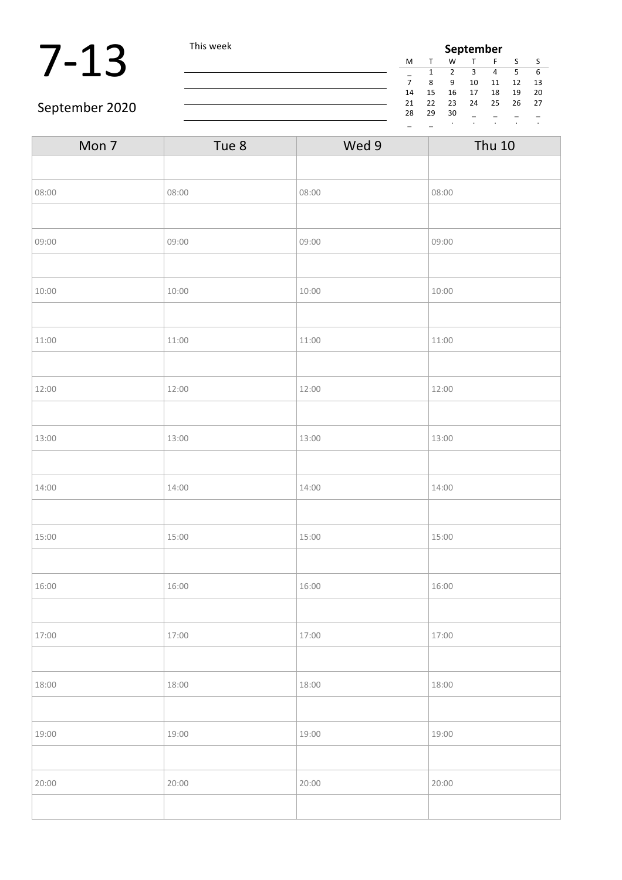# 7-13

September 2020

This week

| September | | | | | | |
|---|---|---|---|---|---|---|
| M | T | W | T | F | S | S |
| _ | 1 | 2 | 3 | 4 | 5 | 6 |
| 7 | 8 | 9 | 10 | 11 | 12 | 13 |
| 14 | 15 | 16 | 17 | 18 | 19 | 20 |
| 21 | 22 | 23 | 24 | 25 | 26 | 27 |
| 28 | 29 | 30 | _ | _ | _ | _ |
| _ | _ | . | . | . | . | . |

| Mon 7 | Tue 8 | Wed 9 | Thu 10 |
|---|---|---|---|
| | | | |
| 08:00 | 08:00 | 08:00 | 08:00 |
| | | | |
| 09:00 | 09:00 | 09:00 | 09:00 |
| | | | |
| 10:00 | 10:00 | 10:00 | 10:00 |
| | | | |
| 11:00 | 11:00 | 11:00 | 11:00 |
| | | | |
| 12:00 | 12:00 | 12:00 | 12:00 |
| | | | |
| 13:00 | 13:00 | 13:00 | 13:00 |
| | | | |
| 14:00 | 14:00 | 14:00 | 14:00 |
| | | | |
| 15:00 | 15:00 | 15:00 | 15:00 |
| | | | |
| 16:00 | 16:00 | 16:00 | 16:00 |
| | | | |
| 17:00 | 17:00 | 17:00 | 17:00 |
| | | | |
| 18:00 | 18:00 | 18:00 | 18:00 |
| | | | |
| 19:00 | 19:00 | 19:00 | 19:00 |
| | | | |
| 20:00 | 20:00 | 20:00 | 20:00 |
| | | | |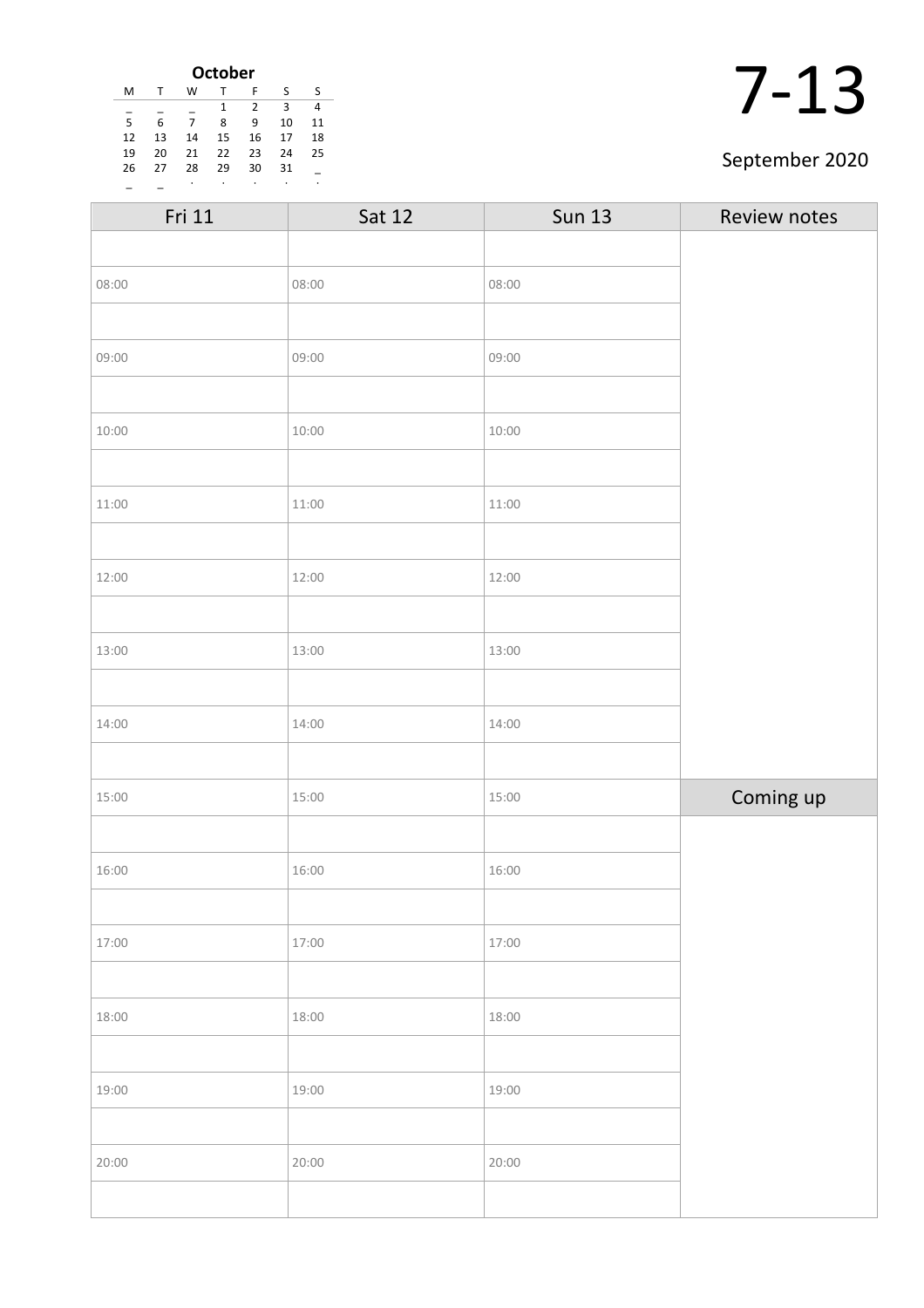**October**

| M | T | W | T | F | S | S |
|---|---|---|---|---|---|---|
| _ | _ | _ | 1 | 2 | 3 | 4 |
| 5 | 6 | 7 | 8 | 9 | 10 | 11 |
| 12 | 13 | 14 | 15 | 16 | 17 | 18 |
| 19 | 20 | 21 | 22 | 23 | 24 | 25 |
| 26 | 27 | 28 | 29 | 30 | 31 | _ |
| _ | _ | . | . | . | . | . |

# 7-13

September 2020

| Fri 11 | Sat 12 | Sun 13 | Review notes |
|---|---|---|---|
| | | | |
| 08:00 | 08:00 | 08:00 | |
| | | | |
| 09:00 | 09:00 | 09:00 | |
| | | | |
| 10:00 | 10:00 | 10:00 | |
| | | | |
| 11:00 | 11:00 | 11:00 | |
| | | | |
| 12:00 | 12:00 | 12:00 | |
| | | | |
| 13:00 | 13:00 | 13:00 | |
| | | | |
| 14:00 | 14:00 | 14:00 | |
| | | | |
| 15:00 | 15:00 | 15:00 | **Coming up** |
| | | | |
| 16:00 | 16:00 | 16:00 | |
| | | | |
| 17:00 | 17:00 | 17:00 | |
| | | | |
| 18:00 | 18:00 | 18:00 | |
| | | | |
| 19:00 | 19:00 | 19:00 | |
| | | | |
| 20:00 | 20:00 | 20:00 | |
| | | | |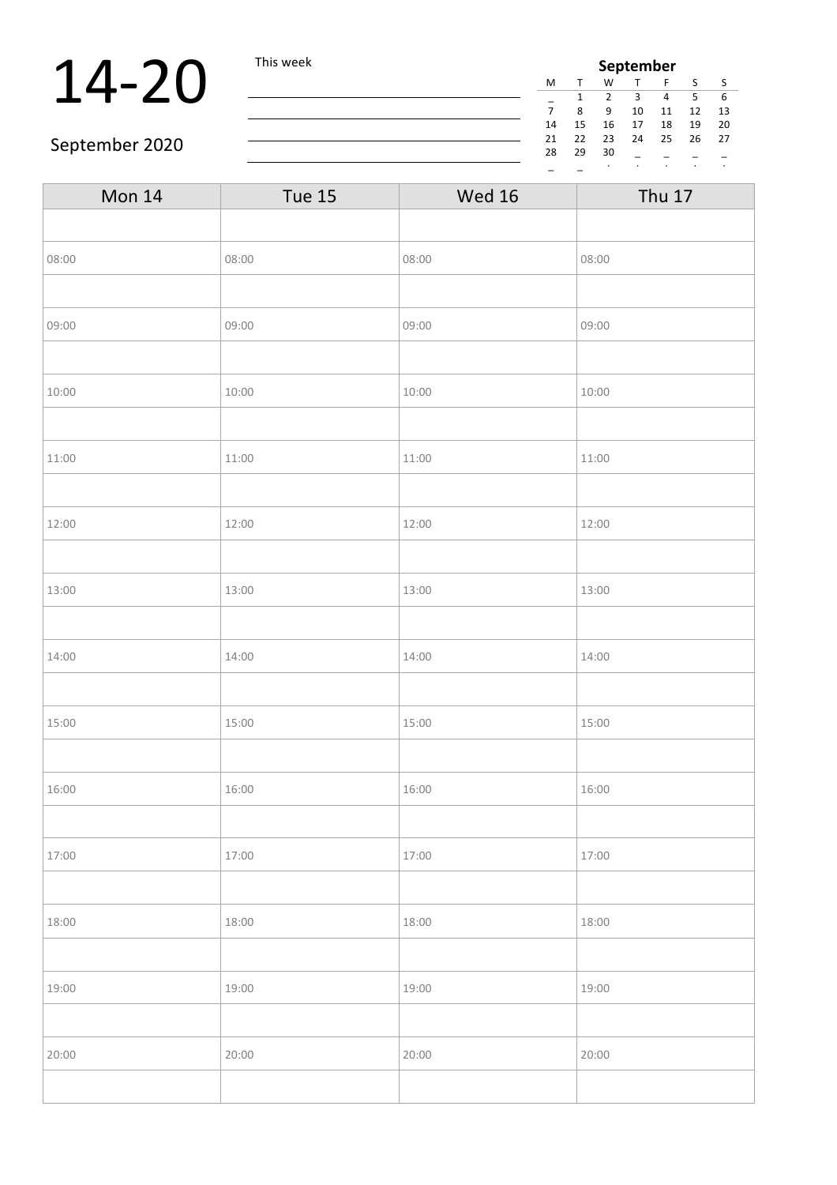# 14-20

September 2020

This week

| September | | | | | | |
|---|---|---|---|---|---|---|
| M | T | W | T | F | S | S |
| _ | 1 | 2 | 3 | 4 | 5 | 6 |
| 7 | 8 | 9 | 10 | 11 | 12 | 13 |
| 14 | 15 | 16 | 17 | 18 | 19 | 20 |
| 21 | 22 | 23 | 24 | 25 | 26 | 27 |
| 28 | 29 | 30 | _ | _ | _ | _ |
| _ | _ | . | . | . | . | . |

| Mon 14 | Tue 15 | Wed 16 | Thu 17 |
|---|---|---|---|
| | | | |
| 08:00 | 08:00 | 08:00 | 08:00 |
| | | | |
| 09:00 | 09:00 | 09:00 | 09:00 |
| | | | |
| 10:00 | 10:00 | 10:00 | 10:00 |
| | | | |
| 11:00 | 11:00 | 11:00 | 11:00 |
| | | | |
| 12:00 | 12:00 | 12:00 | 12:00 |
| | | | |
| 13:00 | 13:00 | 13:00 | 13:00 |
| | | | |
| 14:00 | 14:00 | 14:00 | 14:00 |
| | | | |
| 15:00 | 15:00 | 15:00 | 15:00 |
| | | | |
| 16:00 | 16:00 | 16:00 | 16:00 |
| | | | |
| 17:00 | 17:00 | 17:00 | 17:00 |
| | | | |
| 18:00 | 18:00 | 18:00 | 18:00 |
| | | | |
| 19:00 | 19:00 | 19:00 | 19:00 |
| | | | |
| 20:00 | 20:00 | 20:00 | 20:00 |
| | | | |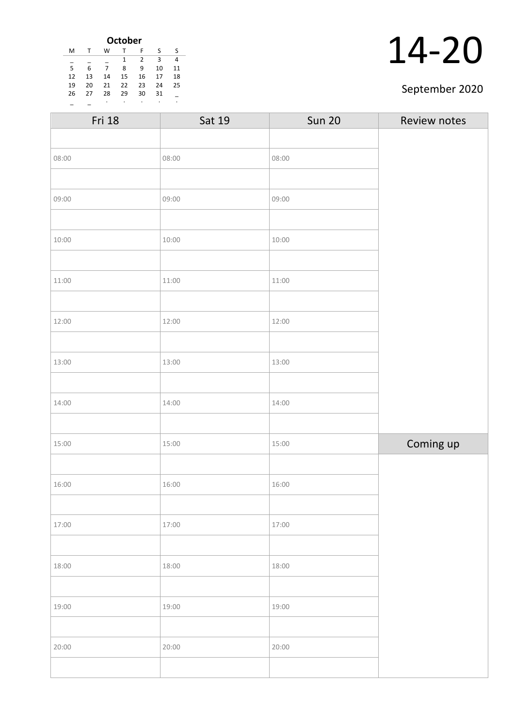**October**

| M | T | W | T | F | S | S |
|---|---|---|---|---|---|---|
| _ | _ | _ | 1 | 2 | 3 | 4 |
| 5 | 6 | 7 | 8 | 9 | 10 | 11 |
| 12 | 13 | 14 | 15 | 16 | 17 | 18 |
| 19 | 20 | 21 | 22 | 23 | 24 | 25 |
| 26 | 27 | 28 | 29 | 30 | 31 | _ |
| _ | _ | . | . | . | . | . |

# 14-20

September 2020

| Fri 18 | Sat 19 | Sun 20 | Review notes |
|---|---|---|---|
| | | | |
| 08:00 | 08:00 | 08:00 | |
| | | | |
| 09:00 | 09:00 | 09:00 | |
| | | | |
| 10:00 | 10:00 | 10:00 | |
| | | | |
| 11:00 | 11:00 | 11:00 | |
| | | | |
| 12:00 | 12:00 | 12:00 | |
| | | | |
| 13:00 | 13:00 | 13:00 | |
| | | | |
| 14:00 | 14:00 | 14:00 | |
| | | | |
| 15:00 | 15:00 | 15:00 | Coming up |
| | | | |
| 16:00 | 16:00 | 16:00 | |
| | | | |
| 17:00 | 17:00 | 17:00 | |
| | | | |
| 18:00 | 18:00 | 18:00 | |
| | | | |
| 19:00 | 19:00 | 19:00 | |
| | | | |
| 20:00 | 20:00 | 20:00 | |
| | | | |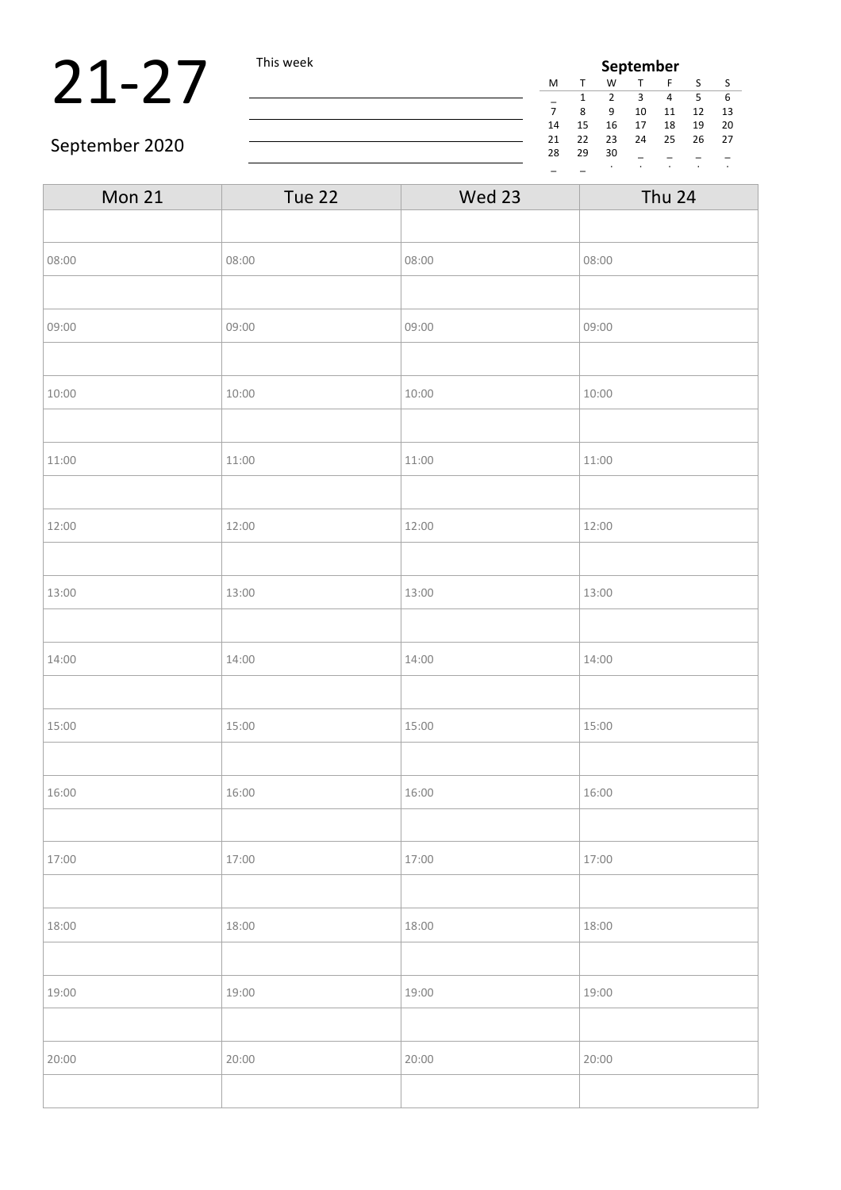# 21-27

September 2020

This week

| **September** | | | | | | |
|---|---|---|---|---|---|---|
| M | T | W | T | F | S | S |
| _ | 1 | 2 | 3 | 4 | 5 | 6 |
| 7 | 8 | 9 | 10 | 11 | 12 | 13 |
| 14 | 15 | 16 | 17 | 18 | 19 | 20 |
| 21 | 22 | 23 | 24 | 25 | 26 | 27 |
| 28 | 29 | 30 | _ | _ | _ | _ |
| _ | _ | . | . | . | . | . |

| Mon 21 | Tue 22 | Wed 23 | Thu 24 |
|---|---|---|---|
| | | | |
| 08:00 | 08:00 | 08:00 | 08:00 |
| | | | |
| 09:00 | 09:00 | 09:00 | 09:00 |
| | | | |
| 10:00 | 10:00 | 10:00 | 10:00 |
| | | | |
| 11:00 | 11:00 | 11:00 | 11:00 |
| | | | |
| 12:00 | 12:00 | 12:00 | 12:00 |
| | | | |
| 13:00 | 13:00 | 13:00 | 13:00 |
| | | | |
| 14:00 | 14:00 | 14:00 | 14:00 |
| | | | |
| 15:00 | 15:00 | 15:00 | 15:00 |
| | | | |
| 16:00 | 16:00 | 16:00 | 16:00 |
| | | | |
| 17:00 | 17:00 | 17:00 | 17:00 |
| | | | |
| 18:00 | 18:00 | 18:00 | 18:00 |
| | | | |
| 19:00 | 19:00 | 19:00 | 19:00 |
| | | | |
| 20:00 | 20:00 | 20:00 | 20:00 |
| | | | |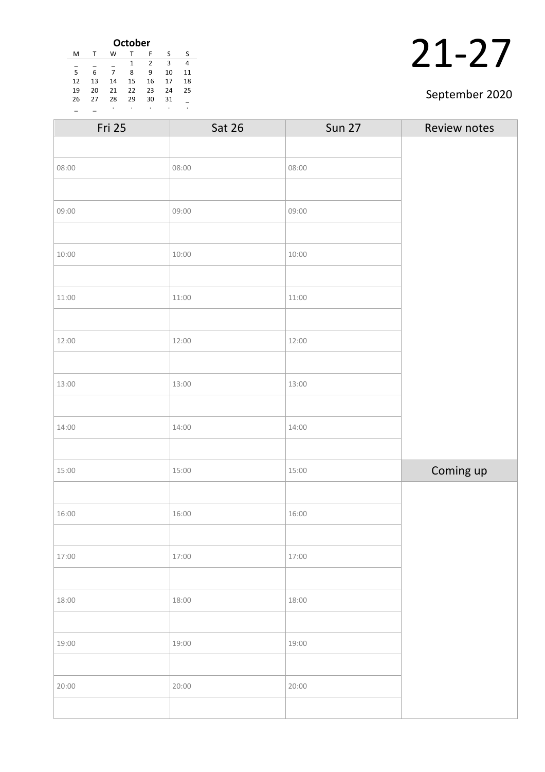**October**

| M | T | W | T | F | S | S |
|---|---|---|---|---|---|---|
| _ | _ | _ | 1 | 2 | 3 | 4 |
| 5 | 6 | 7 | 8 | 9 | 10 | 11 |
| 12 | 13 | 14 | 15 | 16 | 17 | 18 |
| 19 | 20 | 21 | 22 | 23 | 24 | 25 |
| 26 | 27 | 28 | 29 | 30 | 31 | _ |
| _ | _ | . | . | . | . | . |

# 21-27

September 2020

| Fri 25 | Sat 26 | Sun 27 | Review notes |
|---|---|---|---|
| | | | |
| 08:00 | 08:00 | 08:00 | |
| | | | |
| 09:00 | 09:00 | 09:00 | |
| | | | |
| 10:00 | 10:00 | 10:00 | |
| | | | |
| 11:00 | 11:00 | 11:00 | |
| | | | |
| 12:00 | 12:00 | 12:00 | |
| | | | |
| 13:00 | 13:00 | 13:00 | |
| | | | |
| 14:00 | 14:00 | 14:00 | |
| | | | |
| 15:00 | 15:00 | 15:00 | **Coming up** |
| | | | |
| 16:00 | 16:00 | 16:00 | |
| | | | |
| 17:00 | 17:00 | 17:00 | |
| | | | |
| 18:00 | 18:00 | 18:00 | |
| | | | |
| 19:00 | 19:00 | 19:00 | |
| | | | |
| 20:00 | 20:00 | 20:00 | |
| | | | |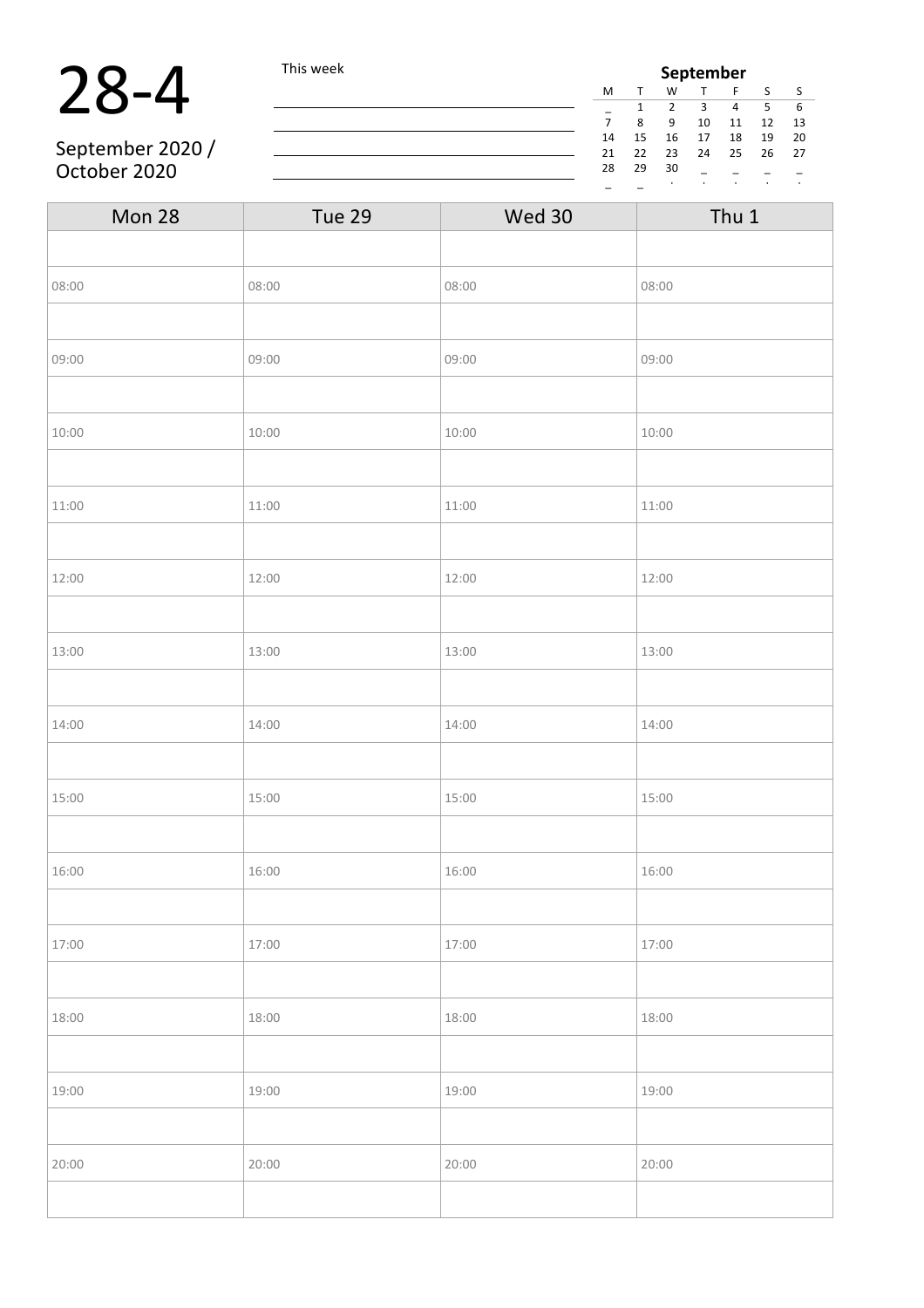# 28-4

September 2020 / October 2020

This week

______________________________
______________________________
______________________________
______________________________

**September**

| M | T | W | T | F | S | S |
|---|---|---|---|---|---|---|
| _ | 1 | 2 | 3 | 4 | 5 | 6 |
| 7 | 8 | 9 | 10 | 11 | 12 | 13 |
| 14 | 15 | 16 | 17 | 18 | 19 | 20 |
| 21 | 22 | 23 | 24 | 25 | 26 | 27 |
| 28 | 29 | 30 | _ | _ | _ | _ |
| _ | _ | . | . | . | . | . |

| Mon 28 | Tue 29 | Wed 30 | Thu 1 |
|---|---|---|---|
| | | | |
| 08:00 | 08:00 | 08:00 | 08:00 |
| | | | |
| 09:00 | 09:00 | 09:00 | 09:00 |
| | | | |
| 10:00 | 10:00 | 10:00 | 10:00 |
| | | | |
| 11:00 | 11:00 | 11:00 | 11:00 |
| | | | |
| 12:00 | 12:00 | 12:00 | 12:00 |
| | | | |
| 13:00 | 13:00 | 13:00 | 13:00 |
| | | | |
| 14:00 | 14:00 | 14:00 | 14:00 |
| | | | |
| 15:00 | 15:00 | 15:00 | 15:00 |
| | | | |
| 16:00 | 16:00 | 16:00 | 16:00 |
| | | | |
| 17:00 | 17:00 | 17:00 | 17:00 |
| | | | |
| 18:00 | 18:00 | 18:00 | 18:00 |
| | | | |
| 19:00 | 19:00 | 19:00 | 19:00 |
| | | | |
| 20:00 | 20:00 | 20:00 | 20:00 |
| | | | |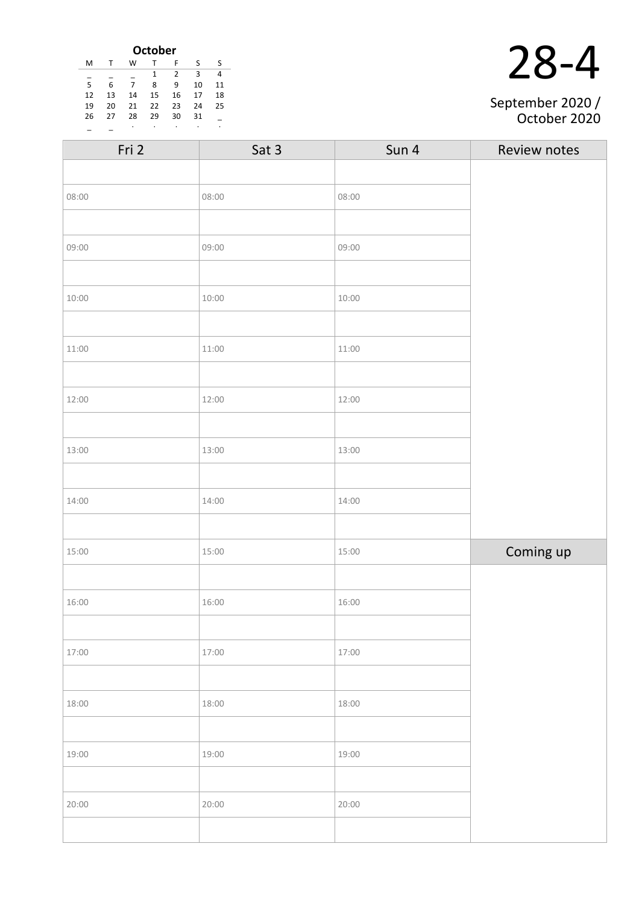**October**

| M | T | W | T | F | S | S |
|---|---|---|---|---|---|---|
| _ | _ | _ | 1 | 2 | 3 | 4 |
| 5 | 6 | 7 | 8 | 9 | 10 | 11 |
| 12 | 13 | 14 | 15 | 16 | 17 | 18 |
| 19 | 20 | 21 | 22 | 23 | 24 | 25 |
| 26 | 27 | 28 | 29 | 30 | 31 | _ |
| _ | _ | . | . | . | . | . |

# 28-4

September 2020 / October 2020

| Fri 2 | Sat 3 | Sun 4 | Review notes |
|---|---|---|---|
| | | | |
| 08:00 | 08:00 | 08:00 | |
| | | | |
| 09:00 | 09:00 | 09:00 | |
| | | | |
| 10:00 | 10:00 | 10:00 | |
| | | | |
| 11:00 | 11:00 | 11:00 | |
| | | | |
| 12:00 | 12:00 | 12:00 | |
| | | | |
| 13:00 | 13:00 | 13:00 | |
| | | | |
| 14:00 | 14:00 | 14:00 | |
| | | | |
| 15:00 | 15:00 | 15:00 | **Coming up** |
| | | | |
| 16:00 | 16:00 | 16:00 | |
| | | | |
| 17:00 | 17:00 | 17:00 | |
| | | | |
| 18:00 | 18:00 | 18:00 | |
| | | | |
| 19:00 | 19:00 | 19:00 | |
| | | | |
| 20:00 | 20:00 | 20:00 | |
| | | | |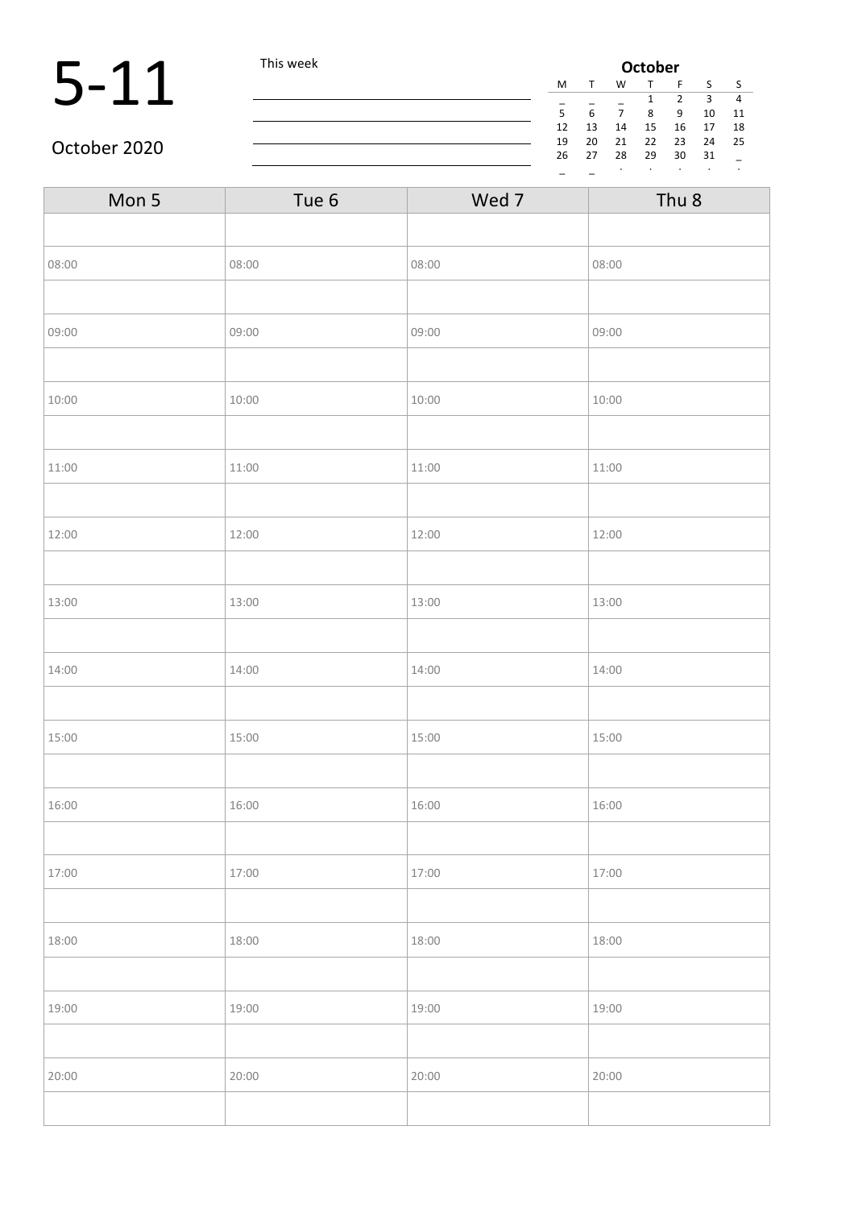# 5-11

October 2020

This week

| October | | | | | | |
|---|---|---|---|---|---|---|
| M | T | W | T | F | S | S |
| _ | _ | _ | 1 | 2 | 3 | 4 |
| 5 | 6 | 7 | 8 | 9 | 10 | 11 |
| 12 | 13 | 14 | 15 | 16 | 17 | 18 |
| 19 | 20 | 21 | 22 | 23 | 24 | 25 |
| 26 | 27 | 28 | 29 | 30 | 31 | _ |
| _ | _ | . | . | . | . | . |

| Mon 5 | Tue 6 | Wed 7 | Thu 8 |
|---|---|---|---|
| | | | |
| 08:00 | 08:00 | 08:00 | 08:00 |
| | | | |
| 09:00 | 09:00 | 09:00 | 09:00 |
| | | | |
| 10:00 | 10:00 | 10:00 | 10:00 |
| | | | |
| 11:00 | 11:00 | 11:00 | 11:00 |
| | | | |
| 12:00 | 12:00 | 12:00 | 12:00 |
| | | | |
| 13:00 | 13:00 | 13:00 | 13:00 |
| | | | |
| 14:00 | 14:00 | 14:00 | 14:00 |
| | | | |
| 15:00 | 15:00 | 15:00 | 15:00 |
| | | | |
| 16:00 | 16:00 | 16:00 | 16:00 |
| | | | |
| 17:00 | 17:00 | 17:00 | 17:00 |
| | | | |
| 18:00 | 18:00 | 18:00 | 18:00 |
| | | | |
| 19:00 | 19:00 | 19:00 | 19:00 |
| | | | |
| 20:00 | 20:00 | 20:00 | 20:00 |
| | | | |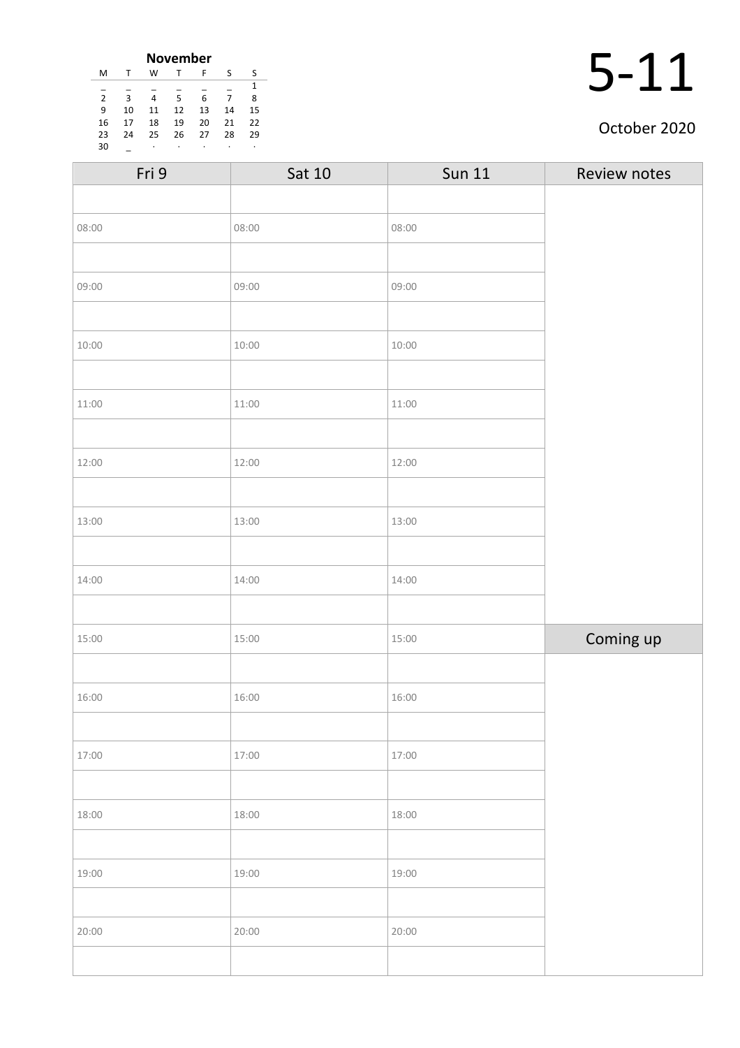**November**

| M | T | W | T | F | S | S |
|---|---|---|---|---|---|---|
| _ | _ | _ | _ | _ | _ | 1 |
| 2 | 3 | 4 | 5 | 6 | 7 | 8 |
| 9 | 10 | 11 | 12 | 13 | 14 | 15 |
| 16 | 17 | 18 | 19 | 20 | 21 | 22 |
| 23 | 24 | 25 | 26 | 27 | 28 | 29 |
| 30 | _ | · | · | · | · | · |

# 5-11

October 2020

| Fri 9 | Sat 10 | Sun 11 | Review notes |
|---|---|---|---|
| | | | |
| 08:00 | 08:00 | 08:00 | |
| | | | |
| 09:00 | 09:00 | 09:00 | |
| | | | |
| 10:00 | 10:00 | 10:00 | |
| | | | |
| 11:00 | 11:00 | 11:00 | |
| | | | |
| 12:00 | 12:00 | 12:00 | |
| | | | |
| 13:00 | 13:00 | 13:00 | |
| | | | |
| 14:00 | 14:00 | 14:00 | |
| | | | |
| 15:00 | 15:00 | 15:00 | **Coming up** |
| | | | |
| 16:00 | 16:00 | 16:00 | |
| | | | |
| 17:00 | 17:00 | 17:00 | |
| | | | |
| 18:00 | 18:00 | 18:00 | |
| | | | |
| 19:00 | 19:00 | 19:00 | |
| | | | |
| 20:00 | 20:00 | 20:00 | |
| | | | |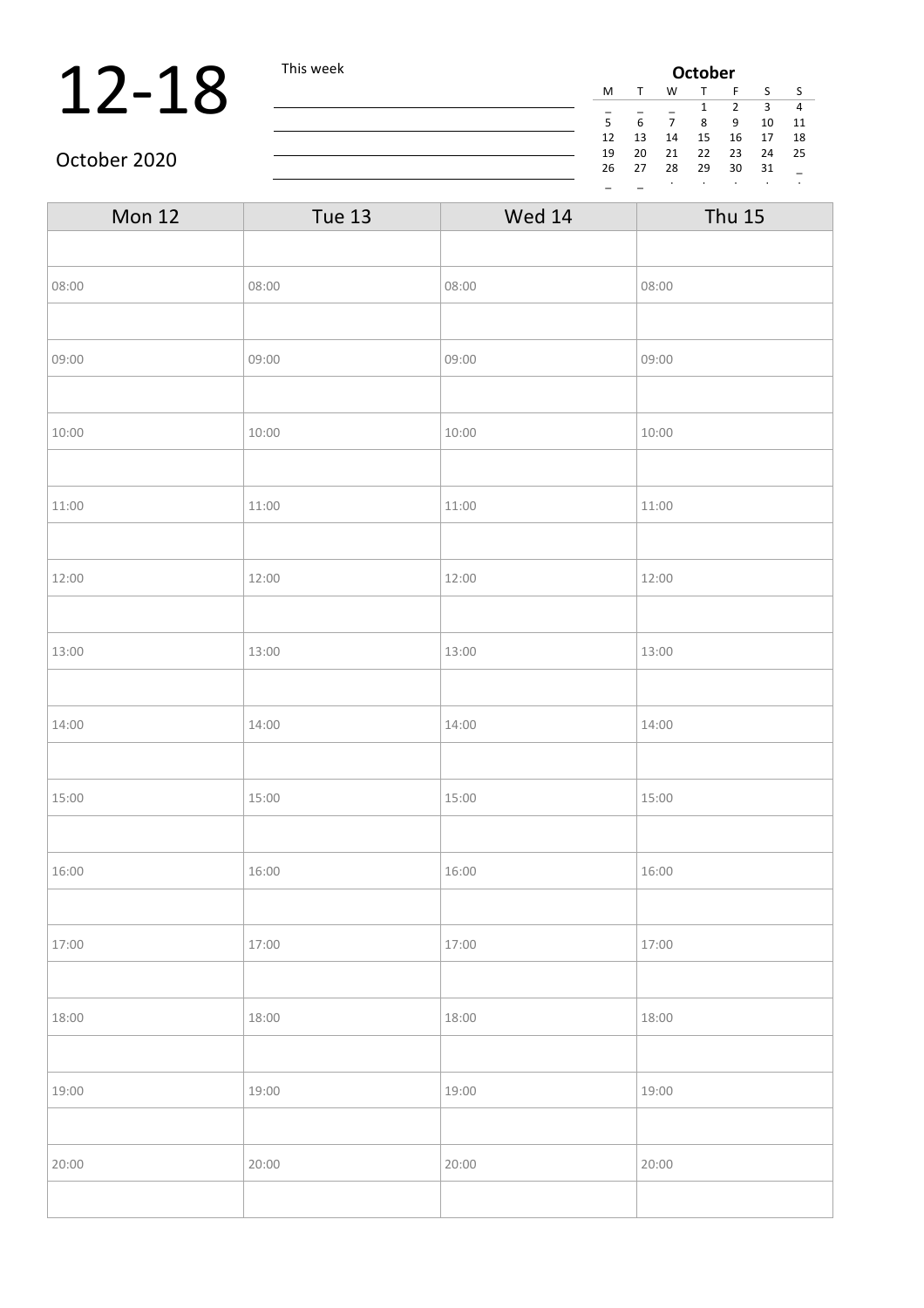# 12-18

October 2020

This week

| October | | | | | | |
|---|---|---|---|---|---|---|
| M | T | W | T | F | S | S |
| _ | _ | _ | 1 | 2 | 3 | 4 |
| 5 | 6 | 7 | 8 | 9 | 10 | 11 |
| 12 | 13 | 14 | 15 | 16 | 17 | 18 |
| 19 | 20 | 21 | 22 | 23 | 24 | 25 |
| 26 | 27 | 28 | 29 | 30 | 31 | _ |
| _ | _ | . | . | . | . | . |

| Mon 12 | Tue 13 | Wed 14 | Thu 15 |
|---|---|---|---|
| | | | |
| 08:00 | 08:00 | 08:00 | 08:00 |
| | | | |
| 09:00 | 09:00 | 09:00 | 09:00 |
| | | | |
| 10:00 | 10:00 | 10:00 | 10:00 |
| | | | |
| 11:00 | 11:00 | 11:00 | 11:00 |
| | | | |
| 12:00 | 12:00 | 12:00 | 12:00 |
| | | | |
| 13:00 | 13:00 | 13:00 | 13:00 |
| | | | |
| 14:00 | 14:00 | 14:00 | 14:00 |
| | | | |
| 15:00 | 15:00 | 15:00 | 15:00 |
| | | | |
| 16:00 | 16:00 | 16:00 | 16:00 |
| | | | |
| 17:00 | 17:00 | 17:00 | 17:00 |
| | | | |
| 18:00 | 18:00 | 18:00 | 18:00 |
| | | | |
| 19:00 | 19:00 | 19:00 | 19:00 |
| | | | |
| 20:00 | 20:00 | 20:00 | 20:00 |
| | | | |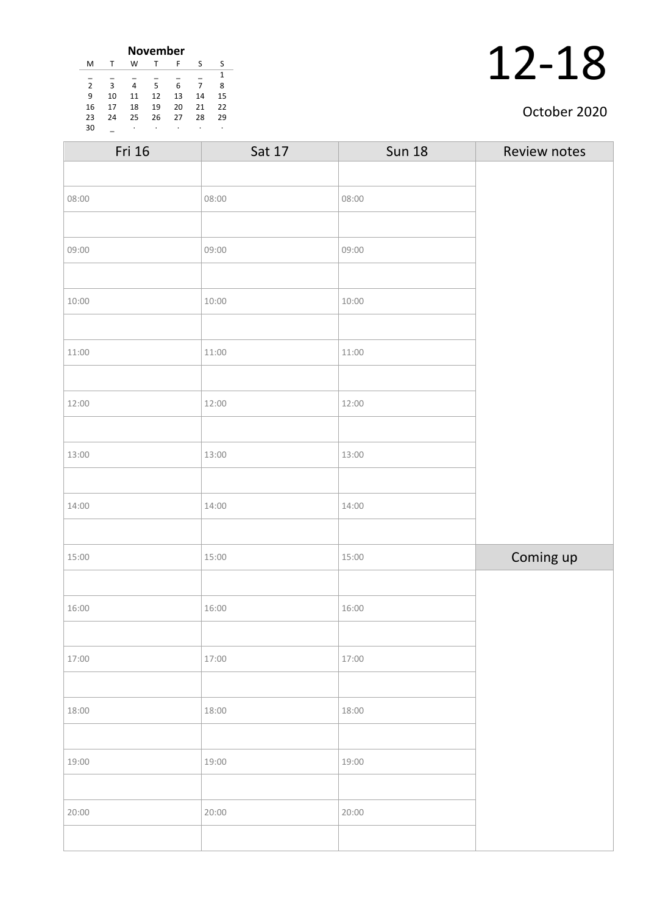**November**

| M | T | W | T | F | S | S |
|---|---|---|---|---|---|---|
| _ | _ | _ | _ | _ | _ | 1 |
| 2 | 3 | 4 | 5 | 6 | 7 | 8 |
| 9 | 10 | 11 | 12 | 13 | 14 | 15 |
| 16 | 17 | 18 | 19 | 20 | 21 | 22 |
| 23 | 24 | 25 | 26 | 27 | 28 | 29 |
| 30 | _ | · | · | · | · | · |

# 12-18

October 2020

| Fri 16 | Sat 17 | Sun 18 | Review notes |
|---|---|---|---|
| | | | |
| 08:00 | 08:00 | 08:00 | |
| | | | |
| 09:00 | 09:00 | 09:00 | |
| | | | |
| 10:00 | 10:00 | 10:00 | |
| | | | |
| 11:00 | 11:00 | 11:00 | |
| | | | |
| 12:00 | 12:00 | 12:00 | |
| | | | |
| 13:00 | 13:00 | 13:00 | |
| | | | |
| 14:00 | 14:00 | 14:00 | |
| | | | |
| 15:00 | 15:00 | 15:00 | Coming up |
| | | | |
| 16:00 | 16:00 | 16:00 | |
| | | | |
| 17:00 | 17:00 | 17:00 | |
| | | | |
| 18:00 | 18:00 | 18:00 | |
| | | | |
| 19:00 | 19:00 | 19:00 | |
| | | | |
| 20:00 | 20:00 | 20:00 | |
| | | | |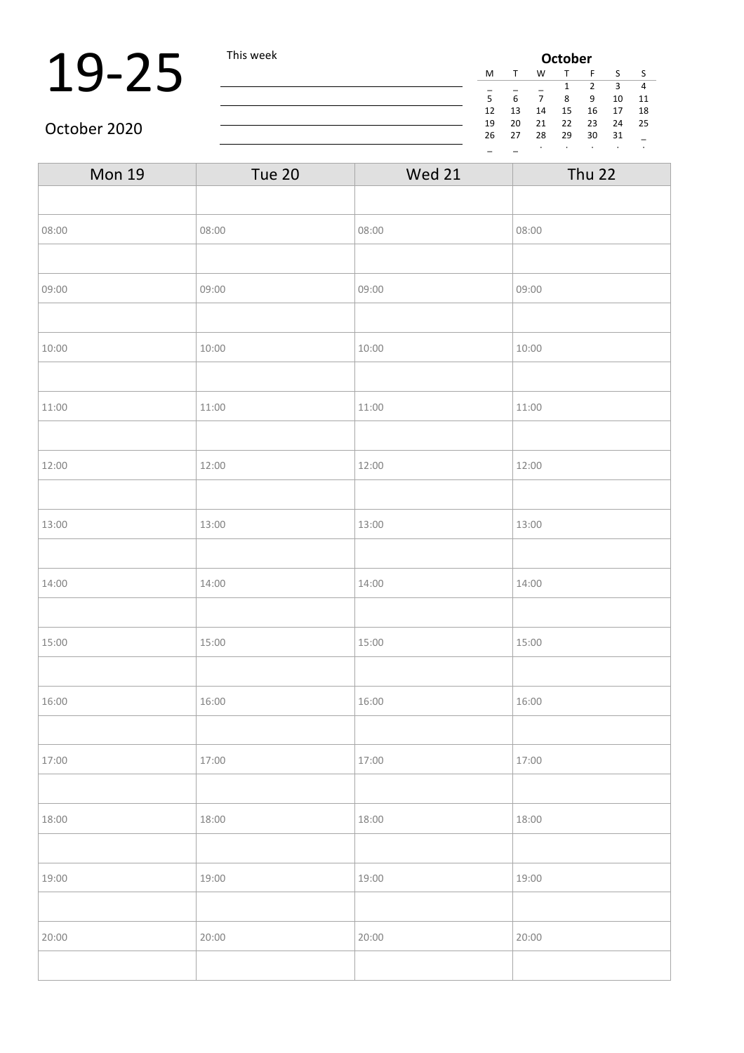# 19-25

October 2020

This week

______________________

______________________

______________________

______________________

**October**

| M | T | W | T | F | S | S |
|---|---|---|---|---|---|---|
| _ | _ | _ | 1 | 2 | 3 | 4 |
| 5 | 6 | 7 | 8 | 9 | 10 | 11 |
| 12 | 13 | 14 | 15 | 16 | 17 | 18 |
| 19 | 20 | 21 | 22 | 23 | 24 | 25 |
| 26 | 27 | 28 | 29 | 30 | 31 | _ |
| _ | _ | . | . | . | . | . |

| Mon 19 | Tue 20 | Wed 21 | Thu 22 |
|---|---|---|---|
| | | | |
| 08:00 | 08:00 | 08:00 | 08:00 |
| | | | |
| 09:00 | 09:00 | 09:00 | 09:00 |
| | | | |
| 10:00 | 10:00 | 10:00 | 10:00 |
| | | | |
| 11:00 | 11:00 | 11:00 | 11:00 |
| | | | |
| 12:00 | 12:00 | 12:00 | 12:00 |
| | | | |
| 13:00 | 13:00 | 13:00 | 13:00 |
| | | | |
| 14:00 | 14:00 | 14:00 | 14:00 |
| | | | |
| 15:00 | 15:00 | 15:00 | 15:00 |
| | | | |
| 16:00 | 16:00 | 16:00 | 16:00 |
| | | | |
| 17:00 | 17:00 | 17:00 | 17:00 |
| | | | |
| 18:00 | 18:00 | 18:00 | 18:00 |
| | | | |
| 19:00 | 19:00 | 19:00 | 19:00 |
| | | | |
| 20:00 | 20:00 | 20:00 | 20:00 |
| | | | |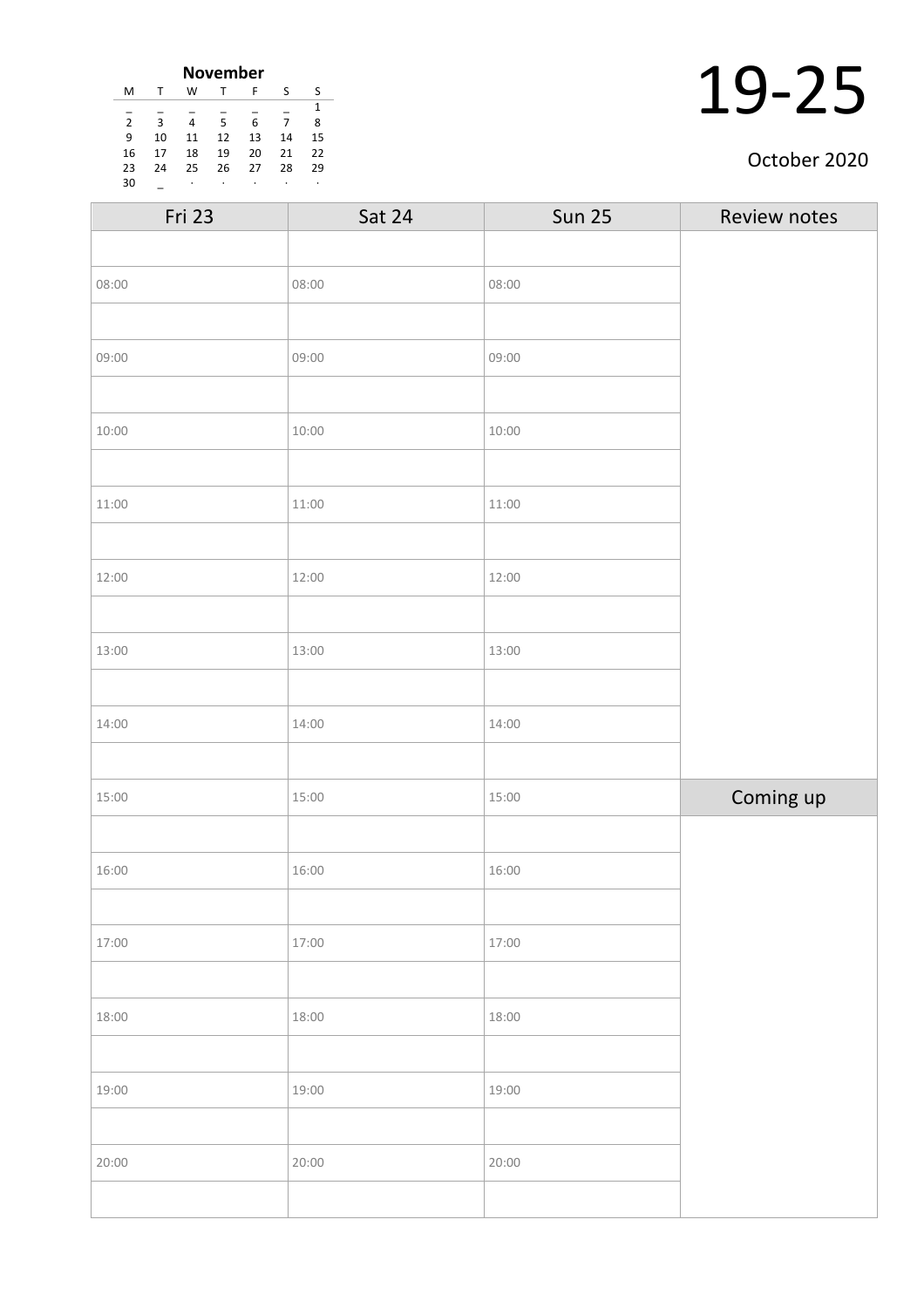**November**

| M | T | W | T | F | S | S |
|---|---|---|---|---|---|---|
| _ | _ | _ | _ | _ | _ | 1 |
| 2 | 3 | 4 | 5 | 6 | 7 | 8 |
| 9 | 10 | 11 | 12 | 13 | 14 | 15 |
| 16 | 17 | 18 | 19 | 20 | 21 | 22 |
| 23 | 24 | 25 | 26 | 27 | 28 | 29 |
| 30 | _ | · | · | · | · | · |

# 19-25

October 2020

| Fri 23 | Sat 24 | Sun 25 | Review notes |
|---|---|---|---|
| | | | |
| 08:00 | 08:00 | 08:00 | |
| | | | |
| 09:00 | 09:00 | 09:00 | |
| | | | |
| 10:00 | 10:00 | 10:00 | |
| | | | |
| 11:00 | 11:00 | 11:00 | |
| | | | |
| 12:00 | 12:00 | 12:00 | |
| | | | |
| 13:00 | 13:00 | 13:00 | |
| | | | |
| 14:00 | 14:00 | 14:00 | |
| | | | |
| 15:00 | 15:00 | 15:00 | Coming up |
| | | | |
| 16:00 | 16:00 | 16:00 | |
| | | | |
| 17:00 | 17:00 | 17:00 | |
| | | | |
| 18:00 | 18:00 | 18:00 | |
| | | | |
| 19:00 | 19:00 | 19:00 | |
| | | | |
| 20:00 | 20:00 | 20:00 | |
| | | | |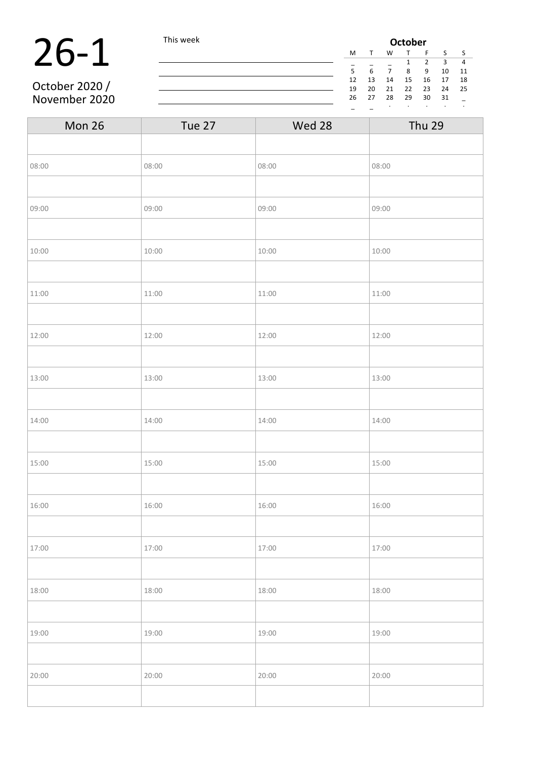# 26-1

October 2020 / November 2020

This week

______________________________________

______________________________________

______________________________________

______________________________________

**October**

| M | T | W | T | F | S | S |
|---|---|---|---|---|---|---|
| _ | _ | _ | 1 | 2 | 3 | 4 |
| 5 | 6 | 7 | 8 | 9 | 10 | 11 |
| 12 | 13 | 14 | 15 | 16 | 17 | 18 |
| 19 | 20 | 21 | 22 | 23 | 24 | 25 |
| 26 | 27 | 28 | 29 | 30 | 31 | _ |
| _ | _ | . | . | . | . | . |

| Mon 26 | Tue 27 | Wed 28 | Thu 29 |
|---|---|---|---|
| | | | |
| 08:00 | 08:00 | 08:00 | 08:00 |
| | | | |
| 09:00 | 09:00 | 09:00 | 09:00 |
| | | | |
| 10:00 | 10:00 | 10:00 | 10:00 |
| | | | |
| 11:00 | 11:00 | 11:00 | 11:00 |
| | | | |
| 12:00 | 12:00 | 12:00 | 12:00 |
| | | | |
| 13:00 | 13:00 | 13:00 | 13:00 |
| | | | |
| 14:00 | 14:00 | 14:00 | 14:00 |
| | | | |
| 15:00 | 15:00 | 15:00 | 15:00 |
| | | | |
| 16:00 | 16:00 | 16:00 | 16:00 |
| | | | |
| 17:00 | 17:00 | 17:00 | 17:00 |
| | | | |
| 18:00 | 18:00 | 18:00 | 18:00 |
| | | | |
| 19:00 | 19:00 | 19:00 | 19:00 |
| | | | |
| 20:00 | 20:00 | 20:00 | 20:00 |
| | | | |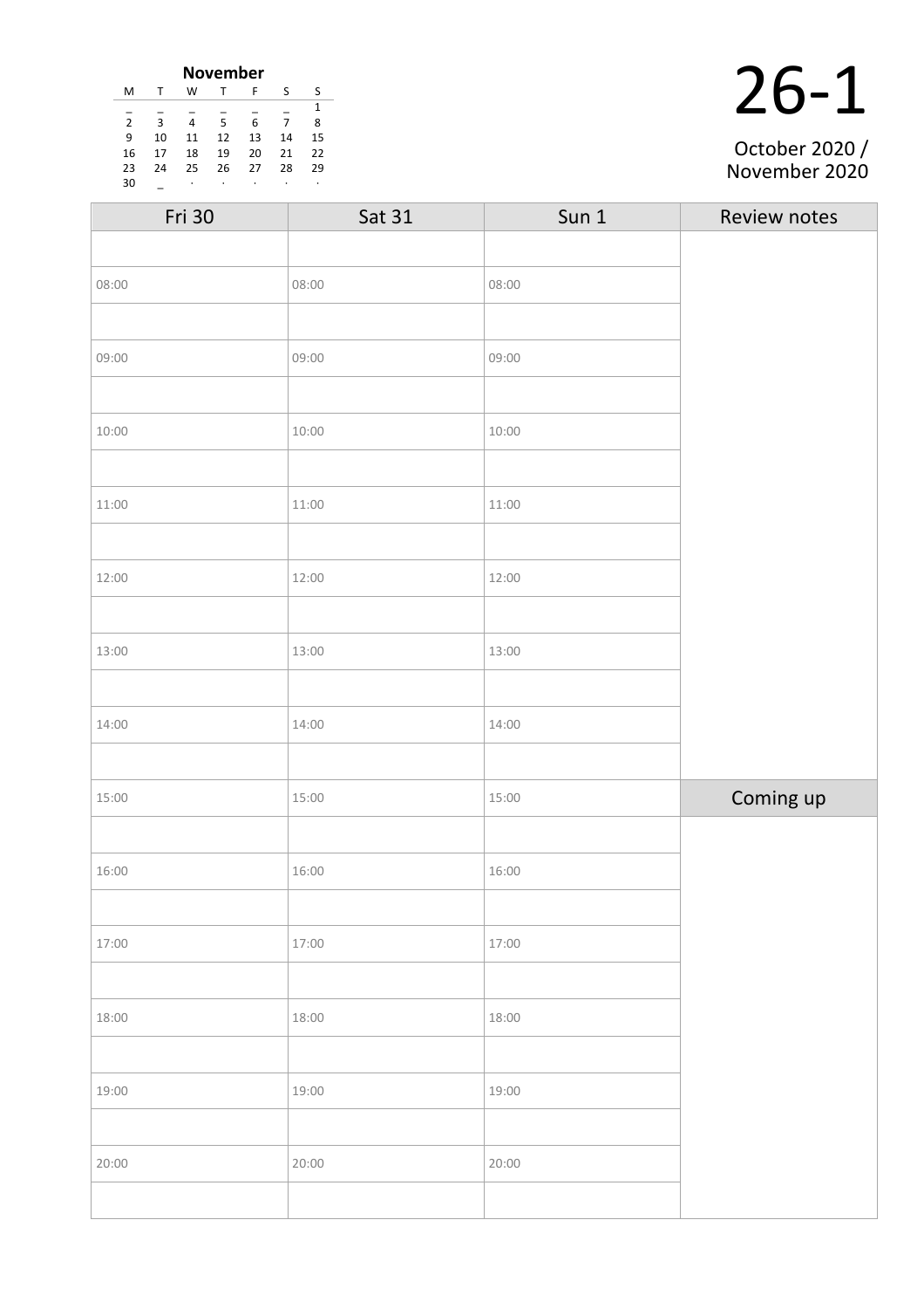**November**

| M | T | W | T | F | S | S |
|---|---|---|---|---|---|---|
| _ | _ | _ | _ | _ | _ | 1 |
| 2 | 3 | 4 | 5 | 6 | 7 | 8 |
| 9 | 10 | 11 | 12 | 13 | 14 | 15 |
| 16 | 17 | 18 | 19 | 20 | 21 | 22 |
| 23 | 24 | 25 | 26 | 27 | 28 | 29 |
| 30 | _ | · | · | · | · | · |

# 26-1

October 2020 / November 2020

| Fri 30 | Sat 31 | Sun 1 | Review notes |
|---|---|---|---|
| | | | |
| 08:00 | 08:00 | 08:00 | |
| | | | |
| 09:00 | 09:00 | 09:00 | |
| | | | |
| 10:00 | 10:00 | 10:00 | |
| | | | |
| 11:00 | 11:00 | 11:00 | |
| | | | |
| 12:00 | 12:00 | 12:00 | |
| | | | |
| 13:00 | 13:00 | 13:00 | |
| | | | |
| 14:00 | 14:00 | 14:00 | |
| | | | |
| 15:00 | 15:00 | 15:00 | **Coming up** |
| | | | |
| 16:00 | 16:00 | 16:00 | |
| | | | |
| 17:00 | 17:00 | 17:00 | |
| | | | |
| 18:00 | 18:00 | 18:00 | |
| | | | |
| 19:00 | 19:00 | 19:00 | |
| | | | |
| 20:00 | 20:00 | 20:00 | |
| | | | |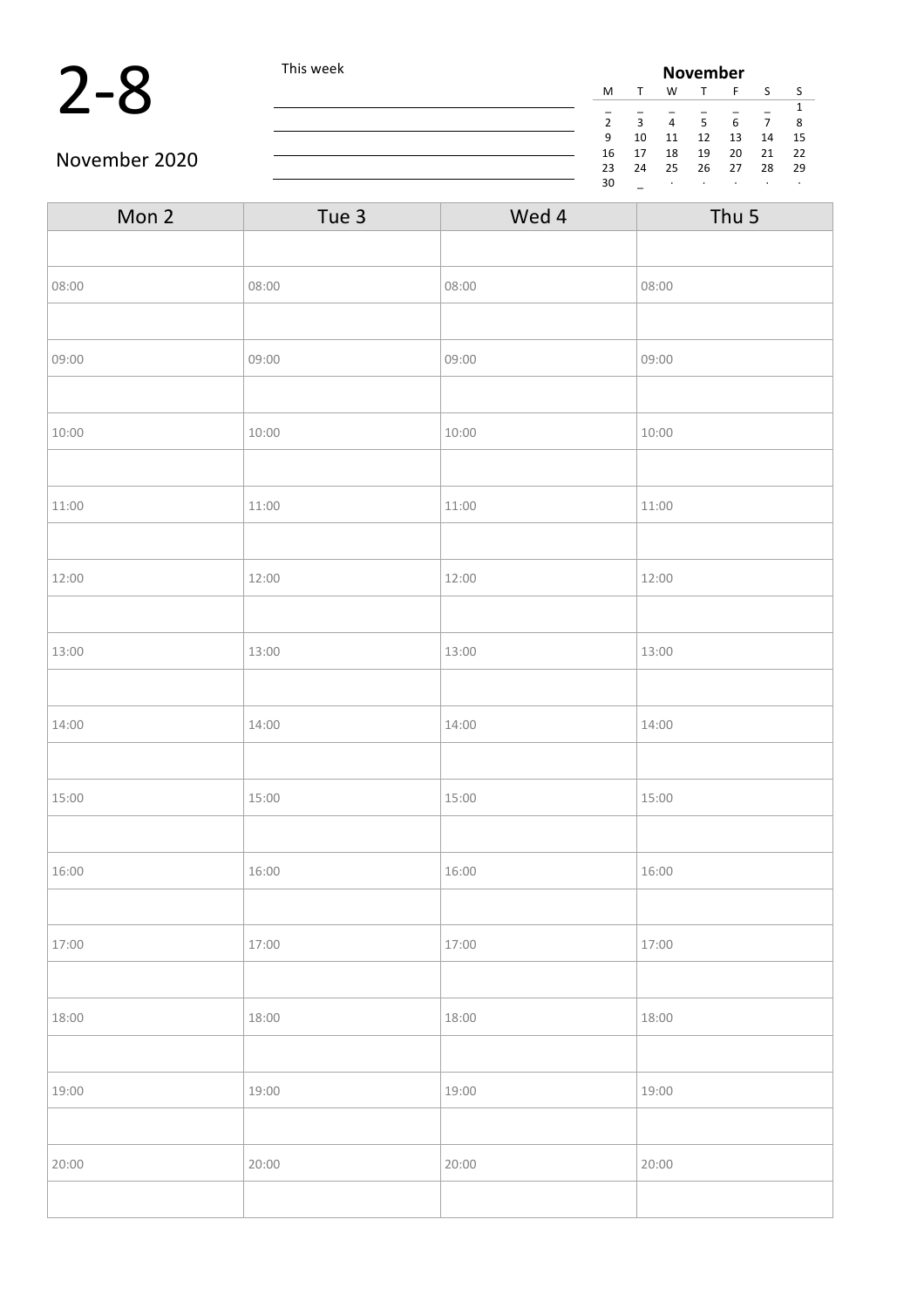# 2-8

November 2020

This week

| November | | | | | | |
|---|---|---|---|---|---|---|
| M | T | W | T | F | S | S |
| _ | _ | _ | _ | _ | _ | 1 |
| 2 | 3 | 4 | 5 | 6 | 7 | 8 |
| 9 | 10 | 11 | 12 | 13 | 14 | 15 |
| 16 | 17 | 18 | 19 | 20 | 21 | 22 |
| 23 | 24 | 25 | 26 | 27 | 28 | 29 |
| 30 | _ | · | · | · | · | · |

| Mon 2 | Tue 3 | Wed 4 | Thu 5 |
|---|---|---|---|
| | | | |
| 08:00 | 08:00 | 08:00 | 08:00 |
| | | | |
| 09:00 | 09:00 | 09:00 | 09:00 |
| | | | |
| 10:00 | 10:00 | 10:00 | 10:00 |
| | | | |
| 11:00 | 11:00 | 11:00 | 11:00 |
| | | | |
| 12:00 | 12:00 | 12:00 | 12:00 |
| | | | |
| 13:00 | 13:00 | 13:00 | 13:00 |
| | | | |
| 14:00 | 14:00 | 14:00 | 14:00 |
| | | | |
| 15:00 | 15:00 | 15:00 | 15:00 |
| | | | |
| 16:00 | 16:00 | 16:00 | 16:00 |
| | | | |
| 17:00 | 17:00 | 17:00 | 17:00 |
| | | | |
| 18:00 | 18:00 | 18:00 | 18:00 |
| | | | |
| 19:00 | 19:00 | 19:00 | 19:00 |
| | | | |
| 20:00 | 20:00 | 20:00 | 20:00 |
| | | | |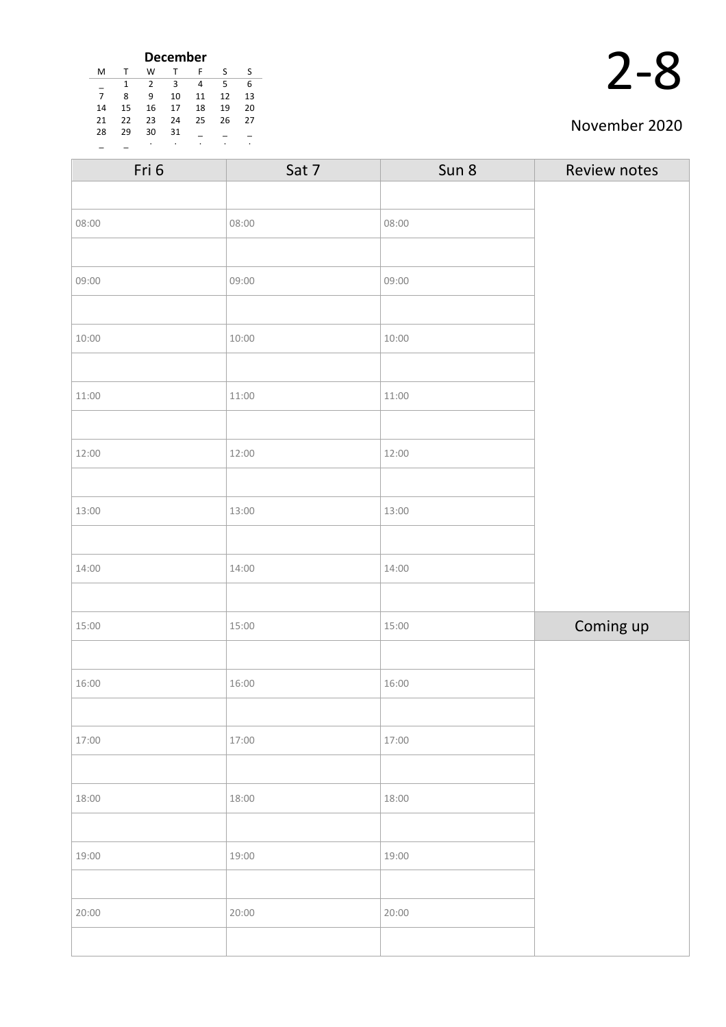**December**

| M | T | W | T | F | S | S |
|---|---|---|---|---|---|---|
| _ | 1 | 2 | 3 | 4 | 5 | 6 |
| 7 | 8 | 9 | 10 | 11 | 12 | 13 |
| 14 | 15 | 16 | 17 | 18 | 19 | 20 |
| 21 | 22 | 23 | 24 | 25 | 26 | 27 |
| 28 | 29 | 30 | 31 | _ | _ | _ |
| _ | _ | . | . | . | . | . |

# 2-8

November 2020

| Fri 6 | Sat 7 | Sun 8 | Review notes |
|---|---|---|---|
| | | | |
| 08:00 | 08:00 | 08:00 | |
| | | | |
| 09:00 | 09:00 | 09:00 | |
| | | | |
| 10:00 | 10:00 | 10:00 | |
| | | | |
| 11:00 | 11:00 | 11:00 | |
| | | | |
| 12:00 | 12:00 | 12:00 | |
| | | | |
| 13:00 | 13:00 | 13:00 | |
| | | | |
| 14:00 | 14:00 | 14:00 | |
| | | | |
| 15:00 | 15:00 | 15:00 | **Coming up** |
| | | | |
| 16:00 | 16:00 | 16:00 | |
| | | | |
| 17:00 | 17:00 | 17:00 | |
| | | | |
| 18:00 | 18:00 | 18:00 | |
| | | | |
| 19:00 | 19:00 | 19:00 | |
| | | | |
| 20:00 | 20:00 | 20:00 | |
| | | | |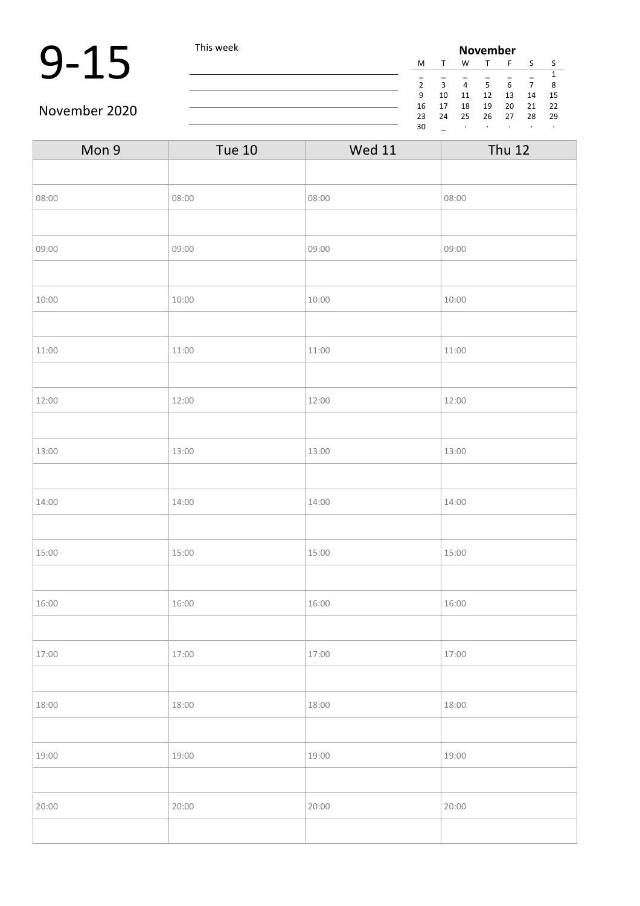# 9-15

November 2020

This week

| November | | | | | | |
|---|---|---|---|---|---|---|
| M | T | W | T | F | S | S |
| _ | _ | _ | _ | _ | _ | 1 |
| 2 | 3 | 4 | 5 | 6 | 7 | 8 |
| 9 | 10 | 11 | 12 | 13 | 14 | 15 |
| 16 | 17 | 18 | 19 | 20 | 21 | 22 |
| 23 | 24 | 25 | 26 | 27 | 28 | 29 |
| 30 | _ | · | · | · | · | · |

| Mon 9 | Tue 10 | Wed 11 | Thu 12 |
|---|---|---|---|
| | | | |
| 08:00 | 08:00 | 08:00 | 08:00 |
| | | | |
| 09:00 | 09:00 | 09:00 | 09:00 |
| | | | |
| 10:00 | 10:00 | 10:00 | 10:00 |
| | | | |
| 11:00 | 11:00 | 11:00 | 11:00 |
| | | | |
| 12:00 | 12:00 | 12:00 | 12:00 |
| | | | |
| 13:00 | 13:00 | 13:00 | 13:00 |
| | | | |
| 14:00 | 14:00 | 14:00 | 14:00 |
| | | | |
| 15:00 | 15:00 | 15:00 | 15:00 |
| | | | |
| 16:00 | 16:00 | 16:00 | 16:00 |
| | | | |
| 17:00 | 17:00 | 17:00 | 17:00 |
| | | | |
| 18:00 | 18:00 | 18:00 | 18:00 |
| | | | |
| 19:00 | 19:00 | 19:00 | 19:00 |
| | | | |
| 20:00 | 20:00 | 20:00 | 20:00 |
| | | | |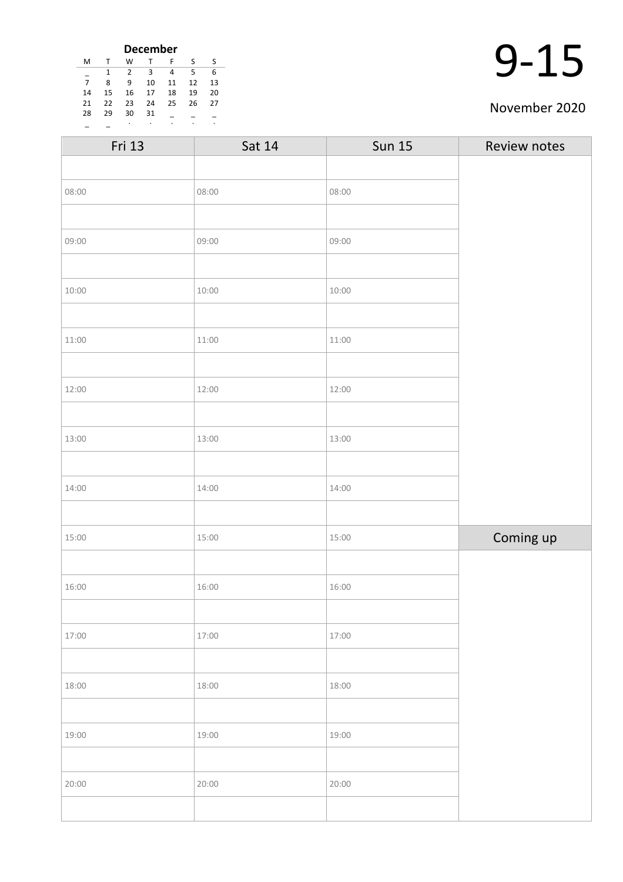**December**

| M | T | W | T | F | S | S |
|---|---|---|---|---|---|---|
| _ | 1 | 2 | 3 | 4 | 5 | 6 |
| 7 | 8 | 9 | 10 | 11 | 12 | 13 |
| 14 | 15 | 16 | 17 | 18 | 19 | 20 |
| 21 | 22 | 23 | 24 | 25 | 26 | 27 |
| 28 | 29 | 30 | 31 | _ | _ | _ |
| _ | _ | . | . | . | . | . |

# 9-15

November 2020

| Fri 13 | Sat 14 | Sun 15 | Review notes |
|---|---|---|---|
| | | | |
| 08:00 | 08:00 | 08:00 | |
| | | | |
| 09:00 | 09:00 | 09:00 | |
| | | | |
| 10:00 | 10:00 | 10:00 | |
| | | | |
| 11:00 | 11:00 | 11:00 | |
| | | | |
| 12:00 | 12:00 | 12:00 | |
| | | | |
| 13:00 | 13:00 | 13:00 | |
| | | | |
| 14:00 | 14:00 | 14:00 | |
| | | | |
| 15:00 | 15:00 | 15:00 | Coming up |
| | | | |
| 16:00 | 16:00 | 16:00 | |
| | | | |
| 17:00 | 17:00 | 17:00 | |
| | | | |
| 18:00 | 18:00 | 18:00 | |
| | | | |
| 19:00 | 19:00 | 19:00 | |
| | | | |
| 20:00 | 20:00 | 20:00 | |
| | | | |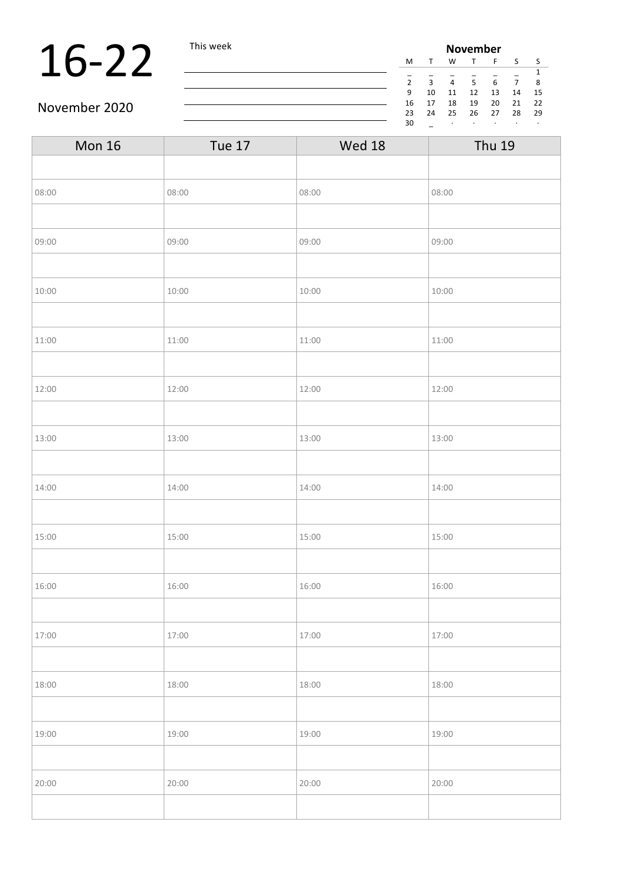# 16-22

November 2020

This week

| November | | | | | | |
|---|---|---|---|---|---|---|
| M | T | W | T | F | S | S |
| _ | _ | _ | _ | _ | _ | 1 |
| 2 | 3 | 4 | 5 | 6 | 7 | 8 |
| 9 | 10 | 11 | 12 | 13 | 14 | 15 |
| 16 | 17 | 18 | 19 | 20 | 21 | 22 |
| 23 | 24 | 25 | 26 | 27 | 28 | 29 |
| 30 | _ | · | · | · | · | · |

| Mon 16 | Tue 17 | Wed 18 | Thu 19 |
|---|---|---|---|
| | | | |
| 08:00 | 08:00 | 08:00 | 08:00 |
| | | | |
| 09:00 | 09:00 | 09:00 | 09:00 |
| | | | |
| 10:00 | 10:00 | 10:00 | 10:00 |
| | | | |
| 11:00 | 11:00 | 11:00 | 11:00 |
| | | | |
| 12:00 | 12:00 | 12:00 | 12:00 |
| | | | |
| 13:00 | 13:00 | 13:00 | 13:00 |
| | | | |
| 14:00 | 14:00 | 14:00 | 14:00 |
| | | | |
| 15:00 | 15:00 | 15:00 | 15:00 |
| | | | |
| 16:00 | 16:00 | 16:00 | 16:00 |
| | | | |
| 17:00 | 17:00 | 17:00 | 17:00 |
| | | | |
| 18:00 | 18:00 | 18:00 | 18:00 |
| | | | |
| 19:00 | 19:00 | 19:00 | 19:00 |
| | | | |
| 20:00 | 20:00 | 20:00 | 20:00 |
| | | | |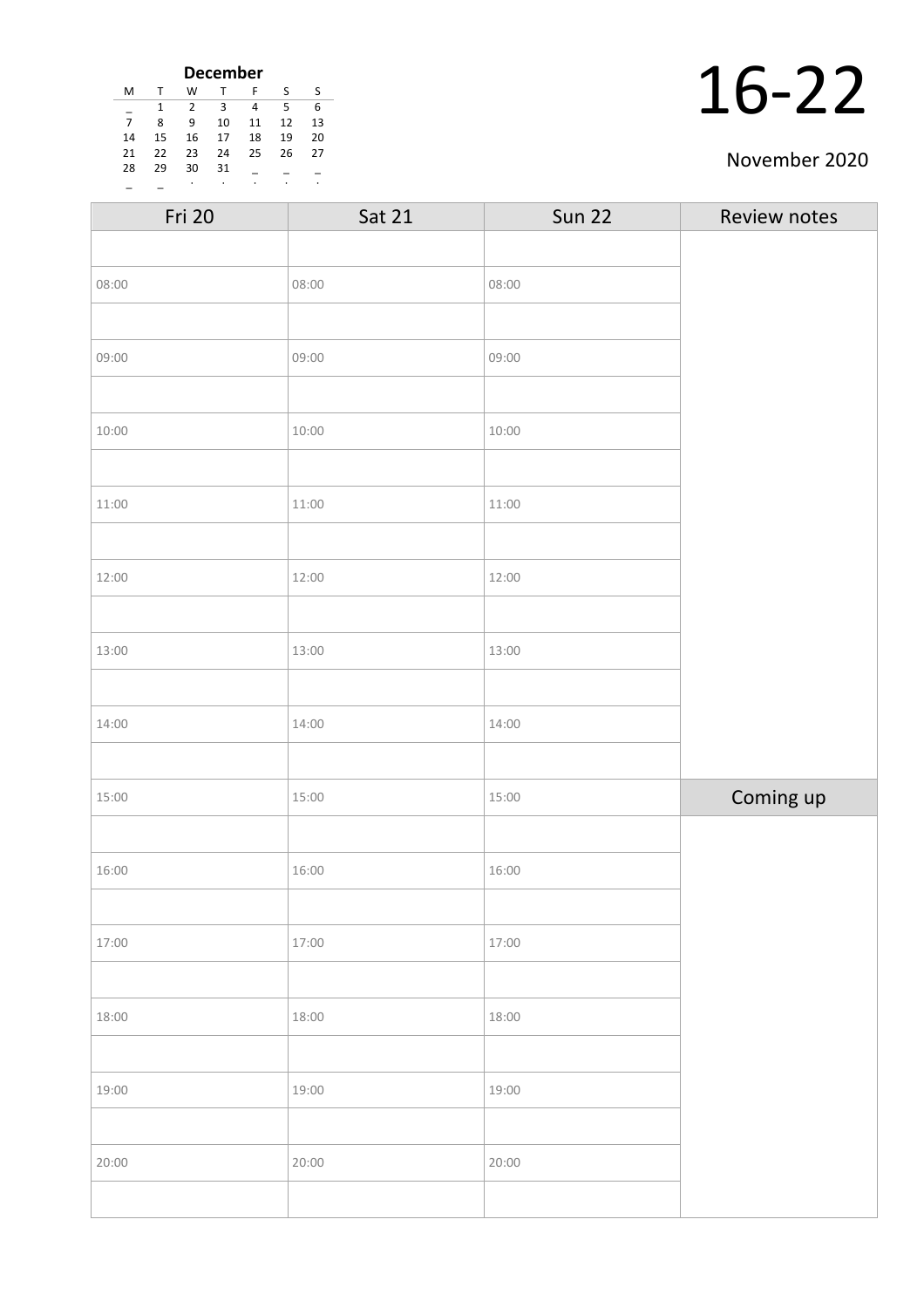**December**

| M | T | W | T | F | S | S |
|---|---|---|---|---|---|---|
| _ | 1 | 2 | 3 | 4 | 5 | 6 |
| 7 | 8 | 9 | 10 | 11 | 12 | 13 |
| 14 | 15 | 16 | 17 | 18 | 19 | 20 |
| 21 | 22 | 23 | 24 | 25 | 26 | 27 |
| 28 | 29 | 30 | 31 | _ | _ | _ |
| _ | _ | . | . | . | . | . |

# 16-22

November 2020

| Fri 20 | Sat 21 | Sun 22 | Review notes |
|---|---|---|---|
| | | | |
| 08:00 | 08:00 | 08:00 | |
| | | | |
| 09:00 | 09:00 | 09:00 | |
| | | | |
| 10:00 | 10:00 | 10:00 | |
| | | | |
| 11:00 | 11:00 | 11:00 | |
| | | | |
| 12:00 | 12:00 | 12:00 | |
| | | | |
| 13:00 | 13:00 | 13:00 | |
| | | | |
| 14:00 | 14:00 | 14:00 | |
| | | | |
| 15:00 | 15:00 | 15:00 | **Coming up** |
| | | | |
| 16:00 | 16:00 | 16:00 | |
| | | | |
| 17:00 | 17:00 | 17:00 | |
| | | | |
| 18:00 | 18:00 | 18:00 | |
| | | | |
| 19:00 | 19:00 | 19:00 | |
| | | | |
| 20:00 | 20:00 | 20:00 | |
| | | | |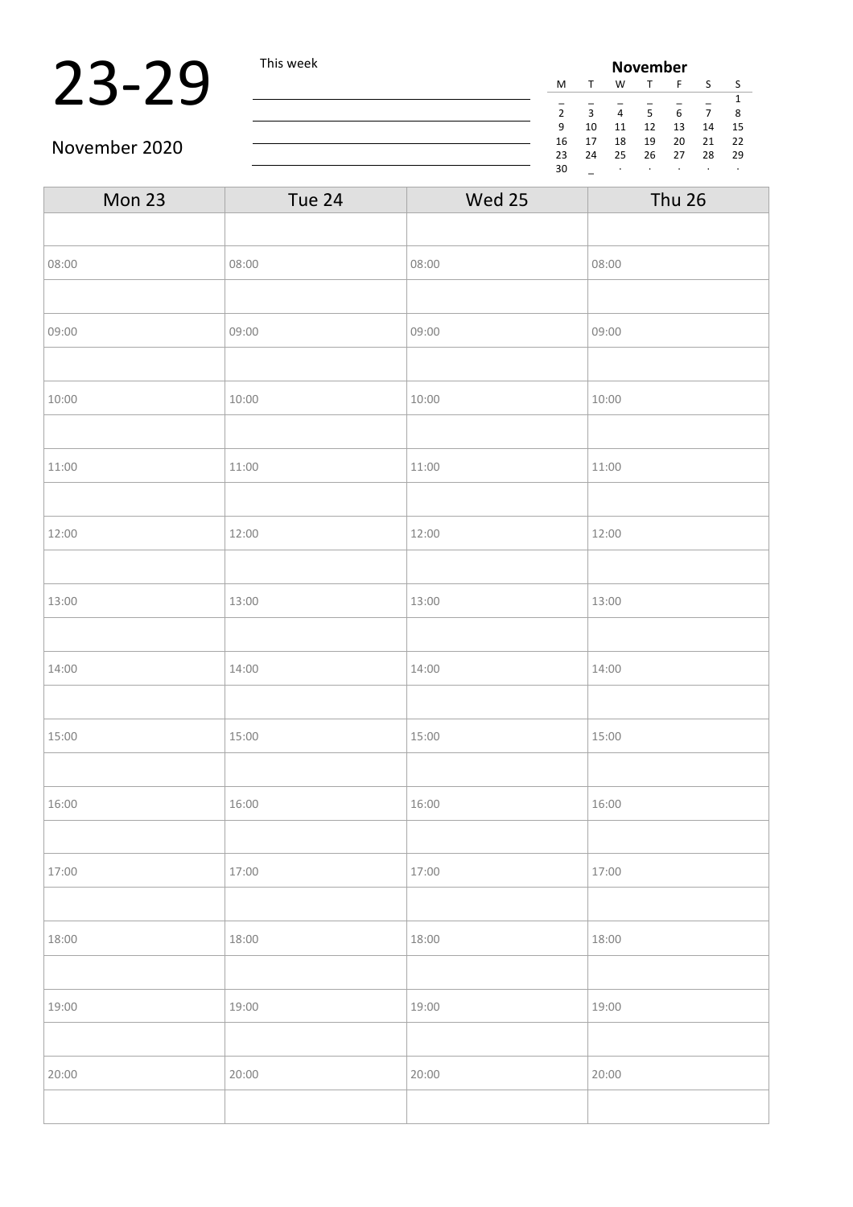# 23-29

November 2020

This week

| November | | | | | | |
|---|---|---|---|---|---|---|
| M | T | W | T | F | S | S |
| _ | _ | _ | _ | _ | _ | 1 |
| 2 | 3 | 4 | 5 | 6 | 7 | 8 |
| 9 | 10 | 11 | 12 | 13 | 14 | 15 |
| 16 | 17 | 18 | 19 | 20 | 21 | 22 |
| 23 | 24 | 25 | 26 | 27 | 28 | 29 |
| 30 | _ | · | · | · | · | · |

| Mon 23 | Tue 24 | Wed 25 | Thu 26 |
|---|---|---|---|
| | | | |
| 08:00 | 08:00 | 08:00 | 08:00 |
| | | | |
| 09:00 | 09:00 | 09:00 | 09:00 |
| | | | |
| 10:00 | 10:00 | 10:00 | 10:00 |
| | | | |
| 11:00 | 11:00 | 11:00 | 11:00 |
| | | | |
| 12:00 | 12:00 | 12:00 | 12:00 |
| | | | |
| 13:00 | 13:00 | 13:00 | 13:00 |
| | | | |
| 14:00 | 14:00 | 14:00 | 14:00 |
| | | | |
| 15:00 | 15:00 | 15:00 | 15:00 |
| | | | |
| 16:00 | 16:00 | 16:00 | 16:00 |
| | | | |
| 17:00 | 17:00 | 17:00 | 17:00 |
| | | | |
| 18:00 | 18:00 | 18:00 | 18:00 |
| | | | |
| 19:00 | 19:00 | 19:00 | 19:00 |
| | | | |
| 20:00 | 20:00 | 20:00 | 20:00 |
| | | | |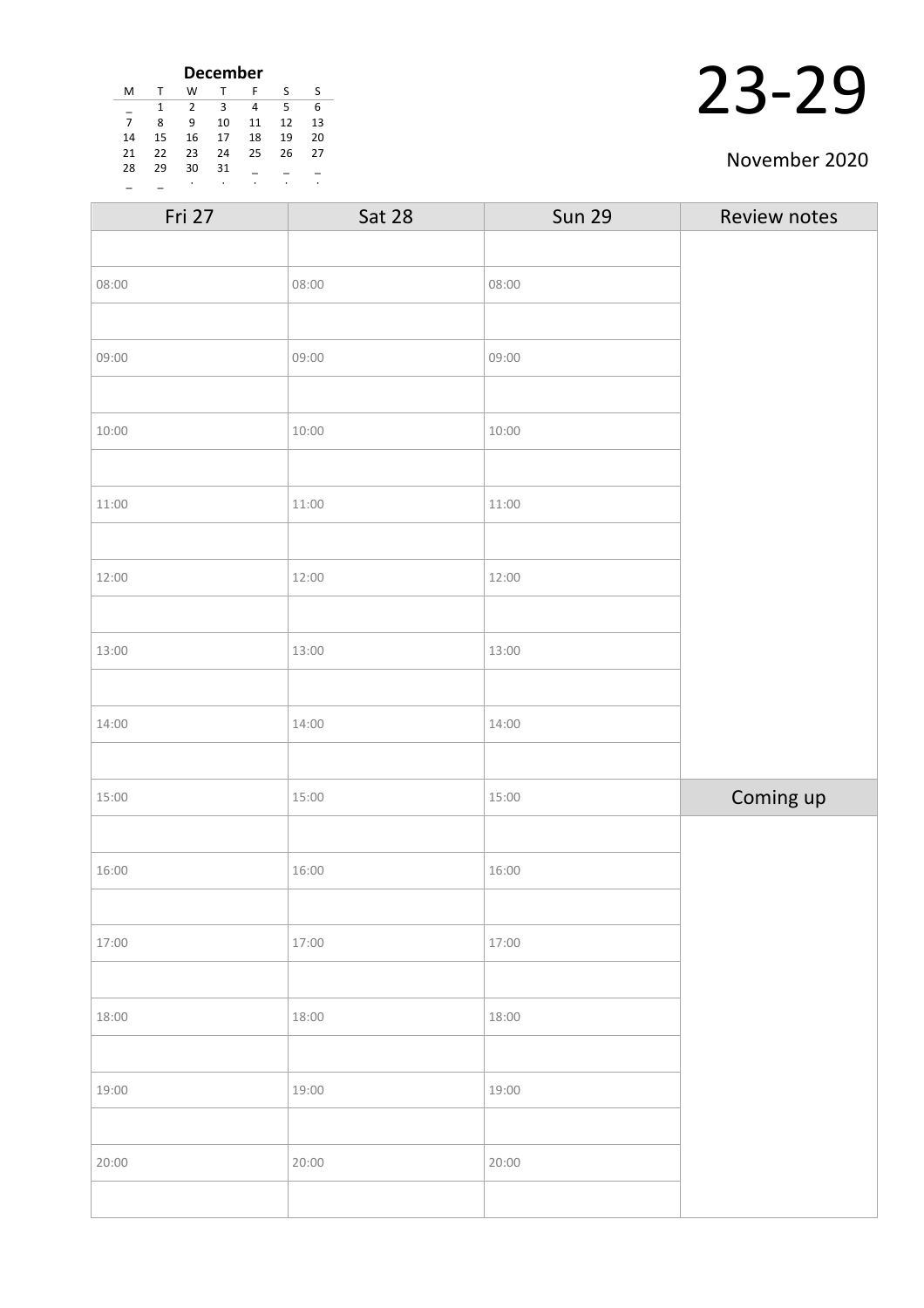**December**

| M | T | W | T | F | S | S |
|---|---|---|---|---|---|---|
| _ | 1 | 2 | 3 | 4 | 5 | 6 |
| 7 | 8 | 9 | 10 | 11 | 12 | 13 |
| 14 | 15 | 16 | 17 | 18 | 19 | 20 |
| 21 | 22 | 23 | 24 | 25 | 26 | 27 |
| 28 | 29 | 30 | 31 | _ | _ | _ |
| _ | _ | . | . | . | . | . |

# 23-29

November 2020

| Fri 27 | Sat 28 | Sun 29 | Review notes |
|---|---|---|---|
| | | | |
| 08:00 | 08:00 | 08:00 | |
| | | | |
| 09:00 | 09:00 | 09:00 | |
| | | | |
| 10:00 | 10:00 | 10:00 | |
| | | | |
| 11:00 | 11:00 | 11:00 | |
| | | | |
| 12:00 | 12:00 | 12:00 | |
| | | | |
| 13:00 | 13:00 | 13:00 | |
| | | | |
| 14:00 | 14:00 | 14:00 | |
| | | | |
| 15:00 | 15:00 | 15:00 | **Coming up** |
| | | | |
| 16:00 | 16:00 | 16:00 | |
| | | | |
| 17:00 | 17:00 | 17:00 | |
| | | | |
| 18:00 | 18:00 | 18:00 | |
| | | | |
| 19:00 | 19:00 | 19:00 | |
| | | | |
| 20:00 | 20:00 | 20:00 | |
| | | | |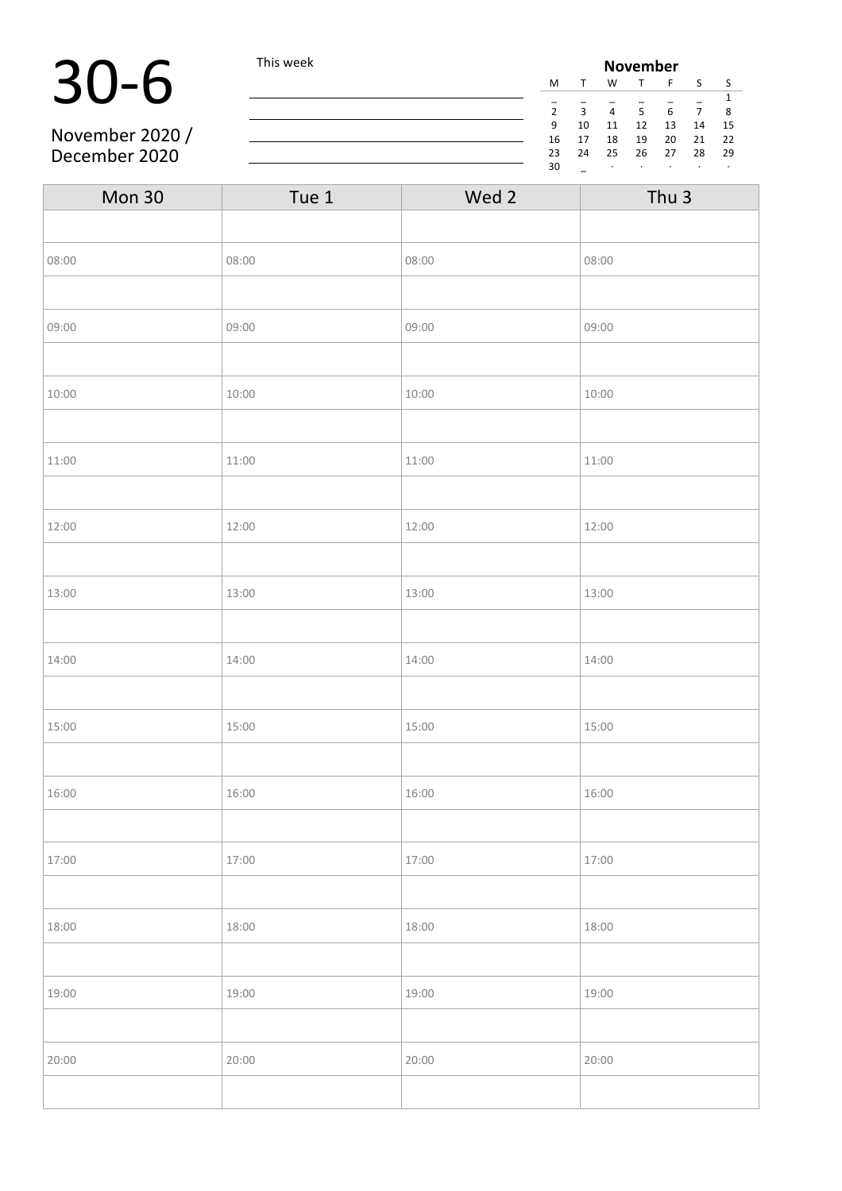# 30-6

November 2020 /
December 2020

This week

______________________________
______________________________
______________________________
______________________________

**November**

| M | T | W | T | F | S | S |
|---|---|---|---|---|---|---|
| _ | _ | _ | _ | _ | _ | 1 |
| 2 | 3 | 4 | 5 | 6 | 7 | 8 |
| 9 | 10 | 11 | 12 | 13 | 14 | 15 |
| 16 | 17 | 18 | 19 | 20 | 21 | 22 |
| 23 | 24 | 25 | 26 | 27 | 28 | 29 |
| 30 | _ | · | · | · | · | · |

| Mon 30 | Tue 1 | Wed 2 | Thu 3 |
|---|---|---|---|
| | | | |
| 08:00 | 08:00 | 08:00 | 08:00 |
| | | | |
| 09:00 | 09:00 | 09:00 | 09:00 |
| | | | |
| 10:00 | 10:00 | 10:00 | 10:00 |
| | | | |
| 11:00 | 11:00 | 11:00 | 11:00 |
| | | | |
| 12:00 | 12:00 | 12:00 | 12:00 |
| | | | |
| 13:00 | 13:00 | 13:00 | 13:00 |
| | | | |
| 14:00 | 14:00 | 14:00 | 14:00 |
| | | | |
| 15:00 | 15:00 | 15:00 | 15:00 |
| | | | |
| 16:00 | 16:00 | 16:00 | 16:00 |
| | | | |
| 17:00 | 17:00 | 17:00 | 17:00 |
| | | | |
| 18:00 | 18:00 | 18:00 | 18:00 |
| | | | |
| 19:00 | 19:00 | 19:00 | 19:00 |
| | | | |
| 20:00 | 20:00 | 20:00 | 20:00 |
| | | | |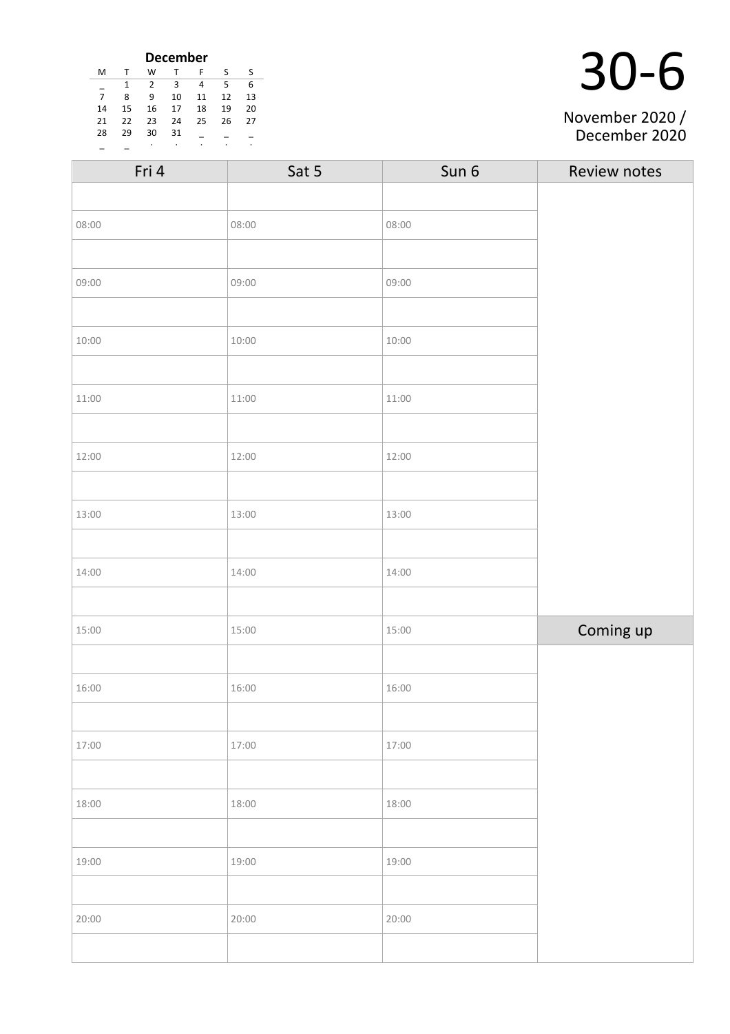**December**

| M | T | W | T | F | S | S |
|---|---|---|---|---|---|---|
| _ | 1 | 2 | 3 | 4 | 5 | 6 |
| 7 | 8 | 9 | 10 | 11 | 12 | 13 |
| 14 | 15 | 16 | 17 | 18 | 19 | 20 |
| 21 | 22 | 23 | 24 | 25 | 26 | 27 |
| 28 | 29 | 30 | 31 | _ | _ | _ |
| _ | _ | . | . | . | . | . |

# 30-6

November 2020 / December 2020

| Fri 4 | Sat 5 | Sun 6 | Review notes |
|---|---|---|---|
| | | | |
| 08:00 | 08:00 | 08:00 | |
| | | | |
| 09:00 | 09:00 | 09:00 | |
| | | | |
| 10:00 | 10:00 | 10:00 | |
| | | | |
| 11:00 | 11:00 | 11:00 | |
| | | | |
| 12:00 | 12:00 | 12:00 | |
| | | | |
| 13:00 | 13:00 | 13:00 | |
| | | | |
| 14:00 | 14:00 | 14:00 | |
| | | | |
| 15:00 | 15:00 | 15:00 | Coming up |
| | | | |
| 16:00 | 16:00 | 16:00 | |
| | | | |
| 17:00 | 17:00 | 17:00 | |
| | | | |
| 18:00 | 18:00 | 18:00 | |
| | | | |
| 19:00 | 19:00 | 19:00 | |
| | | | |
| 20:00 | 20:00 | 20:00 | |
| | | | |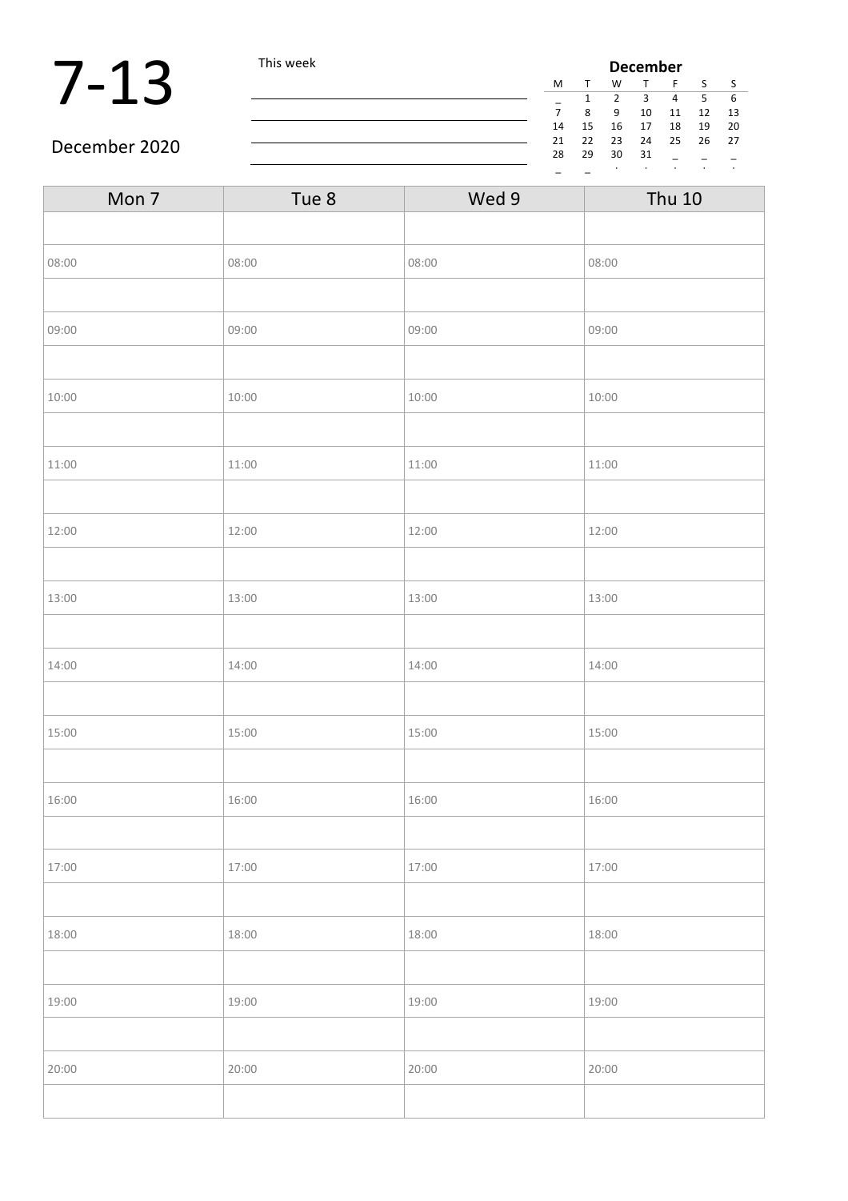# 7-13

December 2020

This week

| December | | | | | | |
|---|---|---|---|---|---|---|
| M | T | W | T | F | S | S |
| _ | 1 | 2 | 3 | 4 | 5 | 6 |
| 7 | 8 | 9 | 10 | 11 | 12 | 13 |
| 14 | 15 | 16 | 17 | 18 | 19 | 20 |
| 21 | 22 | 23 | 24 | 25 | 26 | 27 |
| 28 | 29 | 30 | 31 | _ | _ | _ |
| _ | _ | . | . | . | . | . |

| Mon 7 | Tue 8 | Wed 9 | Thu 10 |
|---|---|---|---|
| | | | |
| 08:00 | 08:00 | 08:00 | 08:00 |
| | | | |
| 09:00 | 09:00 | 09:00 | 09:00 |
| | | | |
| 10:00 | 10:00 | 10:00 | 10:00 |
| | | | |
| 11:00 | 11:00 | 11:00 | 11:00 |
| | | | |
| 12:00 | 12:00 | 12:00 | 12:00 |
| | | | |
| 13:00 | 13:00 | 13:00 | 13:00 |
| | | | |
| 14:00 | 14:00 | 14:00 | 14:00 |
| | | | |
| 15:00 | 15:00 | 15:00 | 15:00 |
| | | | |
| 16:00 | 16:00 | 16:00 | 16:00 |
| | | | |
| 17:00 | 17:00 | 17:00 | 17:00 |
| | | | |
| 18:00 | 18:00 | 18:00 | 18:00 |
| | | | |
| 19:00 | 19:00 | 19:00 | 19:00 |
| | | | |
| 20:00 | 20:00 | 20:00 | 20:00 |
| | | | |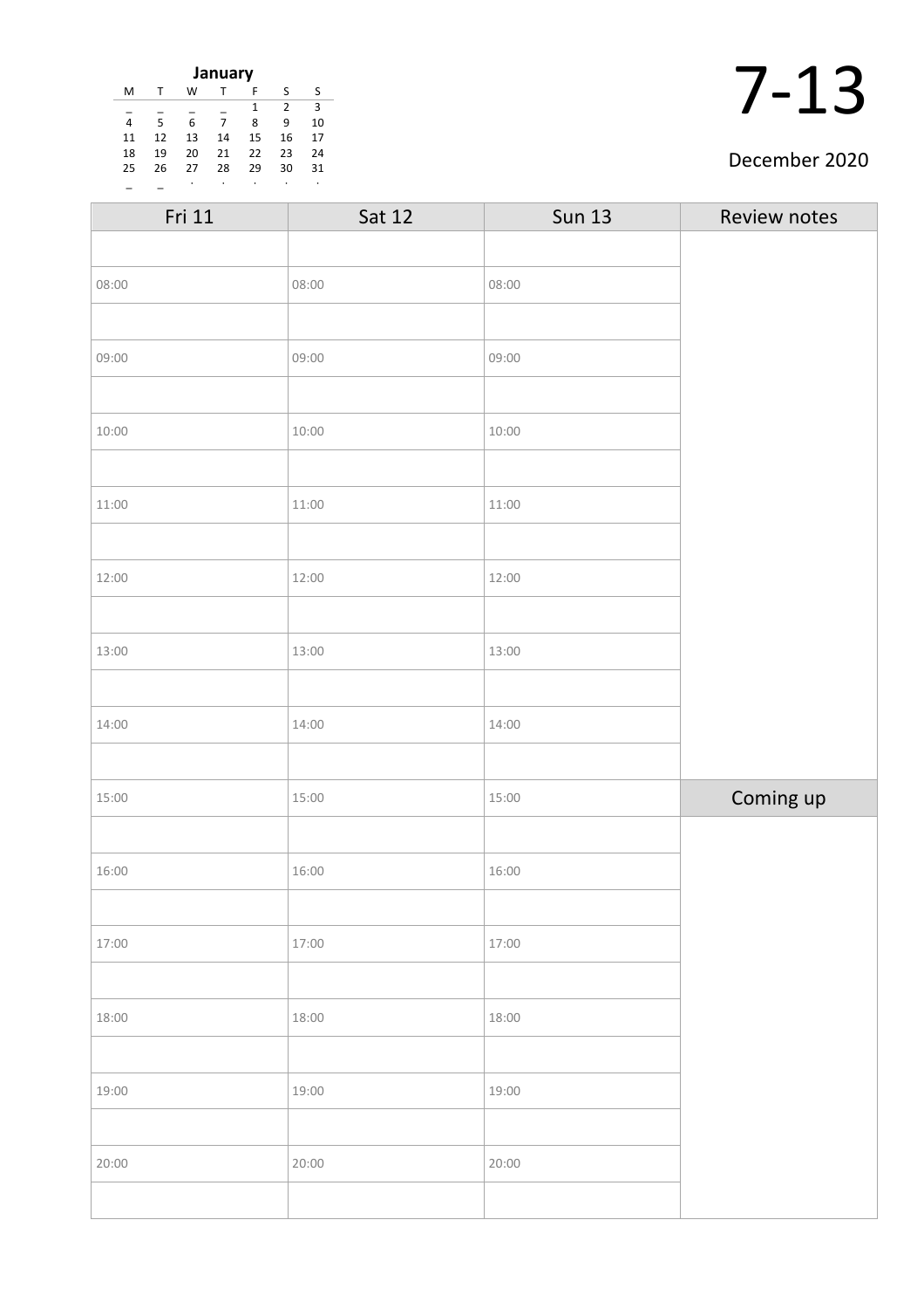**January**

| M | T | W | T | F | S | S |
|---|---|---|---|---|---|---|
| _ | _ | _ | _ | 1 | 2 | 3 |
| 4 | 5 | 6 | 7 | 8 | 9 | 10 |
| 11 | 12 | 13 | 14 | 15 | 16 | 17 |
| 18 | 19 | 20 | 21 | 22 | 23 | 24 |
| 25 | 26 | 27 | 28 | 29 | 30 | 31 |
| _ | _ | . | . | . | . | . |

# 7-13

December 2020

| Fri 11 | Sat 12 | Sun 13 | Review notes |
|---|---|---|---|
| | | | |
| 08:00 | 08:00 | 08:00 | |
| | | | |
| 09:00 | 09:00 | 09:00 | |
| | | | |
| 10:00 | 10:00 | 10:00 | |
| | | | |
| 11:00 | 11:00 | 11:00 | |
| | | | |
| 12:00 | 12:00 | 12:00 | |
| | | | |
| 13:00 | 13:00 | 13:00 | |
| | | | |
| 14:00 | 14:00 | 14:00 | |
| | | | |
| 15:00 | 15:00 | 15:00 | **Coming up** |
| | | | |
| 16:00 | 16:00 | 16:00 | |
| | | | |
| 17:00 | 17:00 | 17:00 | |
| | | | |
| 18:00 | 18:00 | 18:00 | |
| | | | |
| 19:00 | 19:00 | 19:00 | |
| | | | |
| 20:00 | 20:00 | 20:00 | |
| | | | |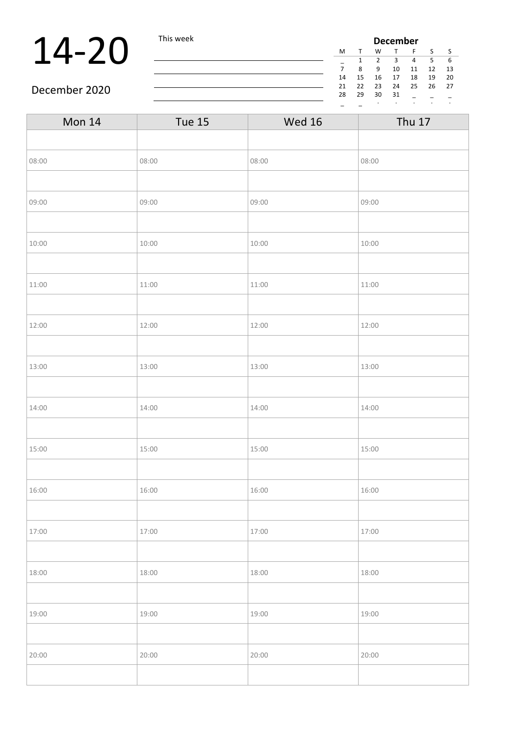# 14-20

December 2020

This week

| December | | | | | | |
|---|---|---|---|---|---|---|
| M | T | W | T | F | S | S |
| _ | 1 | 2 | 3 | 4 | 5 | 6 |
| 7 | 8 | 9 | 10 | 11 | 12 | 13 |
| 14 | 15 | 16 | 17 | 18 | 19 | 20 |
| 21 | 22 | 23 | 24 | 25 | 26 | 27 |
| 28 | 29 | 30 | 31 | _ | _ | _ |
| _ | _ | . | . | . | . | . |

| Mon 14 | Tue 15 | Wed 16 | Thu 17 |
|---|---|---|---|
| | | | |
| 08:00 | 08:00 | 08:00 | 08:00 |
| | | | |
| 09:00 | 09:00 | 09:00 | 09:00 |
| | | | |
| 10:00 | 10:00 | 10:00 | 10:00 |
| | | | |
| 11:00 | 11:00 | 11:00 | 11:00 |
| | | | |
| 12:00 | 12:00 | 12:00 | 12:00 |
| | | | |
| 13:00 | 13:00 | 13:00 | 13:00 |
| | | | |
| 14:00 | 14:00 | 14:00 | 14:00 |
| | | | |
| 15:00 | 15:00 | 15:00 | 15:00 |
| | | | |
| 16:00 | 16:00 | 16:00 | 16:00 |
| | | | |
| 17:00 | 17:00 | 17:00 | 17:00 |
| | | | |
| 18:00 | 18:00 | 18:00 | 18:00 |
| | | | |
| 19:00 | 19:00 | 19:00 | 19:00 |
| | | | |
| 20:00 | 20:00 | 20:00 | 20:00 |
| | | | |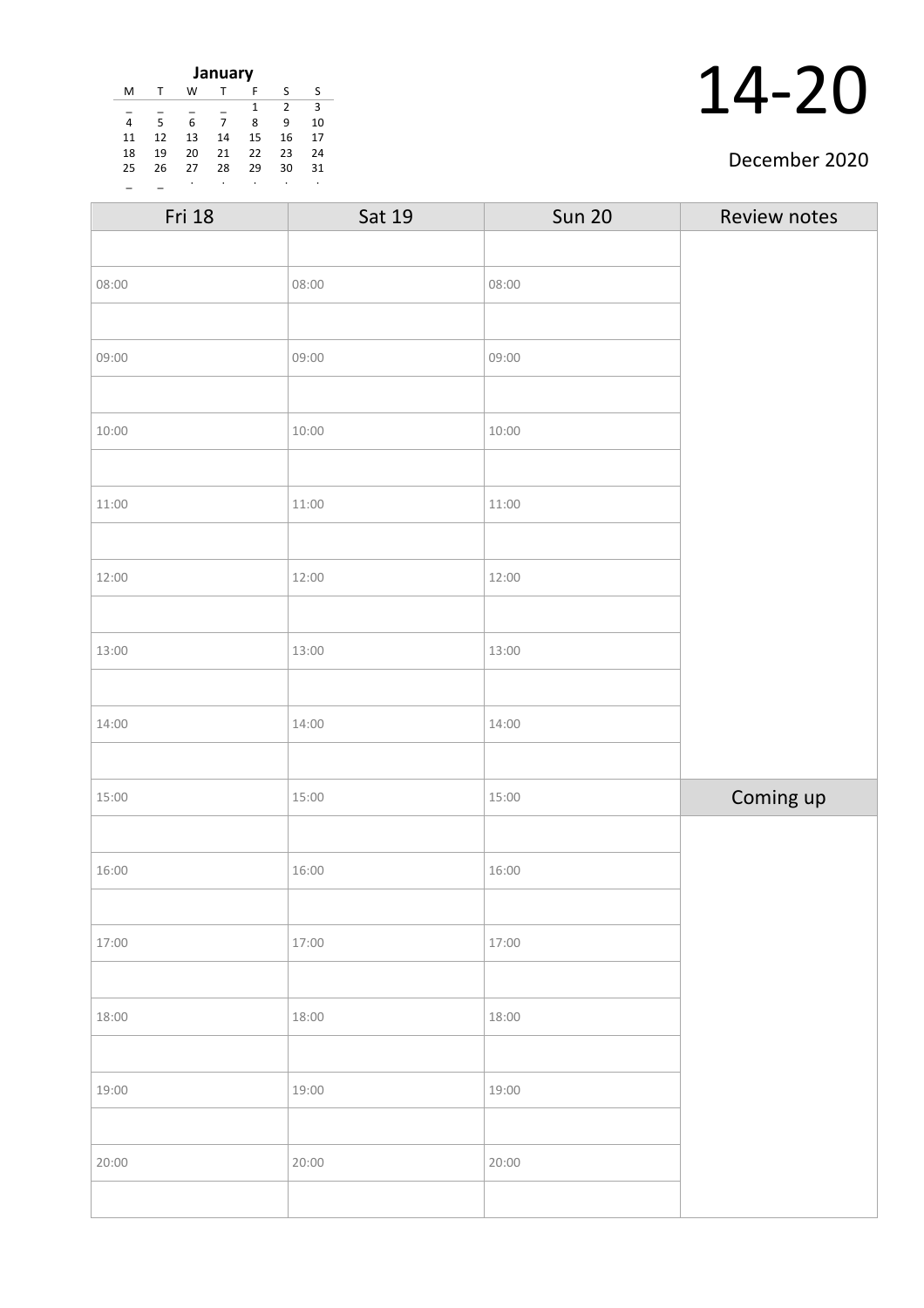**January**

| M | T | W | T | F | S | S |
|---|---|---|---|---|---|---|
| _ | _ | _ | _ | 1 | 2 | 3 |
| 4 | 5 | 6 | 7 | 8 | 9 | 10 |
| 11 | 12 | 13 | 14 | 15 | 16 | 17 |
| 18 | 19 | 20 | 21 | 22 | 23 | 24 |
| 25 | 26 | 27 | 28 | 29 | 30 | 31 |
| _ | _ | · | · | · | · | · |

# 14-20

December 2020

| Fri 18 | Sat 19 | Sun 20 | Review notes |
|---|---|---|---|
| | | | |
| 08:00 | 08:00 | 08:00 | |
| | | | |
| 09:00 | 09:00 | 09:00 | |
| | | | |
| 10:00 | 10:00 | 10:00 | |
| | | | |
| 11:00 | 11:00 | 11:00 | |
| | | | |
| 12:00 | 12:00 | 12:00 | |
| | | | |
| 13:00 | 13:00 | 13:00 | |
| | | | |
| 14:00 | 14:00 | 14:00 | |
| | | | |
| 15:00 | 15:00 | 15:00 | **Coming up** |
| | | | |
| 16:00 | 16:00 | 16:00 | |
| | | | |
| 17:00 | 17:00 | 17:00 | |
| | | | |
| 18:00 | 18:00 | 18:00 | |
| | | | |
| 19:00 | 19:00 | 19:00 | |
| | | | |
| 20:00 | 20:00 | 20:00 | |
| | | | |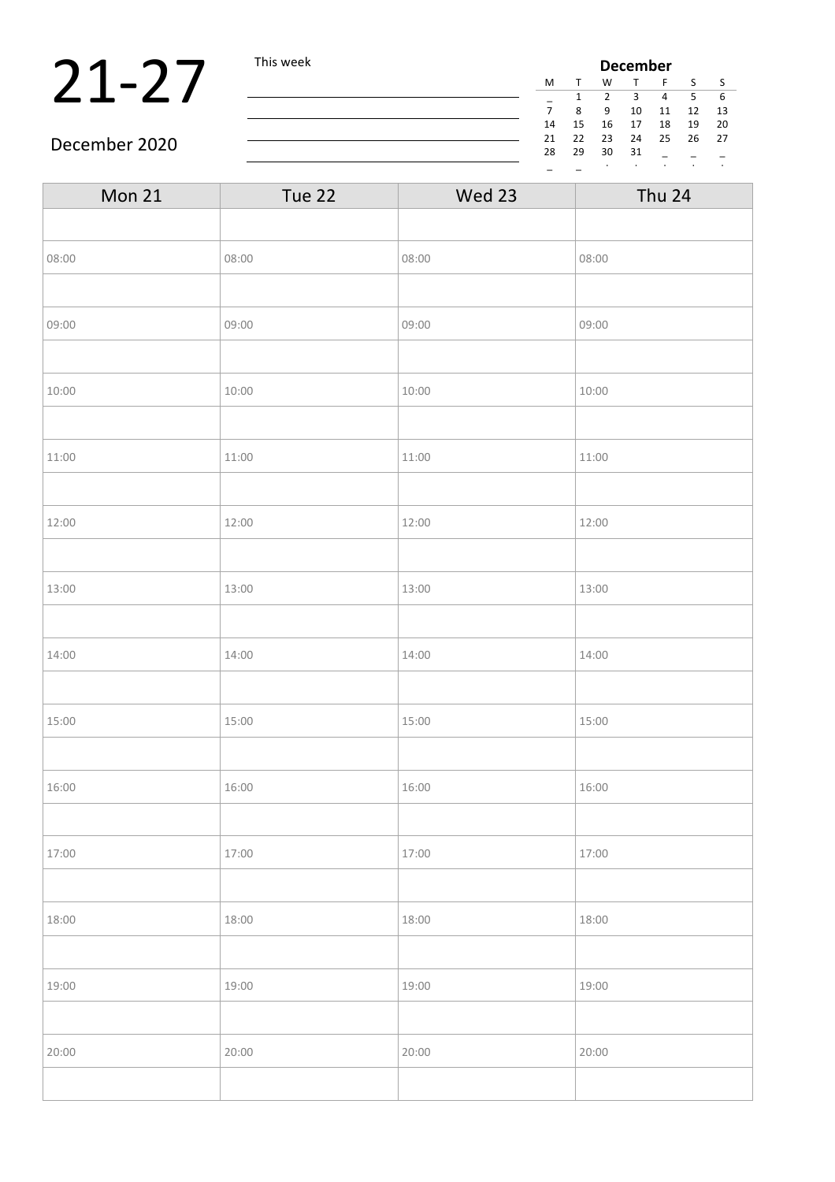# 21-27

December 2020

This week

| **December** | | | | | | |
|---|---|---|---|---|---|---|
| M | T | W | T | F | S | S |
| _ | 1 | 2 | 3 | 4 | 5 | 6 |
| 7 | 8 | 9 | 10 | 11 | 12 | 13 |
| 14 | 15 | 16 | 17 | 18 | 19 | 20 |
| 21 | 22 | 23 | 24 | 25 | 26 | 27 |
| 28 | 29 | 30 | 31 | _ | _ | _ |
| _ | _ | . | . | . | . | . |

| Mon 21 | Tue 22 | Wed 23 | Thu 24 |
|---|---|---|---|
| | | | |
| 08:00 | 08:00 | 08:00 | 08:00 |
| | | | |
| 09:00 | 09:00 | 09:00 | 09:00 |
| | | | |
| 10:00 | 10:00 | 10:00 | 10:00 |
| | | | |
| 11:00 | 11:00 | 11:00 | 11:00 |
| | | | |
| 12:00 | 12:00 | 12:00 | 12:00 |
| | | | |
| 13:00 | 13:00 | 13:00 | 13:00 |
| | | | |
| 14:00 | 14:00 | 14:00 | 14:00 |
| | | | |
| 15:00 | 15:00 | 15:00 | 15:00 |
| | | | |
| 16:00 | 16:00 | 16:00 | 16:00 |
| | | | |
| 17:00 | 17:00 | 17:00 | 17:00 |
| | | | |
| 18:00 | 18:00 | 18:00 | 18:00 |
| | | | |
| 19:00 | 19:00 | 19:00 | 19:00 |
| | | | |
| 20:00 | 20:00 | 20:00 | 20:00 |
| | | | |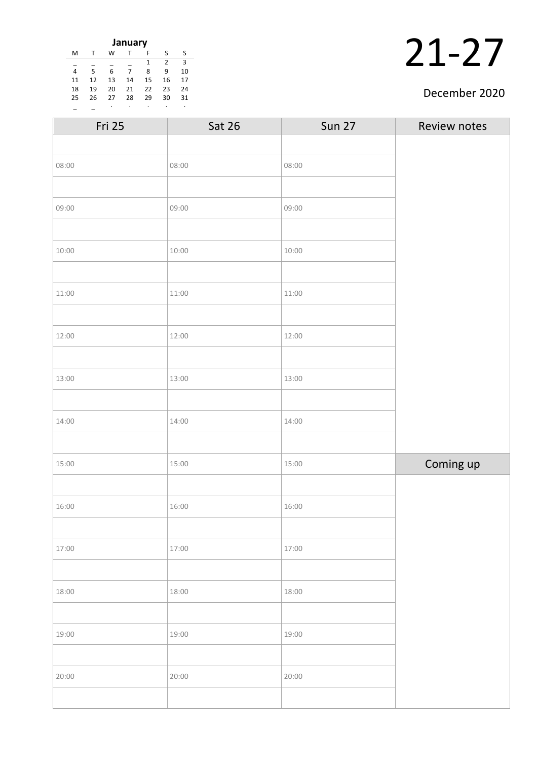| January | | | | | | |
|---|---|---|---|---|---|---|
| M | T | W | T | F | S | S |
| _ | _ | _ | _ | 1 | 2 | 3 |
| 4 | 5 | 6 | 7 | 8 | 9 | 10 |
| 11 | 12 | 13 | 14 | 15 | 16 | 17 |
| 18 | 19 | 20 | 21 | 22 | 23 | 24 |
| 25 | 26 | 27 | 28 | 29 | 30 | 31 |
| _ | _ | · | · | · | · | · |

# 21-27

December 2020

| Fri 25 | Sat 26 | Sun 27 | Review notes |
|---|---|---|---|
| | | | |
| 08:00 | 08:00 | 08:00 | |
| | | | |
| 09:00 | 09:00 | 09:00 | |
| | | | |
| 10:00 | 10:00 | 10:00 | |
| | | | |
| 11:00 | 11:00 | 11:00 | |
| | | | |
| 12:00 | 12:00 | 12:00 | |
| | | | |
| 13:00 | 13:00 | 13:00 | |
| | | | |
| 14:00 | 14:00 | 14:00 | |
| | | | |
| 15:00 | 15:00 | 15:00 | Coming up |
| | | | |
| 16:00 | 16:00 | 16:00 | |
| | | | |
| 17:00 | 17:00 | 17:00 | |
| | | | |
| 18:00 | 18:00 | 18:00 | |
| | | | |
| 19:00 | 19:00 | 19:00 | |
| | | | |
| 20:00 | 20:00 | 20:00 | |
| | | | |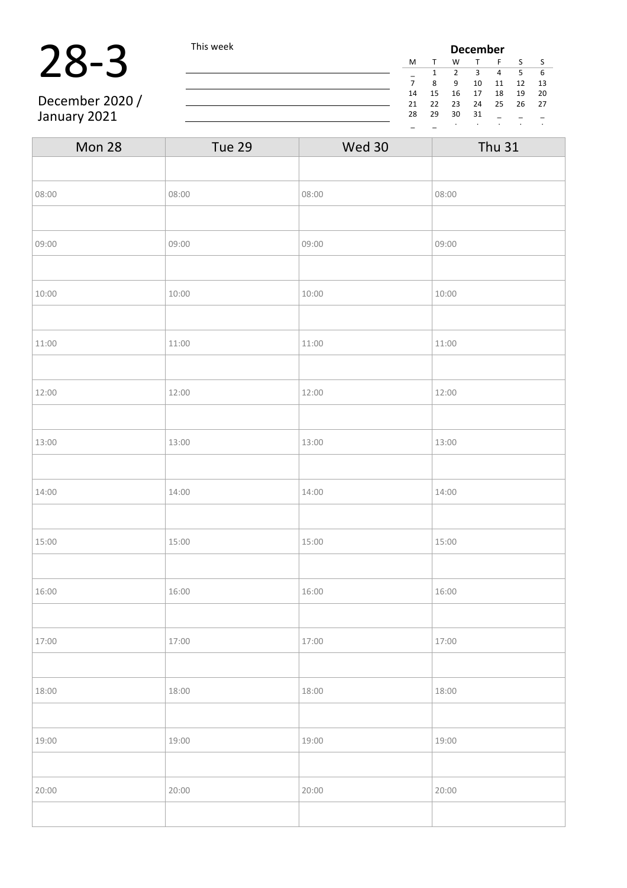# 28-3

December 2020 / January 2021

This week

______________________________

______________________________

______________________________

______________________________

**December**

| M | T | W | T | F | S | S |
|---|---|---|---|---|---|---|
| _ | 1 | 2 | 3 | 4 | 5 | 6 |
| 7 | 8 | 9 | 10 | 11 | 12 | 13 |
| 14 | 15 | 16 | 17 | 18 | 19 | 20 |
| 21 | 22 | 23 | 24 | 25 | 26 | 27 |
| 28 | 29 | 30 | 31 | _ | _ | _ |
| _ | _ | . | . | . | . | . |

| Mon 28 | Tue 29 | Wed 30 | Thu 31 |
|---|---|---|---|
| | | | |
| 08:00 | 08:00 | 08:00 | 08:00 |
| | | | |
| 09:00 | 09:00 | 09:00 | 09:00 |
| | | | |
| 10:00 | 10:00 | 10:00 | 10:00 |
| | | | |
| 11:00 | 11:00 | 11:00 | 11:00 |
| | | | |
| 12:00 | 12:00 | 12:00 | 12:00 |
| | | | |
| 13:00 | 13:00 | 13:00 | 13:00 |
| | | | |
| 14:00 | 14:00 | 14:00 | 14:00 |
| | | | |
| 15:00 | 15:00 | 15:00 | 15:00 |
| | | | |
| 16:00 | 16:00 | 16:00 | 16:00 |
| | | | |
| 17:00 | 17:00 | 17:00 | 17:00 |
| | | | |
| 18:00 | 18:00 | 18:00 | 18:00 |
| | | | |
| 19:00 | 19:00 | 19:00 | 19:00 |
| | | | |
| 20:00 | 20:00 | 20:00 | 20:00 |
| | | | |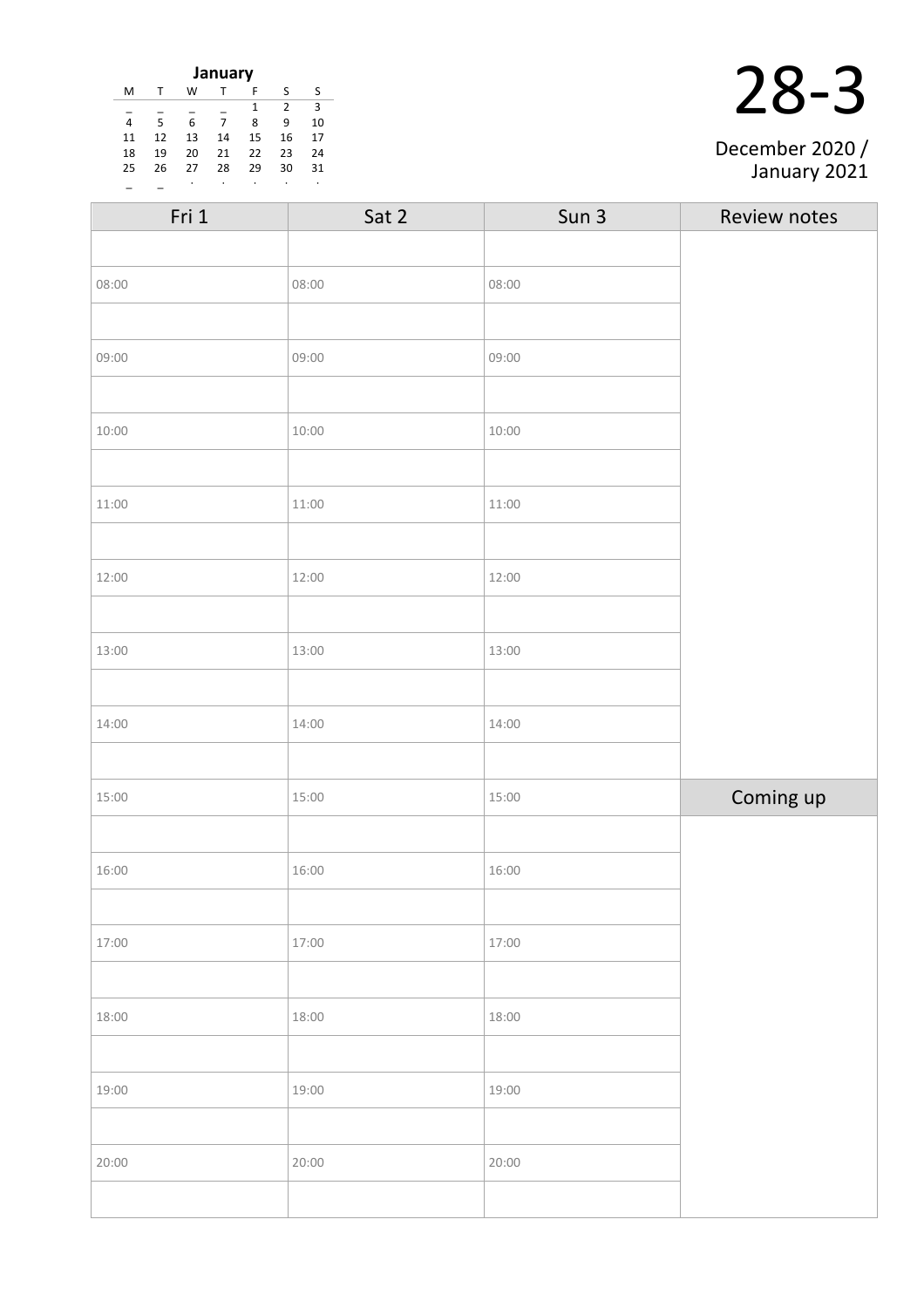**January**

| M | T | W | T | F | S | S |
|---|---|---|---|---|---|---|
| _ | _ | _ | _ | 1 | 2 | 3 |
| 4 | 5 | 6 | 7 | 8 | 9 | 10 |
| 11 | 12 | 13 | 14 | 15 | 16 | 17 |
| 18 | 19 | 20 | 21 | 22 | 23 | 24 |
| 25 | 26 | 27 | 28 | 29 | 30 | 31 |
| _ | _ | . | . | . | . | . |

# 28-3

December 2020 / January 2021

| Fri 1 | Sat 2 | Sun 3 | Review notes |
|---|---|---|---|
| | | | |
| 08:00 | 08:00 | 08:00 | |
| | | | |
| 09:00 | 09:00 | 09:00 | |
| | | | |
| 10:00 | 10:00 | 10:00 | |
| | | | |
| 11:00 | 11:00 | 11:00 | |
| | | | |
| 12:00 | 12:00 | 12:00 | |
| | | | |
| 13:00 | 13:00 | 13:00 | |
| | | | |
| 14:00 | 14:00 | 14:00 | |
| | | | |
| 15:00 | 15:00 | 15:00 | Coming up |
| | | | |
| 16:00 | 16:00 | 16:00 | |
| | | | |
| 17:00 | 17:00 | 17:00 | |
| | | | |
| 18:00 | 18:00 | 18:00 | |
| | | | |
| 19:00 | 19:00 | 19:00 | |
| | | | |
| 20:00 | 20:00 | 20:00 | |
| | | | |